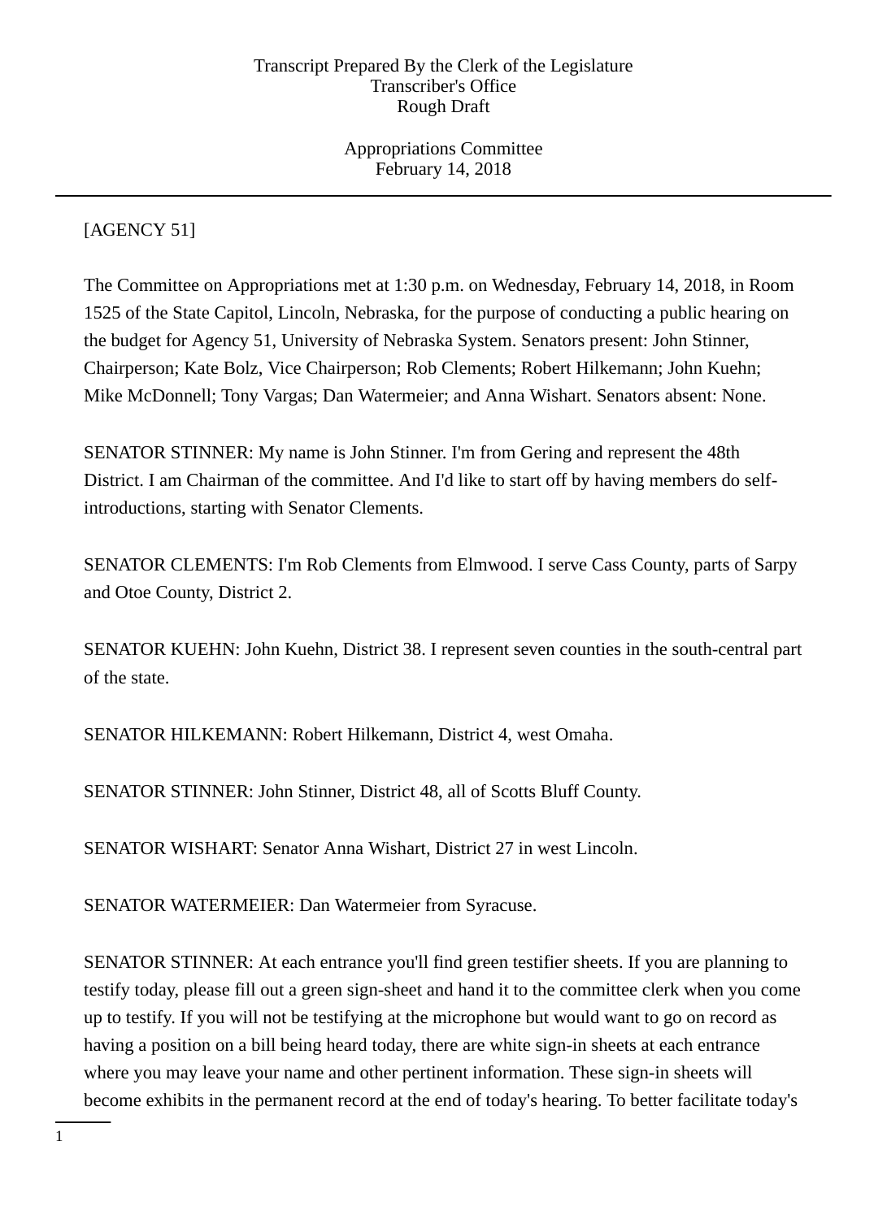Transcript Prepared By the Clerk of the Legislature
Transcriber's Office
Rough Draft

Appropriations Committee
February 14, 2018

[AGENCY 51]

The Committee on Appropriations met at 1:30 p.m. on Wednesday, February 14, 2018, in Room 1525 of the State Capitol, Lincoln, Nebraska, for the purpose of conducting a public hearing on the budget for Agency 51, University of Nebraska System. Senators present: John Stinner, Chairperson; Kate Bolz, Vice Chairperson; Rob Clements; Robert Hilkemann; John Kuehn; Mike McDonnell; Tony Vargas; Dan Watermeier; and Anna Wishart. Senators absent: None.

SENATOR STINNER: My name is John Stinner. I'm from Gering and represent the 48th District. I am Chairman of the committee. And I'd like to start off by having members do self-introductions, starting with Senator Clements.

SENATOR CLEMENTS: I'm Rob Clements from Elmwood. I serve Cass County, parts of Sarpy and Otoe County, District 2.

SENATOR KUEHN: John Kuehn, District 38. I represent seven counties in the south-central part of the state.

SENATOR HILKEMANN: Robert Hilkemann, District 4, west Omaha.

SENATOR STINNER: John Stinner, District 48, all of Scotts Bluff County.

SENATOR WISHART: Senator Anna Wishart, District 27 in west Lincoln.

SENATOR WATERMEIER: Dan Watermeier from Syracuse.

SENATOR STINNER: At each entrance you'll find green testifier sheets. If you are planning to testify today, please fill out a green sign-sheet and hand it to the committee clerk when you come up to testify. If you will not be testifying at the microphone but would want to go on record as having a position on a bill being heard today, there are white sign-in sheets at each entrance where you may leave your name and other pertinent information. These sign-in sheets will become exhibits in the permanent record at the end of today's hearing. To better facilitate today's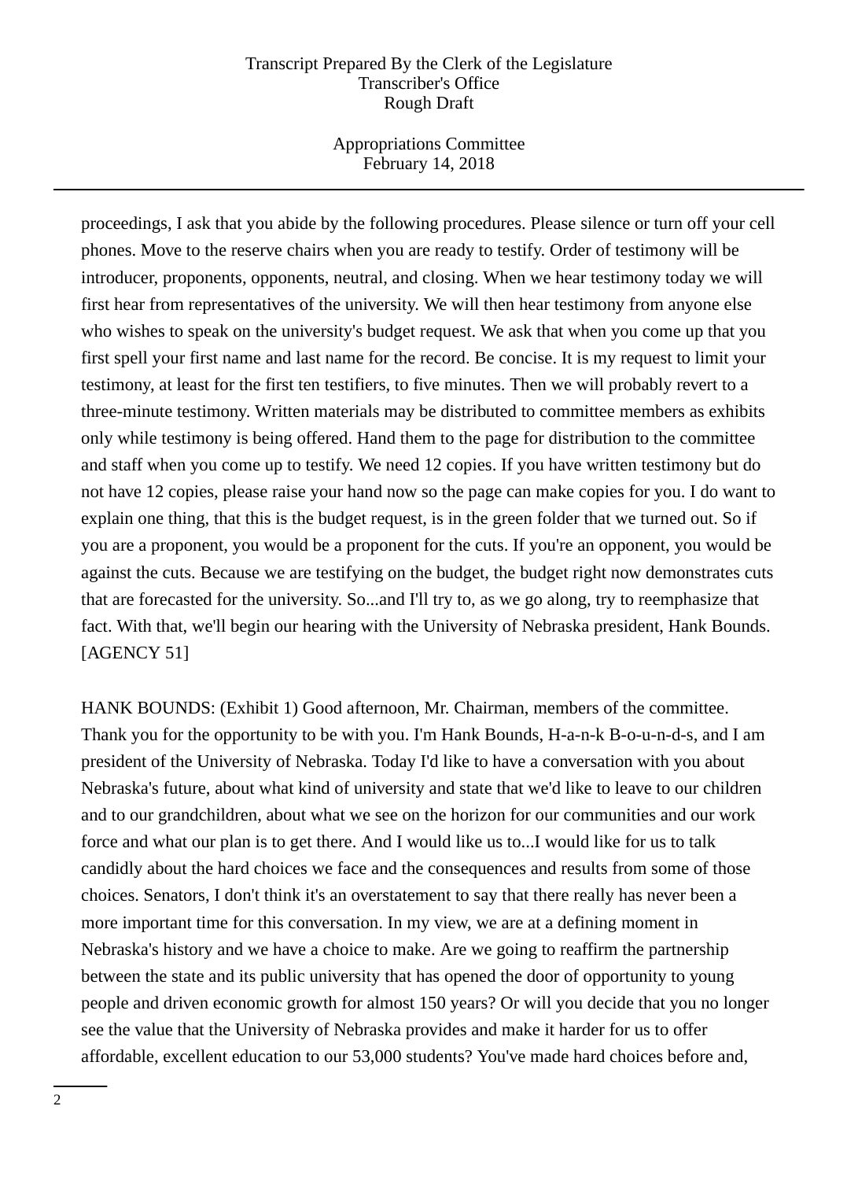proceedings, I ask that you abide by the following procedures. Please silence or turn off your cell phones. Move to the reserve chairs when you are ready to testify. Order of testimony will be introducer, proponents, opponents, neutral, and closing. When we hear testimony today we will first hear from representatives of the university. We will then hear testimony from anyone else who wishes to speak on the university's budget request. We ask that when you come up that you first spell your first name and last name for the record. Be concise. It is my request to limit your testimony, at least for the first ten testifiers, to five minutes. Then we will probably revert to a three-minute testimony. Written materials may be distributed to committee members as exhibits only while testimony is being offered. Hand them to the page for distribution to the committee and staff when you come up to testify. We need 12 copies. If you have written testimony but do not have 12 copies, please raise your hand now so the page can make copies for you. I do want to explain one thing, that this is the budget request, is in the green folder that we turned out. So if you are a proponent, you would be a proponent for the cuts. If you're an opponent, you would be against the cuts. Because we are testifying on the budget, the budget right now demonstrates cuts that are forecasted for the university. So...and I'll try to, as we go along, try to reemphasize that fact. With that, we'll begin our hearing with the University of Nebraska president, Hank Bounds. [AGENCY 51]

HANK BOUNDS: (Exhibit 1) Good afternoon, Mr. Chairman, members of the committee. Thank you for the opportunity to be with you. I'm Hank Bounds, H-a-n-k B-o-u-n-d-s, and I am president of the University of Nebraska. Today I'd like to have a conversation with you about Nebraska's future, about what kind of university and state that we'd like to leave to our children and to our grandchildren, about what we see on the horizon for our communities and our work force and what our plan is to get there. And I would like us to...I would like for us to talk candidly about the hard choices we face and the consequences and results from some of those choices. Senators, I don't think it's an overstatement to say that there really has never been a more important time for this conversation. In my view, we are at a defining moment in Nebraska's history and we have a choice to make. Are we going to reaffirm the partnership between the state and its public university that has opened the door of opportunity to young people and driven economic growth for almost 150 years? Or will you decide that you no longer see the value that the University of Nebraska provides and make it harder for us to offer affordable, excellent education to our 53,000 students? You've made hard choices before and,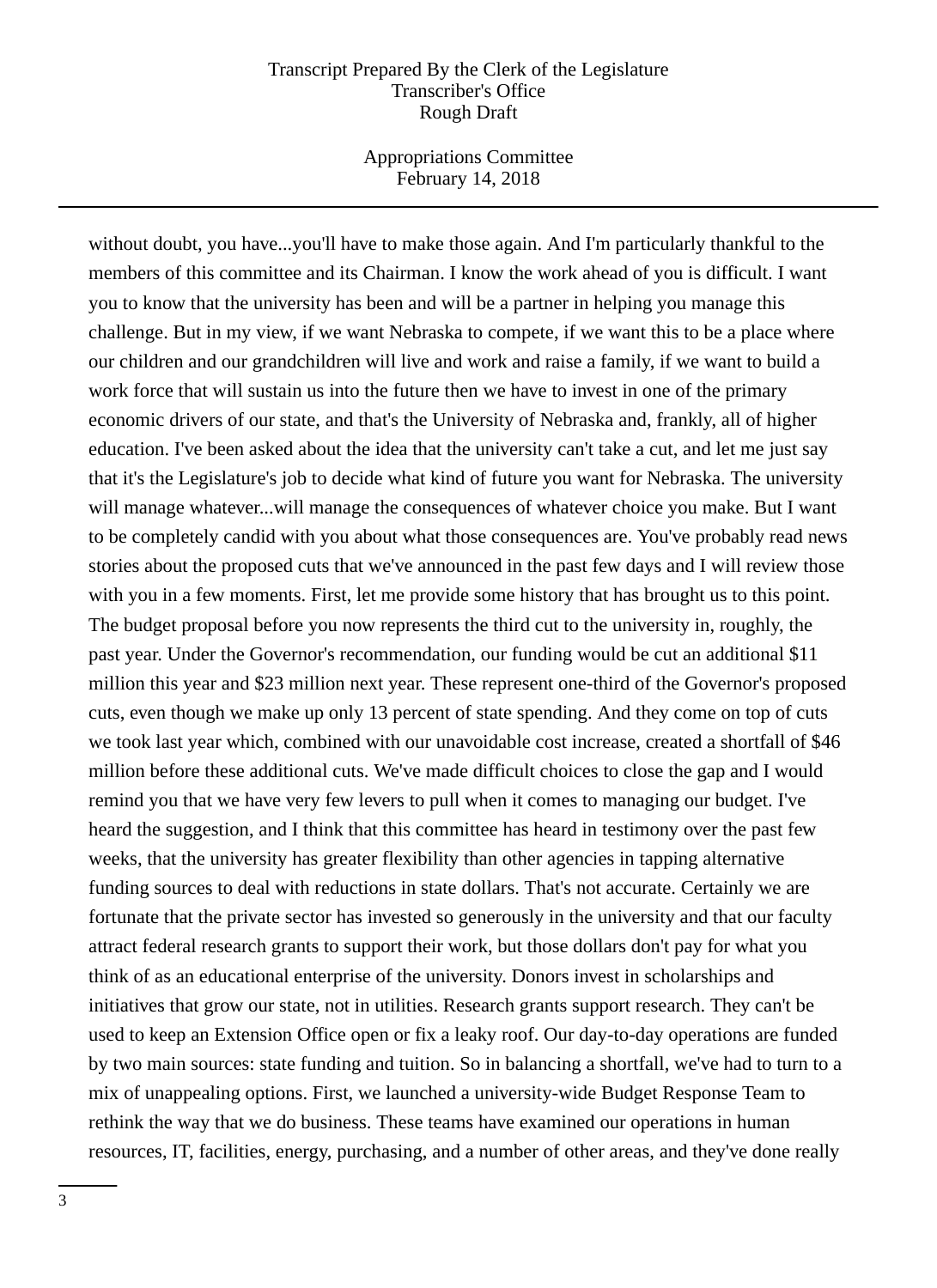without doubt, you have...you'll have to make those again. And I'm particularly thankful to the members of this committee and its Chairman. I know the work ahead of you is difficult. I want you to know that the university has been and will be a partner in helping you manage this challenge. But in my view, if we want Nebraska to compete, if we want this to be a place where our children and our grandchildren will live and work and raise a family, if we want to build a work force that will sustain us into the future then we have to invest in one of the primary economic drivers of our state, and that's the University of Nebraska and, frankly, all of higher education. I've been asked about the idea that the university can't take a cut, and let me just say that it's the Legislature's job to decide what kind of future you want for Nebraska. The university will manage whatever...will manage the consequences of whatever choice you make. But I want to be completely candid with you about what those consequences are. You've probably read news stories about the proposed cuts that we've announced in the past few days and I will review those with you in a few moments. First, let me provide some history that has brought us to this point. The budget proposal before you now represents the third cut to the university in, roughly, the past year. Under the Governor's recommendation, our funding would be cut an additional $11 million this year and $23 million next year. These represent one-third of the Governor's proposed cuts, even though we make up only 13 percent of state spending. And they come on top of cuts we took last year which, combined with our unavoidable cost increase, created a shortfall of $46 million before these additional cuts. We've made difficult choices to close the gap and I would remind you that we have very few levers to pull when it comes to managing our budget. I've heard the suggestion, and I think that this committee has heard in testimony over the past few weeks, that the university has greater flexibility than other agencies in tapping alternative funding sources to deal with reductions in state dollars. That's not accurate. Certainly we are fortunate that the private sector has invested so generously in the university and that our faculty attract federal research grants to support their work, but those dollars don't pay for what you think of as an educational enterprise of the university. Donors invest in scholarships and initiatives that grow our state, not in utilities. Research grants support research. They can't be used to keep an Extension Office open or fix a leaky roof. Our day-to-day operations are funded by two main sources: state funding and tuition. So in balancing a shortfall, we've had to turn to a mix of unappealing options. First, we launched a university-wide Budget Response Team to rethink the way that we do business. These teams have examined our operations in human resources, IT, facilities, energy, purchasing, and a number of other areas, and they've done really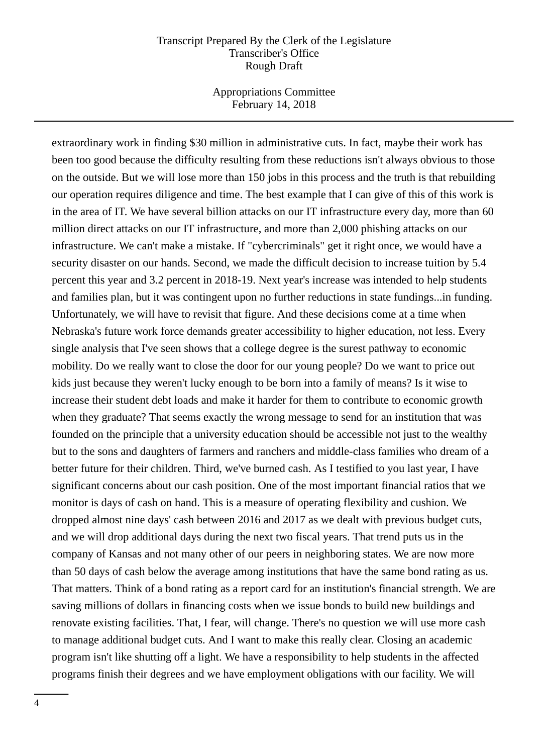extraordinary work in finding $30 million in administrative cuts. In fact, maybe their work has been too good because the difficulty resulting from these reductions isn't always obvious to those on the outside. But we will lose more than 150 jobs in this process and the truth is that rebuilding our operation requires diligence and time. The best example that I can give of this of this work is in the area of IT. We have several billion attacks on our IT infrastructure every day, more than 60 million direct attacks on our IT infrastructure, and more than 2,000 phishing attacks on our infrastructure. We can't make a mistake. If "cybercriminals" get it right once, we would have a security disaster on our hands. Second, we made the difficult decision to increase tuition by 5.4 percent this year and 3.2 percent in 2018-19. Next year's increase was intended to help students and families plan, but it was contingent upon no further reductions in state fundings...in funding. Unfortunately, we will have to revisit that figure. And these decisions come at a time when Nebraska's future work force demands greater accessibility to higher education, not less. Every single analysis that I've seen shows that a college degree is the surest pathway to economic mobility. Do we really want to close the door for our young people? Do we want to price out kids just because they weren't lucky enough to be born into a family of means? Is it wise to increase their student debt loads and make it harder for them to contribute to economic growth when they graduate? That seems exactly the wrong message to send for an institution that was founded on the principle that a university education should be accessible not just to the wealthy but to the sons and daughters of farmers and ranchers and middle-class families who dream of a better future for their children. Third, we've burned cash. As I testified to you last year, I have significant concerns about our cash position. One of the most important financial ratios that we monitor is days of cash on hand. This is a measure of operating flexibility and cushion. We dropped almost nine days' cash between 2016 and 2017 as we dealt with previous budget cuts, and we will drop additional days during the next two fiscal years. That trend puts us in the company of Kansas and not many other of our peers in neighboring states. We are now more than 50 days of cash below the average among institutions that have the same bond rating as us. That matters. Think of a bond rating as a report card for an institution's financial strength. We are saving millions of dollars in financing costs when we issue bonds to build new buildings and renovate existing facilities. That, I fear, will change. There's no question we will use more cash to manage additional budget cuts. And I want to make this really clear. Closing an academic program isn't like shutting off a light. We have a responsibility to help students in the affected programs finish their degrees and we have employment obligations with our facility. We will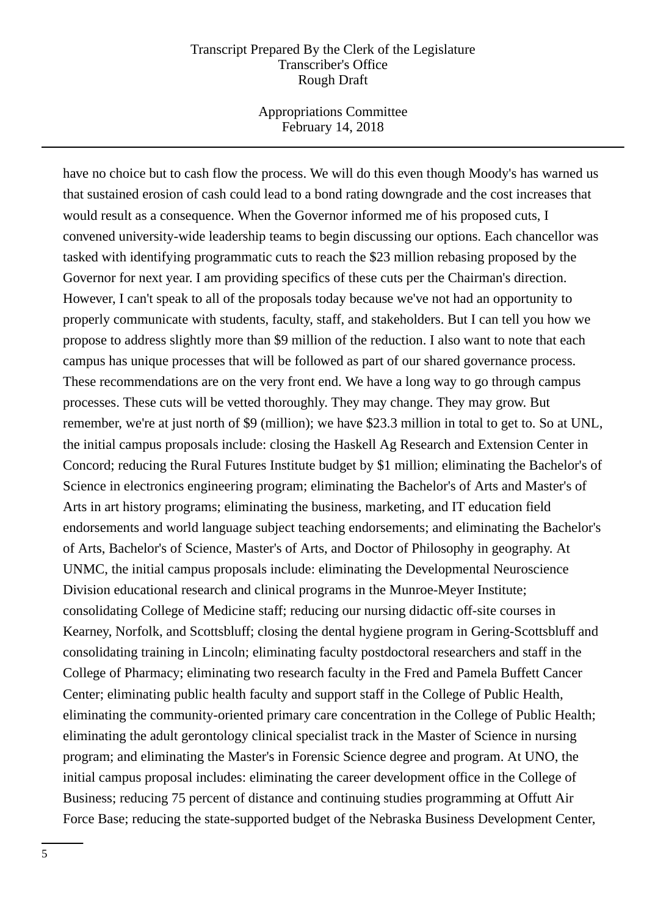have no choice but to cash flow the process. We will do this even though Moody's has warned us that sustained erosion of cash could lead to a bond rating downgrade and the cost increases that would result as a consequence. When the Governor informed me of his proposed cuts, I convened university-wide leadership teams to begin discussing our options. Each chancellor was tasked with identifying programmatic cuts to reach the $23 million rebasing proposed by the Governor for next year. I am providing specifics of these cuts per the Chairman's direction. However, I can't speak to all of the proposals today because we've not had an opportunity to properly communicate with students, faculty, staff, and stakeholders. But I can tell you how we propose to address slightly more than $9 million of the reduction. I also want to note that each campus has unique processes that will be followed as part of our shared governance process. These recommendations are on the very front end. We have a long way to go through campus processes. These cuts will be vetted thoroughly. They may change. They may grow. But remember, we're at just north of $9 (million); we have $23.3 million in total to get to. So at UNL, the initial campus proposals include: closing the Haskell Ag Research and Extension Center in Concord; reducing the Rural Futures Institute budget by $1 million; eliminating the Bachelor's of Science in electronics engineering program; eliminating the Bachelor's of Arts and Master's of Arts in art history programs; eliminating the business, marketing, and IT education field endorsements and world language subject teaching endorsements; and eliminating the Bachelor's of Arts, Bachelor's of Science, Master's of Arts, and Doctor of Philosophy in geography. At UNMC, the initial campus proposals include: eliminating the Developmental Neuroscience Division educational research and clinical programs in the Munroe-Meyer Institute; consolidating College of Medicine staff; reducing our nursing didactic off-site courses in Kearney, Norfolk, and Scottsbluff; closing the dental hygiene program in Gering-Scottsbluff and consolidating training in Lincoln; eliminating faculty postdoctoral researchers and staff in the College of Pharmacy; eliminating two research faculty in the Fred and Pamela Buffett Cancer Center; eliminating public health faculty and support staff in the College of Public Health, eliminating the community-oriented primary care concentration in the College of Public Health; eliminating the adult gerontology clinical specialist track in the Master of Science in nursing program; and eliminating the Master's in Forensic Science degree and program. At UNO, the initial campus proposal includes: eliminating the career development office in the College of Business; reducing 75 percent of distance and continuing studies programming at Offutt Air Force Base; reducing the state-supported budget of the Nebraska Business Development Center,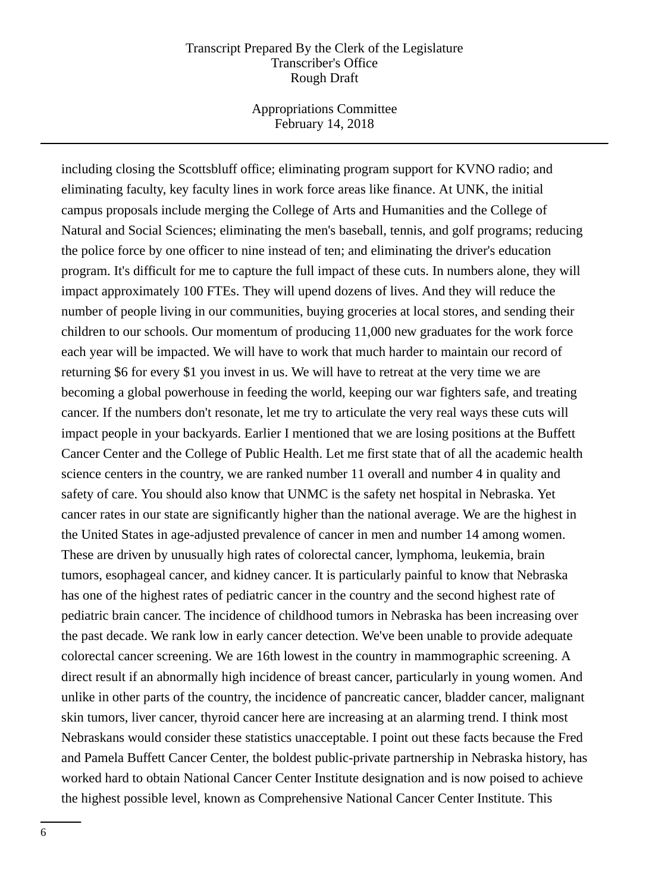including closing the Scottsbluff office; eliminating program support for KVNO radio; and eliminating faculty, key faculty lines in work force areas like finance. At UNK, the initial campus proposals include merging the College of Arts and Humanities and the College of Natural and Social Sciences; eliminating the men's baseball, tennis, and golf programs; reducing the police force by one officer to nine instead of ten; and eliminating the driver's education program. It's difficult for me to capture the full impact of these cuts. In numbers alone, they will impact approximately 100 FTEs. They will upend dozens of lives. And they will reduce the number of people living in our communities, buying groceries at local stores, and sending their children to our schools. Our momentum of producing 11,000 new graduates for the work force each year will be impacted. We will have to work that much harder to maintain our record of returning $6 for every $1 you invest in us. We will have to retreat at the very time we are becoming a global powerhouse in feeding the world, keeping our war fighters safe, and treating cancer. If the numbers don't resonate, let me try to articulate the very real ways these cuts will impact people in your backyards. Earlier I mentioned that we are losing positions at the Buffett Cancer Center and the College of Public Health. Let me first state that of all the academic health science centers in the country, we are ranked number 11 overall and number 4 in quality and safety of care. You should also know that UNMC is the safety net hospital in Nebraska. Yet cancer rates in our state are significantly higher than the national average. We are the highest in the United States in age-adjusted prevalence of cancer in men and number 14 among women. These are driven by unusually high rates of colorectal cancer, lymphoma, leukemia, brain tumors, esophageal cancer, and kidney cancer. It is particularly painful to know that Nebraska has one of the highest rates of pediatric cancer in the country and the second highest rate of pediatric brain cancer. The incidence of childhood tumors in Nebraska has been increasing over the past decade. We rank low in early cancer detection. We've been unable to provide adequate colorectal cancer screening. We are 16th lowest in the country in mammographic screening. A direct result if an abnormally high incidence of breast cancer, particularly in young women. And unlike in other parts of the country, the incidence of pancreatic cancer, bladder cancer, malignant skin tumors, liver cancer, thyroid cancer here are increasing at an alarming trend. I think most Nebraskans would consider these statistics unacceptable. I point out these facts because the Fred and Pamela Buffett Cancer Center, the boldest public-private partnership in Nebraska history, has worked hard to obtain National Cancer Center Institute designation and is now poised to achieve the highest possible level, known as Comprehensive National Cancer Center Institute. This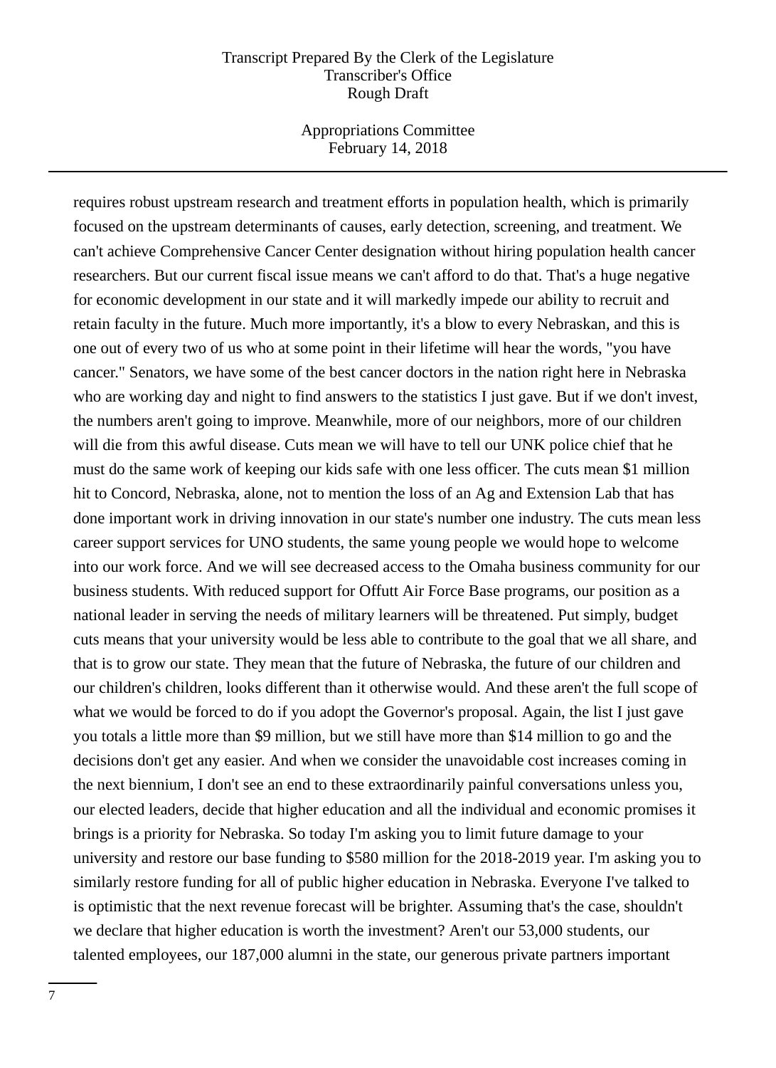requires robust upstream research and treatment efforts in population health, which is primarily focused on the upstream determinants of causes, early detection, screening, and treatment. We can't achieve Comprehensive Cancer Center designation without hiring population health cancer researchers. But our current fiscal issue means we can't afford to do that. That's a huge negative for economic development in our state and it will markedly impede our ability to recruit and retain faculty in the future. Much more importantly, it's a blow to every Nebraskan, and this is one out of every two of us who at some point in their lifetime will hear the words, "you have cancer." Senators, we have some of the best cancer doctors in the nation right here in Nebraska who are working day and night to find answers to the statistics I just gave. But if we don't invest, the numbers aren't going to improve. Meanwhile, more of our neighbors, more of our children will die from this awful disease. Cuts mean we will have to tell our UNK police chief that he must do the same work of keeping our kids safe with one less officer. The cuts mean $1 million hit to Concord, Nebraska, alone, not to mention the loss of an Ag and Extension Lab that has done important work in driving innovation in our state's number one industry. The cuts mean less career support services for UNO students, the same young people we would hope to welcome into our work force. And we will see decreased access to the Omaha business community for our business students. With reduced support for Offutt Air Force Base programs, our position as a national leader in serving the needs of military learners will be threatened. Put simply, budget cuts means that your university would be less able to contribute to the goal that we all share, and that is to grow our state. They mean that the future of Nebraska, the future of our children and our children's children, looks different than it otherwise would. And these aren't the full scope of what we would be forced to do if you adopt the Governor's proposal. Again, the list I just gave you totals a little more than $9 million, but we still have more than $14 million to go and the decisions don't get any easier. And when we consider the unavoidable cost increases coming in the next biennium, I don't see an end to these extraordinarily painful conversations unless you, our elected leaders, decide that higher education and all the individual and economic promises it brings is a priority for Nebraska. So today I'm asking you to limit future damage to your university and restore our base funding to $580 million for the 2018-2019 year. I'm asking you to similarly restore funding for all of public higher education in Nebraska. Everyone I've talked to is optimistic that the next revenue forecast will be brighter. Assuming that's the case, shouldn't we declare that higher education is worth the investment? Aren't our 53,000 students, our talented employees, our 187,000 alumni in the state, our generous private partners important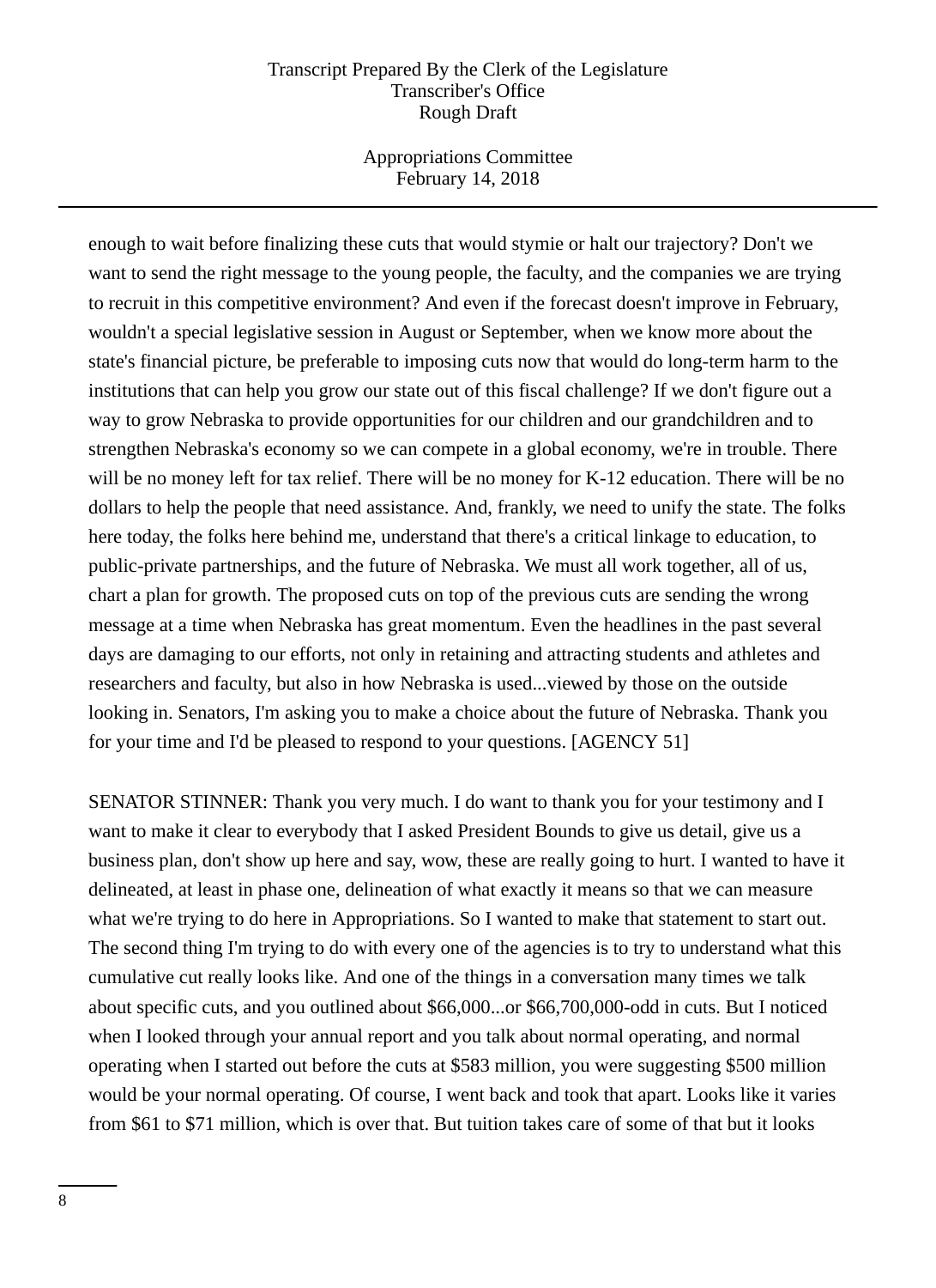enough to wait before finalizing these cuts that would stymie or halt our trajectory? Don't we want to send the right message to the young people, the faculty, and the companies we are trying to recruit in this competitive environment? And even if the forecast doesn't improve in February, wouldn't a special legislative session in August or September, when we know more about the state's financial picture, be preferable to imposing cuts now that would do long-term harm to the institutions that can help you grow our state out of this fiscal challenge? If we don't figure out a way to grow Nebraska to provide opportunities for our children and our grandchildren and to strengthen Nebraska's economy so we can compete in a global economy, we're in trouble. There will be no money left for tax relief. There will be no money for K-12 education. There will be no dollars to help the people that need assistance. And, frankly, we need to unify the state. The folks here today, the folks here behind me, understand that there's a critical linkage to education, to public-private partnerships, and the future of Nebraska. We must all work together, all of us, chart a plan for growth. The proposed cuts on top of the previous cuts are sending the wrong message at a time when Nebraska has great momentum. Even the headlines in the past several days are damaging to our efforts, not only in retaining and attracting students and athletes and researchers and faculty, but also in how Nebraska is used...viewed by those on the outside looking in. Senators, I'm asking you to make a choice about the future of Nebraska. Thank you for your time and I'd be pleased to respond to your questions. [AGENCY 51]

SENATOR STINNER: Thank you very much. I do want to thank you for your testimony and I want to make it clear to everybody that I asked President Bounds to give us detail, give us a business plan, don't show up here and say, wow, these are really going to hurt. I wanted to have it delineated, at least in phase one, delineation of what exactly it means so that we can measure what we're trying to do here in Appropriations. So I wanted to make that statement to start out. The second thing I'm trying to do with every one of the agencies is to try to understand what this cumulative cut really looks like. And one of the things in a conversation many times we talk about specific cuts, and you outlined about $66,000...or $66,700,000-odd in cuts. But I noticed when I looked through your annual report and you talk about normal operating, and normal operating when I started out before the cuts at $583 million, you were suggesting $500 million would be your normal operating. Of course, I went back and took that apart. Looks like it varies from $61 to $71 million, which is over that. But tuition takes care of some of that but it looks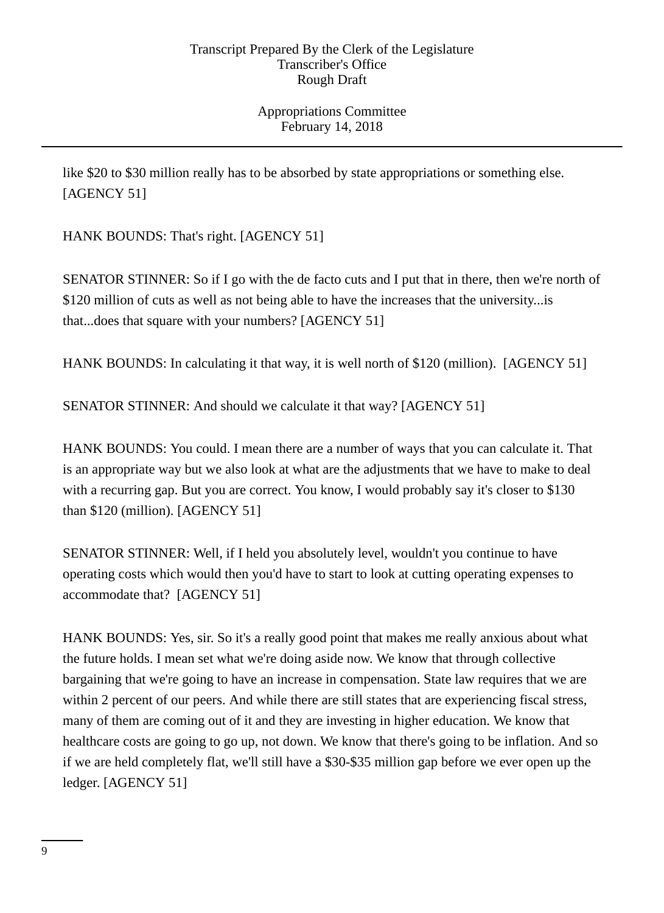like $20 to $30 million really has to be absorbed by state appropriations or something else. [AGENCY 51]

HANK BOUNDS: That's right. [AGENCY 51]

SENATOR STINNER: So if I go with the de facto cuts and I put that in there, then we're north of $120 million of cuts as well as not being able to have the increases that the university...is that...does that square with your numbers? [AGENCY 51]

HANK BOUNDS: In calculating it that way, it is well north of $120 (million). [AGENCY 51]

SENATOR STINNER: And should we calculate it that way? [AGENCY 51]

HANK BOUNDS: You could. I mean there are a number of ways that you can calculate it. That is an appropriate way but we also look at what are the adjustments that we have to make to deal with a recurring gap. But you are correct. You know, I would probably say it's closer to $130 than $120 (million). [AGENCY 51]

SENATOR STINNER: Well, if I held you absolutely level, wouldn't you continue to have operating costs which would then you'd have to start to look at cutting operating expenses to accommodate that? [AGENCY 51]

HANK BOUNDS: Yes, sir. So it's a really good point that makes me really anxious about what the future holds. I mean set what we're doing aside now. We know that through collective bargaining that we're going to have an increase in compensation. State law requires that we are within 2 percent of our peers. And while there are still states that are experiencing fiscal stress, many of them are coming out of it and they are investing in higher education. We know that healthcare costs are going to go up, not down. We know that there's going to be inflation. And so if we are held completely flat, we'll still have a $30-$35 million gap before we ever open up the ledger. [AGENCY 51]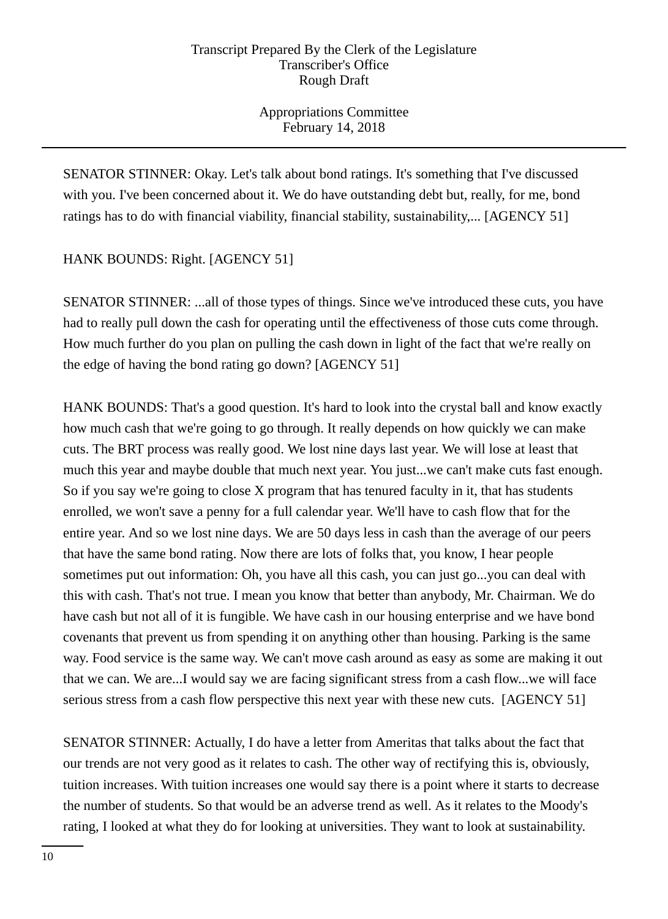SENATOR STINNER: Okay. Let's talk about bond ratings. It's something that I've discussed with you. I've been concerned about it. We do have outstanding debt but, really, for me, bond ratings has to do with financial viability, financial stability, sustainability,... [AGENCY 51]

HANK BOUNDS: Right. [AGENCY 51]

SENATOR STINNER: ...all of those types of things. Since we've introduced these cuts, you have had to really pull down the cash for operating until the effectiveness of those cuts come through. How much further do you plan on pulling the cash down in light of the fact that we're really on the edge of having the bond rating go down? [AGENCY 51]

HANK BOUNDS: That's a good question. It's hard to look into the crystal ball and know exactly how much cash that we're going to go through. It really depends on how quickly we can make cuts. The BRT process was really good. We lost nine days last year. We will lose at least that much this year and maybe double that much next year. You just...we can't make cuts fast enough. So if you say we're going to close X program that has tenured faculty in it, that has students enrolled, we won't save a penny for a full calendar year. We'll have to cash flow that for the entire year. And so we lost nine days. We are 50 days less in cash than the average of our peers that have the same bond rating. Now there are lots of folks that, you know, I hear people sometimes put out information: Oh, you have all this cash, you can just go...you can deal with this with cash. That's not true. I mean you know that better than anybody, Mr. Chairman. We do have cash but not all of it is fungible. We have cash in our housing enterprise and we have bond covenants that prevent us from spending it on anything other than housing. Parking is the same way. Food service is the same way. We can't move cash around as easy as some are making it out that we can. We are...I would say we are facing significant stress from a cash flow...we will face serious stress from a cash flow perspective this next year with these new cuts. [AGENCY 51]

SENATOR STINNER: Actually, I do have a letter from Ameritas that talks about the fact that our trends are not very good as it relates to cash. The other way of rectifying this is, obviously, tuition increases. With tuition increases one would say there is a point where it starts to decrease the number of students. So that would be an adverse trend as well. As it relates to the Moody's rating, I looked at what they do for looking at universities. They want to look at sustainability.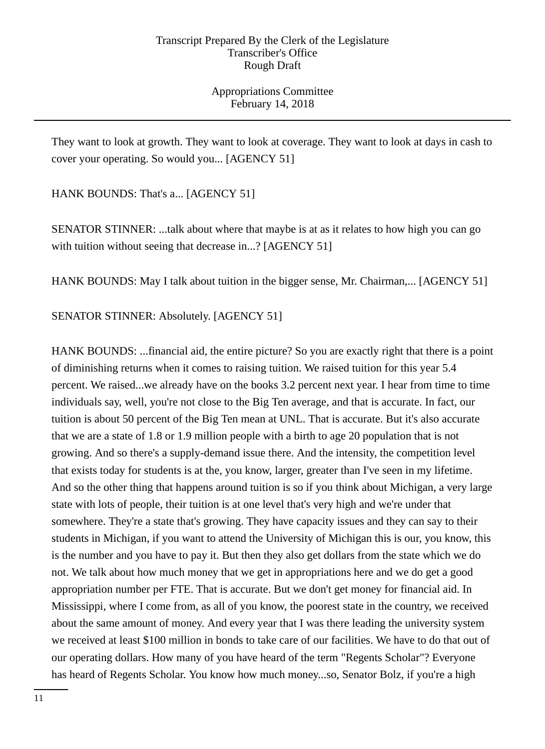They want to look at growth. They want to look at coverage. They want to look at days in cash to cover your operating. So would you... [AGENCY 51]

HANK BOUNDS: That's a... [AGENCY 51]

SENATOR STINNER: ...talk about where that maybe is at as it relates to how high you can go with tuition without seeing that decrease in...? [AGENCY 51]

HANK BOUNDS: May I talk about tuition in the bigger sense, Mr. Chairman,... [AGENCY 51]

SENATOR STINNER: Absolutely. [AGENCY 51]

HANK BOUNDS: ...financial aid, the entire picture? So you are exactly right that there is a point of diminishing returns when it comes to raising tuition. We raised tuition for this year 5.4 percent. We raised...we already have on the books 3.2 percent next year. I hear from time to time individuals say, well, you're not close to the Big Ten average, and that is accurate. In fact, our tuition is about 50 percent of the Big Ten mean at UNL. That is accurate. But it's also accurate that we are a state of 1.8 or 1.9 million people with a birth to age 20 population that is not growing. And so there's a supply-demand issue there. And the intensity, the competition level that exists today for students is at the, you know, larger, greater than I've seen in my lifetime. And so the other thing that happens around tuition is so if you think about Michigan, a very large state with lots of people, their tuition is at one level that's very high and we're under that somewhere. They're a state that's growing. They have capacity issues and they can say to their students in Michigan, if you want to attend the University of Michigan this is our, you know, this is the number and you have to pay it. But then they also get dollars from the state which we do not. We talk about how much money that we get in appropriations here and we do get a good appropriation number per FTE. That is accurate. But we don't get money for financial aid. In Mississippi, where I come from, as all of you know, the poorest state in the country, we received about the same amount of money. And every year that I was there leading the university system we received at least $100 million in bonds to take care of our facilities. We have to do that out of our operating dollars. How many of you have heard of the term "Regents Scholar"? Everyone has heard of Regents Scholar. You know how much money...so, Senator Bolz, if you're a high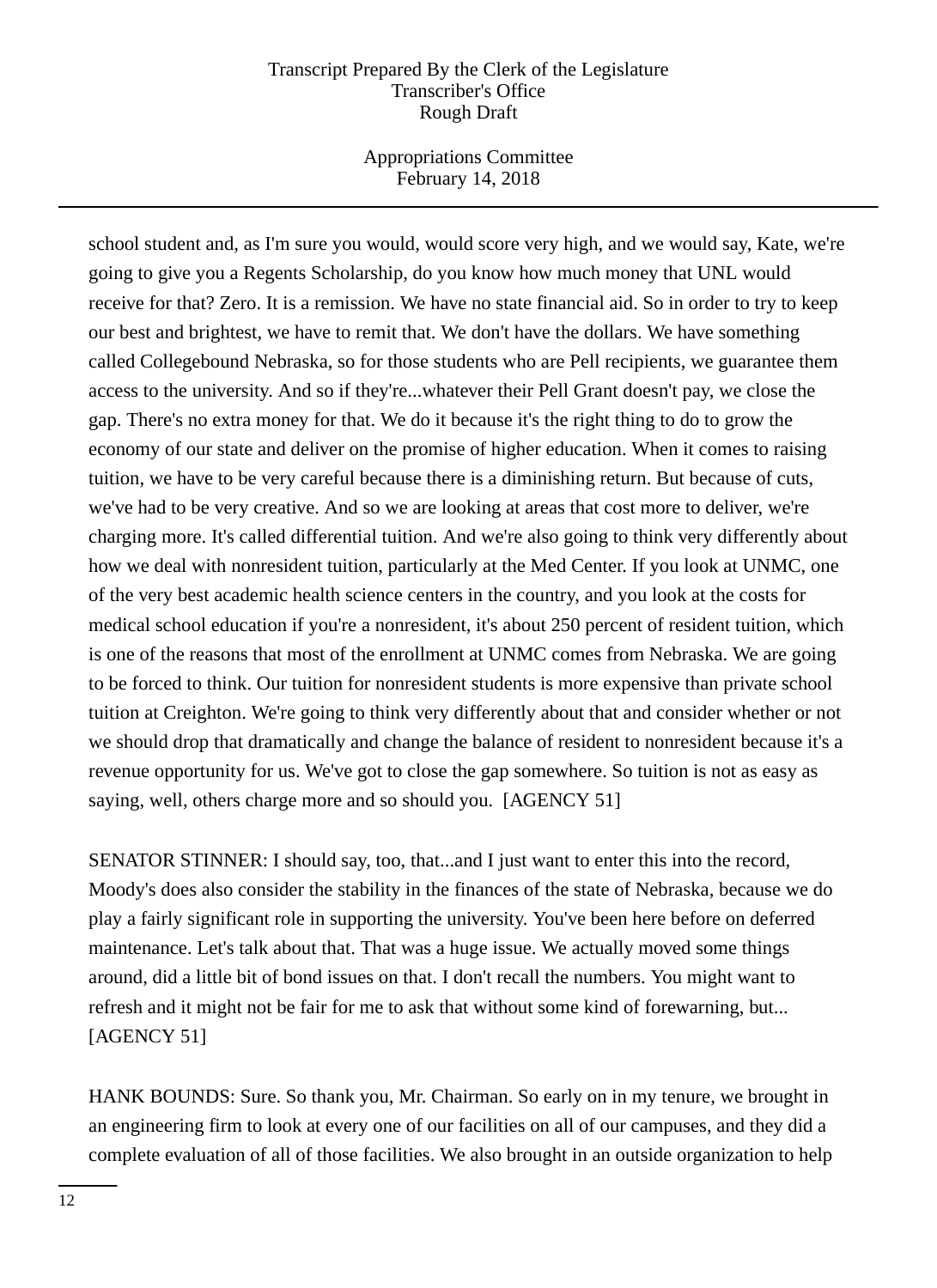school student and, as I'm sure you would, would score very high, and we would say, Kate, we're going to give you a Regents Scholarship, do you know how much money that UNL would receive for that? Zero. It is a remission. We have no state financial aid. So in order to try to keep our best and brightest, we have to remit that. We don't have the dollars. We have something called Collegebound Nebraska, so for those students who are Pell recipients, we guarantee them access to the university. And so if they're...whatever their Pell Grant doesn't pay, we close the gap. There's no extra money for that. We do it because it's the right thing to do to grow the economy of our state and deliver on the promise of higher education. When it comes to raising tuition, we have to be very careful because there is a diminishing return. But because of cuts, we've had to be very creative. And so we are looking at areas that cost more to deliver, we're charging more. It's called differential tuition. And we're also going to think very differently about how we deal with nonresident tuition, particularly at the Med Center. If you look at UNMC, one of the very best academic health science centers in the country, and you look at the costs for medical school education if you're a nonresident, it's about 250 percent of resident tuition, which is one of the reasons that most of the enrollment at UNMC comes from Nebraska. We are going to be forced to think. Our tuition for nonresident students is more expensive than private school tuition at Creighton. We're going to think very differently about that and consider whether or not we should drop that dramatically and change the balance of resident to nonresident because it's a revenue opportunity for us. We've got to close the gap somewhere. So tuition is not as easy as saying, well, others charge more and so should you. [AGENCY 51]

SENATOR STINNER: I should say, too, that...and I just want to enter this into the record, Moody's does also consider the stability in the finances of the state of Nebraska, because we do play a fairly significant role in supporting the university. You've been here before on deferred maintenance. Let's talk about that. That was a huge issue. We actually moved some things around, did a little bit of bond issues on that. I don't recall the numbers. You might want to refresh and it might not be fair for me to ask that without some kind of forewarning, but... [AGENCY 51]

HANK BOUNDS: Sure. So thank you, Mr. Chairman. So early on in my tenure, we brought in an engineering firm to look at every one of our facilities on all of our campuses, and they did a complete evaluation of all of those facilities. We also brought in an outside organization to help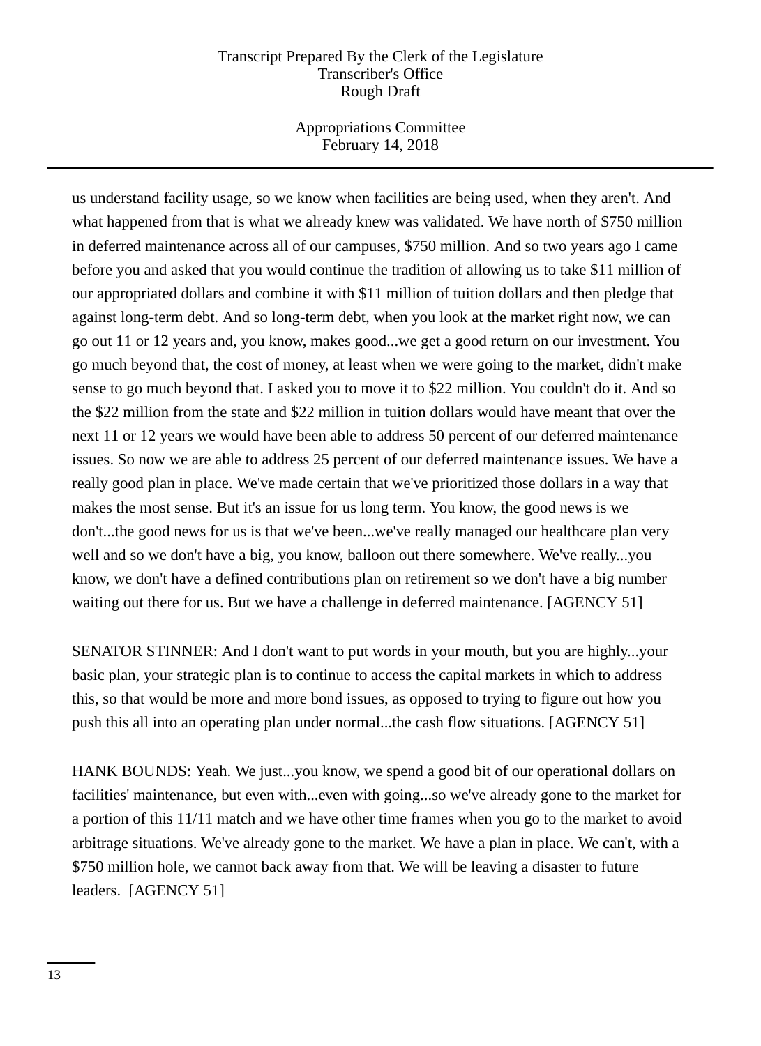us understand facility usage, so we know when facilities are being used, when they aren't. And what happened from that is what we already knew was validated. We have north of $750 million in deferred maintenance across all of our campuses, $750 million. And so two years ago I came before you and asked that you would continue the tradition of allowing us to take $11 million of our appropriated dollars and combine it with $11 million of tuition dollars and then pledge that against long-term debt. And so long-term debt, when you look at the market right now, we can go out 11 or 12 years and, you know, makes good...we get a good return on our investment. You go much beyond that, the cost of money, at least when we were going to the market, didn't make sense to go much beyond that. I asked you to move it to $22 million. You couldn't do it. And so the $22 million from the state and $22 million in tuition dollars would have meant that over the next 11 or 12 years we would have been able to address 50 percent of our deferred maintenance issues. So now we are able to address 25 percent of our deferred maintenance issues. We have a really good plan in place. We've made certain that we've prioritized those dollars in a way that makes the most sense. But it's an issue for us long term. You know, the good news is we don't...the good news for us is that we've been...we've really managed our healthcare plan very well and so we don't have a big, you know, balloon out there somewhere. We've really...you know, we don't have a defined contributions plan on retirement so we don't have a big number waiting out there for us. But we have a challenge in deferred maintenance. [AGENCY 51]

SENATOR STINNER: And I don't want to put words in your mouth, but you are highly...your basic plan, your strategic plan is to continue to access the capital markets in which to address this, so that would be more and more bond issues, as opposed to trying to figure out how you push this all into an operating plan under normal...the cash flow situations. [AGENCY 51]

HANK BOUNDS: Yeah. We just...you know, we spend a good bit of our operational dollars on facilities' maintenance, but even with...even with going...so we've already gone to the market for a portion of this 11/11 match and we have other time frames when you go to the market to avoid arbitrage situations. We've already gone to the market. We have a plan in place. We can't, with a $750 million hole, we cannot back away from that. We will be leaving a disaster to future leaders. [AGENCY 51]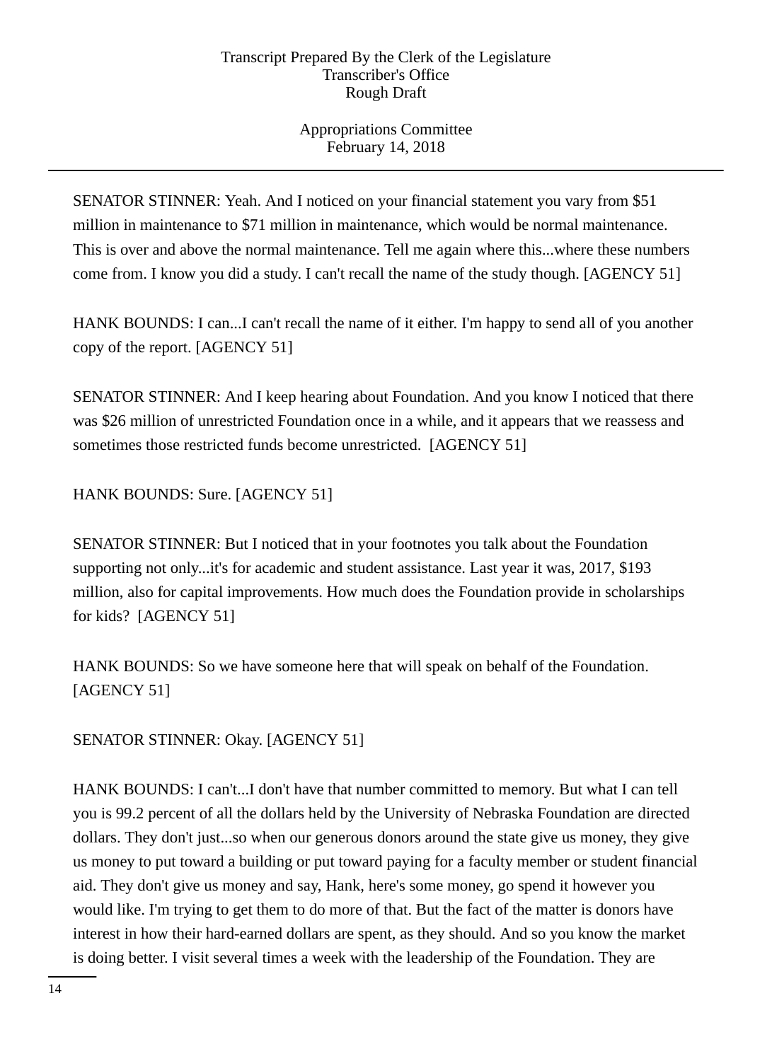SENATOR STINNER: Yeah. And I noticed on your financial statement you vary from $51 million in maintenance to $71 million in maintenance, which would be normal maintenance. This is over and above the normal maintenance. Tell me again where this...where these numbers come from. I know you did a study. I can't recall the name of the study though. [AGENCY 51]

HANK BOUNDS: I can...I can't recall the name of it either. I'm happy to send all of you another copy of the report. [AGENCY 51]

SENATOR STINNER: And I keep hearing about Foundation. And you know I noticed that there was $26 million of unrestricted Foundation once in a while, and it appears that we reassess and sometimes those restricted funds become unrestricted. [AGENCY 51]

HANK BOUNDS: Sure. [AGENCY 51]

SENATOR STINNER: But I noticed that in your footnotes you talk about the Foundation supporting not only...it's for academic and student assistance. Last year it was, 2017, $193 million, also for capital improvements. How much does the Foundation provide in scholarships for kids? [AGENCY 51]

HANK BOUNDS: So we have someone here that will speak on behalf of the Foundation. [AGENCY 51]

SENATOR STINNER: Okay. [AGENCY 51]

HANK BOUNDS: I can't...I don't have that number committed to memory. But what I can tell you is 99.2 percent of all the dollars held by the University of Nebraska Foundation are directed dollars. They don't just...so when our generous donors around the state give us money, they give us money to put toward a building or put toward paying for a faculty member or student financial aid. They don't give us money and say, Hank, here's some money, go spend it however you would like. I'm trying to get them to do more of that. But the fact of the matter is donors have interest in how their hard-earned dollars are spent, as they should. And so you know the market is doing better. I visit several times a week with the leadership of the Foundation. They are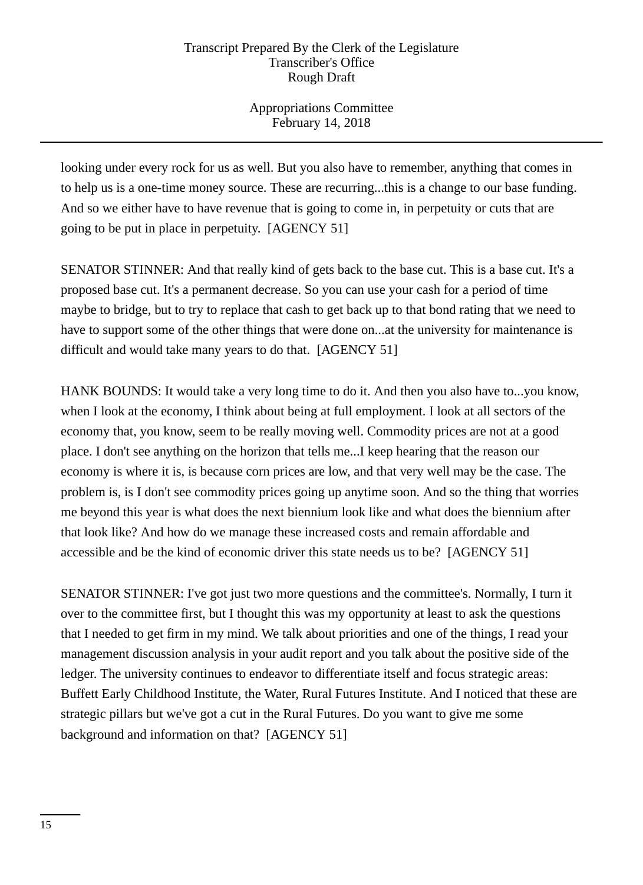looking under every rock for us as well. But you also have to remember, anything that comes in to help us is a one-time money source. These are recurring...this is a change to our base funding. And so we either have to have revenue that is going to come in, in perpetuity or cuts that are going to be put in place in perpetuity. [AGENCY 51]

SENATOR STINNER: And that really kind of gets back to the base cut. This is a base cut. It's a proposed base cut. It's a permanent decrease. So you can use your cash for a period of time maybe to bridge, but to try to replace that cash to get back up to that bond rating that we need to have to support some of the other things that were done on...at the university for maintenance is difficult and would take many years to do that. [AGENCY 51]

HANK BOUNDS: It would take a very long time to do it. And then you also have to...you know, when I look at the economy, I think about being at full employment. I look at all sectors of the economy that, you know, seem to be really moving well. Commodity prices are not at a good place. I don't see anything on the horizon that tells me...I keep hearing that the reason our economy is where it is, is because corn prices are low, and that very well may be the case. The problem is, is I don't see commodity prices going up anytime soon. And so the thing that worries me beyond this year is what does the next biennium look like and what does the biennium after that look like? And how do we manage these increased costs and remain affordable and accessible and be the kind of economic driver this state needs us to be? [AGENCY 51]

SENATOR STINNER: I've got just two more questions and the committee's. Normally, I turn it over to the committee first, but I thought this was my opportunity at least to ask the questions that I needed to get firm in my mind. We talk about priorities and one of the things, I read your management discussion analysis in your audit report and you talk about the positive side of the ledger. The university continues to endeavor to differentiate itself and focus strategic areas: Buffett Early Childhood Institute, the Water, Rural Futures Institute. And I noticed that these are strategic pillars but we've got a cut in the Rural Futures. Do you want to give me some background and information on that? [AGENCY 51]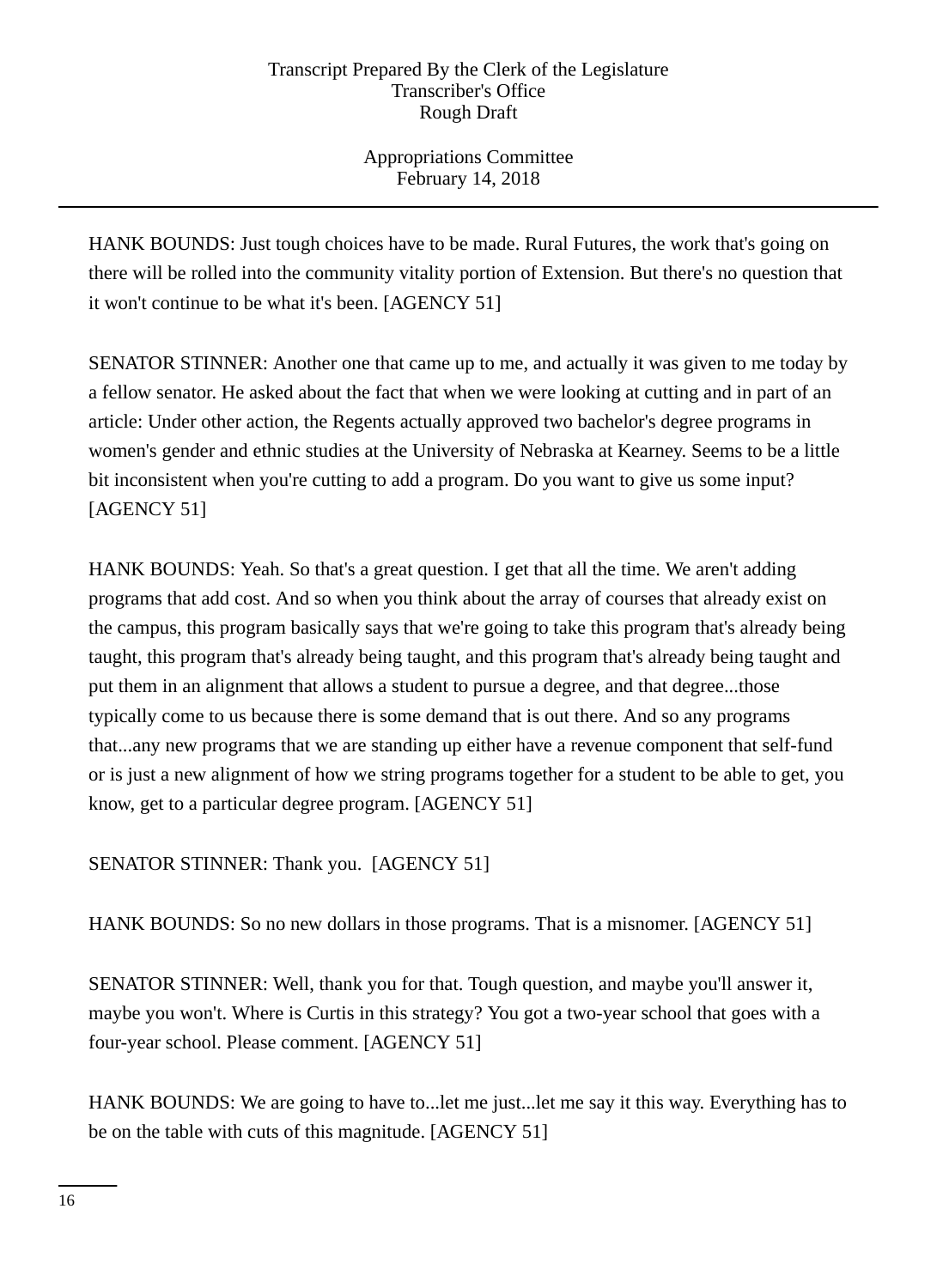HANK BOUNDS: Just tough choices have to be made. Rural Futures, the work that's going on there will be rolled into the community vitality portion of Extension. But there's no question that it won't continue to be what it's been. [AGENCY 51]

SENATOR STINNER: Another one that came up to me, and actually it was given to me today by a fellow senator. He asked about the fact that when we were looking at cutting and in part of an article: Under other action, the Regents actually approved two bachelor's degree programs in women's gender and ethnic studies at the University of Nebraska at Kearney. Seems to be a little bit inconsistent when you're cutting to add a program. Do you want to give us some input? [AGENCY 51]

HANK BOUNDS: Yeah. So that's a great question. I get that all the time. We aren't adding programs that add cost. And so when you think about the array of courses that already exist on the campus, this program basically says that we're going to take this program that's already being taught, this program that's already being taught, and this program that's already being taught and put them in an alignment that allows a student to pursue a degree, and that degree...those typically come to us because there is some demand that is out there. And so any programs that...any new programs that we are standing up either have a revenue component that self-fund or is just a new alignment of how we string programs together for a student to be able to get, you know, get to a particular degree program. [AGENCY 51]

SENATOR STINNER: Thank you. [AGENCY 51]

HANK BOUNDS: So no new dollars in those programs. That is a misnomer. [AGENCY 51]

SENATOR STINNER: Well, thank you for that. Tough question, and maybe you'll answer it, maybe you won't. Where is Curtis in this strategy? You got a two-year school that goes with a four-year school. Please comment. [AGENCY 51]

HANK BOUNDS: We are going to have to...let me just...let me say it this way. Everything has to be on the table with cuts of this magnitude. [AGENCY 51]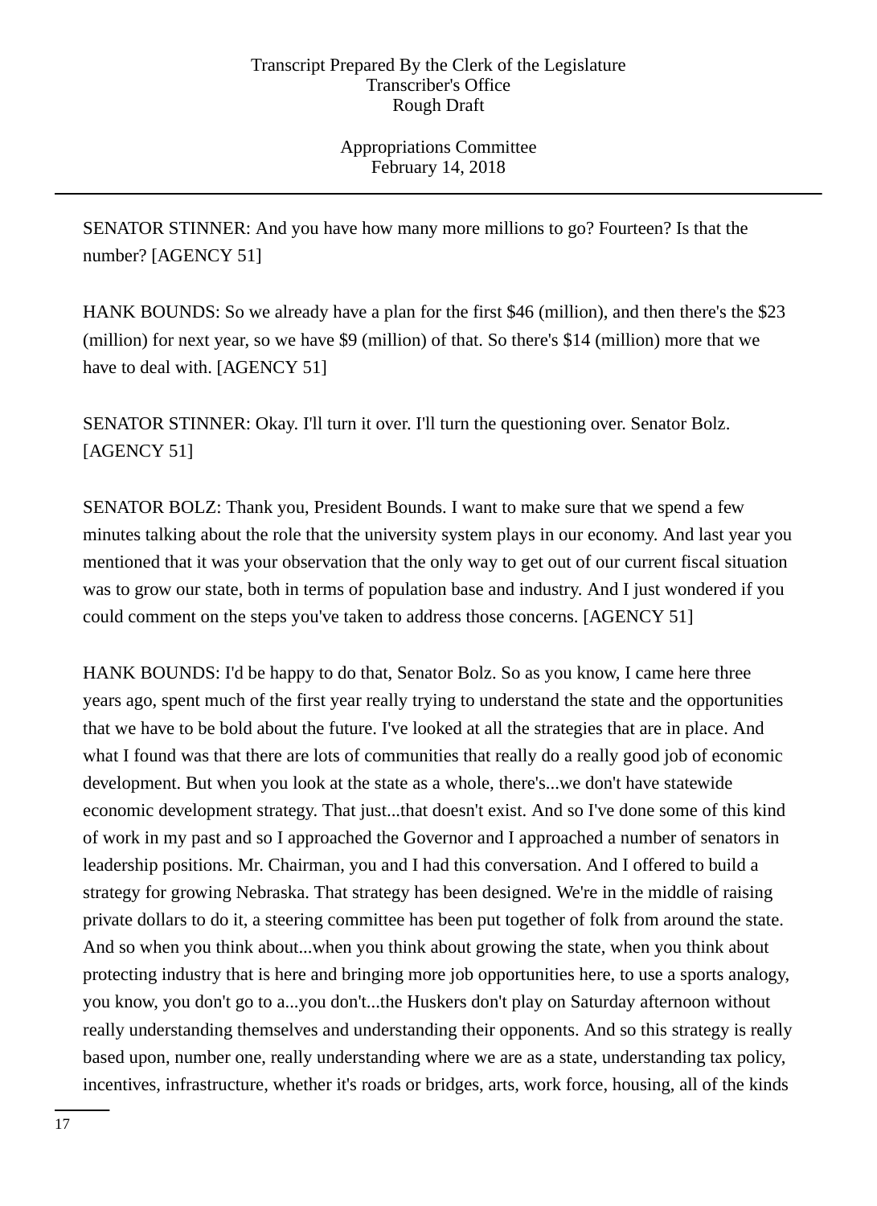SENATOR STINNER: And you have how many more millions to go? Fourteen? Is that the number? [AGENCY 51]

HANK BOUNDS: So we already have a plan for the first $46 (million), and then there's the $23 (million) for next year, so we have $9 (million) of that. So there's $14 (million) more that we have to deal with. [AGENCY 51]

SENATOR STINNER: Okay. I'll turn it over. I'll turn the questioning over. Senator Bolz. [AGENCY 51]

SENATOR BOLZ: Thank you, President Bounds. I want to make sure that we spend a few minutes talking about the role that the university system plays in our economy. And last year you mentioned that it was your observation that the only way to get out of our current fiscal situation was to grow our state, both in terms of population base and industry. And I just wondered if you could comment on the steps you've taken to address those concerns. [AGENCY 51]

HANK BOUNDS: I'd be happy to do that, Senator Bolz. So as you know, I came here three years ago, spent much of the first year really trying to understand the state and the opportunities that we have to be bold about the future. I've looked at all the strategies that are in place. And what I found was that there are lots of communities that really do a really good job of economic development. But when you look at the state as a whole, there's...we don't have statewide economic development strategy. That just...that doesn't exist. And so I've done some of this kind of work in my past and so I approached the Governor and I approached a number of senators in leadership positions. Mr. Chairman, you and I had this conversation. And I offered to build a strategy for growing Nebraska. That strategy has been designed. We're in the middle of raising private dollars to do it, a steering committee has been put together of folk from around the state. And so when you think about...when you think about growing the state, when you think about protecting industry that is here and bringing more job opportunities here, to use a sports analogy, you know, you don't go to a...you don't...the Huskers don't play on Saturday afternoon without really understanding themselves and understanding their opponents. And so this strategy is really based upon, number one, really understanding where we are as a state, understanding tax policy, incentives, infrastructure, whether it's roads or bridges, arts, work force, housing, all of the kinds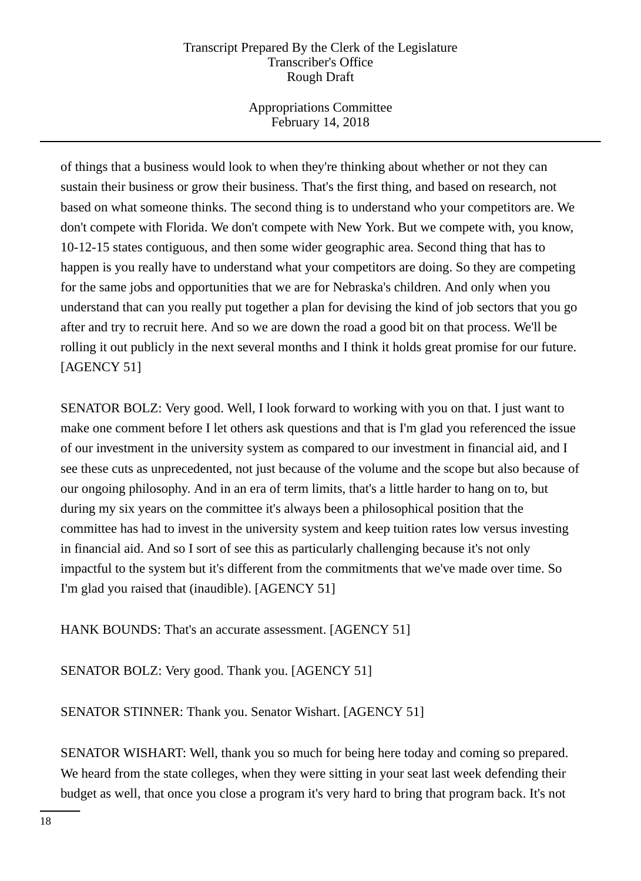of things that a business would look to when they're thinking about whether or not they can sustain their business or grow their business. That's the first thing, and based on research, not based on what someone thinks. The second thing is to understand who your competitors are. We don't compete with Florida. We don't compete with New York. But we compete with, you know, 10-12-15 states contiguous, and then some wider geographic area. Second thing that has to happen is you really have to understand what your competitors are doing. So they are competing for the same jobs and opportunities that we are for Nebraska's children. And only when you understand that can you really put together a plan for devising the kind of job sectors that you go after and try to recruit here. And so we are down the road a good bit on that process. We'll be rolling it out publicly in the next several months and I think it holds great promise for our future. [AGENCY 51]

SENATOR BOLZ: Very good. Well, I look forward to working with you on that. I just want to make one comment before I let others ask questions and that is I'm glad you referenced the issue of our investment in the university system as compared to our investment in financial aid, and I see these cuts as unprecedented, not just because of the volume and the scope but also because of our ongoing philosophy. And in an era of term limits, that's a little harder to hang on to, but during my six years on the committee it's always been a philosophical position that the committee has had to invest in the university system and keep tuition rates low versus investing in financial aid. And so I sort of see this as particularly challenging because it's not only impactful to the system but it's different from the commitments that we've made over time. So I'm glad you raised that (inaudible). [AGENCY 51]

HANK BOUNDS: That's an accurate assessment. [AGENCY 51]

SENATOR BOLZ: Very good. Thank you. [AGENCY 51]

SENATOR STINNER: Thank you. Senator Wishart. [AGENCY 51]

SENATOR WISHART: Well, thank you so much for being here today and coming so prepared. We heard from the state colleges, when they were sitting in your seat last week defending their budget as well, that once you close a program it's very hard to bring that program back. It's not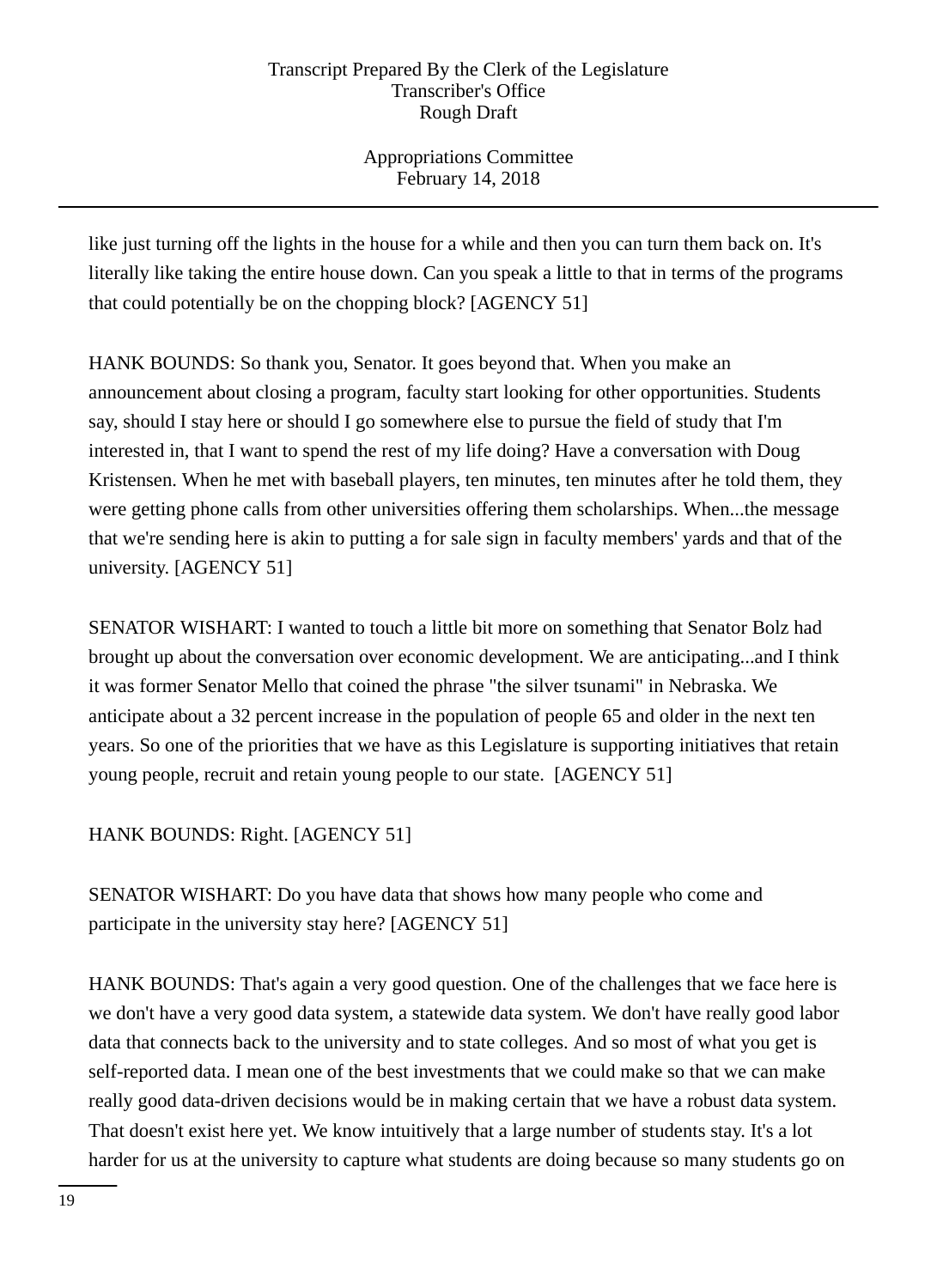like just turning off the lights in the house for a while and then you can turn them back on. It's literally like taking the entire house down. Can you speak a little to that in terms of the programs that could potentially be on the chopping block? [AGENCY 51]

HANK BOUNDS: So thank you, Senator. It goes beyond that. When you make an announcement about closing a program, faculty start looking for other opportunities. Students say, should I stay here or should I go somewhere else to pursue the field of study that I'm interested in, that I want to spend the rest of my life doing? Have a conversation with Doug Kristensen. When he met with baseball players, ten minutes, ten minutes after he told them, they were getting phone calls from other universities offering them scholarships. When...the message that we're sending here is akin to putting a for sale sign in faculty members' yards and that of the university. [AGENCY 51]

SENATOR WISHART: I wanted to touch a little bit more on something that Senator Bolz had brought up about the conversation over economic development. We are anticipating...and I think it was former Senator Mello that coined the phrase "the silver tsunami" in Nebraska. We anticipate about a 32 percent increase in the population of people 65 and older in the next ten years. So one of the priorities that we have as this Legislature is supporting initiatives that retain young people, recruit and retain young people to our state. [AGENCY 51]

HANK BOUNDS: Right. [AGENCY 51]

SENATOR WISHART: Do you have data that shows how many people who come and participate in the university stay here? [AGENCY 51]

HANK BOUNDS: That's again a very good question. One of the challenges that we face here is we don't have a very good data system, a statewide data system. We don't have really good labor data that connects back to the university and to state colleges. And so most of what you get is self-reported data. I mean one of the best investments that we could make so that we can make really good data-driven decisions would be in making certain that we have a robust data system. That doesn't exist here yet. We know intuitively that a large number of students stay. It's a lot harder for us at the university to capture what students are doing because so many students go on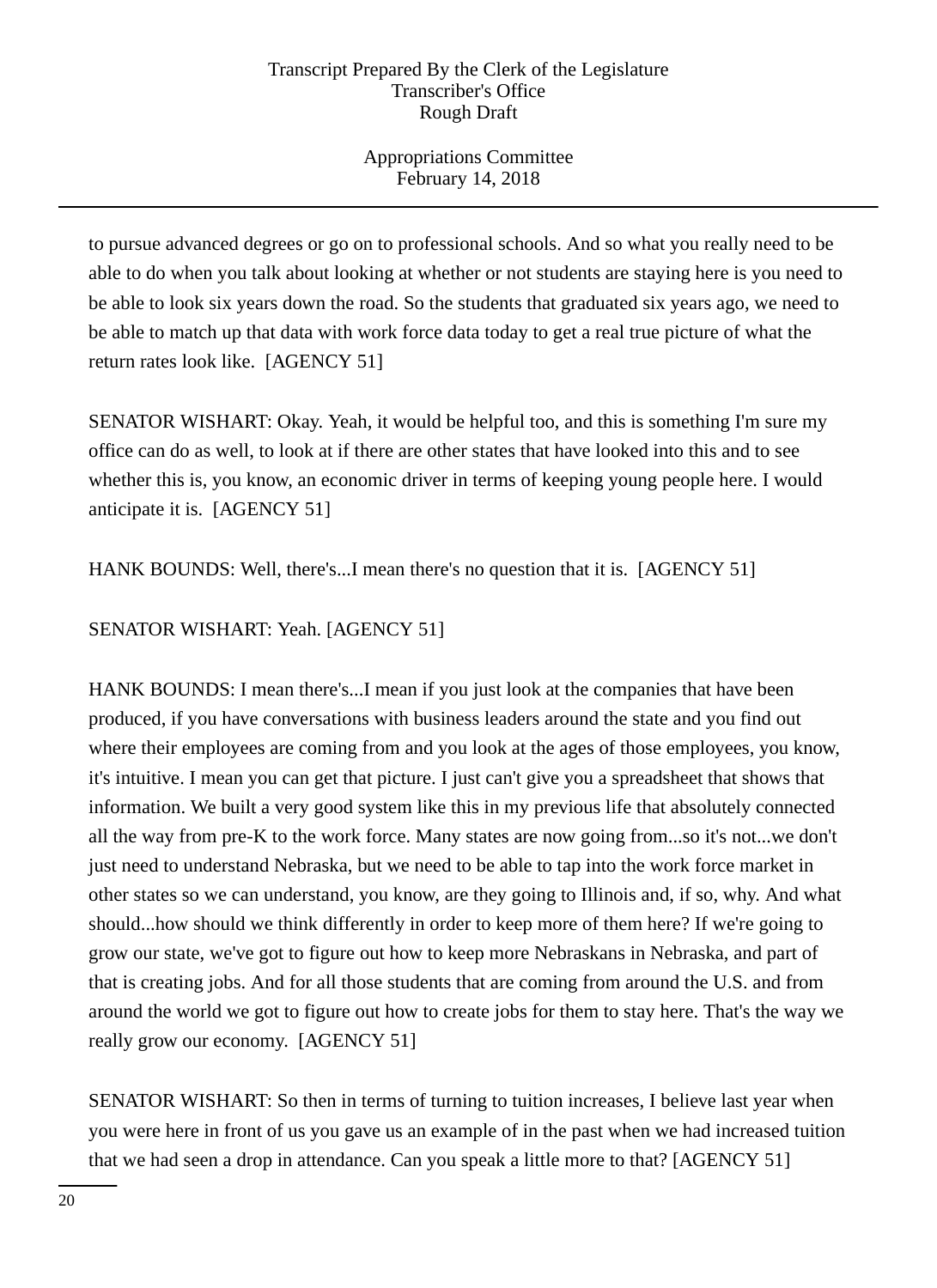to pursue advanced degrees or go on to professional schools. And so what you really need to be able to do when you talk about looking at whether or not students are staying here is you need to be able to look six years down the road. So the students that graduated six years ago, we need to be able to match up that data with work force data today to get a real true picture of what the return rates look like. [AGENCY 51]

SENATOR WISHART: Okay. Yeah, it would be helpful too, and this is something I'm sure my office can do as well, to look at if there are other states that have looked into this and to see whether this is, you know, an economic driver in terms of keeping young people here. I would anticipate it is. [AGENCY 51]

HANK BOUNDS: Well, there's...I mean there's no question that it is. [AGENCY 51]

SENATOR WISHART: Yeah. [AGENCY 51]

HANK BOUNDS: I mean there's...I mean if you just look at the companies that have been produced, if you have conversations with business leaders around the state and you find out where their employees are coming from and you look at the ages of those employees, you know, it's intuitive. I mean you can get that picture. I just can't give you a spreadsheet that shows that information. We built a very good system like this in my previous life that absolutely connected all the way from pre-K to the work force. Many states are now going from...so it's not...we don't just need to understand Nebraska, but we need to be able to tap into the work force market in other states so we can understand, you know, are they going to Illinois and, if so, why. And what should...how should we think differently in order to keep more of them here? If we're going to grow our state, we've got to figure out how to keep more Nebraskans in Nebraska, and part of that is creating jobs. And for all those students that are coming from around the U.S. and from around the world we got to figure out how to create jobs for them to stay here. That's the way we really grow our economy. [AGENCY 51]

SENATOR WISHART: So then in terms of turning to tuition increases, I believe last year when you were here in front of us you gave us an example of in the past when we had increased tuition that we had seen a drop in attendance. Can you speak a little more to that? [AGENCY 51]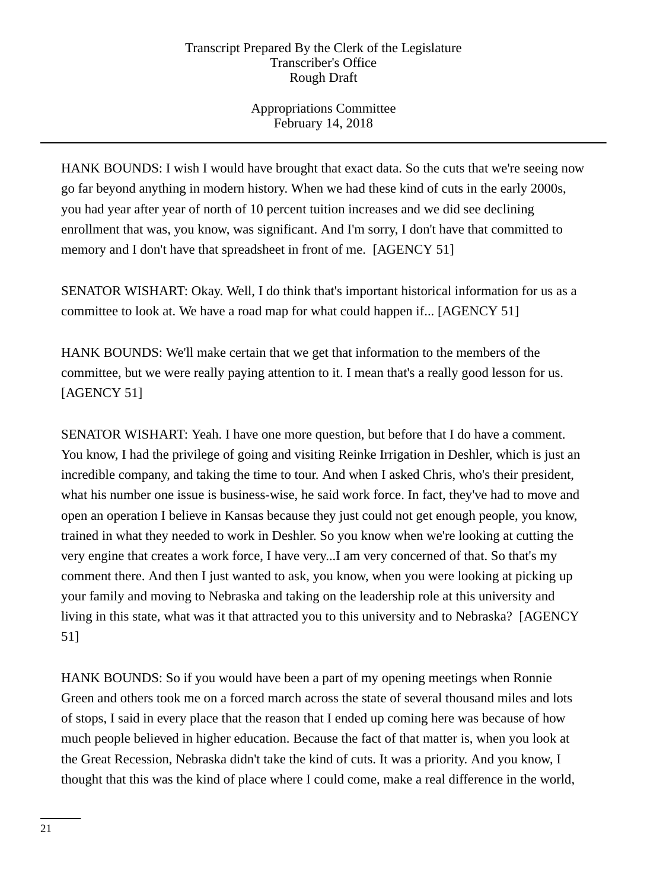HANK BOUNDS: I wish I would have brought that exact data. So the cuts that we're seeing now go far beyond anything in modern history. When we had these kind of cuts in the early 2000s, you had year after year of north of 10 percent tuition increases and we did see declining enrollment that was, you know, was significant. And I'm sorry, I don't have that committed to memory and I don't have that spreadsheet in front of me. [AGENCY 51]

SENATOR WISHART: Okay. Well, I do think that's important historical information for us as a committee to look at. We have a road map for what could happen if... [AGENCY 51]

HANK BOUNDS: We'll make certain that we get that information to the members of the committee, but we were really paying attention to it. I mean that's a really good lesson for us. [AGENCY 51]

SENATOR WISHART: Yeah. I have one more question, but before that I do have a comment. You know, I had the privilege of going and visiting Reinke Irrigation in Deshler, which is just an incredible company, and taking the time to tour. And when I asked Chris, who's their president, what his number one issue is business-wise, he said work force. In fact, they've had to move and open an operation I believe in Kansas because they just could not get enough people, you know, trained in what they needed to work in Deshler. So you know when we're looking at cutting the very engine that creates a work force, I have very...I am very concerned of that. So that's my comment there. And then I just wanted to ask, you know, when you were looking at picking up your family and moving to Nebraska and taking on the leadership role at this university and living in this state, what was it that attracted you to this university and to Nebraska? [AGENCY 51]

HANK BOUNDS: So if you would have been a part of my opening meetings when Ronnie Green and others took me on a forced march across the state of several thousand miles and lots of stops, I said in every place that the reason that I ended up coming here was because of how much people believed in higher education. Because the fact of that matter is, when you look at the Great Recession, Nebraska didn't take the kind of cuts. It was a priority. And you know, I thought that this was the kind of place where I could come, make a real difference in the world,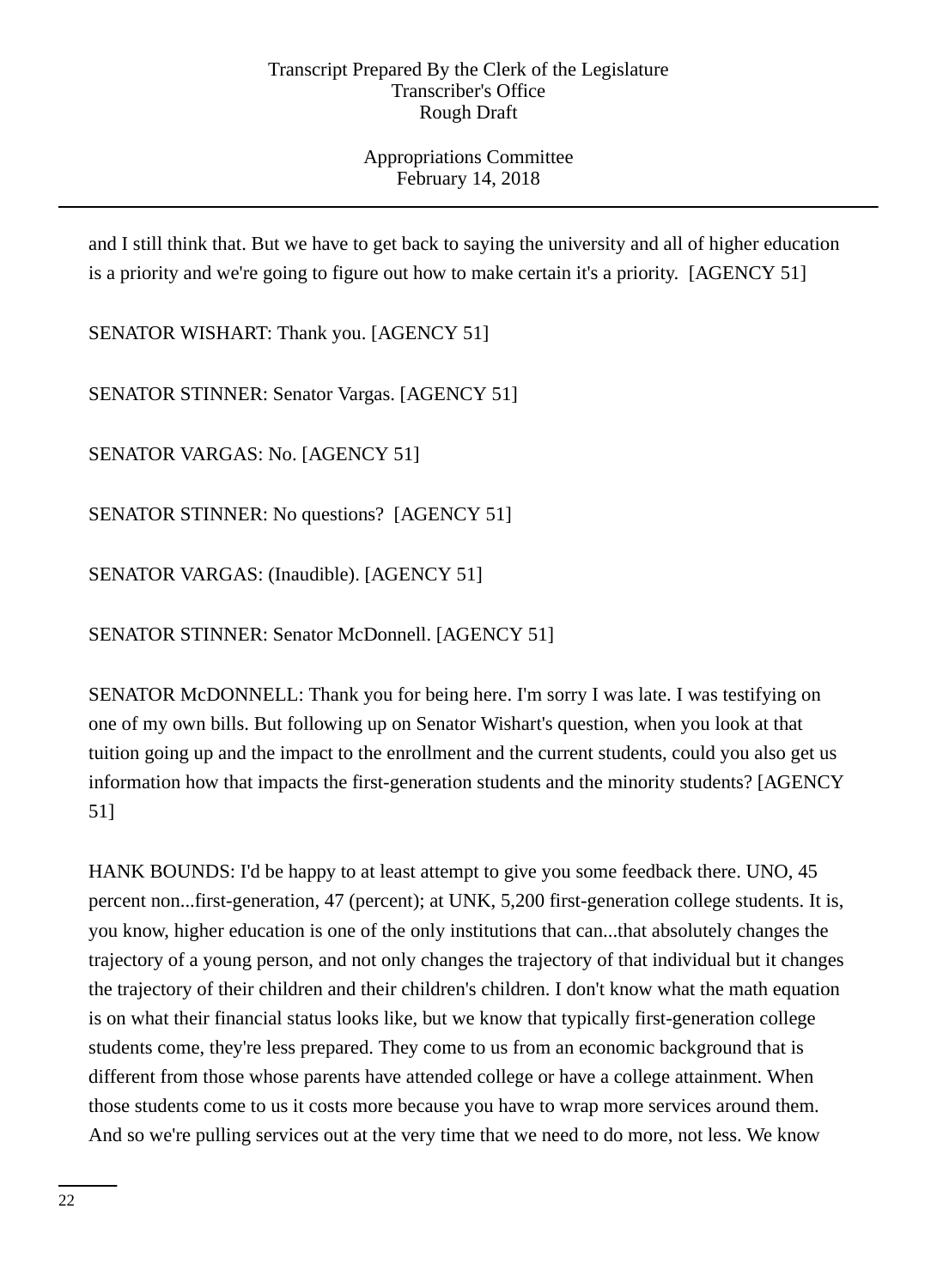and I still think that. But we have to get back to saying the university and all of higher education is a priority and we're going to figure out how to make certain it's a priority. [AGENCY 51]

SENATOR WISHART: Thank you. [AGENCY 51]

SENATOR STINNER: Senator Vargas. [AGENCY 51]

SENATOR VARGAS: No. [AGENCY 51]

SENATOR STINNER: No questions? [AGENCY 51]

SENATOR VARGAS: (Inaudible). [AGENCY 51]

SENATOR STINNER: Senator McDonnell. [AGENCY 51]

SENATOR McDONNELL: Thank you for being here. I'm sorry I was late. I was testifying on one of my own bills. But following up on Senator Wishart's question, when you look at that tuition going up and the impact to the enrollment and the current students, could you also get us information how that impacts the first-generation students and the minority students? [AGENCY 51]

HANK BOUNDS: I'd be happy to at least attempt to give you some feedback there. UNO, 45 percent non...first-generation, 47 (percent); at UNK, 5,200 first-generation college students. It is, you know, higher education is one of the only institutions that can...that absolutely changes the trajectory of a young person, and not only changes the trajectory of that individual but it changes the trajectory of their children and their children's children. I don't know what the math equation is on what their financial status looks like, but we know that typically first-generation college students come, they're less prepared. They come to us from an economic background that is different from those whose parents have attended college or have a college attainment. When those students come to us it costs more because you have to wrap more services around them. And so we're pulling services out at the very time that we need to do more, not less. We know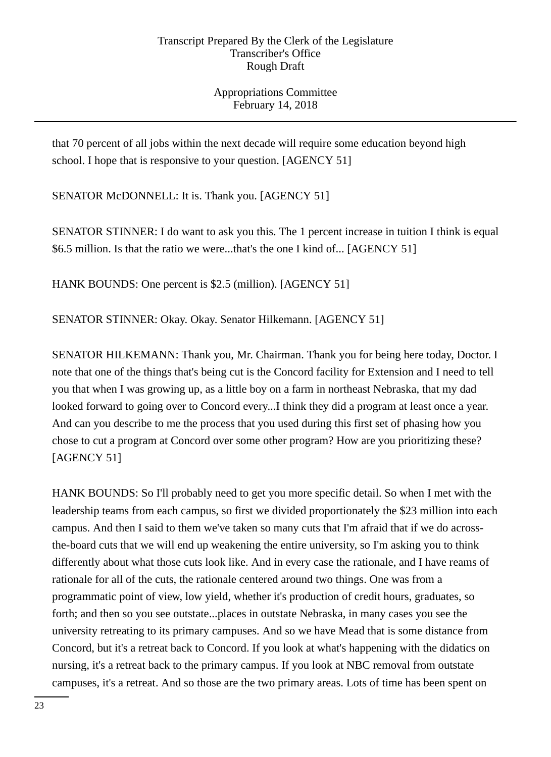that 70 percent of all jobs within the next decade will require some education beyond high school. I hope that is responsive to your question. [AGENCY 51]

SENATOR McDONNELL: It is. Thank you. [AGENCY 51]

SENATOR STINNER: I do want to ask you this. The 1 percent increase in tuition I think is equal $6.5 million. Is that the ratio we were...that's the one I kind of... [AGENCY 51]

HANK BOUNDS: One percent is $2.5 (million). [AGENCY 51]

SENATOR STINNER: Okay. Okay. Senator Hilkemann. [AGENCY 51]

SENATOR HILKEMANN: Thank you, Mr. Chairman. Thank you for being here today, Doctor. I note that one of the things that's being cut is the Concord facility for Extension and I need to tell you that when I was growing up, as a little boy on a farm in northeast Nebraska, that my dad looked forward to going over to Concord every...I think they did a program at least once a year. And can you describe to me the process that you used during this first set of phasing how you chose to cut a program at Concord over some other program? How are you prioritizing these? [AGENCY 51]

HANK BOUNDS: So I'll probably need to get you more specific detail. So when I met with the leadership teams from each campus, so first we divided proportionately the $23 million into each campus. And then I said to them we've taken so many cuts that I'm afraid that if we do across-the-board cuts that we will end up weakening the entire university, so I'm asking you to think differently about what those cuts look like. And in every case the rationale, and I have reams of rationale for all of the cuts, the rationale centered around two things. One was from a programmatic point of view, low yield, whether it's production of credit hours, graduates, so forth; and then so you see outstate...places in outstate Nebraska, in many cases you see the university retreating to its primary campuses. And so we have Mead that is some distance from Concord, but it's a retreat back to Concord. If you look at what's happening with the didatics on nursing, it's a retreat back to the primary campus. If you look at NBC removal from outstate campuses, it's a retreat. And so those are the two primary areas. Lots of time has been spent on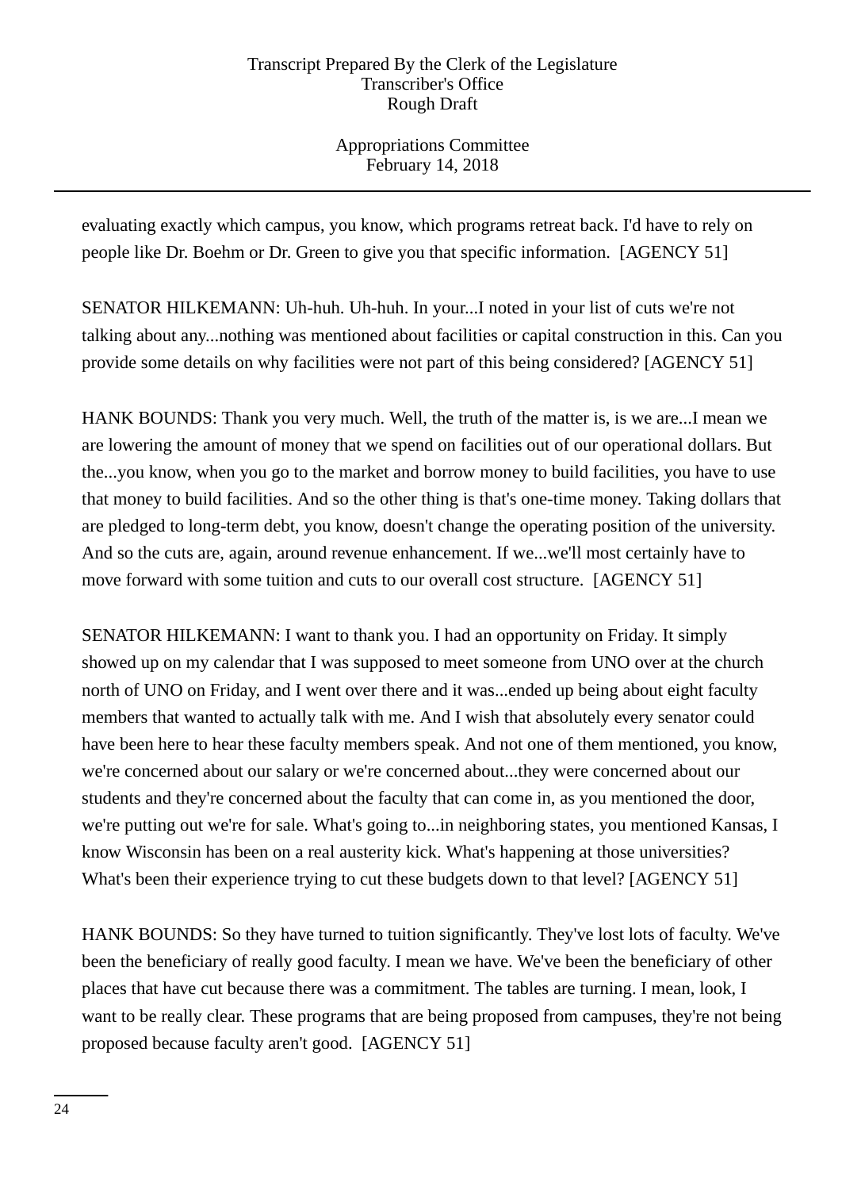evaluating exactly which campus, you know, which programs retreat back. I'd have to rely on people like Dr. Boehm or Dr. Green to give you that specific information. [AGENCY 51]

SENATOR HILKEMANN: Uh-huh. Uh-huh. In your...I noted in your list of cuts we're not talking about any...nothing was mentioned about facilities or capital construction in this. Can you provide some details on why facilities were not part of this being considered? [AGENCY 51]

HANK BOUNDS: Thank you very much. Well, the truth of the matter is, is we are...I mean we are lowering the amount of money that we spend on facilities out of our operational dollars. But the...you know, when you go to the market and borrow money to build facilities, you have to use that money to build facilities. And so the other thing is that's one-time money. Taking dollars that are pledged to long-term debt, you know, doesn't change the operating position of the university. And so the cuts are, again, around revenue enhancement. If we...we'll most certainly have to move forward with some tuition and cuts to our overall cost structure. [AGENCY 51]

SENATOR HILKEMANN: I want to thank you. I had an opportunity on Friday. It simply showed up on my calendar that I was supposed to meet someone from UNO over at the church north of UNO on Friday, and I went over there and it was...ended up being about eight faculty members that wanted to actually talk with me. And I wish that absolutely every senator could have been here to hear these faculty members speak. And not one of them mentioned, you know, we're concerned about our salary or we're concerned about...they were concerned about our students and they're concerned about the faculty that can come in, as you mentioned the door, we're putting out we're for sale. What's going to...in neighboring states, you mentioned Kansas, I know Wisconsin has been on a real austerity kick. What's happening at those universities? What's been their experience trying to cut these budgets down to that level? [AGENCY 51]

HANK BOUNDS: So they have turned to tuition significantly. They've lost lots of faculty. We've been the beneficiary of really good faculty. I mean we have. We've been the beneficiary of other places that have cut because there was a commitment. The tables are turning. I mean, look, I want to be really clear. These programs that are being proposed from campuses, they're not being proposed because faculty aren't good. [AGENCY 51]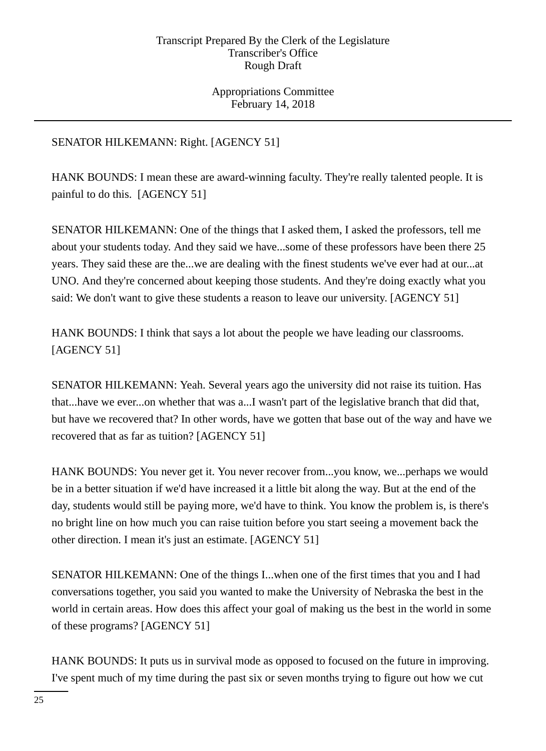SENATOR HILKEMANN: Right. [AGENCY 51]

HANK BOUNDS: I mean these are award-winning faculty. They're really talented people. It is painful to do this. [AGENCY 51]

SENATOR HILKEMANN: One of the things that I asked them, I asked the professors, tell me about your students today. And they said we have...some of these professors have been there 25 years. They said these are the...we are dealing with the finest students we've ever had at our...at UNO. And they're concerned about keeping those students. And they're doing exactly what you said: We don't want to give these students a reason to leave our university. [AGENCY 51]

HANK BOUNDS: I think that says a lot about the people we have leading our classrooms. [AGENCY 51]

SENATOR HILKEMANN: Yeah. Several years ago the university did not raise its tuition. Has that...have we ever...on whether that was a...I wasn't part of the legislative branch that did that, but have we recovered that? In other words, have we gotten that base out of the way and have we recovered that as far as tuition? [AGENCY 51]

HANK BOUNDS: You never get it. You never recover from...you know, we...perhaps we would be in a better situation if we'd have increased it a little bit along the way. But at the end of the day, students would still be paying more, we'd have to think. You know the problem is, is there's no bright line on how much you can raise tuition before you start seeing a movement back the other direction. I mean it's just an estimate. [AGENCY 51]

SENATOR HILKEMANN: One of the things I...when one of the first times that you and I had conversations together, you said you wanted to make the University of Nebraska the best in the world in certain areas. How does this affect your goal of making us the best in the world in some of these programs? [AGENCY 51]

HANK BOUNDS: It puts us in survival mode as opposed to focused on the future in improving. I've spent much of my time during the past six or seven months trying to figure out how we cut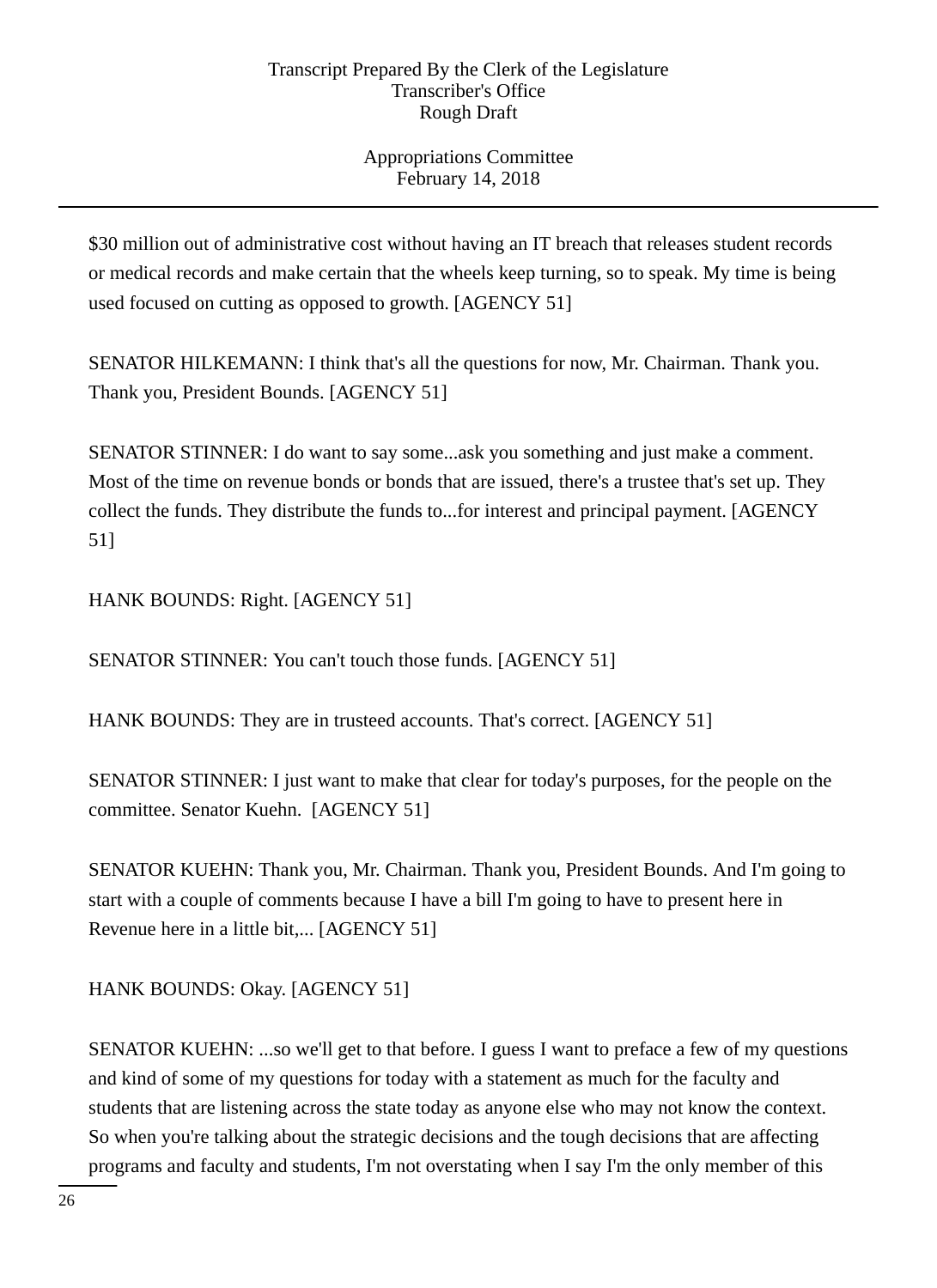$30 million out of administrative cost without having an IT breach that releases student records or medical records and make certain that the wheels keep turning, so to speak. My time is being used focused on cutting as opposed to growth. [AGENCY 51]

SENATOR HILKEMANN: I think that's all the questions for now, Mr. Chairman. Thank you. Thank you, President Bounds. [AGENCY 51]

SENATOR STINNER: I do want to say some...ask you something and just make a comment. Most of the time on revenue bonds or bonds that are issued, there's a trustee that's set up. They collect the funds. They distribute the funds to...for interest and principal payment. [AGENCY 51]

HANK BOUNDS: Right. [AGENCY 51]

SENATOR STINNER: You can't touch those funds. [AGENCY 51]

HANK BOUNDS: They are in trusteed accounts. That's correct. [AGENCY 51]

SENATOR STINNER: I just want to make that clear for today's purposes, for the people on the committee. Senator Kuehn. [AGENCY 51]

SENATOR KUEHN: Thank you, Mr. Chairman. Thank you, President Bounds. And I'm going to start with a couple of comments because I have a bill I'm going to have to present here in Revenue here in a little bit,... [AGENCY 51]

HANK BOUNDS: Okay. [AGENCY 51]

SENATOR KUEHN: ...so we'll get to that before. I guess I want to preface a few of my questions and kind of some of my questions for today with a statement as much for the faculty and students that are listening across the state today as anyone else who may not know the context. So when you're talking about the strategic decisions and the tough decisions that are affecting programs and faculty and students, I'm not overstating when I say I'm the only member of this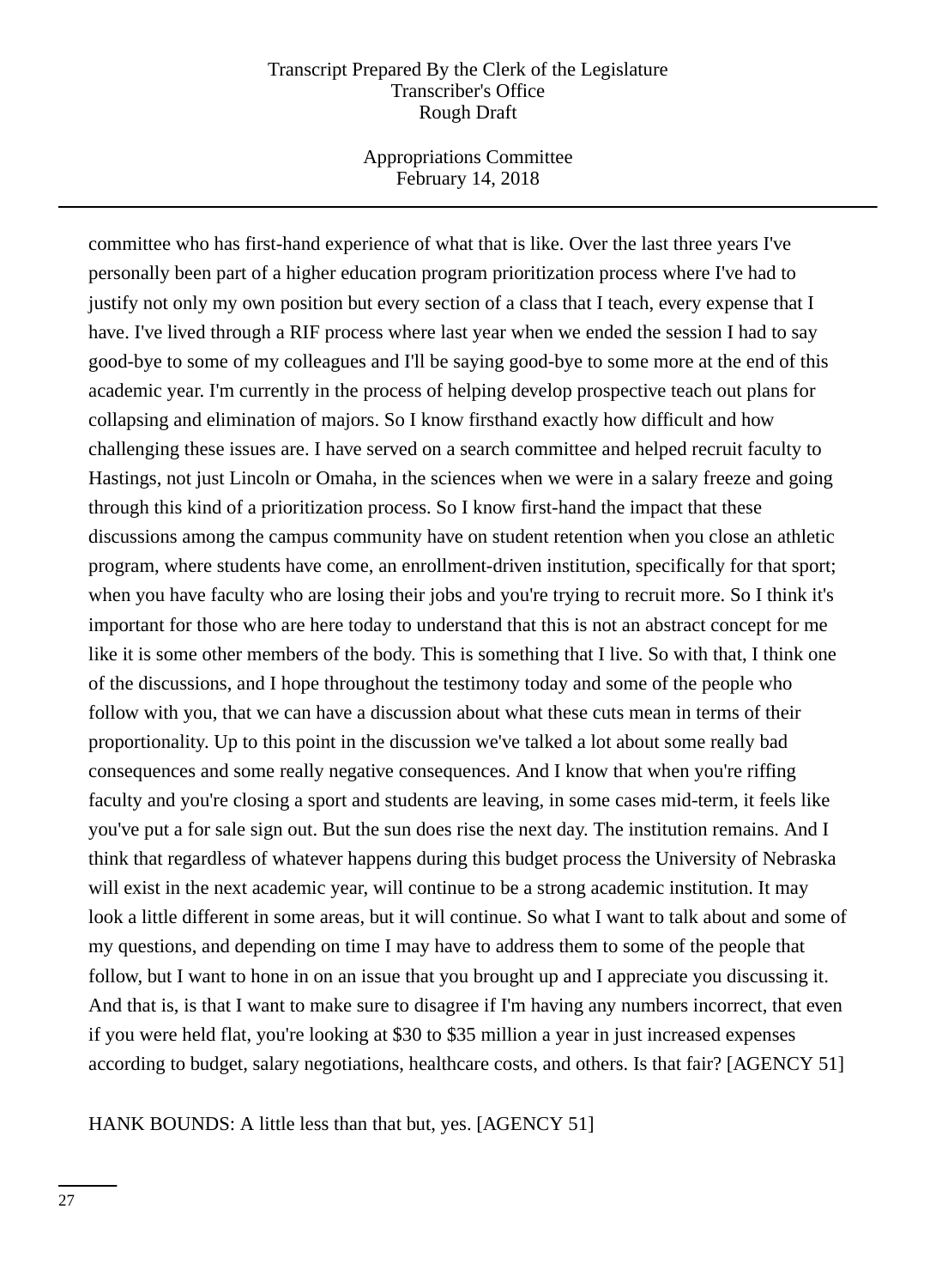committee who has first-hand experience of what that is like. Over the last three years I've personally been part of a higher education program prioritization process where I've had to justify not only my own position but every section of a class that I teach, every expense that I have. I've lived through a RIF process where last year when we ended the session I had to say good-bye to some of my colleagues and I'll be saying good-bye to some more at the end of this academic year. I'm currently in the process of helping develop prospective teach out plans for collapsing and elimination of majors. So I know firsthand exactly how difficult and how challenging these issues are. I have served on a search committee and helped recruit faculty to Hastings, not just Lincoln or Omaha, in the sciences when we were in a salary freeze and going through this kind of a prioritization process. So I know first-hand the impact that these discussions among the campus community have on student retention when you close an athletic program, where students have come, an enrollment-driven institution, specifically for that sport; when you have faculty who are losing their jobs and you're trying to recruit more. So I think it's important for those who are here today to understand that this is not an abstract concept for me like it is some other members of the body. This is something that I live. So with that, I think one of the discussions, and I hope throughout the testimony today and some of the people who follow with you, that we can have a discussion about what these cuts mean in terms of their proportionality. Up to this point in the discussion we've talked a lot about some really bad consequences and some really negative consequences. And I know that when you're riffing faculty and you're closing a sport and students are leaving, in some cases mid-term, it feels like you've put a for sale sign out. But the sun does rise the next day. The institution remains. And I think that regardless of whatever happens during this budget process the University of Nebraska will exist in the next academic year, will continue to be a strong academic institution. It may look a little different in some areas, but it will continue. So what I want to talk about and some of my questions, and depending on time I may have to address them to some of the people that follow, but I want to hone in on an issue that you brought up and I appreciate you discussing it. And that is, is that I want to make sure to disagree if I'm having any numbers incorrect, that even if you were held flat, you're looking at $30 to $35 million a year in just increased expenses according to budget, salary negotiations, healthcare costs, and others. Is that fair? [AGENCY 51]

HANK BOUNDS: A little less than that but, yes. [AGENCY 51]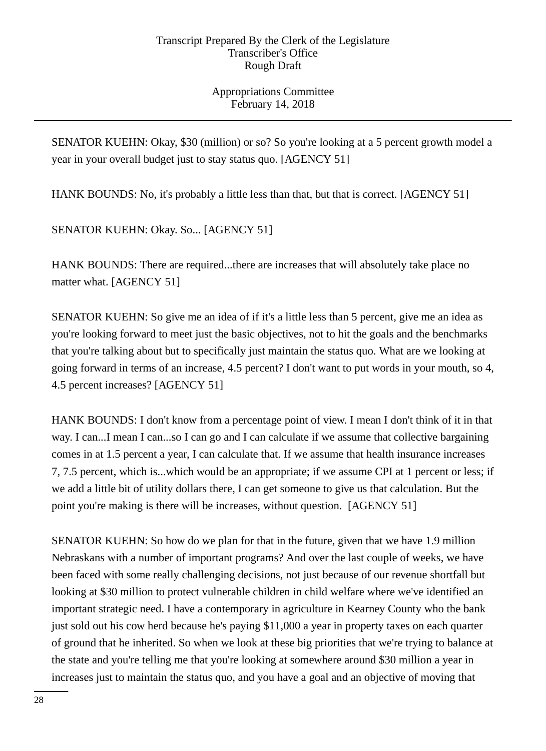SENATOR KUEHN: Okay, $30 (million) or so? So you're looking at a 5 percent growth model a year in your overall budget just to stay status quo. [AGENCY 51]

HANK BOUNDS: No, it's probably a little less than that, but that is correct. [AGENCY 51]

SENATOR KUEHN: Okay. So... [AGENCY 51]

HANK BOUNDS: There are required...there are increases that will absolutely take place no matter what. [AGENCY 51]

SENATOR KUEHN: So give me an idea of if it's a little less than 5 percent, give me an idea as you're looking forward to meet just the basic objectives, not to hit the goals and the benchmarks that you're talking about but to specifically just maintain the status quo. What are we looking at going forward in terms of an increase, 4.5 percent? I don't want to put words in your mouth, so 4, 4.5 percent increases? [AGENCY 51]

HANK BOUNDS: I don't know from a percentage point of view. I mean I don't think of it in that way. I can...I mean I can...so I can go and I can calculate if we assume that collective bargaining comes in at 1.5 percent a year, I can calculate that. If we assume that health insurance increases 7, 7.5 percent, which is...which would be an appropriate; if we assume CPI at 1 percent or less; if we add a little bit of utility dollars there, I can get someone to give us that calculation. But the point you're making is there will be increases, without question. [AGENCY 51]

SENATOR KUEHN: So how do we plan for that in the future, given that we have 1.9 million Nebraskans with a number of important programs? And over the last couple of weeks, we have been faced with some really challenging decisions, not just because of our revenue shortfall but looking at $30 million to protect vulnerable children in child welfare where we've identified an important strategic need. I have a contemporary in agriculture in Kearney County who the bank just sold out his cow herd because he's paying $11,000 a year in property taxes on each quarter of ground that he inherited. So when we look at these big priorities that we're trying to balance at the state and you're telling me that you're looking at somewhere around $30 million a year in increases just to maintain the status quo, and you have a goal and an objective of moving that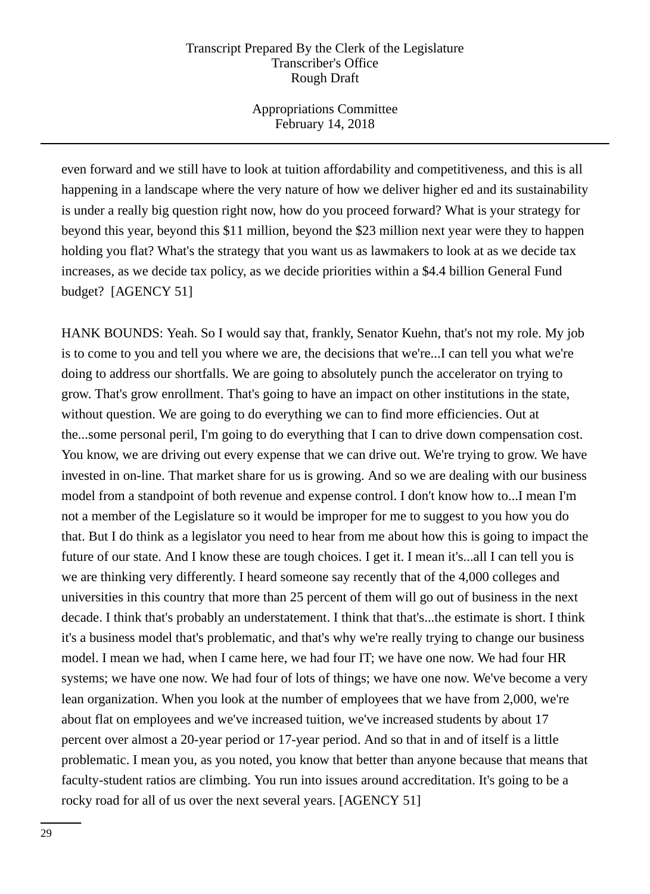even forward and we still have to look at tuition affordability and competitiveness, and this is all happening in a landscape where the very nature of how we deliver higher ed and its sustainability is under a really big question right now, how do you proceed forward? What is your strategy for beyond this year, beyond this $11 million, beyond the $23 million next year were they to happen holding you flat? What's the strategy that you want us as lawmakers to look at as we decide tax increases, as we decide tax policy, as we decide priorities within a $4.4 billion General Fund budget? [AGENCY 51]

HANK BOUNDS: Yeah. So I would say that, frankly, Senator Kuehn, that's not my role. My job is to come to you and tell you where we are, the decisions that we're...I can tell you what we're doing to address our shortfalls. We are going to absolutely punch the accelerator on trying to grow. That's grow enrollment. That's going to have an impact on other institutions in the state, without question. We are going to do everything we can to find more efficiencies. Out at the...some personal peril, I'm going to do everything that I can to drive down compensation cost. You know, we are driving out every expense that we can drive out. We're trying to grow. We have invested in on-line. That market share for us is growing. And so we are dealing with our business model from a standpoint of both revenue and expense control. I don't know how to...I mean I'm not a member of the Legislature so it would be improper for me to suggest to you how you do that. But I do think as a legislator you need to hear from me about how this is going to impact the future of our state. And I know these are tough choices. I get it. I mean it's...all I can tell you is we are thinking very differently. I heard someone say recently that of the 4,000 colleges and universities in this country that more than 25 percent of them will go out of business in the next decade. I think that's probably an understatement. I think that that's...the estimate is short. I think it's a business model that's problematic, and that's why we're really trying to change our business model. I mean we had, when I came here, we had four IT; we have one now. We had four HR systems; we have one now. We had four of lots of things; we have one now. We've become a very lean organization. When you look at the number of employees that we have from 2,000, we're about flat on employees and we've increased tuition, we've increased students by about 17 percent over almost a 20-year period or 17-year period. And so that in and of itself is a little problematic. I mean you, as you noted, you know that better than anyone because that means that faculty-student ratios are climbing. You run into issues around accreditation. It's going to be a rocky road for all of us over the next several years. [AGENCY 51]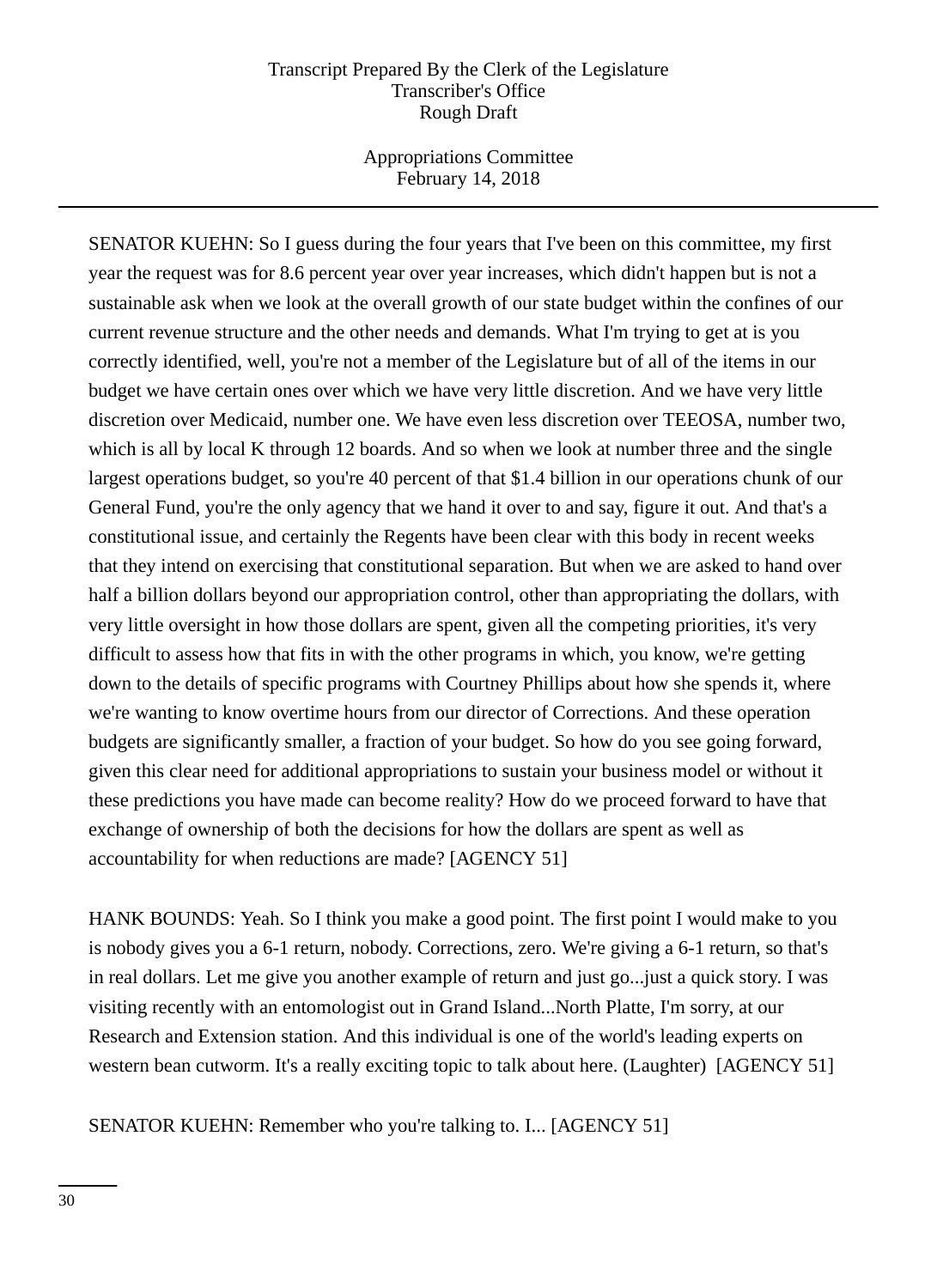SENATOR KUEHN: So I guess during the four years that I've been on this committee, my first year the request was for 8.6 percent year over year increases, which didn't happen but is not a sustainable ask when we look at the overall growth of our state budget within the confines of our current revenue structure and the other needs and demands. What I'm trying to get at is you correctly identified, well, you're not a member of the Legislature but of all of the items in our budget we have certain ones over which we have very little discretion. And we have very little discretion over Medicaid, number one. We have even less discretion over TEEOSA, number two, which is all by local K through 12 boards. And so when we look at number three and the single largest operations budget, so you're 40 percent of that $1.4 billion in our operations chunk of our General Fund, you're the only agency that we hand it over to and say, figure it out. And that's a constitutional issue, and certainly the Regents have been clear with this body in recent weeks that they intend on exercising that constitutional separation. But when we are asked to hand over half a billion dollars beyond our appropriation control, other than appropriating the dollars, with very little oversight in how those dollars are spent, given all the competing priorities, it's very difficult to assess how that fits in with the other programs in which, you know, we're getting down to the details of specific programs with Courtney Phillips about how she spends it, where we're wanting to know overtime hours from our director of Corrections. And these operation budgets are significantly smaller, a fraction of your budget. So how do you see going forward, given this clear need for additional appropriations to sustain your business model or without it these predictions you have made can become reality? How do we proceed forward to have that exchange of ownership of both the decisions for how the dollars are spent as well as accountability for when reductions are made? [AGENCY 51]

HANK BOUNDS: Yeah. So I think you make a good point. The first point I would make to you is nobody gives you a 6-1 return, nobody. Corrections, zero. We're giving a 6-1 return, so that's in real dollars. Let me give you another example of return and just go...just a quick story. I was visiting recently with an entomologist out in Grand Island...North Platte, I'm sorry, at our Research and Extension station. And this individual is one of the world's leading experts on western bean cutworm. It's a really exciting topic to talk about here. (Laughter) [AGENCY 51]

SENATOR KUEHN: Remember who you're talking to. I... [AGENCY 51]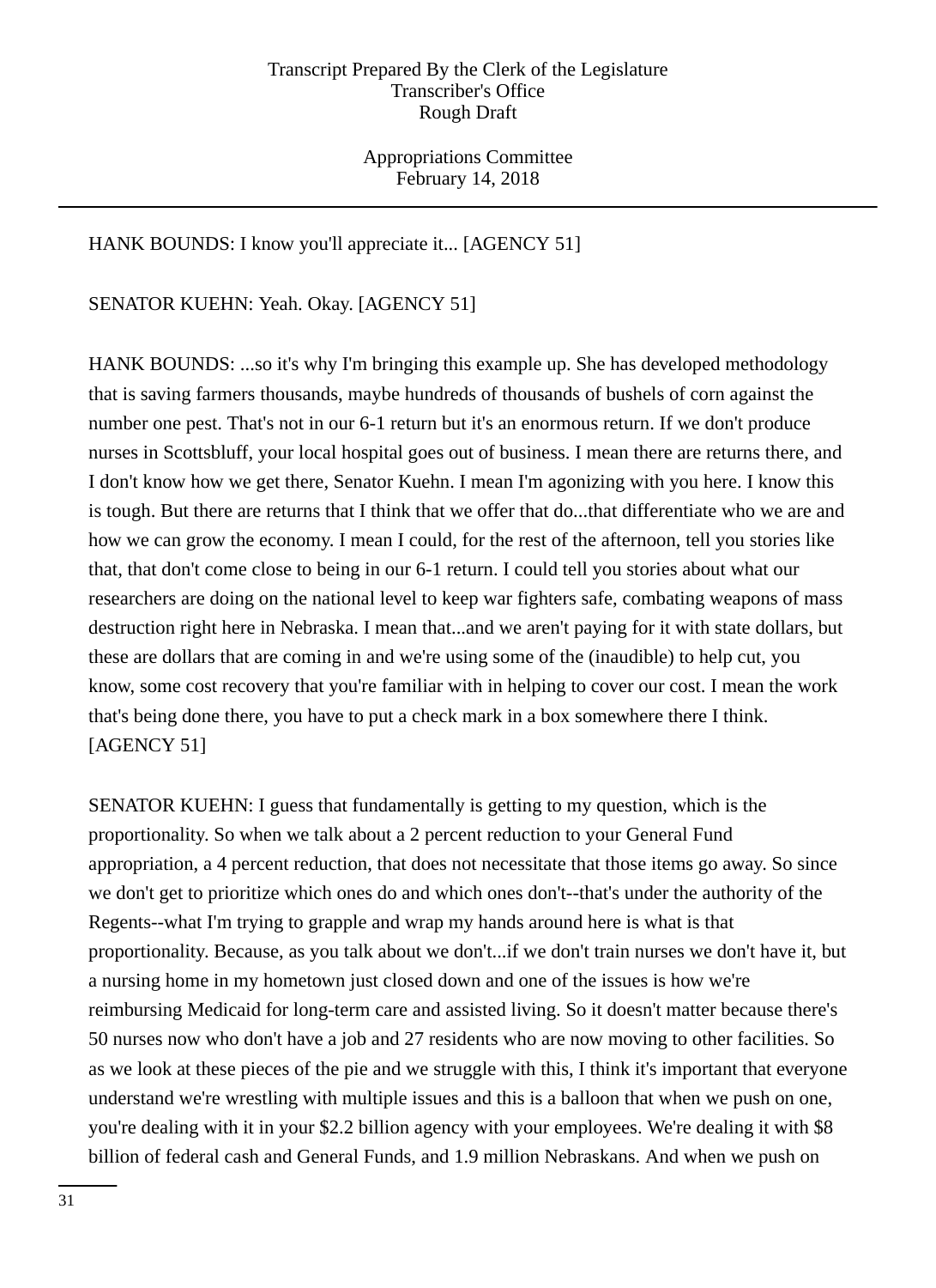HANK BOUNDS: I know you'll appreciate it... [AGENCY 51]

SENATOR KUEHN: Yeah. Okay. [AGENCY 51]

HANK BOUNDS: ...so it's why I'm bringing this example up. She has developed methodology that is saving farmers thousands, maybe hundreds of thousands of bushels of corn against the number one pest. That's not in our 6-1 return but it's an enormous return. If we don't produce nurses in Scottsbluff, your local hospital goes out of business. I mean there are returns there, and I don't know how we get there, Senator Kuehn. I mean I'm agonizing with you here. I know this is tough. But there are returns that I think that we offer that do...that differentiate who we are and how we can grow the economy. I mean I could, for the rest of the afternoon, tell you stories like that, that don't come close to being in our 6-1 return. I could tell you stories about what our researchers are doing on the national level to keep war fighters safe, combating weapons of mass destruction right here in Nebraska. I mean that...and we aren't paying for it with state dollars, but these are dollars that are coming in and we're using some of the (inaudible) to help cut, you know, some cost recovery that you're familiar with in helping to cover our cost. I mean the work that's being done there, you have to put a check mark in a box somewhere there I think. [AGENCY 51]

SENATOR KUEHN: I guess that fundamentally is getting to my question, which is the proportionality. So when we talk about a 2 percent reduction to your General Fund appropriation, a 4 percent reduction, that does not necessitate that those items go away. So since we don't get to prioritize which ones do and which ones don't--that's under the authority of the Regents--what I'm trying to grapple and wrap my hands around here is what is that proportionality. Because, as you talk about we don't...if we don't train nurses we don't have it, but a nursing home in my hometown just closed down and one of the issues is how we're reimbursing Medicaid for long-term care and assisted living. So it doesn't matter because there's 50 nurses now who don't have a job and 27 residents who are now moving to other facilities. So as we look at these pieces of the pie and we struggle with this, I think it's important that everyone understand we're wrestling with multiple issues and this is a balloon that when we push on one, you're dealing with it in your $2.2 billion agency with your employees. We're dealing it with $8 billion of federal cash and General Funds, and 1.9 million Nebraskans. And when we push on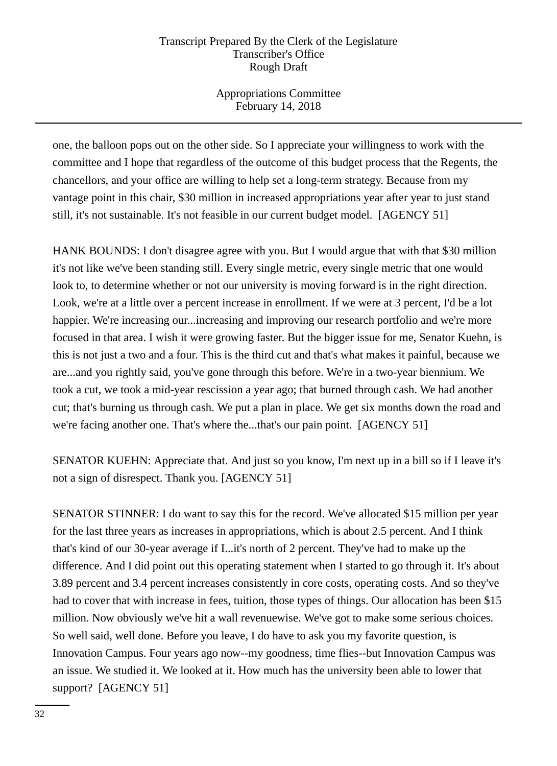one, the balloon pops out on the other side. So I appreciate your willingness to work with the committee and I hope that regardless of the outcome of this budget process that the Regents, the chancellors, and your office are willing to help set a long-term strategy. Because from my vantage point in this chair, $30 million in increased appropriations year after year to just stand still, it's not sustainable. It's not feasible in our current budget model. [AGENCY 51]

HANK BOUNDS: I don't disagree agree with you. But I would argue that with that $30 million it's not like we've been standing still. Every single metric, every single metric that one would look to, to determine whether or not our university is moving forward is in the right direction. Look, we're at a little over a percent increase in enrollment. If we were at 3 percent, I'd be a lot happier. We're increasing our...increasing and improving our research portfolio and we're more focused in that area. I wish it were growing faster. But the bigger issue for me, Senator Kuehn, is this is not just a two and a four. This is the third cut and that's what makes it painful, because we are...and you rightly said, you've gone through this before. We're in a two-year biennium. We took a cut, we took a mid-year rescission a year ago; that burned through cash. We had another cut; that's burning us through cash. We put a plan in place. We get six months down the road and we're facing another one. That's where the...that's our pain point. [AGENCY 51]

SENATOR KUEHN: Appreciate that. And just so you know, I'm next up in a bill so if I leave it's not a sign of disrespect. Thank you. [AGENCY 51]

SENATOR STINNER: I do want to say this for the record. We've allocated $15 million per year for the last three years as increases in appropriations, which is about 2.5 percent. And I think that's kind of our 30-year average if I...it's north of 2 percent. They've had to make up the difference. And I did point out this operating statement when I started to go through it. It's about 3.89 percent and 3.4 percent increases consistently in core costs, operating costs. And so they've had to cover that with increase in fees, tuition, those types of things. Our allocation has been $15 million. Now obviously we've hit a wall revenuewise. We've got to make some serious choices. So well said, well done. Before you leave, I do have to ask you my favorite question, is Innovation Campus. Four years ago now--my goodness, time flies--but Innovation Campus was an issue. We studied it. We looked at it. How much has the university been able to lower that support? [AGENCY 51]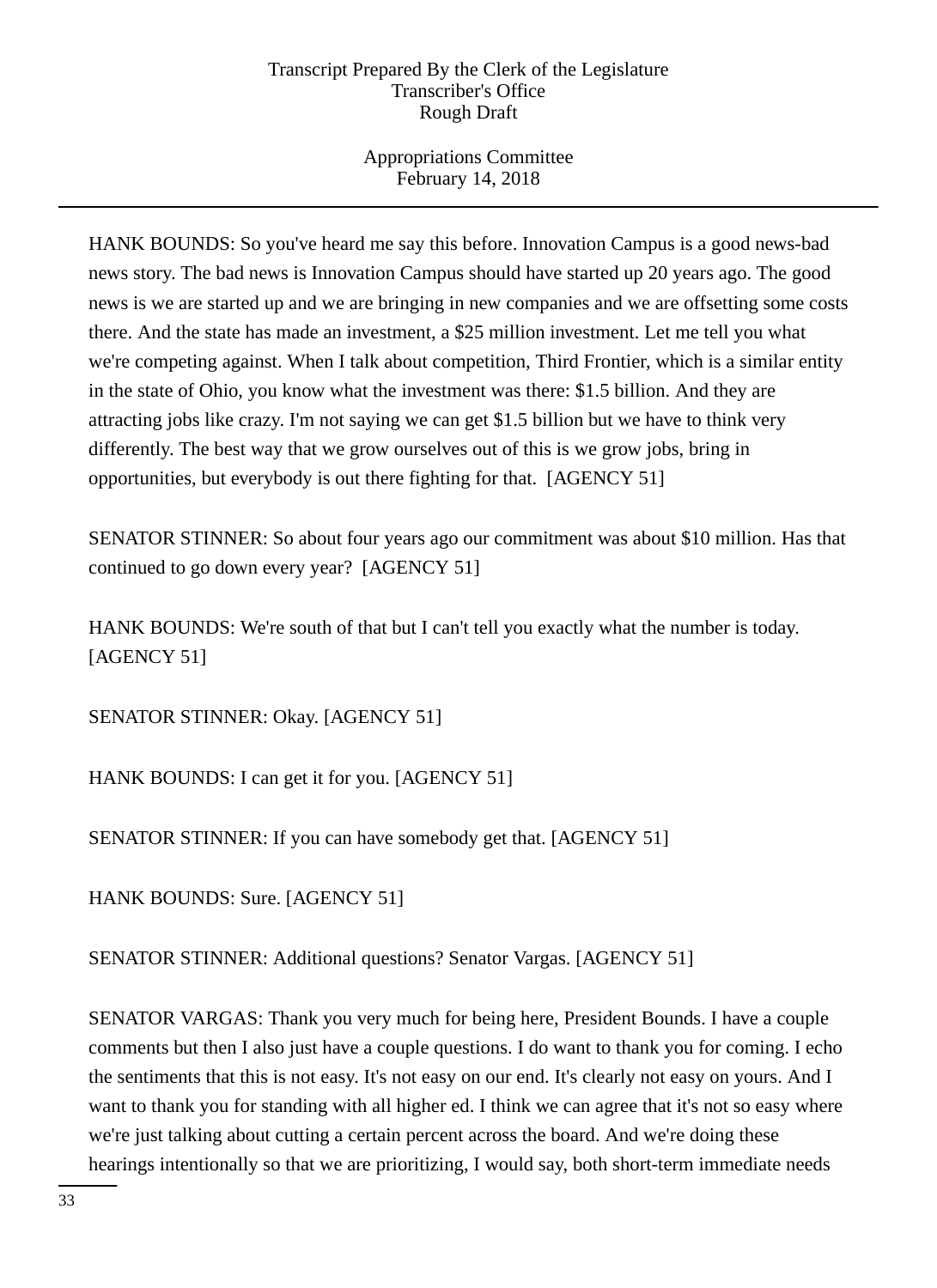HANK BOUNDS: So you've heard me say this before. Innovation Campus is a good news-bad news story. The bad news is Innovation Campus should have started up 20 years ago. The good news is we are started up and we are bringing in new companies and we are offsetting some costs there. And the state has made an investment, a $25 million investment. Let me tell you what we're competing against. When I talk about competition, Third Frontier, which is a similar entity in the state of Ohio, you know what the investment was there: $1.5 billion. And they are attracting jobs like crazy. I'm not saying we can get $1.5 billion but we have to think very differently. The best way that we grow ourselves out of this is we grow jobs, bring in opportunities, but everybody is out there fighting for that. [AGENCY 51]

SENATOR STINNER: So about four years ago our commitment was about $10 million. Has that continued to go down every year? [AGENCY 51]

HANK BOUNDS: We're south of that but I can't tell you exactly what the number is today. [AGENCY 51]

SENATOR STINNER: Okay. [AGENCY 51]

HANK BOUNDS: I can get it for you. [AGENCY 51]

SENATOR STINNER: If you can have somebody get that. [AGENCY 51]

HANK BOUNDS: Sure. [AGENCY 51]

SENATOR STINNER: Additional questions? Senator Vargas. [AGENCY 51]

SENATOR VARGAS: Thank you very much for being here, President Bounds. I have a couple comments but then I also just have a couple questions. I do want to thank you for coming. I echo the sentiments that this is not easy. It's not easy on our end. It's clearly not easy on yours. And I want to thank you for standing with all higher ed. I think we can agree that it's not so easy where we're just talking about cutting a certain percent across the board. And we're doing these hearings intentionally so that we are prioritizing, I would say, both short-term immediate needs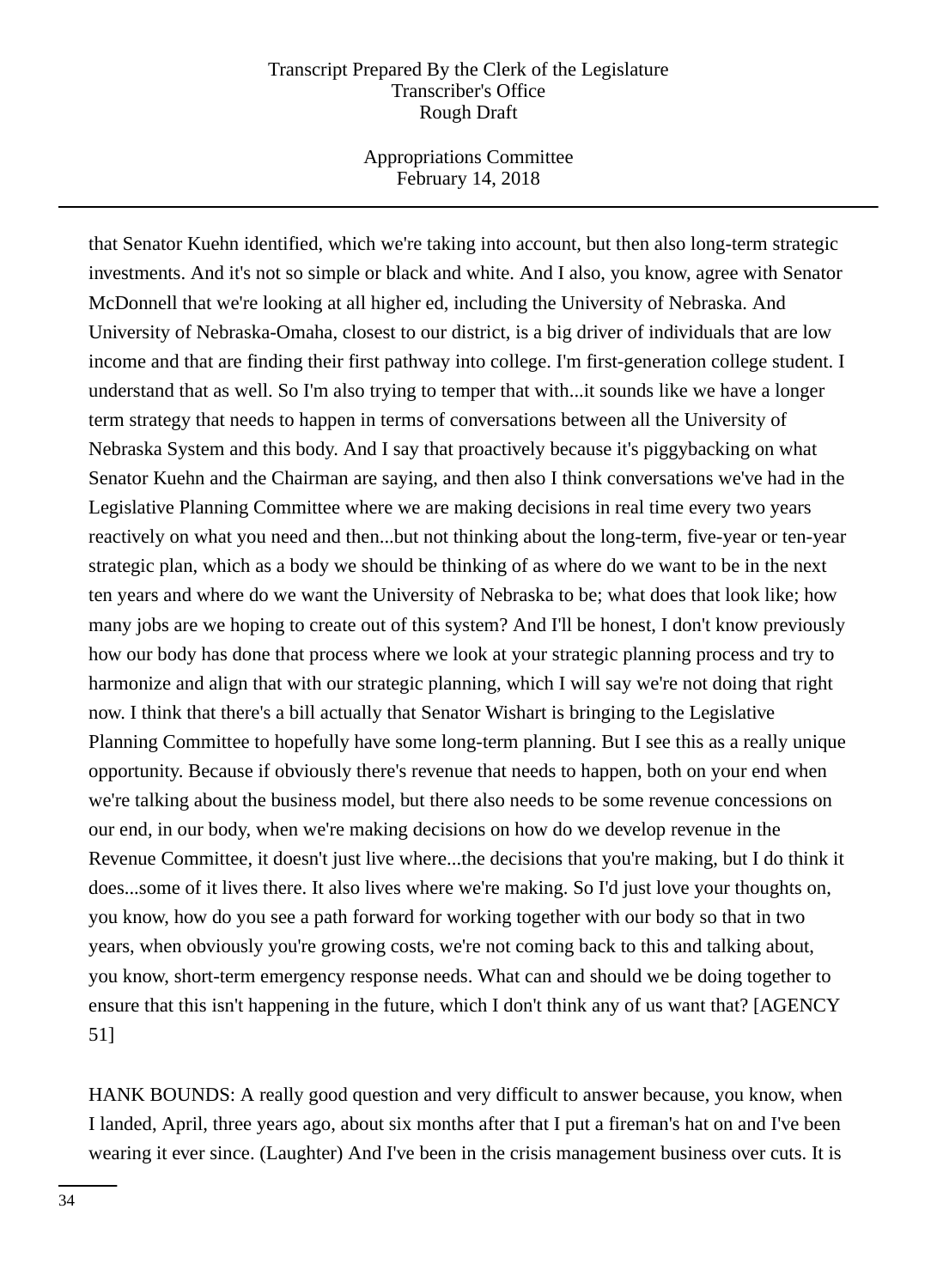that Senator Kuehn identified, which we're taking into account, but then also long-term strategic investments. And it's not so simple or black and white. And I also, you know, agree with Senator McDonnell that we're looking at all higher ed, including the University of Nebraska. And University of Nebraska-Omaha, closest to our district, is a big driver of individuals that are low income and that are finding their first pathway into college. I'm first-generation college student. I understand that as well. So I'm also trying to temper that with...it sounds like we have a longer term strategy that needs to happen in terms of conversations between all the University of Nebraska System and this body. And I say that proactively because it's piggybacking on what Senator Kuehn and the Chairman are saying, and then also I think conversations we've had in the Legislative Planning Committee where we are making decisions in real time every two years reactively on what you need and then...but not thinking about the long-term, five-year or ten-year strategic plan, which as a body we should be thinking of as where do we want to be in the next ten years and where do we want the University of Nebraska to be; what does that look like; how many jobs are we hoping to create out of this system? And I'll be honest, I don't know previously how our body has done that process where we look at your strategic planning process and try to harmonize and align that with our strategic planning, which I will say we're not doing that right now. I think that there's a bill actually that Senator Wishart is bringing to the Legislative Planning Committee to hopefully have some long-term planning. But I see this as a really unique opportunity. Because if obviously there's revenue that needs to happen, both on your end when we're talking about the business model, but there also needs to be some revenue concessions on our end, in our body, when we're making decisions on how do we develop revenue in the Revenue Committee, it doesn't just live where...the decisions that you're making, but I do think it does...some of it lives there. It also lives where we're making. So I'd just love your thoughts on, you know, how do you see a path forward for working together with our body so that in two years, when obviously you're growing costs, we're not coming back to this and talking about, you know, short-term emergency response needs. What can and should we be doing together to ensure that this isn't happening in the future, which I don't think any of us want that? [AGENCY 51]

HANK BOUNDS: A really good question and very difficult to answer because, you know, when I landed, April, three years ago, about six months after that I put a fireman's hat on and I've been wearing it ever since. (Laughter) And I've been in the crisis management business over cuts. It is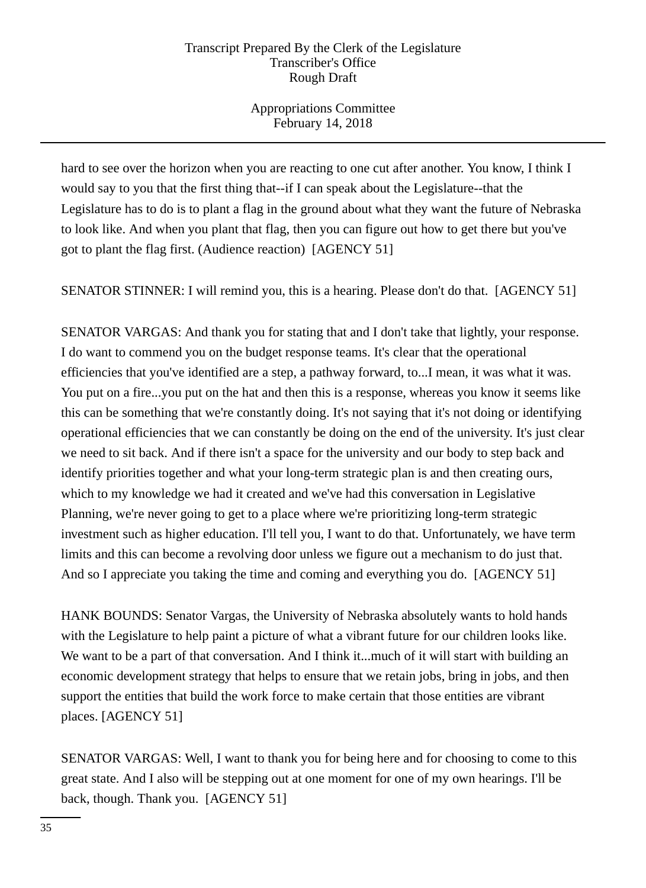hard to see over the horizon when you are reacting to one cut after another. You know, I think I would say to you that the first thing that--if I can speak about the Legislature--that the Legislature has to do is to plant a flag in the ground about what they want the future of Nebraska to look like. And when you plant that flag, then you can figure out how to get there but you've got to plant the flag first. (Audience reaction) [AGENCY 51]

SENATOR STINNER: I will remind you, this is a hearing. Please don't do that. [AGENCY 51]

SENATOR VARGAS: And thank you for stating that and I don't take that lightly, your response. I do want to commend you on the budget response teams. It's clear that the operational efficiencies that you've identified are a step, a pathway forward, to...I mean, it was what it was. You put on a fire...you put on the hat and then this is a response, whereas you know it seems like this can be something that we're constantly doing. It's not saying that it's not doing or identifying operational efficiencies that we can constantly be doing on the end of the university. It's just clear we need to sit back. And if there isn't a space for the university and our body to step back and identify priorities together and what your long-term strategic plan is and then creating ours, which to my knowledge we had it created and we've had this conversation in Legislative Planning, we're never going to get to a place where we're prioritizing long-term strategic investment such as higher education. I'll tell you, I want to do that. Unfortunately, we have term limits and this can become a revolving door unless we figure out a mechanism to do just that. And so I appreciate you taking the time and coming and everything you do. [AGENCY 51]

HANK BOUNDS: Senator Vargas, the University of Nebraska absolutely wants to hold hands with the Legislature to help paint a picture of what a vibrant future for our children looks like. We want to be a part of that conversation. And I think it...much of it will start with building an economic development strategy that helps to ensure that we retain jobs, bring in jobs, and then support the entities that build the work force to make certain that those entities are vibrant places. [AGENCY 51]

SENATOR VARGAS: Well, I want to thank you for being here and for choosing to come to this great state. And I also will be stepping out at one moment for one of my own hearings. I'll be back, though. Thank you. [AGENCY 51]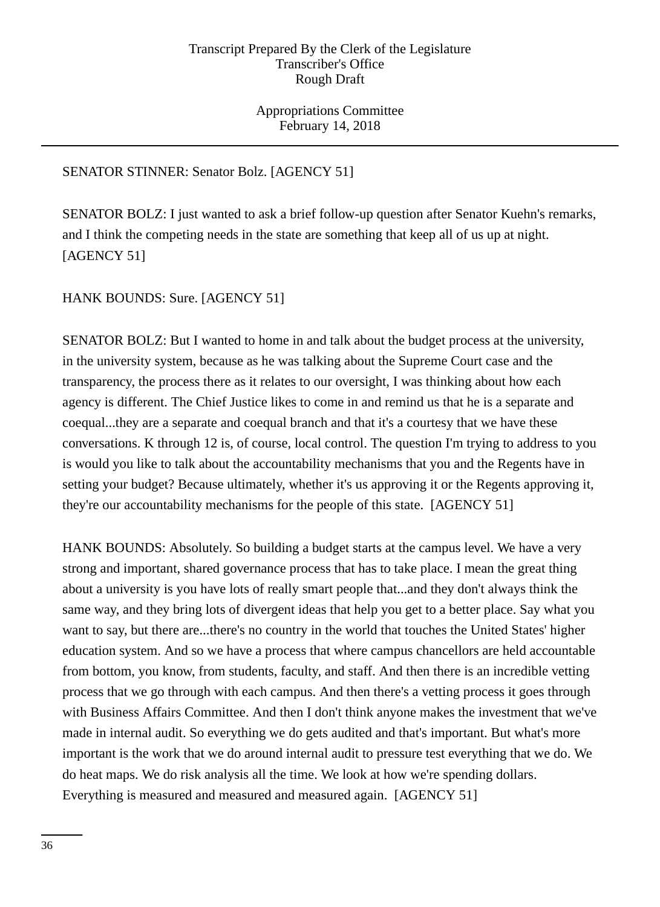SENATOR STINNER: Senator Bolz. [AGENCY 51]

SENATOR BOLZ: I just wanted to ask a brief follow-up question after Senator Kuehn's remarks, and I think the competing needs in the state are something that keep all of us up at night. [AGENCY 51]

HANK BOUNDS: Sure. [AGENCY 51]

SENATOR BOLZ: But I wanted to home in and talk about the budget process at the university, in the university system, because as he was talking about the Supreme Court case and the transparency, the process there as it relates to our oversight, I was thinking about how each agency is different. The Chief Justice likes to come in and remind us that he is a separate and coequal...they are a separate and coequal branch and that it's a courtesy that we have these conversations. K through 12 is, of course, local control. The question I'm trying to address to you is would you like to talk about the accountability mechanisms that you and the Regents have in setting your budget? Because ultimately, whether it's us approving it or the Regents approving it, they're our accountability mechanisms for the people of this state. [AGENCY 51]

HANK BOUNDS: Absolutely. So building a budget starts at the campus level. We have a very strong and important, shared governance process that has to take place. I mean the great thing about a university is you have lots of really smart people that...and they don't always think the same way, and they bring lots of divergent ideas that help you get to a better place. Say what you want to say, but there are...there's no country in the world that touches the United States' higher education system. And so we have a process that where campus chancellors are held accountable from bottom, you know, from students, faculty, and staff. And then there is an incredible vetting process that we go through with each campus. And then there's a vetting process it goes through with Business Affairs Committee. And then I don't think anyone makes the investment that we've made in internal audit. So everything we do gets audited and that's important. But what's more important is the work that we do around internal audit to pressure test everything that we do. We do heat maps. We do risk analysis all the time. We look at how we're spending dollars. Everything is measured and measured and measured again. [AGENCY 51]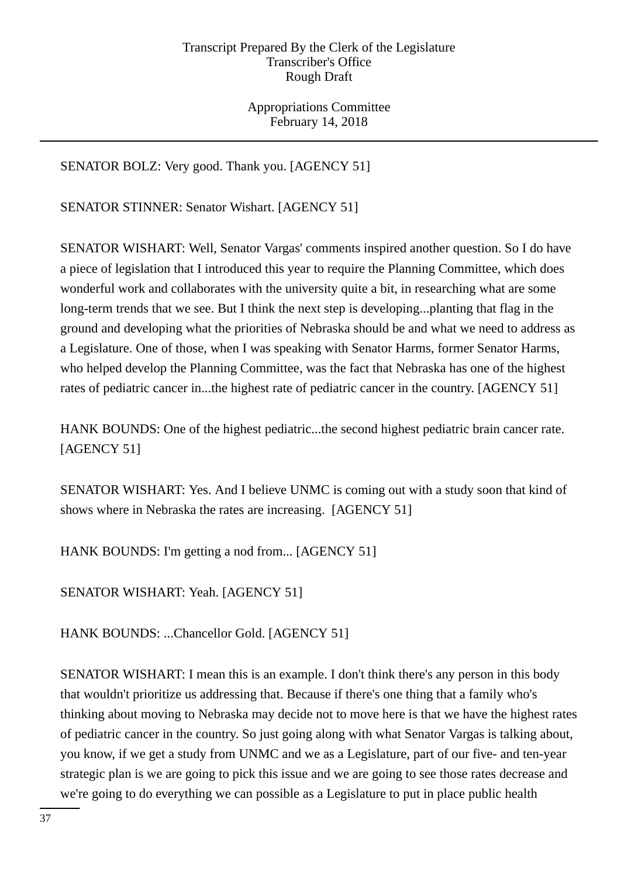SENATOR BOLZ: Very good. Thank you. [AGENCY 51]

SENATOR STINNER: Senator Wishart. [AGENCY 51]

SENATOR WISHART: Well, Senator Vargas' comments inspired another question. So I do have a piece of legislation that I introduced this year to require the Planning Committee, which does wonderful work and collaborates with the university quite a bit, in researching what are some long-term trends that we see. But I think the next step is developing...planting that flag in the ground and developing what the priorities of Nebraska should be and what we need to address as a Legislature. One of those, when I was speaking with Senator Harms, former Senator Harms, who helped develop the Planning Committee, was the fact that Nebraska has one of the highest rates of pediatric cancer in...the highest rate of pediatric cancer in the country. [AGENCY 51]

HANK BOUNDS: One of the highest pediatric...the second highest pediatric brain cancer rate. [AGENCY 51]

SENATOR WISHART: Yes. And I believe UNMC is coming out with a study soon that kind of shows where in Nebraska the rates are increasing. [AGENCY 51]

HANK BOUNDS: I'm getting a nod from... [AGENCY 51]

SENATOR WISHART: Yeah. [AGENCY 51]

HANK BOUNDS: ...Chancellor Gold. [AGENCY 51]

SENATOR WISHART: I mean this is an example. I don't think there's any person in this body that wouldn't prioritize us addressing that. Because if there's one thing that a family who's thinking about moving to Nebraska may decide not to move here is that we have the highest rates of pediatric cancer in the country. So just going along with what Senator Vargas is talking about, you know, if we get a study from UNMC and we as a Legislature, part of our five- and ten-year strategic plan is we are going to pick this issue and we are going to see those rates decrease and we're going to do everything we can possible as a Legislature to put in place public health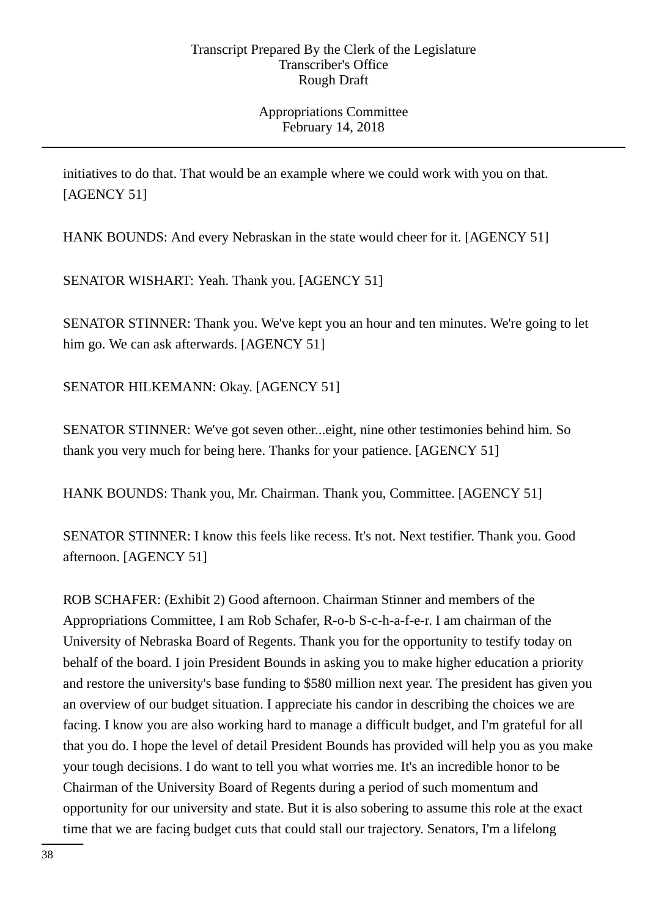initiatives to do that. That would be an example where we could work with you on that. [AGENCY 51]

HANK BOUNDS: And every Nebraskan in the state would cheer for it. [AGENCY 51]

SENATOR WISHART: Yeah. Thank you. [AGENCY 51]

SENATOR STINNER: Thank you. We've kept you an hour and ten minutes. We're going to let him go. We can ask afterwards. [AGENCY 51]

SENATOR HILKEMANN: Okay. [AGENCY 51]

SENATOR STINNER: We've got seven other...eight, nine other testimonies behind him. So thank you very much for being here. Thanks for your patience. [AGENCY 51]

HANK BOUNDS: Thank you, Mr. Chairman. Thank you, Committee. [AGENCY 51]

SENATOR STINNER: I know this feels like recess. It's not. Next testifier. Thank you. Good afternoon. [AGENCY 51]

ROB SCHAFER: (Exhibit 2) Good afternoon. Chairman Stinner and members of the Appropriations Committee, I am Rob Schafer, R-o-b S-c-h-a-f-e-r. I am chairman of the University of Nebraska Board of Regents. Thank you for the opportunity to testify today on behalf of the board. I join President Bounds in asking you to make higher education a priority and restore the university's base funding to $580 million next year. The president has given you an overview of our budget situation. I appreciate his candor in describing the choices we are facing. I know you are also working hard to manage a difficult budget, and I'm grateful for all that you do. I hope the level of detail President Bounds has provided will help you as you make your tough decisions. I do want to tell you what worries me. It's an incredible honor to be Chairman of the University Board of Regents during a period of such momentum and opportunity for our university and state. But it is also sobering to assume this role at the exact time that we are facing budget cuts that could stall our trajectory. Senators, I'm a lifelong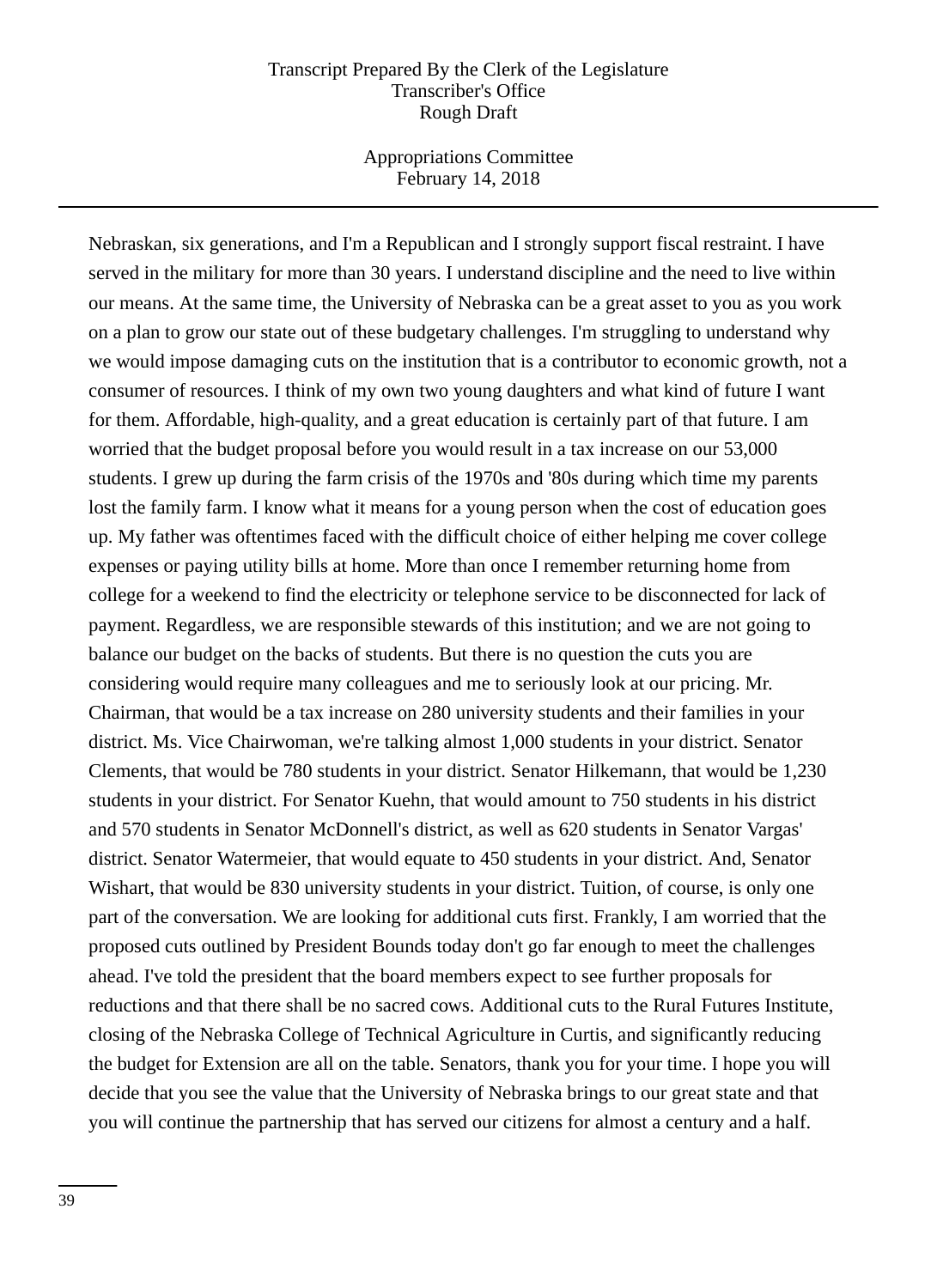Nebraskan, six generations, and I'm a Republican and I strongly support fiscal restraint. I have served in the military for more than 30 years. I understand discipline and the need to live within our means. At the same time, the University of Nebraska can be a great asset to you as you work on a plan to grow our state out of these budgetary challenges. I'm struggling to understand why we would impose damaging cuts on the institution that is a contributor to economic growth, not a consumer of resources. I think of my own two young daughters and what kind of future I want for them. Affordable, high-quality, and a great education is certainly part of that future. I am worried that the budget proposal before you would result in a tax increase on our 53,000 students. I grew up during the farm crisis of the 1970s and '80s during which time my parents lost the family farm. I know what it means for a young person when the cost of education goes up. My father was oftentimes faced with the difficult choice of either helping me cover college expenses or paying utility bills at home. More than once I remember returning home from college for a weekend to find the electricity or telephone service to be disconnected for lack of payment. Regardless, we are responsible stewards of this institution; and we are not going to balance our budget on the backs of students. But there is no question the cuts you are considering would require many colleagues and me to seriously look at our pricing. Mr. Chairman, that would be a tax increase on 280 university students and their families in your district. Ms. Vice Chairwoman, we're talking almost 1,000 students in your district. Senator Clements, that would be 780 students in your district. Senator Hilkemann, that would be 1,230 students in your district. For Senator Kuehn, that would amount to 750 students in his district and 570 students in Senator McDonnell's district, as well as 620 students in Senator Vargas' district. Senator Watermeier, that would equate to 450 students in your district. And, Senator Wishart, that would be 830 university students in your district. Tuition, of course, is only one part of the conversation. We are looking for additional cuts first. Frankly, I am worried that the proposed cuts outlined by President Bounds today don't go far enough to meet the challenges ahead. I've told the president that the board members expect to see further proposals for reductions and that there shall be no sacred cows. Additional cuts to the Rural Futures Institute, closing of the Nebraska College of Technical Agriculture in Curtis, and significantly reducing the budget for Extension are all on the table. Senators, thank you for your time. I hope you will decide that you see the value that the University of Nebraska brings to our great state and that you will continue the partnership that has served our citizens for almost a century and a half.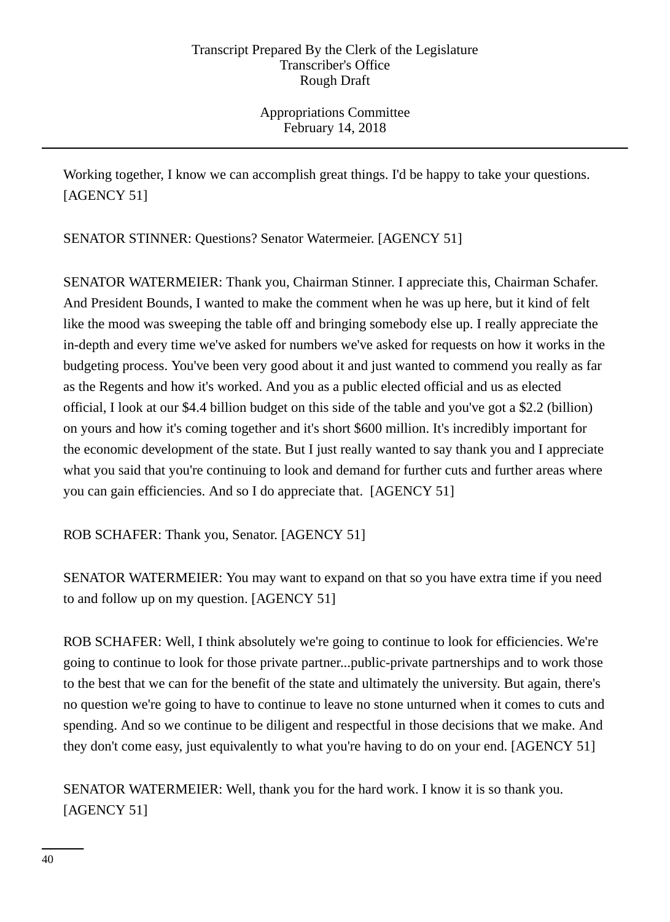Working together, I know we can accomplish great things. I'd be happy to take your questions. [AGENCY 51]

SENATOR STINNER: Questions? Senator Watermeier. [AGENCY 51]

SENATOR WATERMEIER: Thank you, Chairman Stinner. I appreciate this, Chairman Schafer. And President Bounds, I wanted to make the comment when he was up here, but it kind of felt like the mood was sweeping the table off and bringing somebody else up. I really appreciate the in-depth and every time we've asked for numbers we've asked for requests on how it works in the budgeting process. You've been very good about it and just wanted to commend you really as far as the Regents and how it's worked. And you as a public elected official and us as elected official, I look at our $4.4 billion budget on this side of the table and you've got a $2.2 (billion) on yours and how it's coming together and it's short $600 million. It's incredibly important for the economic development of the state. But I just really wanted to say thank you and I appreciate what you said that you're continuing to look and demand for further cuts and further areas where you can gain efficiencies. And so I do appreciate that. [AGENCY 51]

ROB SCHAFER: Thank you, Senator. [AGENCY 51]

SENATOR WATERMEIER: You may want to expand on that so you have extra time if you need to and follow up on my question. [AGENCY 51]

ROB SCHAFER: Well, I think absolutely we're going to continue to look for efficiencies. We're going to continue to look for those private partner...public-private partnerships and to work those to the best that we can for the benefit of the state and ultimately the university. But again, there's no question we're going to have to continue to leave no stone unturned when it comes to cuts and spending. And so we continue to be diligent and respectful in those decisions that we make. And they don't come easy, just equivalently to what you're having to do on your end. [AGENCY 51]

SENATOR WATERMEIER: Well, thank you for the hard work. I know it is so thank you. [AGENCY 51]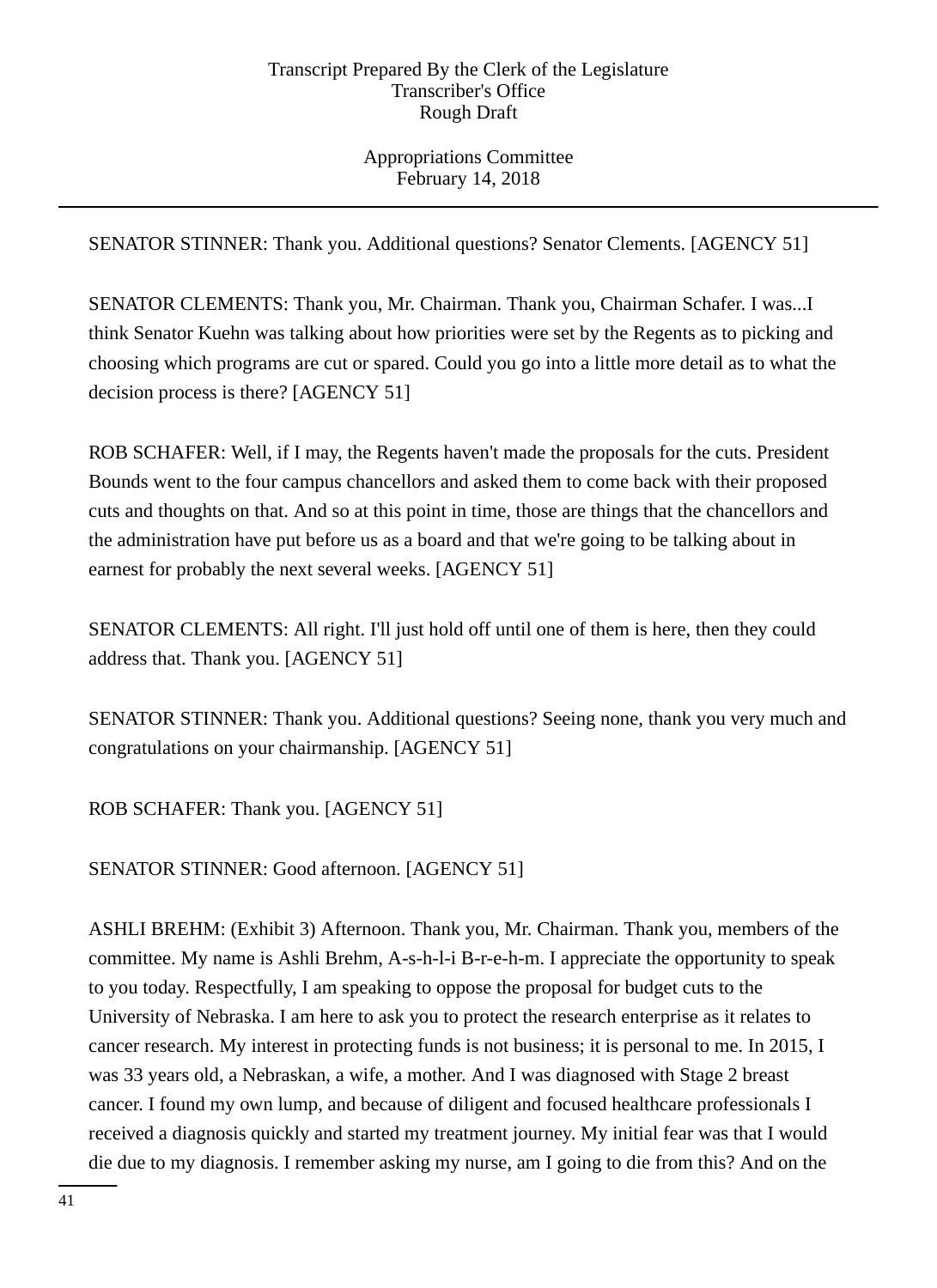SENATOR STINNER: Thank you. Additional questions? Senator Clements. [AGENCY 51]

SENATOR CLEMENTS: Thank you, Mr. Chairman. Thank you, Chairman Schafer. I was...I think Senator Kuehn was talking about how priorities were set by the Regents as to picking and choosing which programs are cut or spared. Could you go into a little more detail as to what the decision process is there? [AGENCY 51]

ROB SCHAFER: Well, if I may, the Regents haven't made the proposals for the cuts. President Bounds went to the four campus chancellors and asked them to come back with their proposed cuts and thoughts on that. And so at this point in time, those are things that the chancellors and the administration have put before us as a board and that we're going to be talking about in earnest for probably the next several weeks. [AGENCY 51]

SENATOR CLEMENTS: All right. I'll just hold off until one of them is here, then they could address that. Thank you. [AGENCY 51]

SENATOR STINNER: Thank you. Additional questions? Seeing none, thank you very much and congratulations on your chairmanship. [AGENCY 51]

ROB SCHAFER: Thank you. [AGENCY 51]

SENATOR STINNER: Good afternoon. [AGENCY 51]

ASHLI BREHM: (Exhibit 3) Afternoon. Thank you, Mr. Chairman. Thank you, members of the committee. My name is Ashli Brehm, A-s-h-l-i B-r-e-h-m. I appreciate the opportunity to speak to you today. Respectfully, I am speaking to oppose the proposal for budget cuts to the University of Nebraska. I am here to ask you to protect the research enterprise as it relates to cancer research. My interest in protecting funds is not business; it is personal to me. In 2015, I was 33 years old, a Nebraskan, a wife, a mother. And I was diagnosed with Stage 2 breast cancer. I found my own lump, and because of diligent and focused healthcare professionals I received a diagnosis quickly and started my treatment journey. My initial fear was that I would die due to my diagnosis. I remember asking my nurse, am I going to die from this? And on the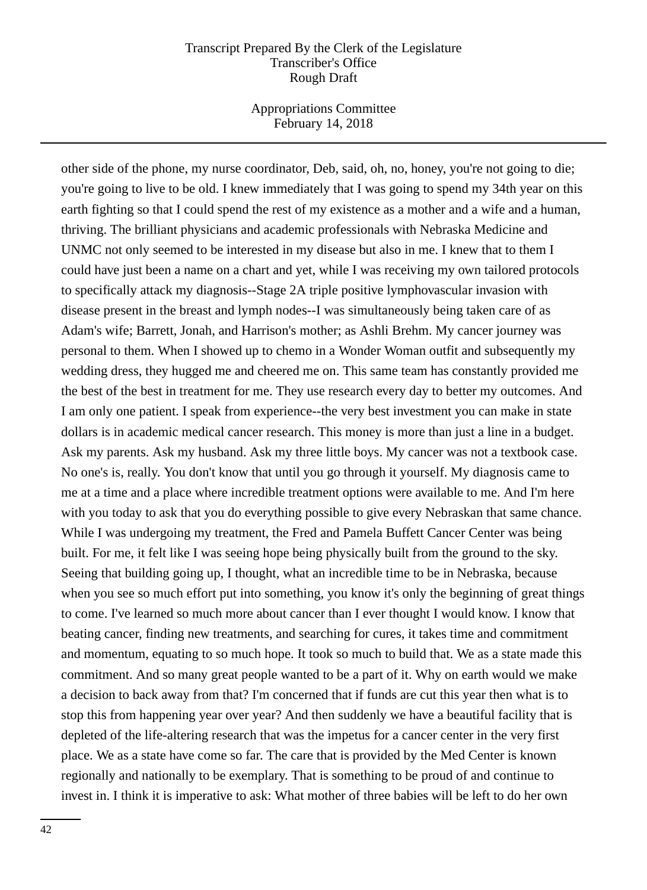other side of the phone, my nurse coordinator, Deb, said, oh, no, honey, you're not going to die; you're going to live to be old. I knew immediately that I was going to spend my 34th year on this earth fighting so that I could spend the rest of my existence as a mother and a wife and a human, thriving. The brilliant physicians and academic professionals with Nebraska Medicine and UNMC not only seemed to be interested in my disease but also in me. I knew that to them I could have just been a name on a chart and yet, while I was receiving my own tailored protocols to specifically attack my diagnosis--Stage 2A triple positive lymphovascular invasion with disease present in the breast and lymph nodes--I was simultaneously being taken care of as Adam's wife; Barrett, Jonah, and Harrison's mother; as Ashli Brehm. My cancer journey was personal to them. When I showed up to chemo in a Wonder Woman outfit and subsequently my wedding dress, they hugged me and cheered me on. This same team has constantly provided me the best of the best in treatment for me. They use research every day to better my outcomes. And I am only one patient. I speak from experience--the very best investment you can make in state dollars is in academic medical cancer research. This money is more than just a line in a budget. Ask my parents. Ask my husband. Ask my three little boys. My cancer was not a textbook case. No one's is, really. You don't know that until you go through it yourself. My diagnosis came to me at a time and a place where incredible treatment options were available to me. And I'm here with you today to ask that you do everything possible to give every Nebraskan that same chance. While I was undergoing my treatment, the Fred and Pamela Buffett Cancer Center was being built. For me, it felt like I was seeing hope being physically built from the ground to the sky. Seeing that building going up, I thought, what an incredible time to be in Nebraska, because when you see so much effort put into something, you know it's only the beginning of great things to come. I've learned so much more about cancer than I ever thought I would know. I know that beating cancer, finding new treatments, and searching for cures, it takes time and commitment and momentum, equating to so much hope. It took so much to build that. We as a state made this commitment. And so many great people wanted to be a part of it. Why on earth would we make a decision to back away from that? I'm concerned that if funds are cut this year then what is to stop this from happening year over year? And then suddenly we have a beautiful facility that is depleted of the life-altering research that was the impetus for a cancer center in the very first place. We as a state have come so far. The care that is provided by the Med Center is known regionally and nationally to be exemplary. That is something to be proud of and continue to invest in. I think it is imperative to ask: What mother of three babies will be left to do her own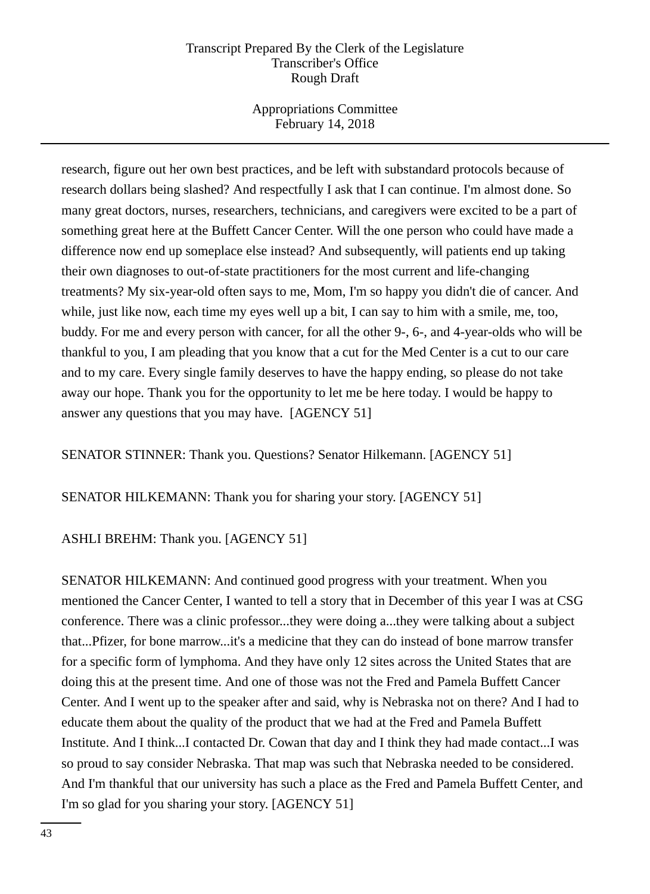research, figure out her own best practices, and be left with substandard protocols because of research dollars being slashed? And respectfully I ask that I can continue. I'm almost done. So many great doctors, nurses, researchers, technicians, and caregivers were excited to be a part of something great here at the Buffett Cancer Center. Will the one person who could have made a difference now end up someplace else instead? And subsequently, will patients end up taking their own diagnoses to out-of-state practitioners for the most current and life-changing treatments? My six-year-old often says to me, Mom, I'm so happy you didn't die of cancer. And while, just like now, each time my eyes well up a bit, I can say to him with a smile, me, too, buddy. For me and every person with cancer, for all the other 9-, 6-, and 4-year-olds who will be thankful to you, I am pleading that you know that a cut for the Med Center is a cut to our care and to my care. Every single family deserves to have the happy ending, so please do not take away our hope. Thank you for the opportunity to let me be here today. I would be happy to answer any questions that you may have. [AGENCY 51]

SENATOR STINNER: Thank you. Questions? Senator Hilkemann. [AGENCY 51]

SENATOR HILKEMANN: Thank you for sharing your story. [AGENCY 51]

ASHLI BREHM: Thank you. [AGENCY 51]

SENATOR HILKEMANN: And continued good progress with your treatment. When you mentioned the Cancer Center, I wanted to tell a story that in December of this year I was at CSG conference. There was a clinic professor...they were doing a...they were talking about a subject that...Pfizer, for bone marrow...it's a medicine that they can do instead of bone marrow transfer for a specific form of lymphoma. And they have only 12 sites across the United States that are doing this at the present time. And one of those was not the Fred and Pamela Buffett Cancer Center. And I went up to the speaker after and said, why is Nebraska not on there? And I had to educate them about the quality of the product that we had at the Fred and Pamela Buffett Institute. And I think...I contacted Dr. Cowan that day and I think they had made contact...I was so proud to say consider Nebraska. That map was such that Nebraska needed to be considered. And I'm thankful that our university has such a place as the Fred and Pamela Buffett Center, and I'm so glad for you sharing your story. [AGENCY 51]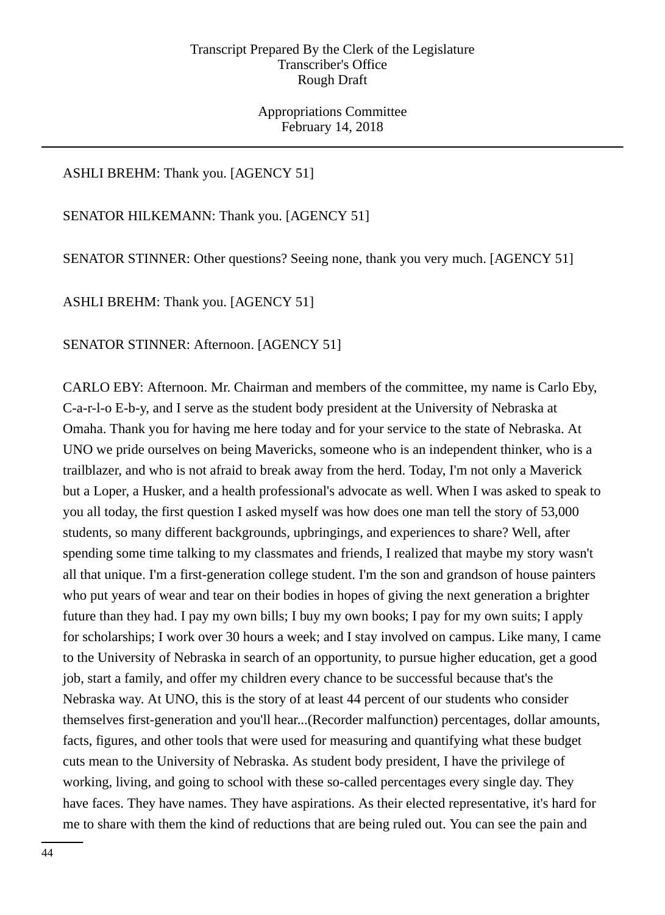ASHLI BREHM: Thank you. [AGENCY 51]

SENATOR HILKEMANN: Thank you. [AGENCY 51]

SENATOR STINNER: Other questions? Seeing none, thank you very much. [AGENCY 51]

ASHLI BREHM: Thank you. [AGENCY 51]

SENATOR STINNER: Afternoon. [AGENCY 51]

CARLO EBY: Afternoon. Mr. Chairman and members of the committee, my name is Carlo Eby, C-a-r-l-o E-b-y, and I serve as the student body president at the University of Nebraska at Omaha. Thank you for having me here today and for your service to the state of Nebraska. At UNO we pride ourselves on being Mavericks, someone who is an independent thinker, who is a trailblazer, and who is not afraid to break away from the herd. Today, I'm not only a Maverick but a Loper, a Husker, and a health professional's advocate as well. When I was asked to speak to you all today, the first question I asked myself was how does one man tell the story of 53,000 students, so many different backgrounds, upbringings, and experiences to share? Well, after spending some time talking to my classmates and friends, I realized that maybe my story wasn't all that unique. I'm a first-generation college student. I'm the son and grandson of house painters who put years of wear and tear on their bodies in hopes of giving the next generation a brighter future than they had. I pay my own bills; I buy my own books; I pay for my own suits; I apply for scholarships; I work over 30 hours a week; and I stay involved on campus. Like many, I came to the University of Nebraska in search of an opportunity, to pursue higher education, get a good job, start a family, and offer my children every chance to be successful because that's the Nebraska way. At UNO, this is the story of at least 44 percent of our students who consider themselves first-generation and you'll hear...(Recorder malfunction) percentages, dollar amounts, facts, figures, and other tools that were used for measuring and quantifying what these budget cuts mean to the University of Nebraska. As student body president, I have the privilege of working, living, and going to school with these so-called percentages every single day. They have faces. They have names. They have aspirations. As their elected representative, it's hard for me to share with them the kind of reductions that are being ruled out. You can see the pain and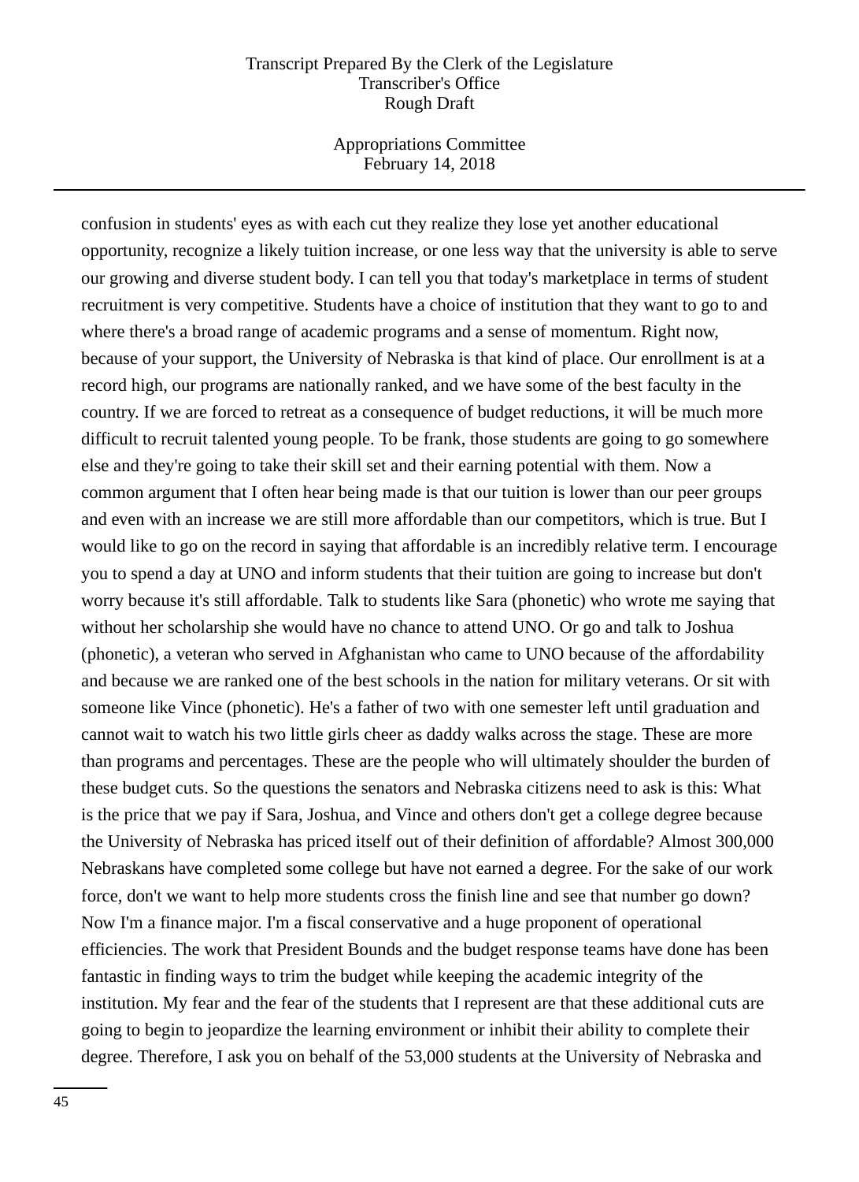confusion in students' eyes as with each cut they realize they lose yet another educational opportunity, recognize a likely tuition increase, or one less way that the university is able to serve our growing and diverse student body. I can tell you that today's marketplace in terms of student recruitment is very competitive. Students have a choice of institution that they want to go to and where there's a broad range of academic programs and a sense of momentum. Right now, because of your support, the University of Nebraska is that kind of place. Our enrollment is at a record high, our programs are nationally ranked, and we have some of the best faculty in the country. If we are forced to retreat as a consequence of budget reductions, it will be much more difficult to recruit talented young people. To be frank, those students are going to go somewhere else and they're going to take their skill set and their earning potential with them. Now a common argument that I often hear being made is that our tuition is lower than our peer groups and even with an increase we are still more affordable than our competitors, which is true. But I would like to go on the record in saying that affordable is an incredibly relative term. I encourage you to spend a day at UNO and inform students that their tuition are going to increase but don't worry because it's still affordable. Talk to students like Sara (phonetic) who wrote me saying that without her scholarship she would have no chance to attend UNO. Or go and talk to Joshua (phonetic), a veteran who served in Afghanistan who came to UNO because of the affordability and because we are ranked one of the best schools in the nation for military veterans. Or sit with someone like Vince (phonetic). He's a father of two with one semester left until graduation and cannot wait to watch his two little girls cheer as daddy walks across the stage. These are more than programs and percentages. These are the people who will ultimately shoulder the burden of these budget cuts. So the questions the senators and Nebraska citizens need to ask is this: What is the price that we pay if Sara, Joshua, and Vince and others don't get a college degree because the University of Nebraska has priced itself out of their definition of affordable? Almost 300,000 Nebraskans have completed some college but have not earned a degree. For the sake of our work force, don't we want to help more students cross the finish line and see that number go down? Now I'm a finance major. I'm a fiscal conservative and a huge proponent of operational efficiencies. The work that President Bounds and the budget response teams have done has been fantastic in finding ways to trim the budget while keeping the academic integrity of the institution. My fear and the fear of the students that I represent are that these additional cuts are going to begin to jeopardize the learning environment or inhibit their ability to complete their degree. Therefore, I ask you on behalf of the 53,000 students at the University of Nebraska and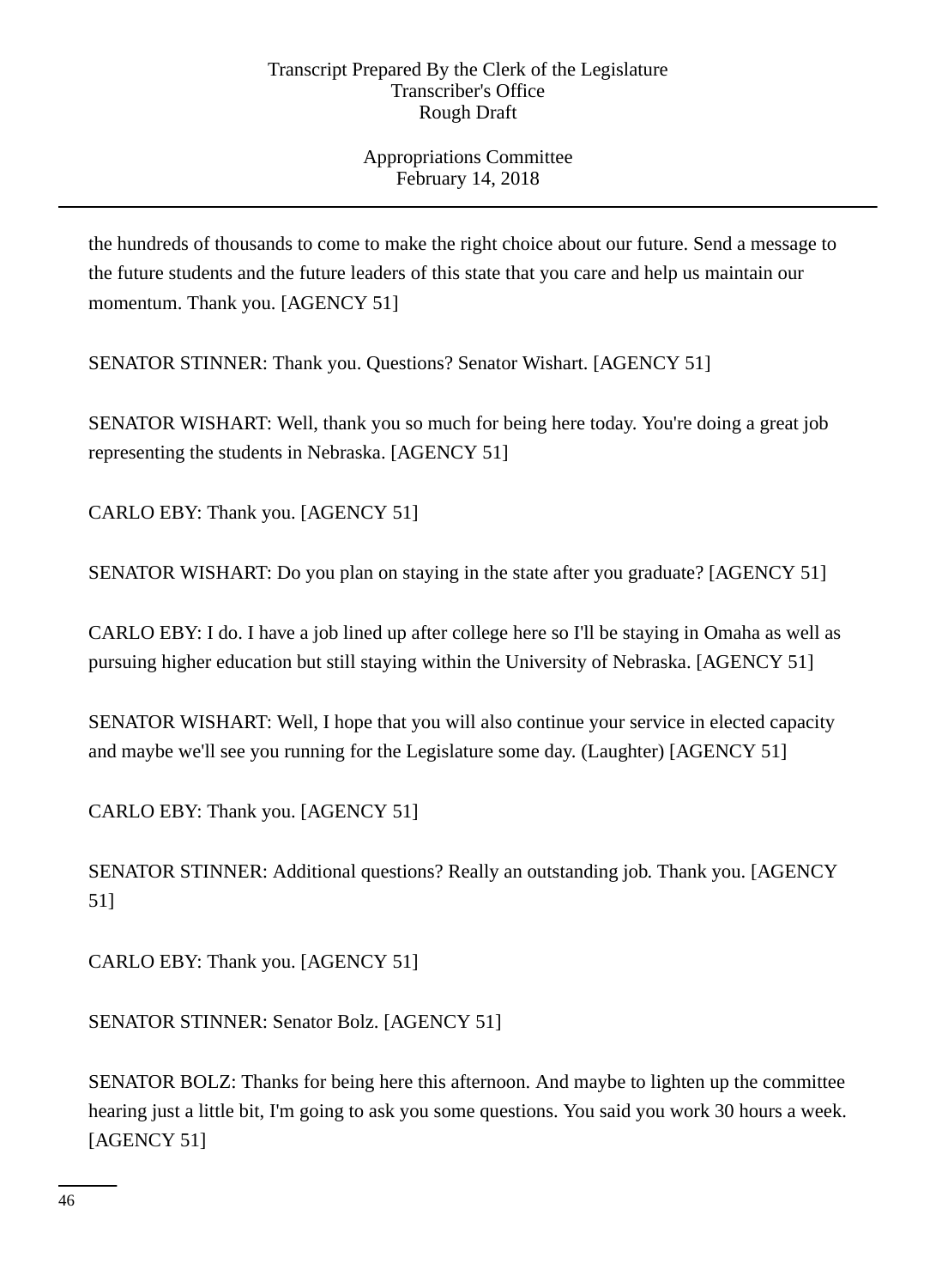the hundreds of thousands to come to make the right choice about our future. Send a message to the future students and the future leaders of this state that you care and help us maintain our momentum. Thank you. [AGENCY 51]

SENATOR STINNER: Thank you. Questions? Senator Wishart. [AGENCY 51]

SENATOR WISHART: Well, thank you so much for being here today. You're doing a great job representing the students in Nebraska. [AGENCY 51]

CARLO EBY: Thank you. [AGENCY 51]

SENATOR WISHART: Do you plan on staying in the state after you graduate? [AGENCY 51]

CARLO EBY: I do. I have a job lined up after college here so I'll be staying in Omaha as well as pursuing higher education but still staying within the University of Nebraska. [AGENCY 51]

SENATOR WISHART: Well, I hope that you will also continue your service in elected capacity and maybe we'll see you running for the Legislature some day. (Laughter) [AGENCY 51]

CARLO EBY: Thank you. [AGENCY 51]

SENATOR STINNER: Additional questions? Really an outstanding job. Thank you. [AGENCY 51]

CARLO EBY: Thank you. [AGENCY 51]

SENATOR STINNER: Senator Bolz. [AGENCY 51]

SENATOR BOLZ: Thanks for being here this afternoon. And maybe to lighten up the committee hearing just a little bit, I'm going to ask you some questions. You said you work 30 hours a week. [AGENCY 51]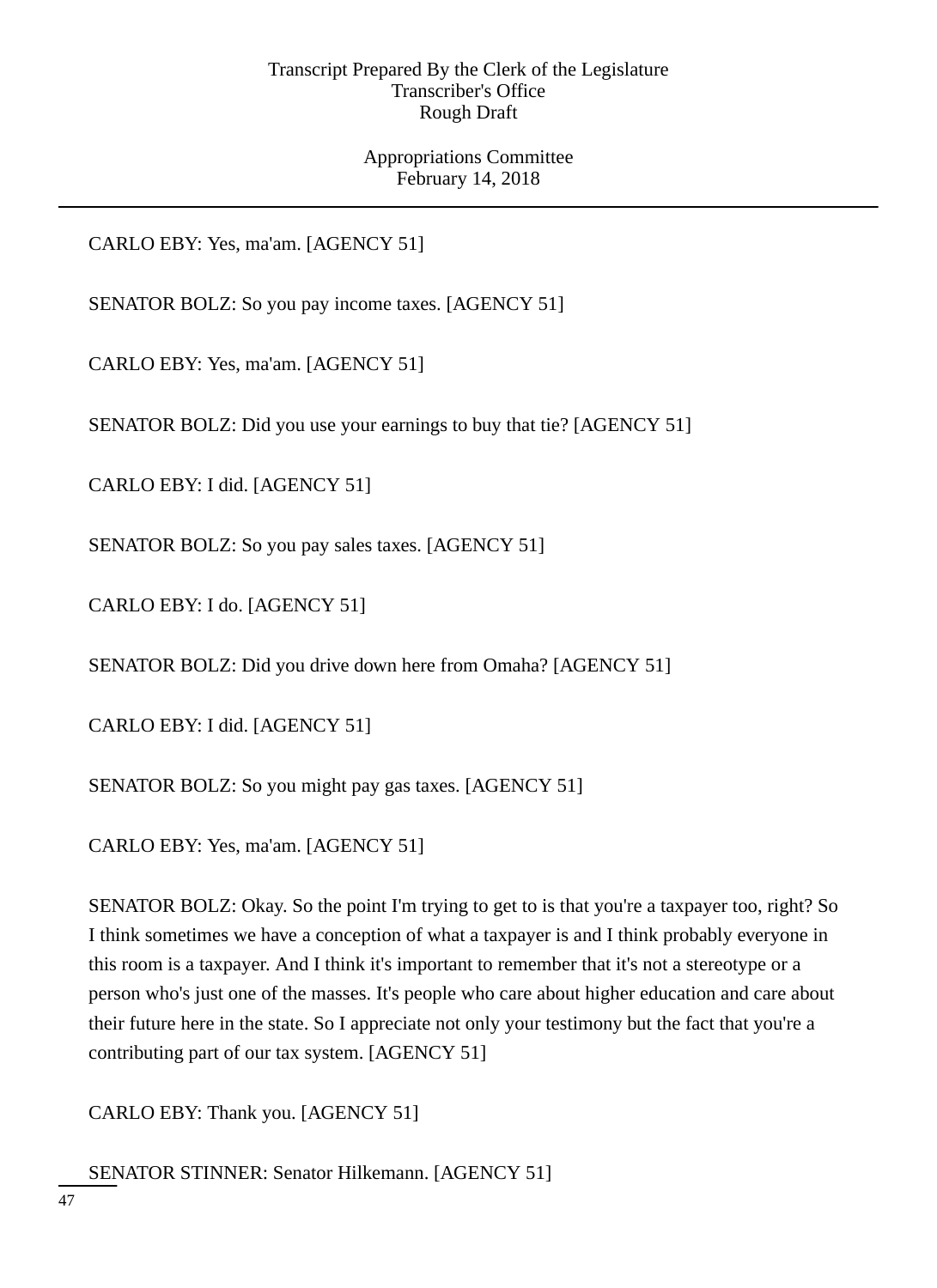CARLO EBY: Yes, ma'am. [AGENCY 51]

SENATOR BOLZ: So you pay income taxes. [AGENCY 51]

CARLO EBY: Yes, ma'am. [AGENCY 51]

SENATOR BOLZ: Did you use your earnings to buy that tie? [AGENCY 51]

CARLO EBY: I did. [AGENCY 51]

SENATOR BOLZ: So you pay sales taxes. [AGENCY 51]

CARLO EBY: I do. [AGENCY 51]

SENATOR BOLZ: Did you drive down here from Omaha? [AGENCY 51]

CARLO EBY: I did. [AGENCY 51]

SENATOR BOLZ: So you might pay gas taxes. [AGENCY 51]

CARLO EBY: Yes, ma'am. [AGENCY 51]

SENATOR BOLZ: Okay. So the point I'm trying to get to is that you're a taxpayer too, right? So I think sometimes we have a conception of what a taxpayer is and I think probably everyone in this room is a taxpayer. And I think it's important to remember that it's not a stereotype or a person who's just one of the masses. It's people who care about higher education and care about their future here in the state. So I appreciate not only your testimony but the fact that you're a contributing part of our tax system. [AGENCY 51]

CARLO EBY: Thank you. [AGENCY 51]

SENATOR STINNER: Senator Hilkemann. [AGENCY 51]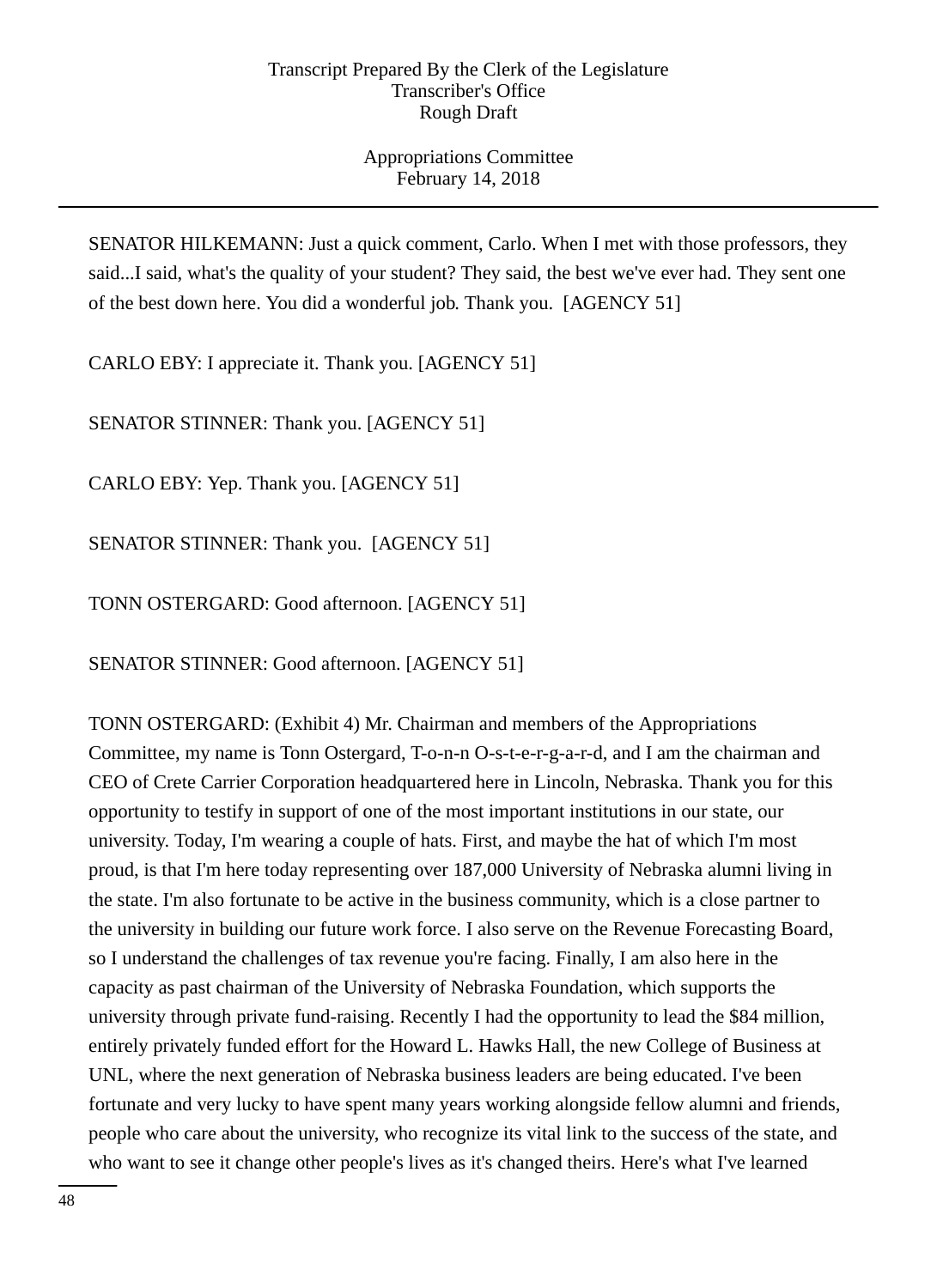SENATOR HILKEMANN: Just a quick comment, Carlo. When I met with those professors, they said...I said, what's the quality of your student? They said, the best we've ever had. They sent one of the best down here. You did a wonderful job. Thank you. [AGENCY 51]

CARLO EBY: I appreciate it. Thank you. [AGENCY 51]

SENATOR STINNER: Thank you. [AGENCY 51]

CARLO EBY: Yep. Thank you. [AGENCY 51]

SENATOR STINNER: Thank you. [AGENCY 51]

TONN OSTERGARD: Good afternoon. [AGENCY 51]

SENATOR STINNER: Good afternoon. [AGENCY 51]

TONN OSTERGARD: (Exhibit 4) Mr. Chairman and members of the Appropriations Committee, my name is Tonn Ostergard, T-o-n-n O-s-t-e-r-g-a-r-d, and I am the chairman and CEO of Crete Carrier Corporation headquartered here in Lincoln, Nebraska. Thank you for this opportunity to testify in support of one of the most important institutions in our state, our university. Today, I'm wearing a couple of hats. First, and maybe the hat of which I'm most proud, is that I'm here today representing over 187,000 University of Nebraska alumni living in the state. I'm also fortunate to be active in the business community, which is a close partner to the university in building our future work force. I also serve on the Revenue Forecasting Board, so I understand the challenges of tax revenue you're facing. Finally, I am also here in the capacity as past chairman of the University of Nebraska Foundation, which supports the university through private fund-raising. Recently I had the opportunity to lead the $84 million, entirely privately funded effort for the Howard L. Hawks Hall, the new College of Business at UNL, where the next generation of Nebraska business leaders are being educated. I've been fortunate and very lucky to have spent many years working alongside fellow alumni and friends, people who care about the university, who recognize its vital link to the success of the state, and who want to see it change other people's lives as it's changed theirs. Here's what I've learned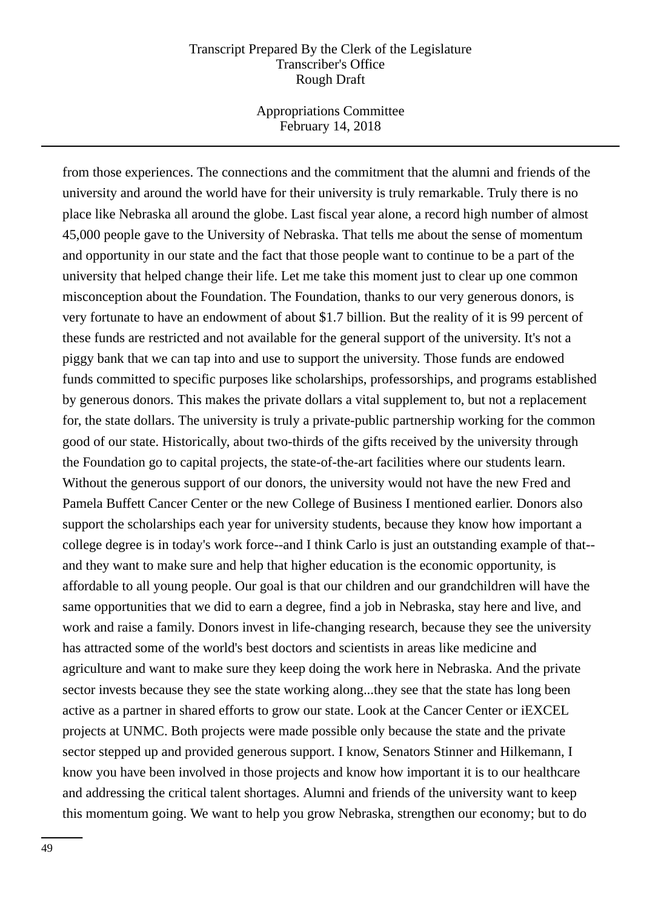from those experiences. The connections and the commitment that the alumni and friends of the university and around the world have for their university is truly remarkable. Truly there is no place like Nebraska all around the globe. Last fiscal year alone, a record high number of almost 45,000 people gave to the University of Nebraska. That tells me about the sense of momentum and opportunity in our state and the fact that those people want to continue to be a part of the university that helped change their life. Let me take this moment just to clear up one common misconception about the Foundation. The Foundation, thanks to our very generous donors, is very fortunate to have an endowment of about $1.7 billion. But the reality of it is 99 percent of these funds are restricted and not available for the general support of the university. It's not a piggy bank that we can tap into and use to support the university. Those funds are endowed funds committed to specific purposes like scholarships, professorships, and programs established by generous donors. This makes the private dollars a vital supplement to, but not a replacement for, the state dollars. The university is truly a private-public partnership working for the common good of our state. Historically, about two-thirds of the gifts received by the university through the Foundation go to capital projects, the state-of-the-art facilities where our students learn. Without the generous support of our donors, the university would not have the new Fred and Pamela Buffett Cancer Center or the new College of Business I mentioned earlier. Donors also support the scholarships each year for university students, because they know how important a college degree is in today's work force--and I think Carlo is just an outstanding example of that--and they want to make sure and help that higher education is the economic opportunity, is affordable to all young people. Our goal is that our children and our grandchildren will have the same opportunities that we did to earn a degree, find a job in Nebraska, stay here and live, and work and raise a family. Donors invest in life-changing research, because they see the university has attracted some of the world's best doctors and scientists in areas like medicine and agriculture and want to make sure they keep doing the work here in Nebraska. And the private sector invests because they see the state working along...they see that the state has long been active as a partner in shared efforts to grow our state. Look at the Cancer Center or iEXCEL projects at UNMC. Both projects were made possible only because the state and the private sector stepped up and provided generous support. I know, Senators Stinner and Hilkemann, I know you have been involved in those projects and know how important it is to our healthcare and addressing the critical talent shortages. Alumni and friends of the university want to keep this momentum going. We want to help you grow Nebraska, strengthen our economy; but to do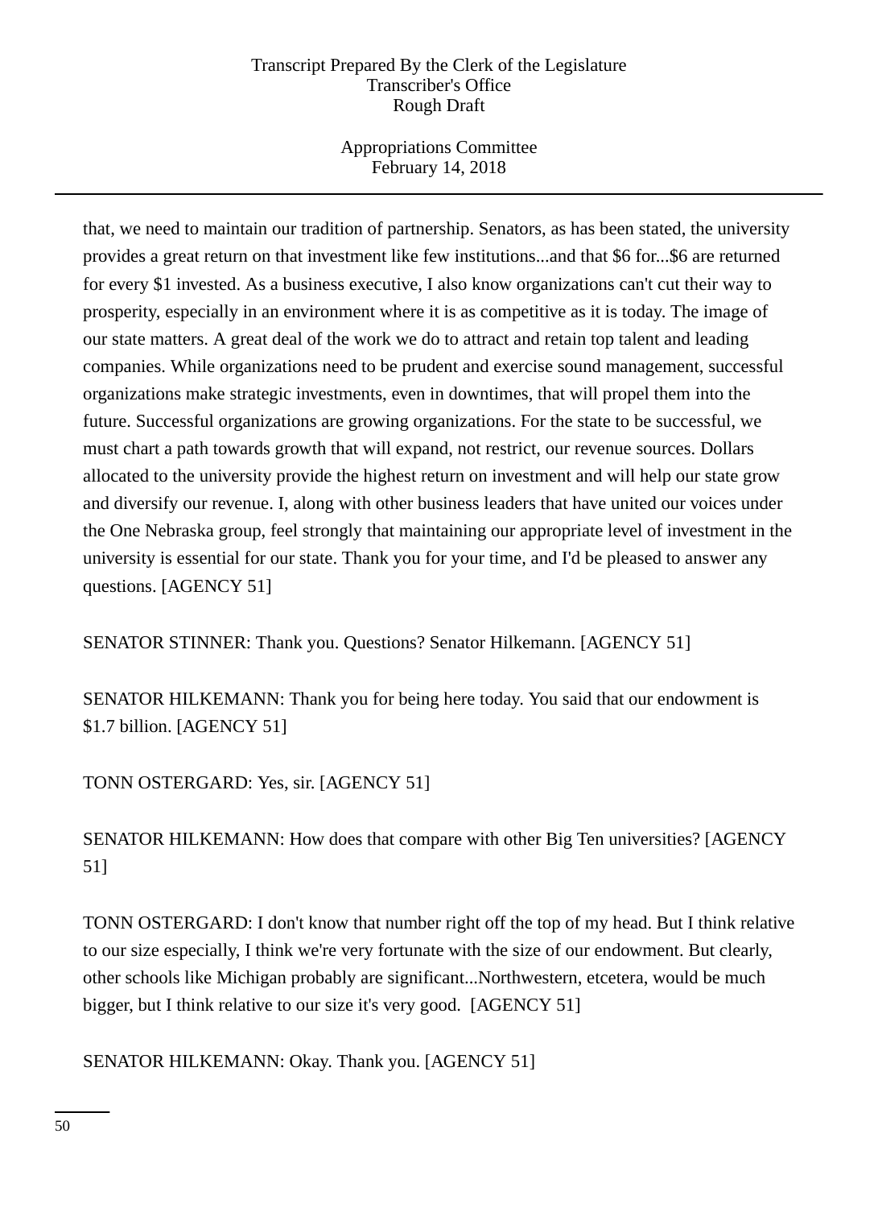that, we need to maintain our tradition of partnership. Senators, as has been stated, the university provides a great return on that investment like few institutions...and that $6 for...$6 are returned for every $1 invested. As a business executive, I also know organizations can't cut their way to prosperity, especially in an environment where it is as competitive as it is today. The image of our state matters. A great deal of the work we do to attract and retain top talent and leading companies. While organizations need to be prudent and exercise sound management, successful organizations make strategic investments, even in downtimes, that will propel them into the future. Successful organizations are growing organizations. For the state to be successful, we must chart a path towards growth that will expand, not restrict, our revenue sources. Dollars allocated to the university provide the highest return on investment and will help our state grow and diversify our revenue. I, along with other business leaders that have united our voices under the One Nebraska group, feel strongly that maintaining our appropriate level of investment in the university is essential for our state. Thank you for your time, and I'd be pleased to answer any questions. [AGENCY 51]

SENATOR STINNER: Thank you. Questions? Senator Hilkemann. [AGENCY 51]

SENATOR HILKEMANN: Thank you for being here today. You said that our endowment is $1.7 billion. [AGENCY 51]

TONN OSTERGARD: Yes, sir. [AGENCY 51]

SENATOR HILKEMANN: How does that compare with other Big Ten universities? [AGENCY 51]

TONN OSTERGARD: I don't know that number right off the top of my head. But I think relative to our size especially, I think we're very fortunate with the size of our endowment. But clearly, other schools like Michigan probably are significant...Northwestern, etcetera, would be much bigger, but I think relative to our size it's very good. [AGENCY 51]

SENATOR HILKEMANN: Okay. Thank you. [AGENCY 51]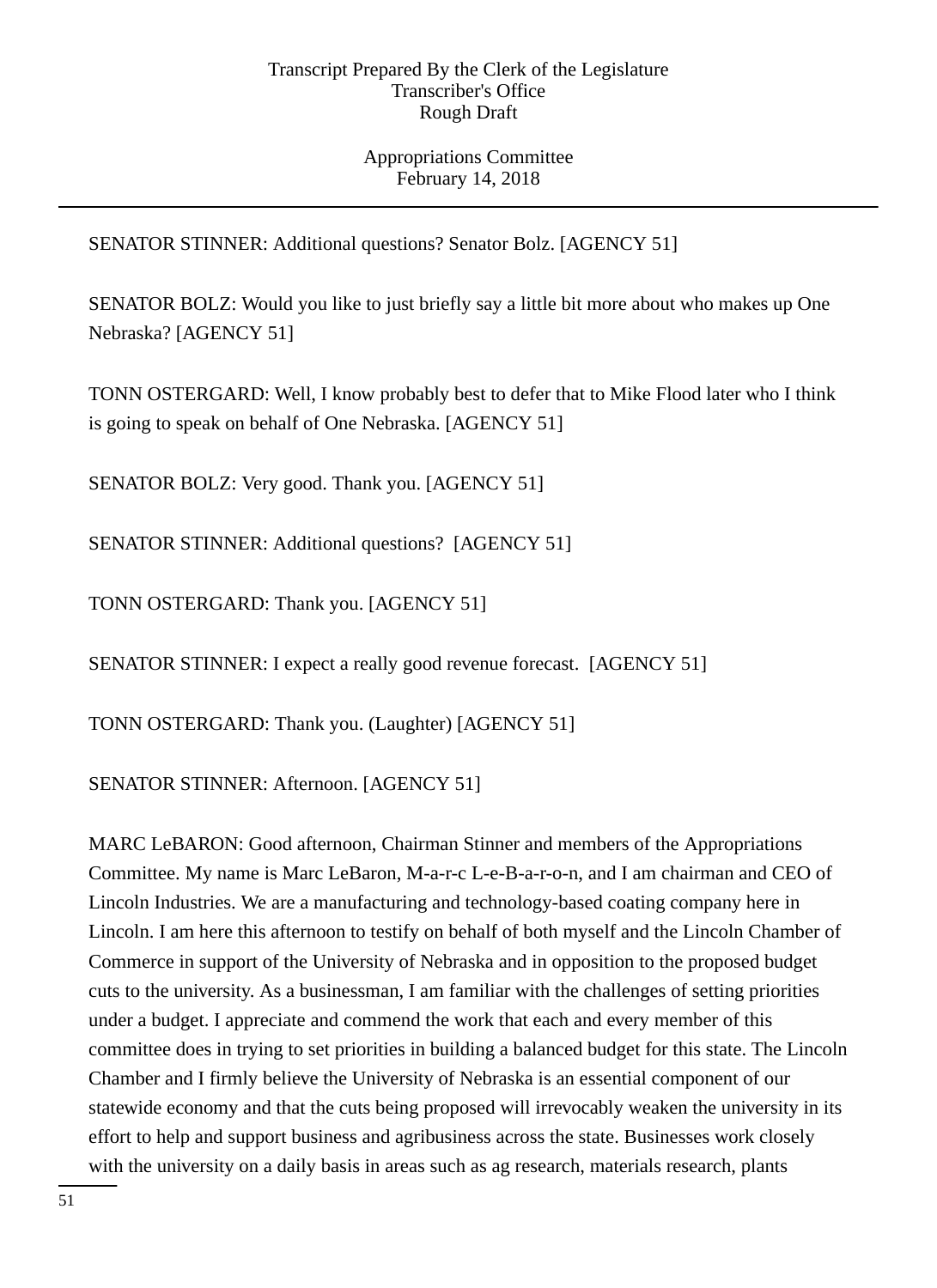SENATOR STINNER: Additional questions? Senator Bolz. [AGENCY 51]

SENATOR BOLZ: Would you like to just briefly say a little bit more about who makes up One Nebraska? [AGENCY 51]

TONN OSTERGARD: Well, I know probably best to defer that to Mike Flood later who I think is going to speak on behalf of One Nebraska. [AGENCY 51]

SENATOR BOLZ: Very good. Thank you. [AGENCY 51]

SENATOR STINNER: Additional questions? [AGENCY 51]

TONN OSTERGARD: Thank you. [AGENCY 51]

SENATOR STINNER: I expect a really good revenue forecast. [AGENCY 51]

TONN OSTERGARD: Thank you. (Laughter) [AGENCY 51]

SENATOR STINNER: Afternoon. [AGENCY 51]

MARC LeBARON: Good afternoon, Chairman Stinner and members of the Appropriations Committee. My name is Marc LeBaron, M-a-r-c L-e-B-a-r-o-n, and I am chairman and CEO of Lincoln Industries. We are a manufacturing and technology-based coating company here in Lincoln. I am here this afternoon to testify on behalf of both myself and the Lincoln Chamber of Commerce in support of the University of Nebraska and in opposition to the proposed budget cuts to the university. As a businessman, I am familiar with the challenges of setting priorities under a budget. I appreciate and commend the work that each and every member of this committee does in trying to set priorities in building a balanced budget for this state. The Lincoln Chamber and I firmly believe the University of Nebraska is an essential component of our statewide economy and that the cuts being proposed will irrevocably weaken the university in its effort to help and support business and agribusiness across the state. Businesses work closely with the university on a daily basis in areas such as ag research, materials research, plants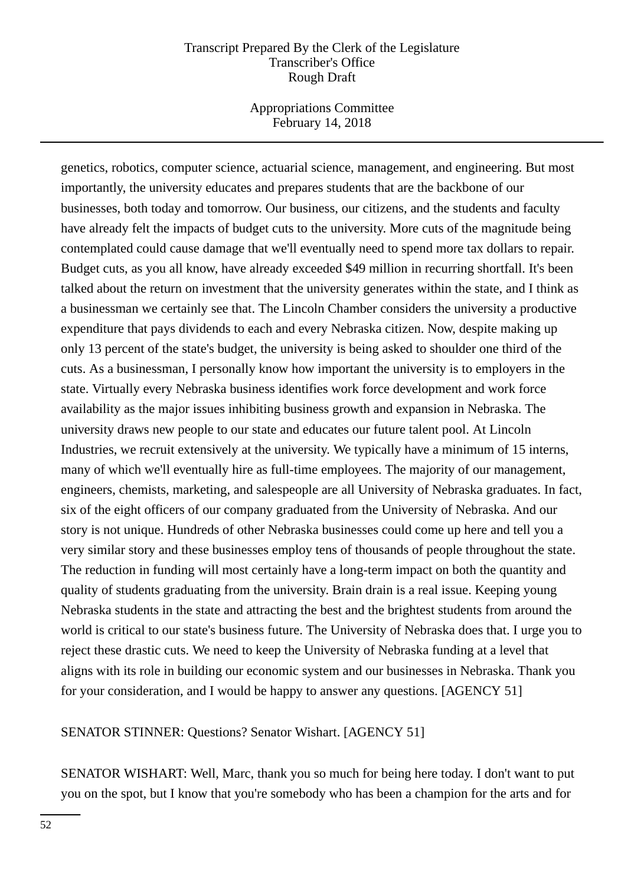genetics, robotics, computer science, actuarial science, management, and engineering. But most importantly, the university educates and prepares students that are the backbone of our businesses, both today and tomorrow. Our business, our citizens, and the students and faculty have already felt the impacts of budget cuts to the university. More cuts of the magnitude being contemplated could cause damage that we'll eventually need to spend more tax dollars to repair. Budget cuts, as you all know, have already exceeded $49 million in recurring shortfall. It's been talked about the return on investment that the university generates within the state, and I think as a businessman we certainly see that. The Lincoln Chamber considers the university a productive expenditure that pays dividends to each and every Nebraska citizen. Now, despite making up only 13 percent of the state's budget, the university is being asked to shoulder one third of the cuts. As a businessman, I personally know how important the university is to employers in the state. Virtually every Nebraska business identifies work force development and work force availability as the major issues inhibiting business growth and expansion in Nebraska. The university draws new people to our state and educates our future talent pool. At Lincoln Industries, we recruit extensively at the university. We typically have a minimum of 15 interns, many of which we'll eventually hire as full-time employees. The majority of our management, engineers, chemists, marketing, and salespeople are all University of Nebraska graduates. In fact, six of the eight officers of our company graduated from the University of Nebraska. And our story is not unique. Hundreds of other Nebraska businesses could come up here and tell you a very similar story and these businesses employ tens of thousands of people throughout the state. The reduction in funding will most certainly have a long-term impact on both the quantity and quality of students graduating from the university. Brain drain is a real issue. Keeping young Nebraska students in the state and attracting the best and the brightest students from around the world is critical to our state's business future. The University of Nebraska does that. I urge you to reject these drastic cuts. We need to keep the University of Nebraska funding at a level that aligns with its role in building our economic system and our businesses in Nebraska. Thank you for your consideration, and I would be happy to answer any questions. [AGENCY 51]

SENATOR STINNER: Questions? Senator Wishart. [AGENCY 51]

SENATOR WISHART: Well, Marc, thank you so much for being here today. I don't want to put you on the spot, but I know that you're somebody who has been a champion for the arts and for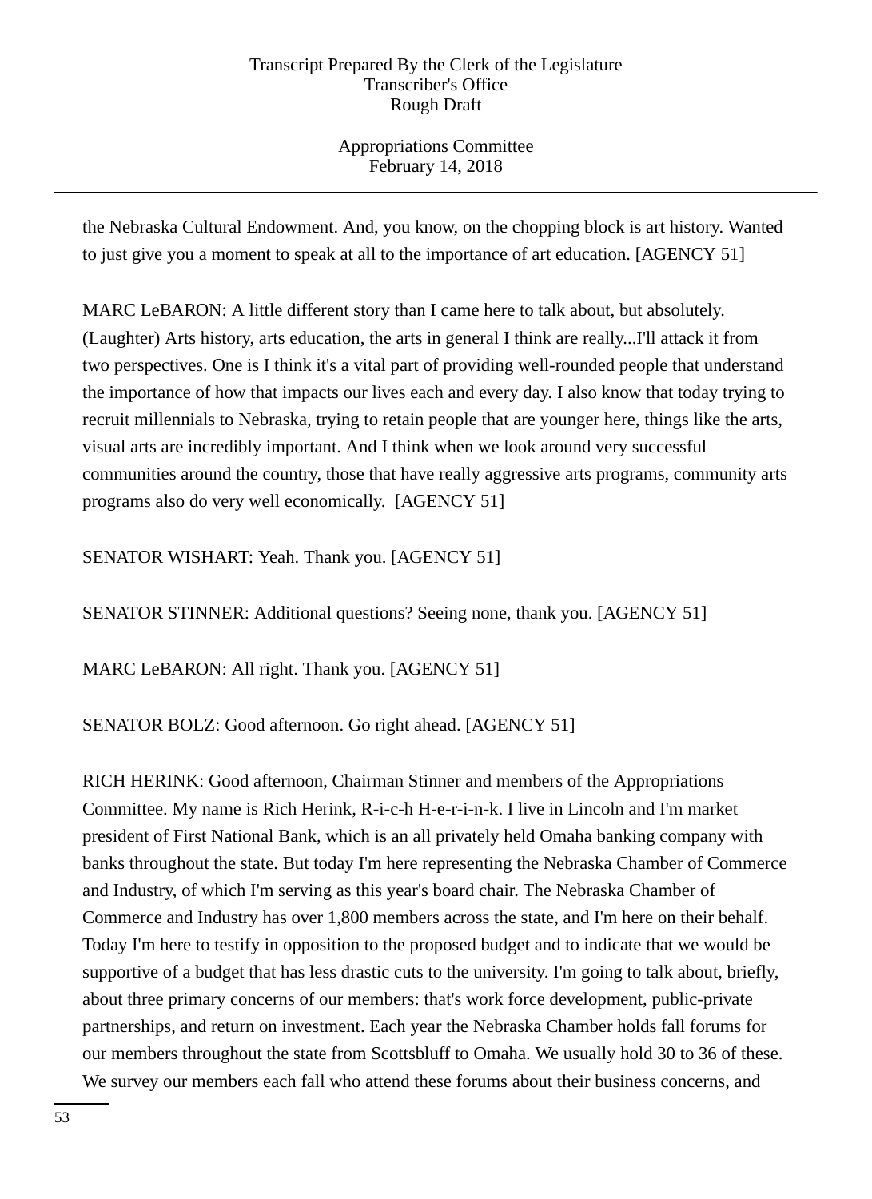the Nebraska Cultural Endowment. And, you know, on the chopping block is art history. Wanted to just give you a moment to speak at all to the importance of art education. [AGENCY 51]

MARC LeBARON: A little different story than I came here to talk about, but absolutely. (Laughter) Arts history, arts education, the arts in general I think are really...I'll attack it from two perspectives. One is I think it's a vital part of providing well-rounded people that understand the importance of how that impacts our lives each and every day. I also know that today trying to recruit millennials to Nebraska, trying to retain people that are younger here, things like the arts, visual arts are incredibly important. And I think when we look around very successful communities around the country, those that have really aggressive arts programs, community arts programs also do very well economically. [AGENCY 51]

SENATOR WISHART: Yeah. Thank you. [AGENCY 51]

SENATOR STINNER: Additional questions? Seeing none, thank you. [AGENCY 51]

MARC LeBARON: All right. Thank you. [AGENCY 51]

SENATOR BOLZ: Good afternoon. Go right ahead. [AGENCY 51]

RICH HERINK: Good afternoon, Chairman Stinner and members of the Appropriations Committee. My name is Rich Herink, R-i-c-h H-e-r-i-n-k. I live in Lincoln and I'm market president of First National Bank, which is an all privately held Omaha banking company with banks throughout the state. But today I'm here representing the Nebraska Chamber of Commerce and Industry, of which I'm serving as this year's board chair. The Nebraska Chamber of Commerce and Industry has over 1,800 members across the state, and I'm here on their behalf. Today I'm here to testify in opposition to the proposed budget and to indicate that we would be supportive of a budget that has less drastic cuts to the university. I'm going to talk about, briefly, about three primary concerns of our members: that's work force development, public-private partnerships, and return on investment. Each year the Nebraska Chamber holds fall forums for our members throughout the state from Scottsbluff to Omaha. We usually hold 30 to 36 of these. We survey our members each fall who attend these forums about their business concerns, and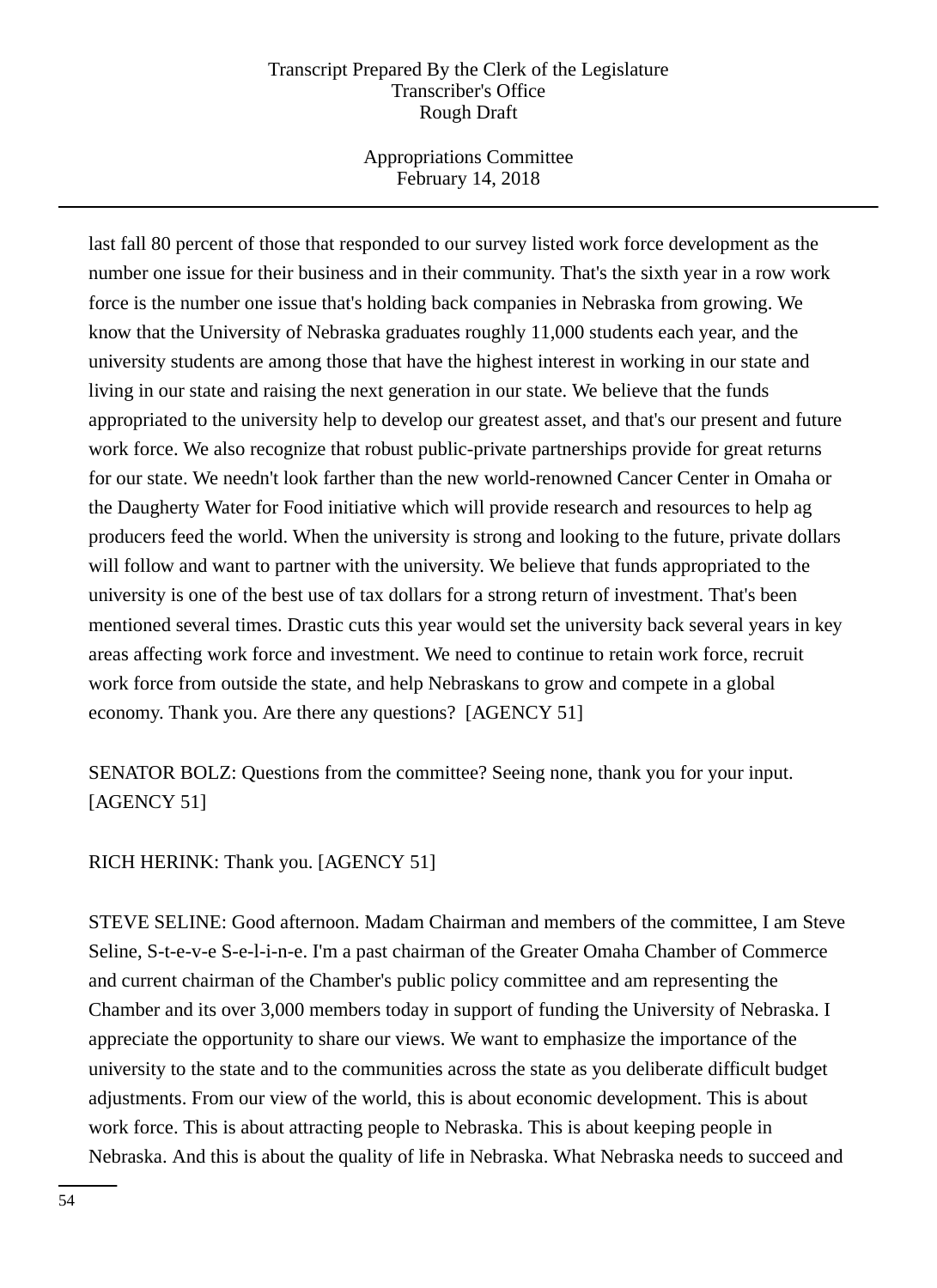last fall 80 percent of those that responded to our survey listed work force development as the number one issue for their business and in their community. That's the sixth year in a row work force is the number one issue that's holding back companies in Nebraska from growing. We know that the University of Nebraska graduates roughly 11,000 students each year, and the university students are among those that have the highest interest in working in our state and living in our state and raising the next generation in our state. We believe that the funds appropriated to the university help to develop our greatest asset, and that's our present and future work force. We also recognize that robust public-private partnerships provide for great returns for our state. We needn't look farther than the new world-renowned Cancer Center in Omaha or the Daugherty Water for Food initiative which will provide research and resources to help ag producers feed the world. When the university is strong and looking to the future, private dollars will follow and want to partner with the university. We believe that funds appropriated to the university is one of the best use of tax dollars for a strong return of investment. That's been mentioned several times. Drastic cuts this year would set the university back several years in key areas affecting work force and investment. We need to continue to retain work force, recruit work force from outside the state, and help Nebraskans to grow and compete in a global economy. Thank you. Are there any questions? [AGENCY 51]

SENATOR BOLZ: Questions from the committee? Seeing none, thank you for your input. [AGENCY 51]

RICH HERINK: Thank you. [AGENCY 51]

STEVE SELINE: Good afternoon. Madam Chairman and members of the committee, I am Steve Seline, S-t-e-v-e S-e-l-i-n-e. I'm a past chairman of the Greater Omaha Chamber of Commerce and current chairman of the Chamber's public policy committee and am representing the Chamber and its over 3,000 members today in support of funding the University of Nebraska. I appreciate the opportunity to share our views. We want to emphasize the importance of the university to the state and to the communities across the state as you deliberate difficult budget adjustments. From our view of the world, this is about economic development. This is about work force. This is about attracting people to Nebraska. This is about keeping people in Nebraska. And this is about the quality of life in Nebraska. What Nebraska needs to succeed and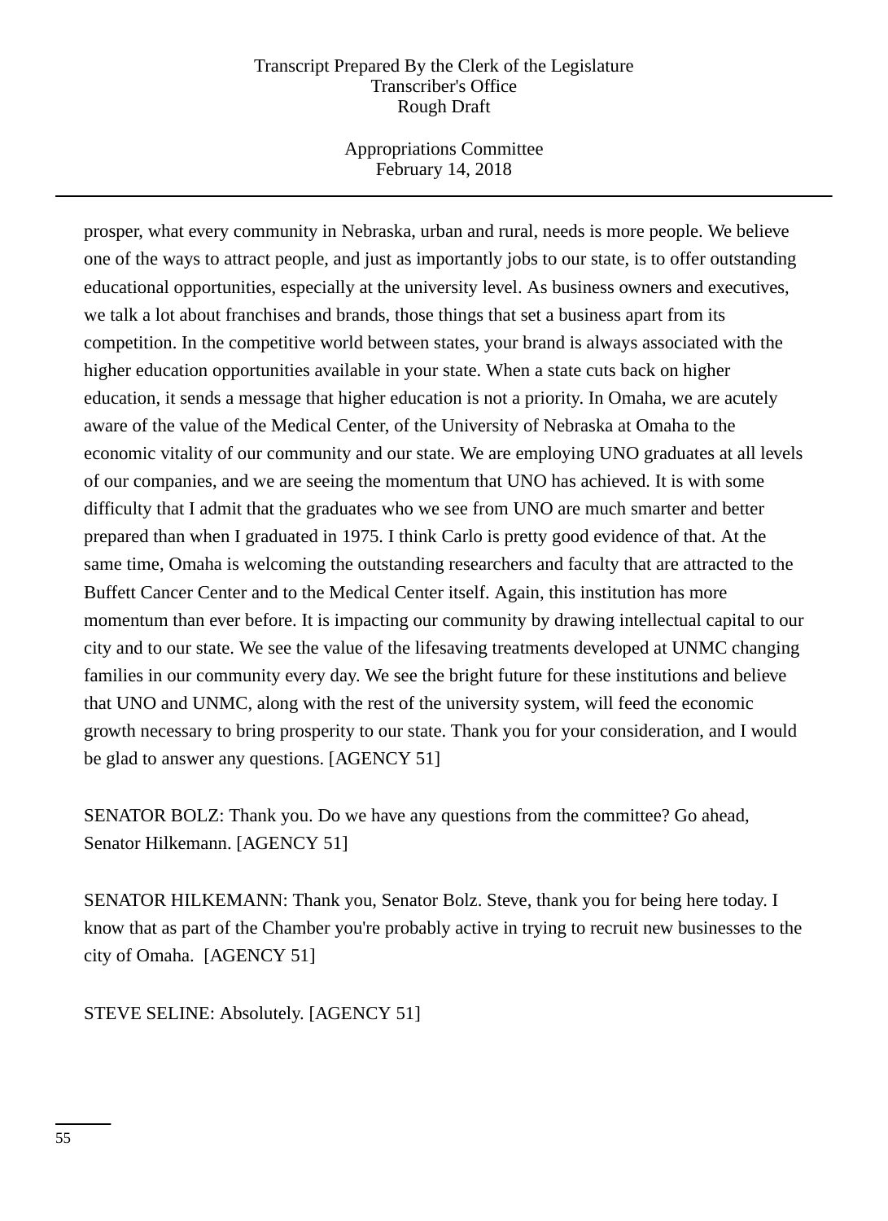prosper, what every community in Nebraska, urban and rural, needs is more people. We believe one of the ways to attract people, and just as importantly jobs to our state, is to offer outstanding educational opportunities, especially at the university level. As business owners and executives, we talk a lot about franchises and brands, those things that set a business apart from its competition. In the competitive world between states, your brand is always associated with the higher education opportunities available in your state. When a state cuts back on higher education, it sends a message that higher education is not a priority. In Omaha, we are acutely aware of the value of the Medical Center, of the University of Nebraska at Omaha to the economic vitality of our community and our state. We are employing UNO graduates at all levels of our companies, and we are seeing the momentum that UNO has achieved. It is with some difficulty that I admit that the graduates who we see from UNO are much smarter and better prepared than when I graduated in 1975. I think Carlo is pretty good evidence of that. At the same time, Omaha is welcoming the outstanding researchers and faculty that are attracted to the Buffett Cancer Center and to the Medical Center itself. Again, this institution has more momentum than ever before. It is impacting our community by drawing intellectual capital to our city and to our state. We see the value of the lifesaving treatments developed at UNMC changing families in our community every day. We see the bright future for these institutions and believe that UNO and UNMC, along with the rest of the university system, will feed the economic growth necessary to bring prosperity to our state. Thank you for your consideration, and I would be glad to answer any questions. [AGENCY 51]

SENATOR BOLZ: Thank you. Do we have any questions from the committee? Go ahead, Senator Hilkemann. [AGENCY 51]

SENATOR HILKEMANN: Thank you, Senator Bolz. Steve, thank you for being here today. I know that as part of the Chamber you're probably active in trying to recruit new businesses to the city of Omaha. [AGENCY 51]

STEVE SELINE: Absolutely. [AGENCY 51]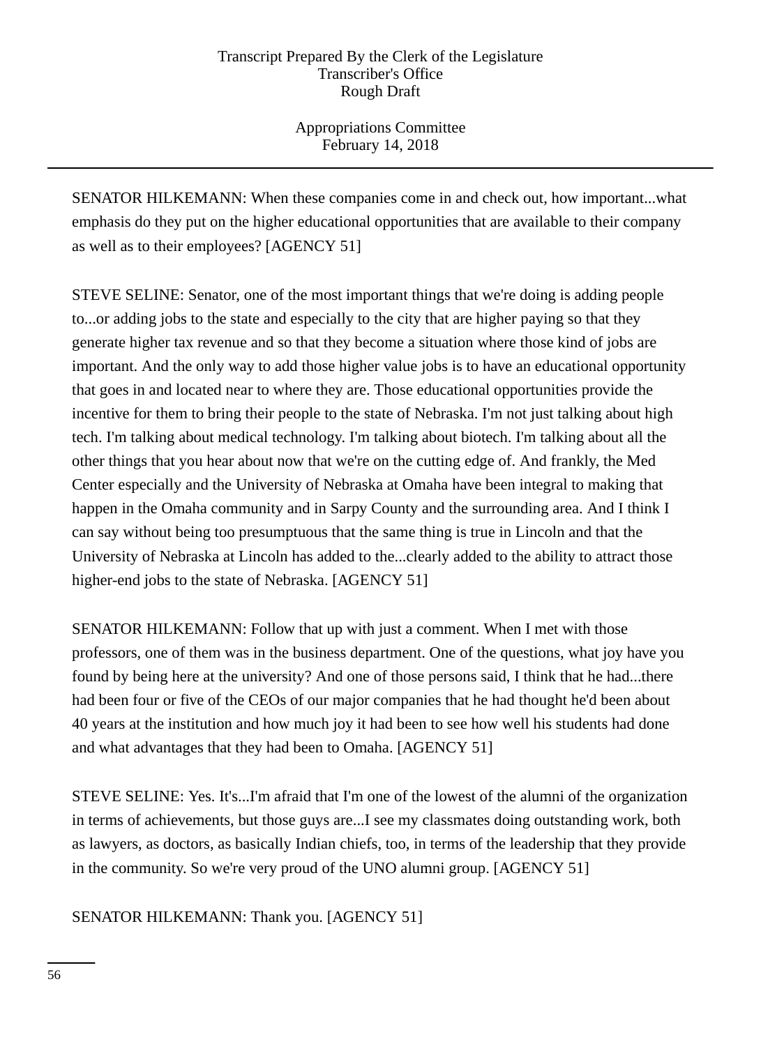SENATOR HILKEMANN: When these companies come in and check out, how important...what emphasis do they put on the higher educational opportunities that are available to their company as well as to their employees? [AGENCY 51]

STEVE SELINE: Senator, one of the most important things that we're doing is adding people to...or adding jobs to the state and especially to the city that are higher paying so that they generate higher tax revenue and so that they become a situation where those kind of jobs are important. And the only way to add those higher value jobs is to have an educational opportunity that goes in and located near to where they are. Those educational opportunities provide the incentive for them to bring their people to the state of Nebraska. I'm not just talking about high tech. I'm talking about medical technology. I'm talking about biotech. I'm talking about all the other things that you hear about now that we're on the cutting edge of. And frankly, the Med Center especially and the University of Nebraska at Omaha have been integral to making that happen in the Omaha community and in Sarpy County and the surrounding area. And I think I can say without being too presumptuous that the same thing is true in Lincoln and that the University of Nebraska at Lincoln has added to the...clearly added to the ability to attract those higher-end jobs to the state of Nebraska. [AGENCY 51]

SENATOR HILKEMANN: Follow that up with just a comment. When I met with those professors, one of them was in the business department. One of the questions, what joy have you found by being here at the university? And one of those persons said, I think that he had...there had been four or five of the CEOs of our major companies that he had thought he'd been about 40 years at the institution and how much joy it had been to see how well his students had done and what advantages that they had been to Omaha. [AGENCY 51]

STEVE SELINE: Yes. It's...I'm afraid that I'm one of the lowest of the alumni of the organization in terms of achievements, but those guys are...I see my classmates doing outstanding work, both as lawyers, as doctors, as basically Indian chiefs, too, in terms of the leadership that they provide in the community. So we're very proud of the UNO alumni group. [AGENCY 51]

SENATOR HILKEMANN: Thank you. [AGENCY 51]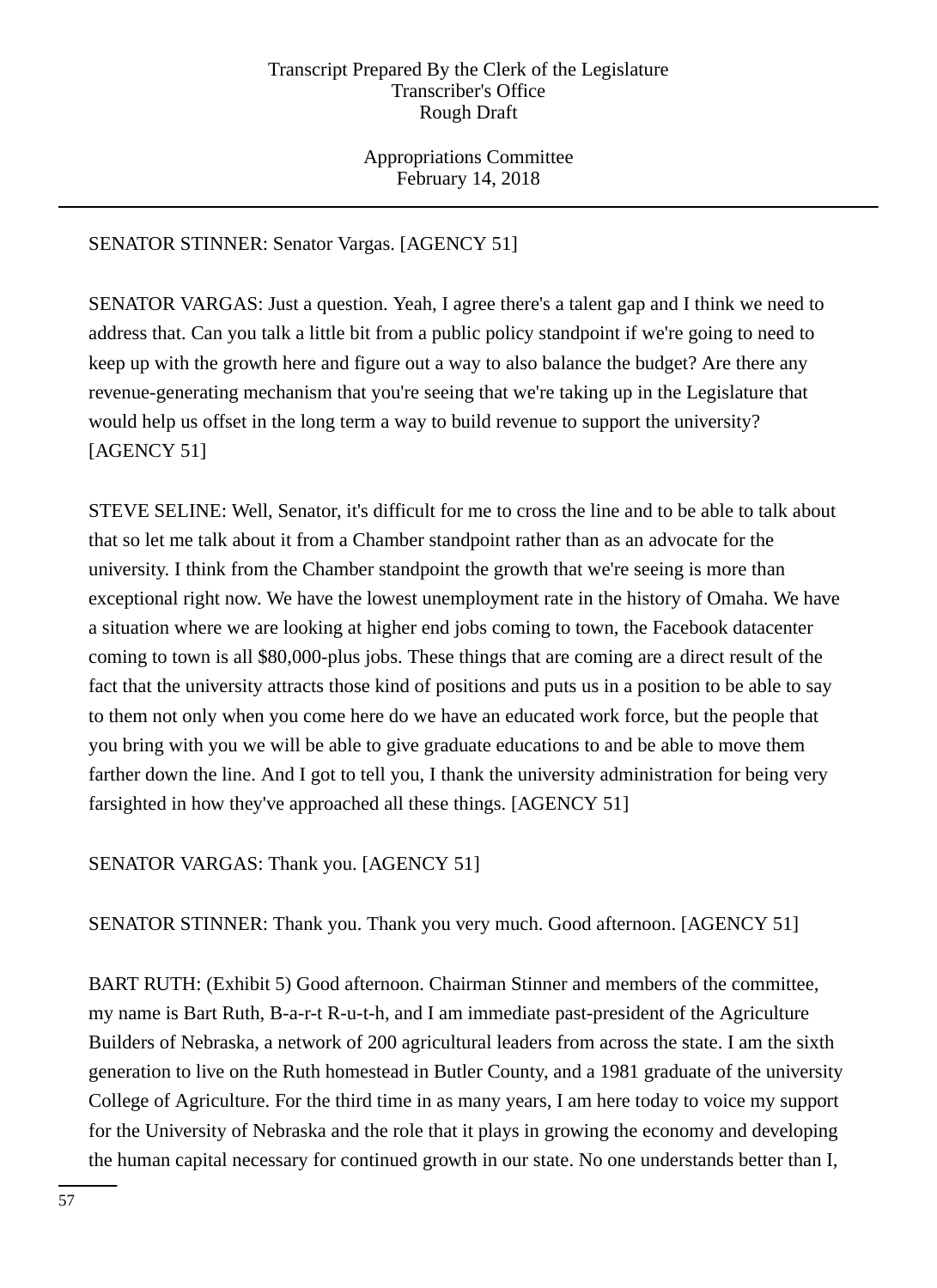SENATOR STINNER: Senator Vargas. [AGENCY 51]

SENATOR VARGAS: Just a question. Yeah, I agree there's a talent gap and I think we need to address that. Can you talk a little bit from a public policy standpoint if we're going to need to keep up with the growth here and figure out a way to also balance the budget? Are there any revenue-generating mechanism that you're seeing that we're taking up in the Legislature that would help us offset in the long term a way to build revenue to support the university? [AGENCY 51]

STEVE SELINE: Well, Senator, it's difficult for me to cross the line and to be able to talk about that so let me talk about it from a Chamber standpoint rather than as an advocate for the university. I think from the Chamber standpoint the growth that we're seeing is more than exceptional right now. We have the lowest unemployment rate in the history of Omaha. We have a situation where we are looking at higher end jobs coming to town, the Facebook datacenter coming to town is all $80,000-plus jobs. These things that are coming are a direct result of the fact that the university attracts those kind of positions and puts us in a position to be able to say to them not only when you come here do we have an educated work force, but the people that you bring with you we will be able to give graduate educations to and be able to move them farther down the line. And I got to tell you, I thank the university administration for being very farsighted in how they've approached all these things. [AGENCY 51]

SENATOR VARGAS: Thank you. [AGENCY 51]

SENATOR STINNER: Thank you. Thank you very much. Good afternoon. [AGENCY 51]

BART RUTH: (Exhibit 5) Good afternoon. Chairman Stinner and members of the committee, my name is Bart Ruth, B-a-r-t R-u-t-h, and I am immediate past-president of the Agriculture Builders of Nebraska, a network of 200 agricultural leaders from across the state. I am the sixth generation to live on the Ruth homestead in Butler County, and a 1981 graduate of the university College of Agriculture. For the third time in as many years, I am here today to voice my support for the University of Nebraska and the role that it plays in growing the economy and developing the human capital necessary for continued growth in our state. No one understands better than I,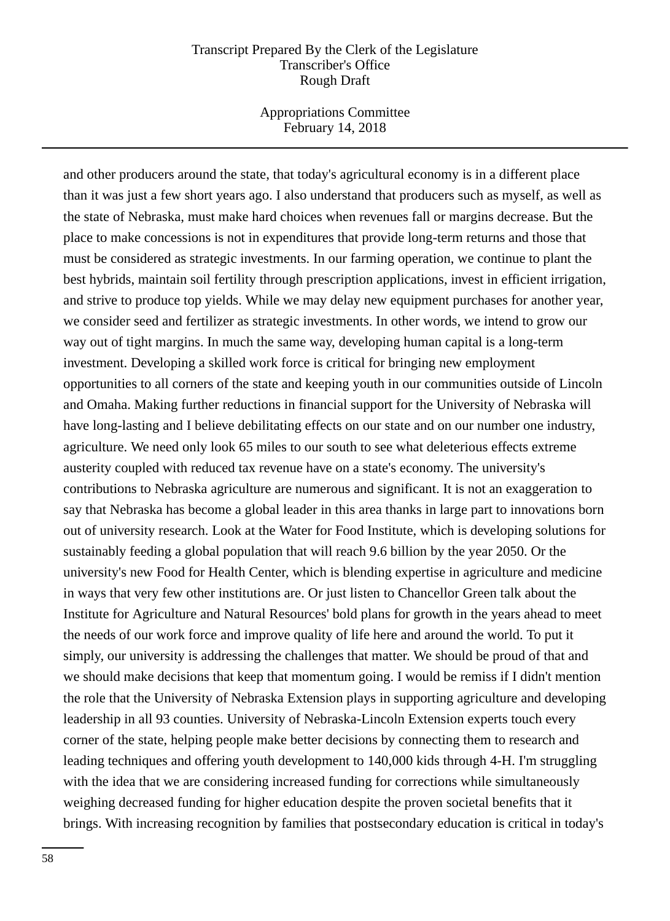and other producers around the state, that today's agricultural economy is in a different place than it was just a few short years ago. I also understand that producers such as myself, as well as the state of Nebraska, must make hard choices when revenues fall or margins decrease. But the place to make concessions is not in expenditures that provide long-term returns and those that must be considered as strategic investments. In our farming operation, we continue to plant the best hybrids, maintain soil fertility through prescription applications, invest in efficient irrigation, and strive to produce top yields. While we may delay new equipment purchases for another year, we consider seed and fertilizer as strategic investments. In other words, we intend to grow our way out of tight margins. In much the same way, developing human capital is a long-term investment. Developing a skilled work force is critical for bringing new employment opportunities to all corners of the state and keeping youth in our communities outside of Lincoln and Omaha. Making further reductions in financial support for the University of Nebraska will have long-lasting and I believe debilitating effects on our state and on our number one industry, agriculture. We need only look 65 miles to our south to see what deleterious effects extreme austerity coupled with reduced tax revenue have on a state's economy. The university's contributions to Nebraska agriculture are numerous and significant. It is not an exaggeration to say that Nebraska has become a global leader in this area thanks in large part to innovations born out of university research. Look at the Water for Food Institute, which is developing solutions for sustainably feeding a global population that will reach 9.6 billion by the year 2050. Or the university's new Food for Health Center, which is blending expertise in agriculture and medicine in ways that very few other institutions are. Or just listen to Chancellor Green talk about the Institute for Agriculture and Natural Resources' bold plans for growth in the years ahead to meet the needs of our work force and improve quality of life here and around the world. To put it simply, our university is addressing the challenges that matter. We should be proud of that and we should make decisions that keep that momentum going. I would be remiss if I didn't mention the role that the University of Nebraska Extension plays in supporting agriculture and developing leadership in all 93 counties. University of Nebraska-Lincoln Extension experts touch every corner of the state, helping people make better decisions by connecting them to research and leading techniques and offering youth development to 140,000 kids through 4-H. I'm struggling with the idea that we are considering increased funding for corrections while simultaneously weighing decreased funding for higher education despite the proven societal benefits that it brings. With increasing recognition by families that postsecondary education is critical in today's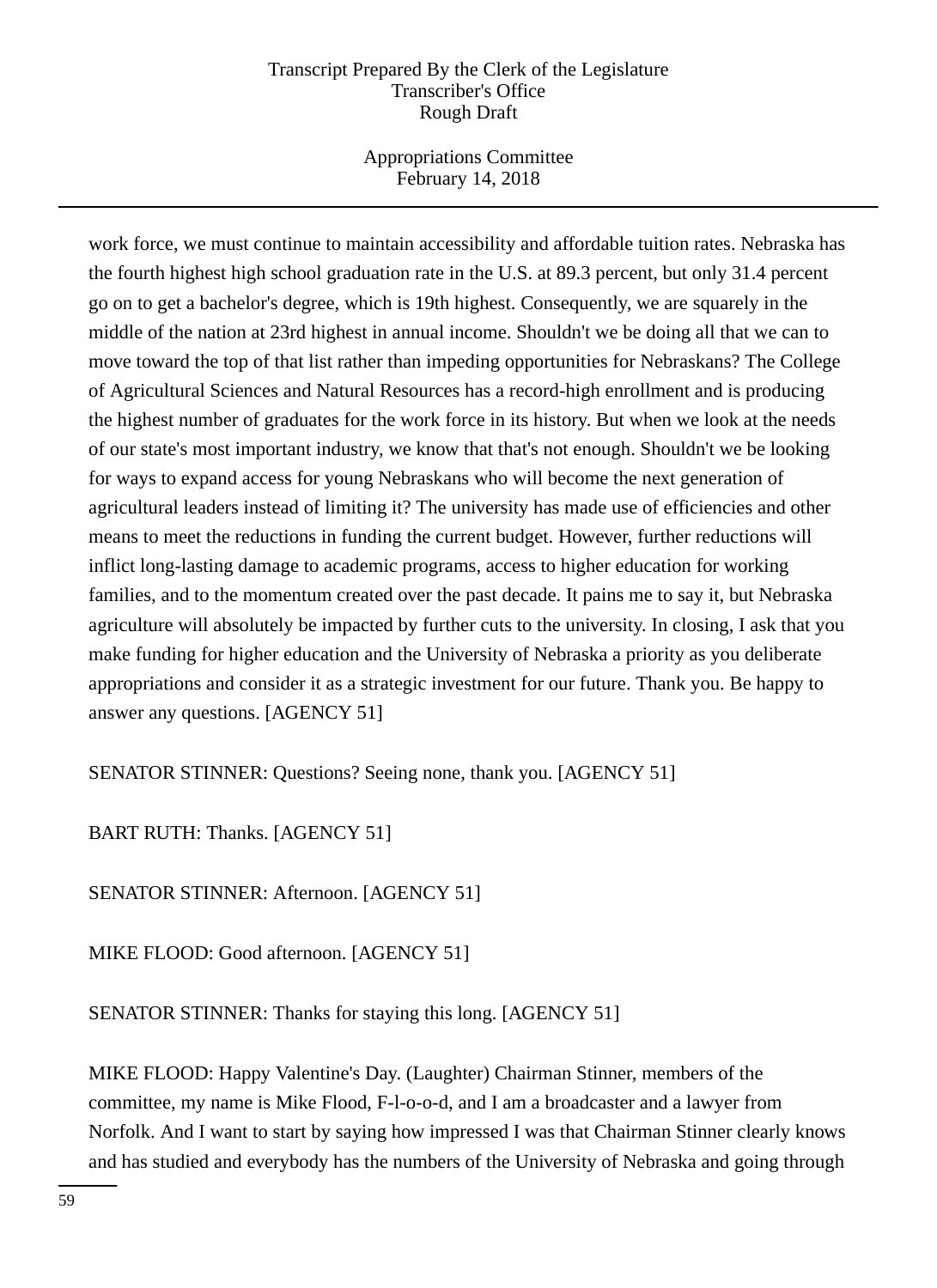work force, we must continue to maintain accessibility and affordable tuition rates. Nebraska has the fourth highest high school graduation rate in the U.S. at 89.3 percent, but only 31.4 percent go on to get a bachelor's degree, which is 19th highest. Consequently, we are squarely in the middle of the nation at 23rd highest in annual income. Shouldn't we be doing all that we can to move toward the top of that list rather than impeding opportunities for Nebraskans? The College of Agricultural Sciences and Natural Resources has a record-high enrollment and is producing the highest number of graduates for the work force in its history. But when we look at the needs of our state's most important industry, we know that that's not enough. Shouldn't we be looking for ways to expand access for young Nebraskans who will become the next generation of agricultural leaders instead of limiting it? The university has made use of efficiencies and other means to meet the reductions in funding the current budget. However, further reductions will inflict long-lasting damage to academic programs, access to higher education for working families, and to the momentum created over the past decade. It pains me to say it, but Nebraska agriculture will absolutely be impacted by further cuts to the university. In closing, I ask that you make funding for higher education and the University of Nebraska a priority as you deliberate appropriations and consider it as a strategic investment for our future. Thank you. Be happy to answer any questions. [AGENCY 51]

SENATOR STINNER: Questions? Seeing none, thank you. [AGENCY 51]

BART RUTH: Thanks. [AGENCY 51]

SENATOR STINNER: Afternoon. [AGENCY 51]

MIKE FLOOD: Good afternoon. [AGENCY 51]

SENATOR STINNER: Thanks for staying this long. [AGENCY 51]

MIKE FLOOD: Happy Valentine's Day. (Laughter) Chairman Stinner, members of the committee, my name is Mike Flood, F-l-o-o-d, and I am a broadcaster and a lawyer from Norfolk. And I want to start by saying how impressed I was that Chairman Stinner clearly knows and has studied and everybody has the numbers of the University of Nebraska and going through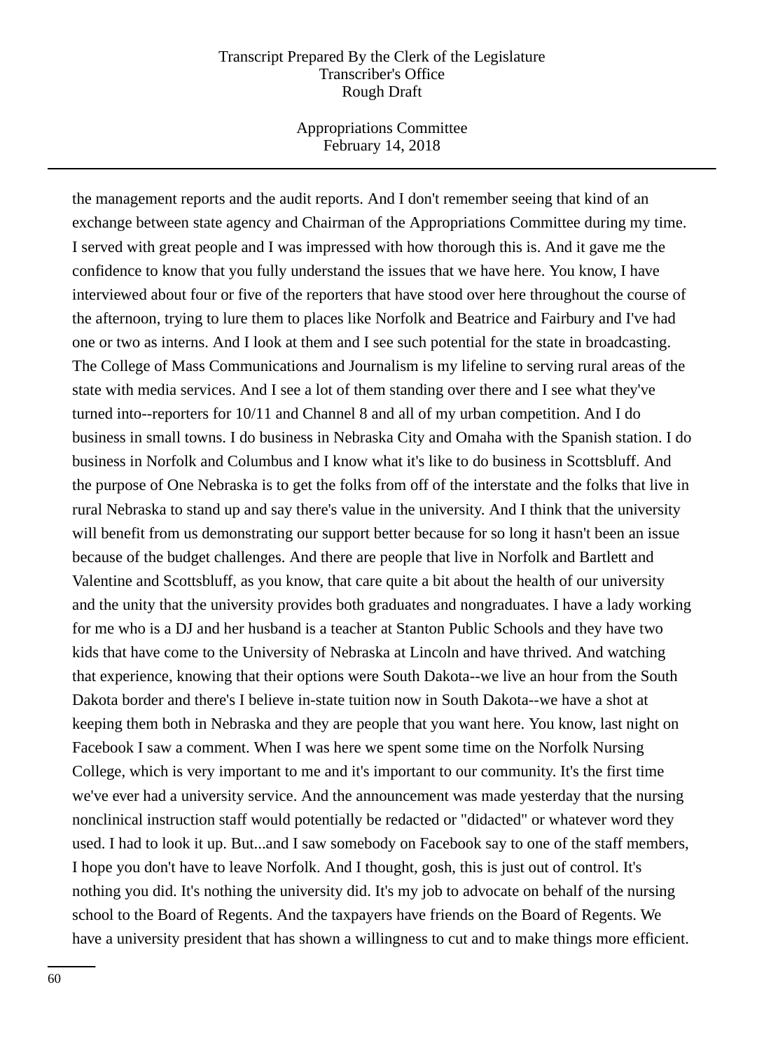the management reports and the audit reports. And I don't remember seeing that kind of an exchange between state agency and Chairman of the Appropriations Committee during my time. I served with great people and I was impressed with how thorough this is. And it gave me the confidence to know that you fully understand the issues that we have here. You know, I have interviewed about four or five of the reporters that have stood over here throughout the course of the afternoon, trying to lure them to places like Norfolk and Beatrice and Fairbury and I've had one or two as interns. And I look at them and I see such potential for the state in broadcasting. The College of Mass Communications and Journalism is my lifeline to serving rural areas of the state with media services. And I see a lot of them standing over there and I see what they've turned into--reporters for 10/11 and Channel 8 and all of my urban competition. And I do business in small towns. I do business in Nebraska City and Omaha with the Spanish station. I do business in Norfolk and Columbus and I know what it's like to do business in Scottsbluff. And the purpose of One Nebraska is to get the folks from off of the interstate and the folks that live in rural Nebraska to stand up and say there's value in the university. And I think that the university will benefit from us demonstrating our support better because for so long it hasn't been an issue because of the budget challenges. And there are people that live in Norfolk and Bartlett and Valentine and Scottsbluff, as you know, that care quite a bit about the health of our university and the unity that the university provides both graduates and nongraduates. I have a lady working for me who is a DJ and her husband is a teacher at Stanton Public Schools and they have two kids that have come to the University of Nebraska at Lincoln and have thrived. And watching that experience, knowing that their options were South Dakota--we live an hour from the South Dakota border and there's I believe in-state tuition now in South Dakota--we have a shot at keeping them both in Nebraska and they are people that you want here. You know, last night on Facebook I saw a comment. When I was here we spent some time on the Norfolk Nursing College, which is very important to me and it's important to our community. It's the first time we've ever had a university service. And the announcement was made yesterday that the nursing nonclinical instruction staff would potentially be redacted or "didacted" or whatever word they used. I had to look it up. But...and I saw somebody on Facebook say to one of the staff members, I hope you don't have to leave Norfolk. And I thought, gosh, this is just out of control. It's nothing you did. It's nothing the university did. It's my job to advocate on behalf of the nursing school to the Board of Regents. And the taxpayers have friends on the Board of Regents. We have a university president that has shown a willingness to cut and to make things more efficient.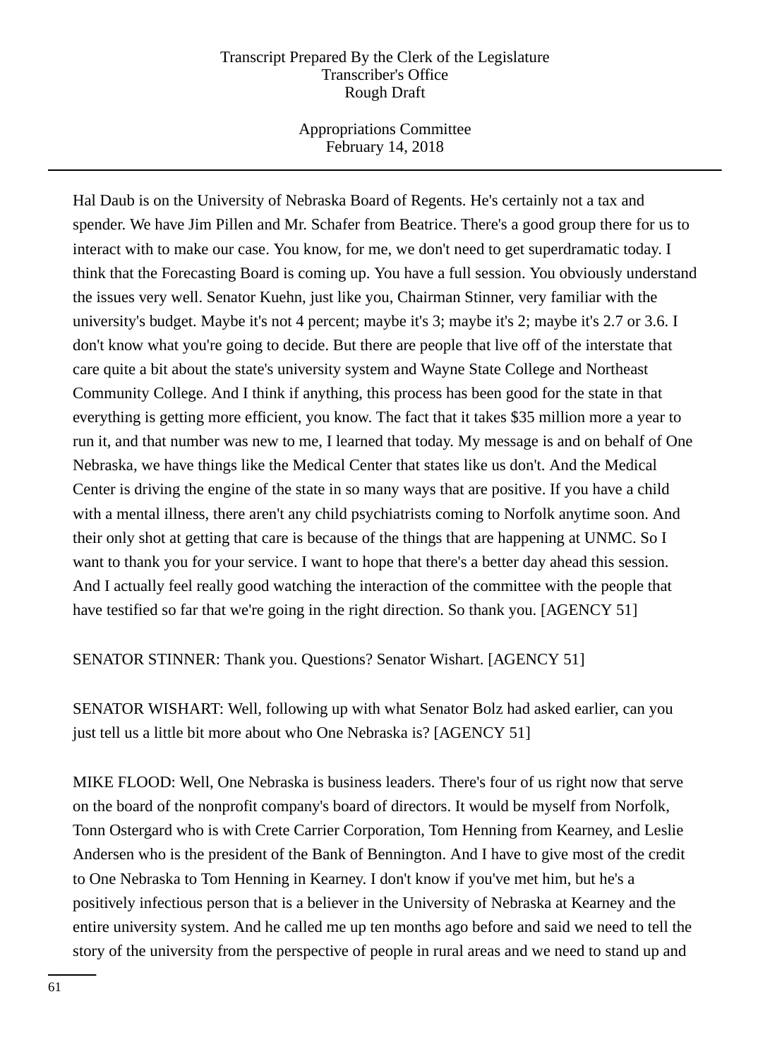Hal Daub is on the University of Nebraska Board of Regents. He's certainly not a tax and spender. We have Jim Pillen and Mr. Schafer from Beatrice. There's a good group there for us to interact with to make our case. You know, for me, we don't need to get superdramatic today. I think that the Forecasting Board is coming up. You have a full session. You obviously understand the issues very well. Senator Kuehn, just like you, Chairman Stinner, very familiar with the university's budget. Maybe it's not 4 percent; maybe it's 3; maybe it's 2; maybe it's 2.7 or 3.6. I don't know what you're going to decide. But there are people that live off of the interstate that care quite a bit about the state's university system and Wayne State College and Northeast Community College. And I think if anything, this process has been good for the state in that everything is getting more efficient, you know. The fact that it takes $35 million more a year to run it, and that number was new to me, I learned that today. My message is and on behalf of One Nebraska, we have things like the Medical Center that states like us don't. And the Medical Center is driving the engine of the state in so many ways that are positive. If you have a child with a mental illness, there aren't any child psychiatrists coming to Norfolk anytime soon. And their only shot at getting that care is because of the things that are happening at UNMC. So I want to thank you for your service. I want to hope that there's a better day ahead this session. And I actually feel really good watching the interaction of the committee with the people that have testified so far that we're going in the right direction. So thank you. [AGENCY 51]

SENATOR STINNER: Thank you. Questions? Senator Wishart. [AGENCY 51]

SENATOR WISHART: Well, following up with what Senator Bolz had asked earlier, can you just tell us a little bit more about who One Nebraska is? [AGENCY 51]

MIKE FLOOD: Well, One Nebraska is business leaders. There's four of us right now that serve on the board of the nonprofit company's board of directors. It would be myself from Norfolk, Tonn Ostergard who is with Crete Carrier Corporation, Tom Henning from Kearney, and Leslie Andersen who is the president of the Bank of Bennington. And I have to give most of the credit to One Nebraska to Tom Henning in Kearney. I don't know if you've met him, but he's a positively infectious person that is a believer in the University of Nebraska at Kearney and the entire university system. And he called me up ten months ago before and said we need to tell the story of the university from the perspective of people in rural areas and we need to stand up and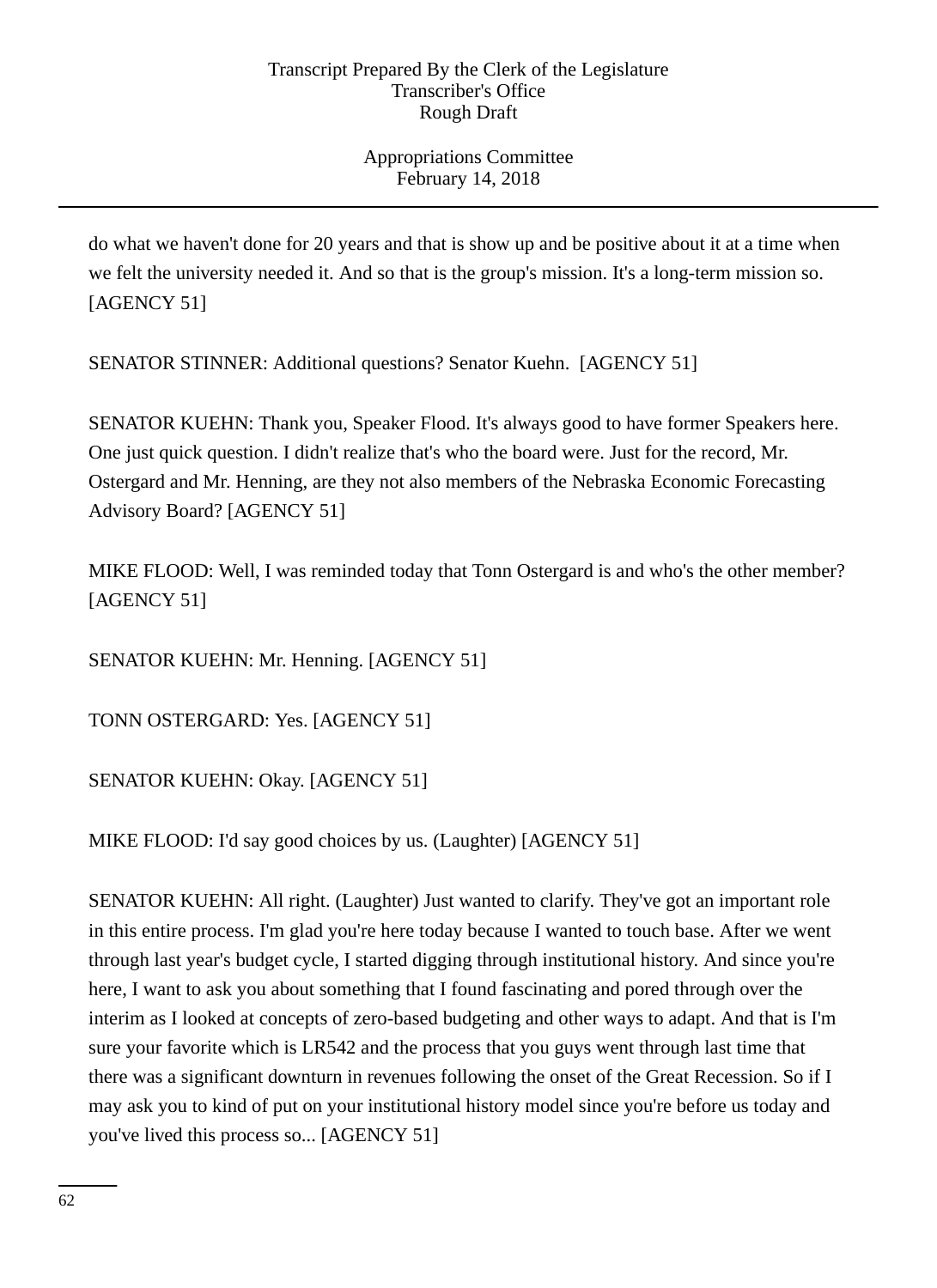do what we haven't done for 20 years and that is show up and be positive about it at a time when we felt the university needed it. And so that is the group's mission. It's a long-term mission so. [AGENCY 51]

SENATOR STINNER: Additional questions? Senator Kuehn. [AGENCY 51]

SENATOR KUEHN: Thank you, Speaker Flood. It's always good to have former Speakers here. One just quick question. I didn't realize that's who the board were. Just for the record, Mr. Ostergard and Mr. Henning, are they not also members of the Nebraska Economic Forecasting Advisory Board? [AGENCY 51]

MIKE FLOOD: Well, I was reminded today that Tonn Ostergard is and who's the other member? [AGENCY 51]

SENATOR KUEHN: Mr. Henning. [AGENCY 51]

TONN OSTERGARD: Yes. [AGENCY 51]

SENATOR KUEHN: Okay. [AGENCY 51]

MIKE FLOOD: I'd say good choices by us. (Laughter) [AGENCY 51]

SENATOR KUEHN: All right. (Laughter) Just wanted to clarify. They've got an important role in this entire process. I'm glad you're here today because I wanted to touch base. After we went through last year's budget cycle, I started digging through institutional history. And since you're here, I want to ask you about something that I found fascinating and pored through over the interim as I looked at concepts of zero-based budgeting and other ways to adapt. And that is I'm sure your favorite which is LR542 and the process that you guys went through last time that there was a significant downturn in revenues following the onset of the Great Recession. So if I may ask you to kind of put on your institutional history model since you're before us today and you've lived this process so... [AGENCY 51]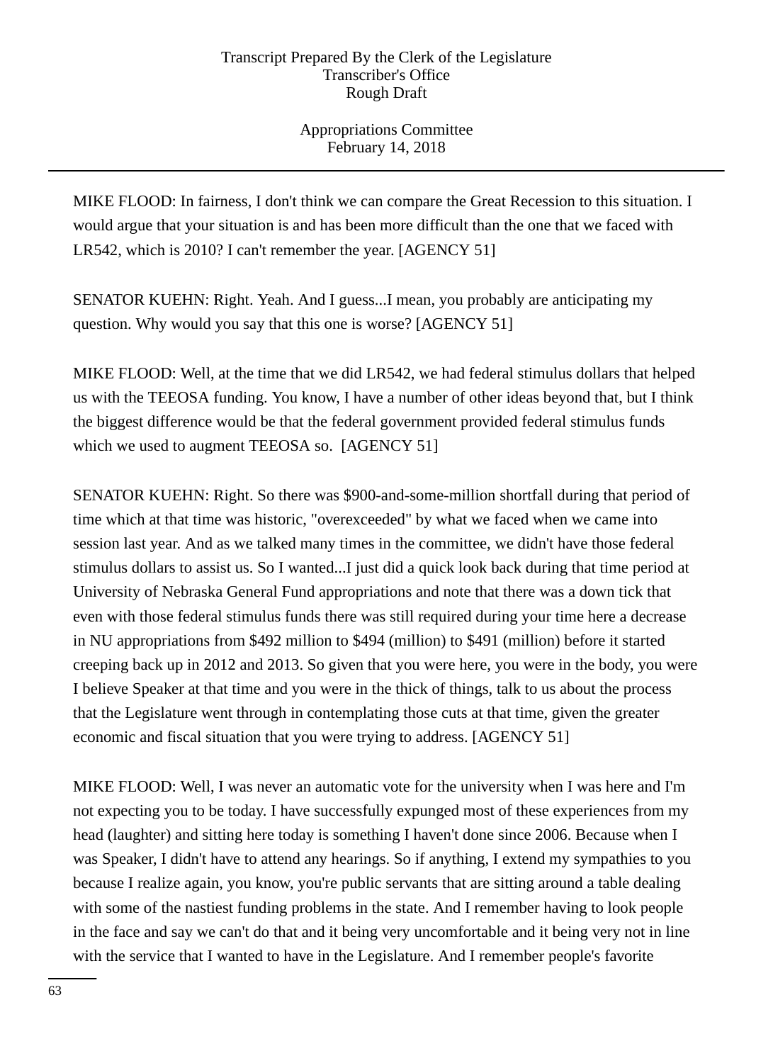MIKE FLOOD: In fairness, I don't think we can compare the Great Recession to this situation. I would argue that your situation is and has been more difficult than the one that we faced with LR542, which is 2010? I can't remember the year. [AGENCY 51]

SENATOR KUEHN: Right. Yeah. And I guess...I mean, you probably are anticipating my question. Why would you say that this one is worse? [AGENCY 51]

MIKE FLOOD: Well, at the time that we did LR542, we had federal stimulus dollars that helped us with the TEEOSA funding. You know, I have a number of other ideas beyond that, but I think the biggest difference would be that the federal government provided federal stimulus funds which we used to augment TEEOSA so. [AGENCY 51]

SENATOR KUEHN: Right. So there was $900-and-some-million shortfall during that period of time which at that time was historic, "overexceeded" by what we faced when we came into session last year. And as we talked many times in the committee, we didn't have those federal stimulus dollars to assist us. So I wanted...I just did a quick look back during that time period at University of Nebraska General Fund appropriations and note that there was a down tick that even with those federal stimulus funds there was still required during your time here a decrease in NU appropriations from $492 million to $494 (million) to $491 (million) before it started creeping back up in 2012 and 2013. So given that you were here, you were in the body, you were I believe Speaker at that time and you were in the thick of things, talk to us about the process that the Legislature went through in contemplating those cuts at that time, given the greater economic and fiscal situation that you were trying to address. [AGENCY 51]

MIKE FLOOD: Well, I was never an automatic vote for the university when I was here and I'm not expecting you to be today. I have successfully expunged most of these experiences from my head (laughter) and sitting here today is something I haven't done since 2006. Because when I was Speaker, I didn't have to attend any hearings. So if anything, I extend my sympathies to you because I realize again, you know, you're public servants that are sitting around a table dealing with some of the nastiest funding problems in the state. And I remember having to look people in the face and say we can't do that and it being very uncomfortable and it being very not in line with the service that I wanted to have in the Legislature. And I remember people's favorite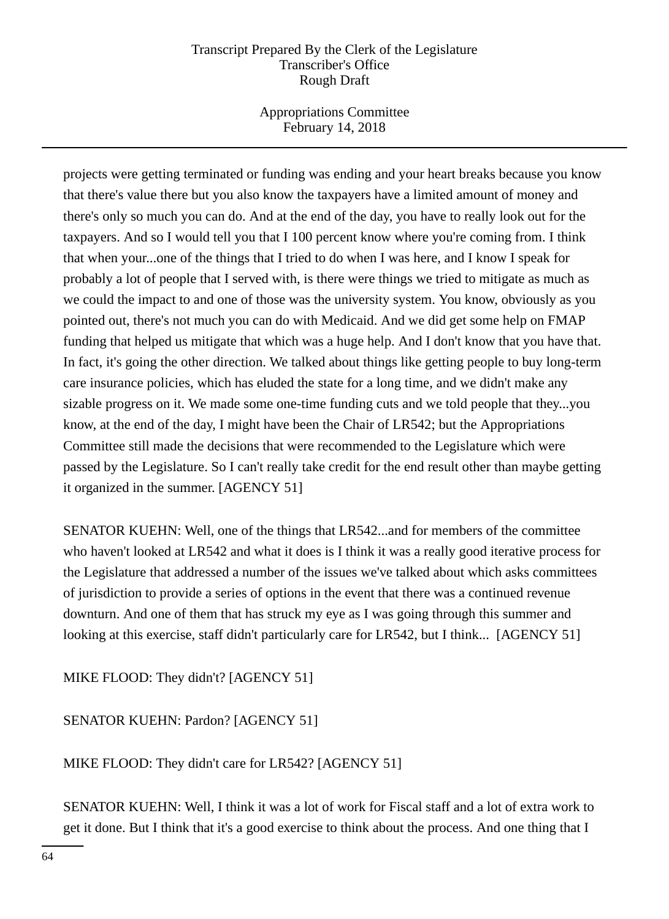projects were getting terminated or funding was ending and your heart breaks because you know that there's value there but you also know the taxpayers have a limited amount of money and there's only so much you can do. And at the end of the day, you have to really look out for the taxpayers. And so I would tell you that I 100 percent know where you're coming from. I think that when your...one of the things that I tried to do when I was here, and I know I speak for probably a lot of people that I served with, is there were things we tried to mitigate as much as we could the impact to and one of those was the university system. You know, obviously as you pointed out, there's not much you can do with Medicaid. And we did get some help on FMAP funding that helped us mitigate that which was a huge help. And I don't know that you have that. In fact, it's going the other direction. We talked about things like getting people to buy long-term care insurance policies, which has eluded the state for a long time, and we didn't make any sizable progress on it. We made some one-time funding cuts and we told people that they...you know, at the end of the day, I might have been the Chair of LR542; but the Appropriations Committee still made the decisions that were recommended to the Legislature which were passed by the Legislature. So I can't really take credit for the end result other than maybe getting it organized in the summer. [AGENCY 51]

SENATOR KUEHN: Well, one of the things that LR542...and for members of the committee who haven't looked at LR542 and what it does is I think it was a really good iterative process for the Legislature that addressed a number of the issues we've talked about which asks committees of jurisdiction to provide a series of options in the event that there was a continued revenue downturn. And one of them that has struck my eye as I was going through this summer and looking at this exercise, staff didn't particularly care for LR542, but I think... [AGENCY 51]

MIKE FLOOD: They didn't? [AGENCY 51]

SENATOR KUEHN: Pardon? [AGENCY 51]

MIKE FLOOD: They didn't care for LR542? [AGENCY 51]

SENATOR KUEHN: Well, I think it was a lot of work for Fiscal staff and a lot of extra work to get it done. But I think that it's a good exercise to think about the process. And one thing that I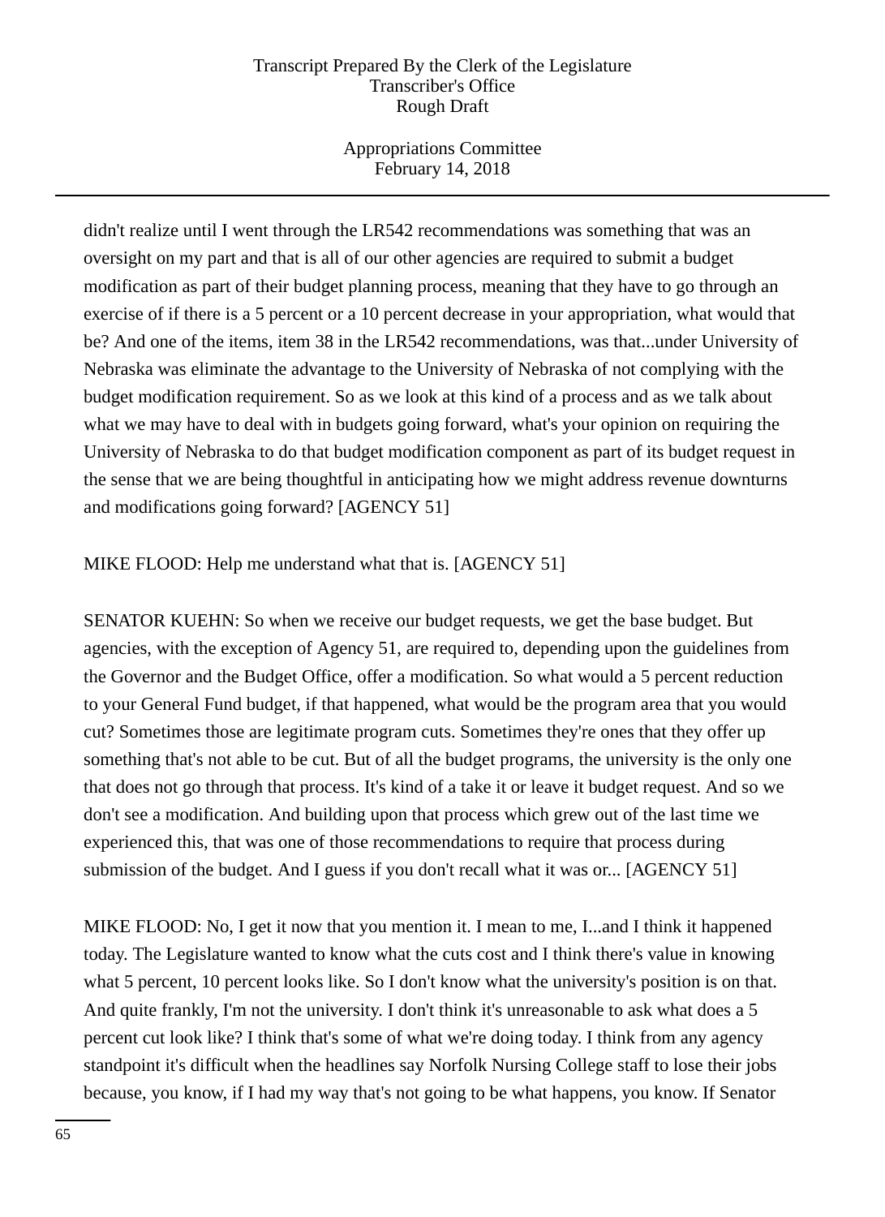didn't realize until I went through the LR542 recommendations was something that was an oversight on my part and that is all of our other agencies are required to submit a budget modification as part of their budget planning process, meaning that they have to go through an exercise of if there is a 5 percent or a 10 percent decrease in your appropriation, what would that be? And one of the items, item 38 in the LR542 recommendations, was that...under University of Nebraska was eliminate the advantage to the University of Nebraska of not complying with the budget modification requirement. So as we look at this kind of a process and as we talk about what we may have to deal with in budgets going forward, what's your opinion on requiring the University of Nebraska to do that budget modification component as part of its budget request in the sense that we are being thoughtful in anticipating how we might address revenue downturns and modifications going forward? [AGENCY 51]

MIKE FLOOD: Help me understand what that is. [AGENCY 51]

SENATOR KUEHN: So when we receive our budget requests, we get the base budget. But agencies, with the exception of Agency 51, are required to, depending upon the guidelines from the Governor and the Budget Office, offer a modification. So what would a 5 percent reduction to your General Fund budget, if that happened, what would be the program area that you would cut? Sometimes those are legitimate program cuts. Sometimes they're ones that they offer up something that's not able to be cut. But of all the budget programs, the university is the only one that does not go through that process. It's kind of a take it or leave it budget request. And so we don't see a modification. And building upon that process which grew out of the last time we experienced this, that was one of those recommendations to require that process during submission of the budget. And I guess if you don't recall what it was or... [AGENCY 51]

MIKE FLOOD: No, I get it now that you mention it. I mean to me, I...and I think it happened today. The Legislature wanted to know what the cuts cost and I think there's value in knowing what 5 percent, 10 percent looks like. So I don't know what the university's position is on that. And quite frankly, I'm not the university. I don't think it's unreasonable to ask what does a 5 percent cut look like? I think that's some of what we're doing today. I think from any agency standpoint it's difficult when the headlines say Norfolk Nursing College staff to lose their jobs because, you know, if I had my way that's not going to be what happens, you know. If Senator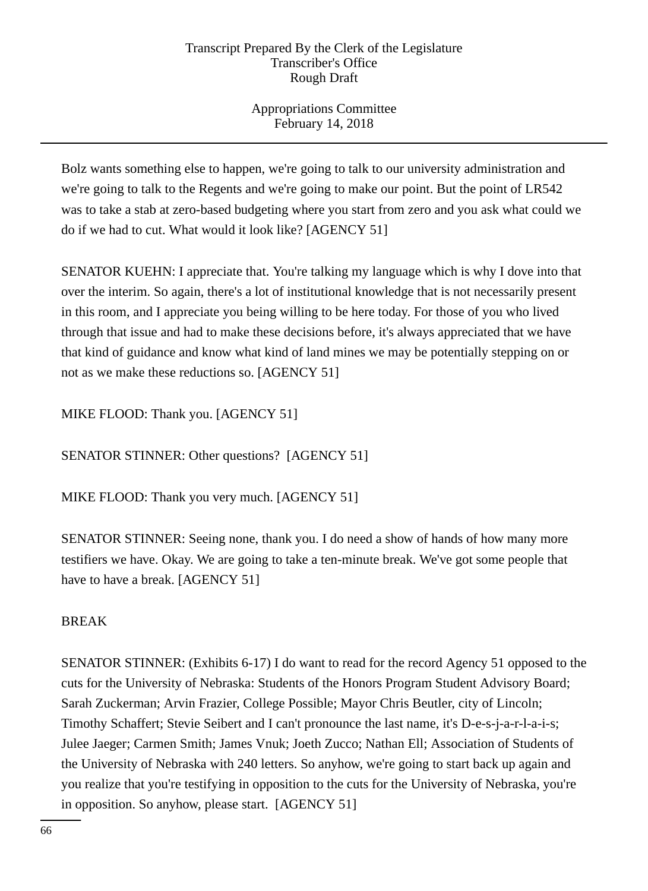Bolz wants something else to happen, we're going to talk to our university administration and we're going to talk to the Regents and we're going to make our point. But the point of LR542 was to take a stab at zero-based budgeting where you start from zero and you ask what could we do if we had to cut. What would it look like? [AGENCY 51]

SENATOR KUEHN: I appreciate that. You're talking my language which is why I dove into that over the interim. So again, there's a lot of institutional knowledge that is not necessarily present in this room, and I appreciate you being willing to be here today. For those of you who lived through that issue and had to make these decisions before, it's always appreciated that we have that kind of guidance and know what kind of land mines we may be potentially stepping on or not as we make these reductions so. [AGENCY 51]

MIKE FLOOD: Thank you. [AGENCY 51]

SENATOR STINNER: Other questions? [AGENCY 51]

MIKE FLOOD: Thank you very much. [AGENCY 51]

SENATOR STINNER: Seeing none, thank you. I do need a show of hands of how many more testifiers we have. Okay. We are going to take a ten-minute break. We've got some people that have to have a break. [AGENCY 51]

BREAK

SENATOR STINNER: (Exhibits 6-17) I do want to read for the record Agency 51 opposed to the cuts for the University of Nebraska: Students of the Honors Program Student Advisory Board; Sarah Zuckerman; Arvin Frazier, College Possible; Mayor Chris Beutler, city of Lincoln; Timothy Schaffert; Stevie Seibert and I can't pronounce the last name, it's D-e-s-j-a-r-l-a-i-s; Julee Jaeger; Carmen Smith; James Vnuk; Joeth Zucco; Nathan Ell; Association of Students of the University of Nebraska with 240 letters. So anyhow, we're going to start back up again and you realize that you're testifying in opposition to the cuts for the University of Nebraska, you're in opposition. So anyhow, please start. [AGENCY 51]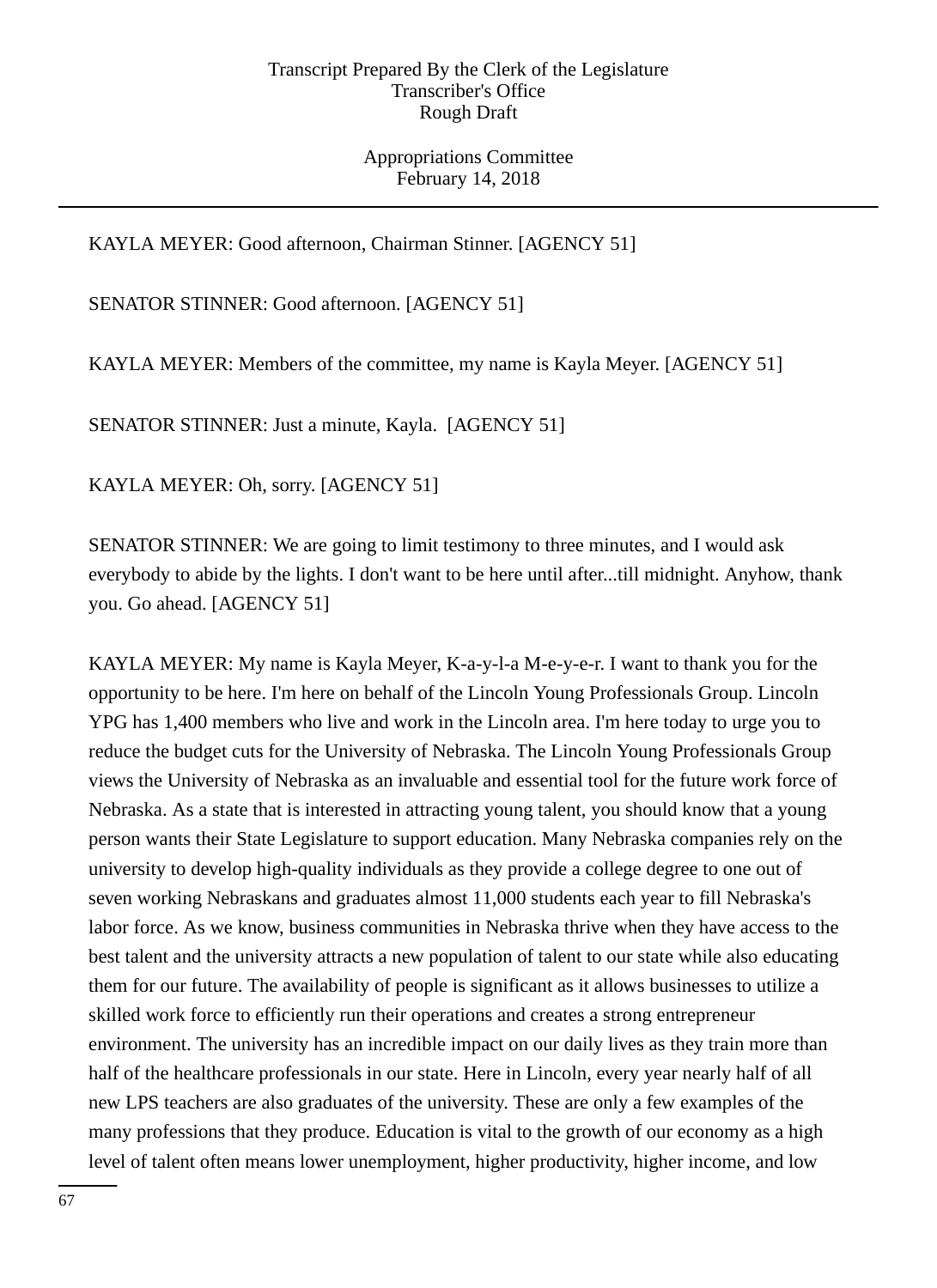KAYLA MEYER: Good afternoon, Chairman Stinner. [AGENCY 51]

SENATOR STINNER: Good afternoon. [AGENCY 51]

KAYLA MEYER: Members of the committee, my name is Kayla Meyer. [AGENCY 51]

SENATOR STINNER: Just a minute, Kayla. [AGENCY 51]

KAYLA MEYER: Oh, sorry. [AGENCY 51]

SENATOR STINNER: We are going to limit testimony to three minutes, and I would ask everybody to abide by the lights. I don't want to be here until after...till midnight. Anyhow, thank you. Go ahead. [AGENCY 51]

KAYLA MEYER: My name is Kayla Meyer, K-a-y-l-a M-e-y-e-r. I want to thank you for the opportunity to be here. I'm here on behalf of the Lincoln Young Professionals Group. Lincoln YPG has 1,400 members who live and work in the Lincoln area. I'm here today to urge you to reduce the budget cuts for the University of Nebraska. The Lincoln Young Professionals Group views the University of Nebraska as an invaluable and essential tool for the future work force of Nebraska. As a state that is interested in attracting young talent, you should know that a young person wants their State Legislature to support education. Many Nebraska companies rely on the university to develop high-quality individuals as they provide a college degree to one out of seven working Nebraskans and graduates almost 11,000 students each year to fill Nebraska's labor force. As we know, business communities in Nebraska thrive when they have access to the best talent and the university attracts a new population of talent to our state while also educating them for our future. The availability of people is significant as it allows businesses to utilize a skilled work force to efficiently run their operations and creates a strong entrepreneur environment. The university has an incredible impact on our daily lives as they train more than half of the healthcare professionals in our state. Here in Lincoln, every year nearly half of all new LPS teachers are also graduates of the university. These are only a few examples of the many professions that they produce. Education is vital to the growth of our economy as a high level of talent often means lower unemployment, higher productivity, higher income, and low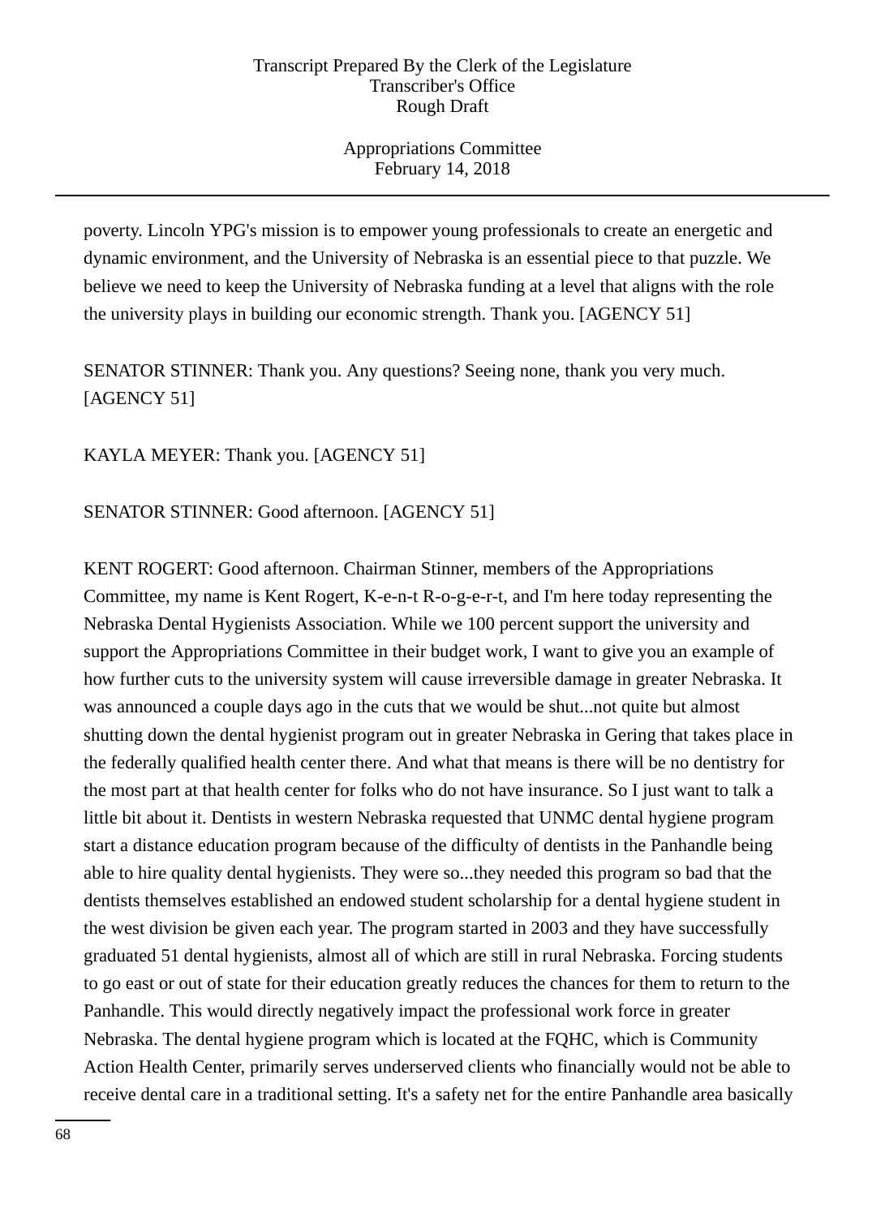poverty. Lincoln YPG's mission is to empower young professionals to create an energetic and dynamic environment, and the University of Nebraska is an essential piece to that puzzle. We believe we need to keep the University of Nebraska funding at a level that aligns with the role the university plays in building our economic strength. Thank you. [AGENCY 51]

SENATOR STINNER: Thank you. Any questions? Seeing none, thank you very much. [AGENCY 51]

KAYLA MEYER: Thank you. [AGENCY 51]

SENATOR STINNER: Good afternoon. [AGENCY 51]

KENT ROGERT: Good afternoon. Chairman Stinner, members of the Appropriations Committee, my name is Kent Rogert, K-e-n-t R-o-g-e-r-t, and I'm here today representing the Nebraska Dental Hygienists Association. While we 100 percent support the university and support the Appropriations Committee in their budget work, I want to give you an example of how further cuts to the university system will cause irreversible damage in greater Nebraska. It was announced a couple days ago in the cuts that we would be shut...not quite but almost shutting down the dental hygienist program out in greater Nebraska in Gering that takes place in the federally qualified health center there. And what that means is there will be no dentistry for the most part at that health center for folks who do not have insurance. So I just want to talk a little bit about it. Dentists in western Nebraska requested that UNMC dental hygiene program start a distance education program because of the difficulty of dentists in the Panhandle being able to hire quality dental hygienists. They were so...they needed this program so bad that the dentists themselves established an endowed student scholarship for a dental hygiene student in the west division be given each year. The program started in 2003 and they have successfully graduated 51 dental hygienists, almost all of which are still in rural Nebraska. Forcing students to go east or out of state for their education greatly reduces the chances for them to return to the Panhandle. This would directly negatively impact the professional work force in greater Nebraska. The dental hygiene program which is located at the FQHC, which is Community Action Health Center, primarily serves underserved clients who financially would not be able to receive dental care in a traditional setting. It's a safety net for the entire Panhandle area basically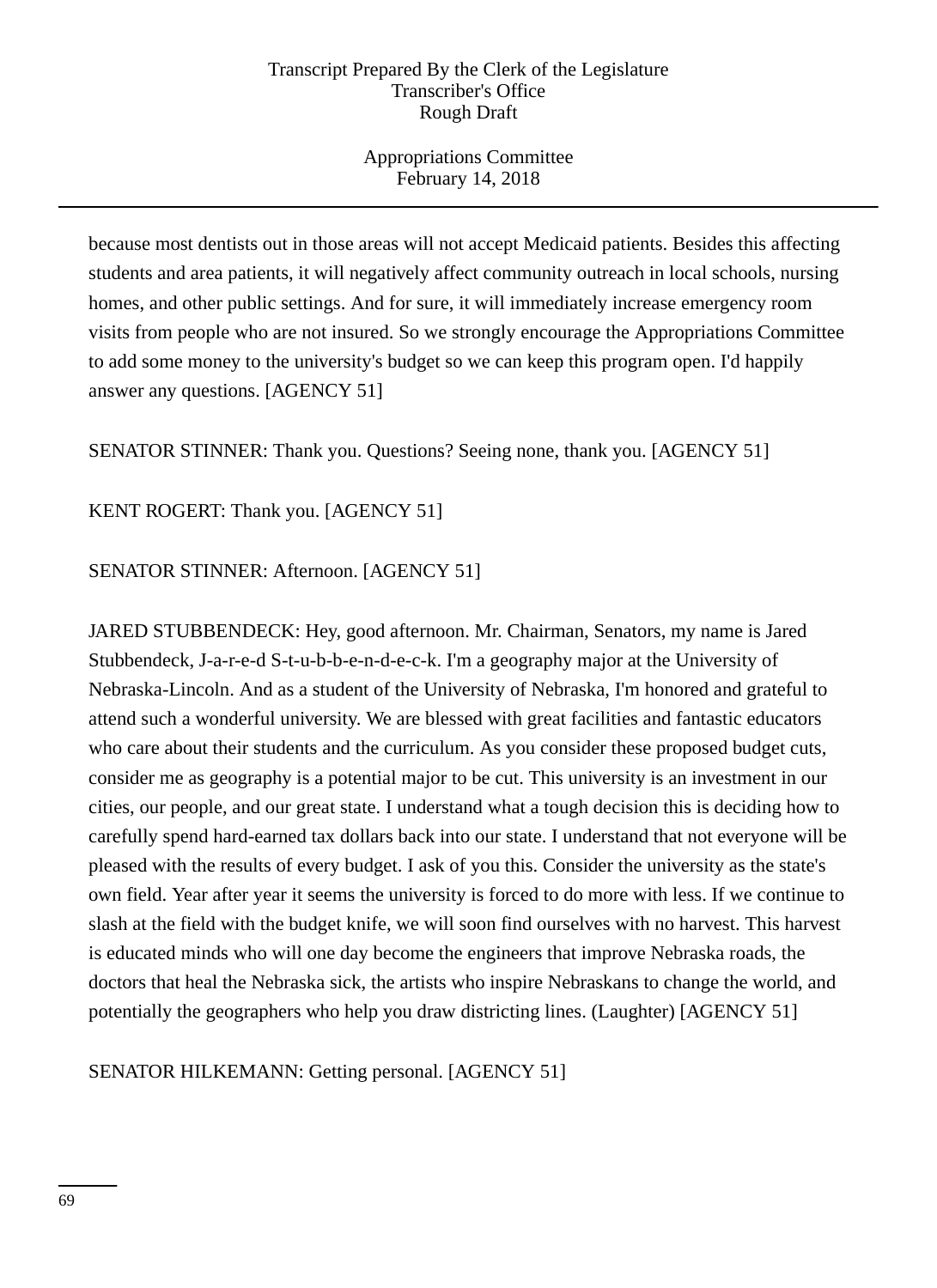because most dentists out in those areas will not accept Medicaid patients. Besides this affecting students and area patients, it will negatively affect community outreach in local schools, nursing homes, and other public settings. And for sure, it will immediately increase emergency room visits from people who are not insured. So we strongly encourage the Appropriations Committee to add some money to the university's budget so we can keep this program open. I'd happily answer any questions. [AGENCY 51]

SENATOR STINNER: Thank you. Questions? Seeing none, thank you. [AGENCY 51]

KENT ROGERT: Thank you. [AGENCY 51]

SENATOR STINNER: Afternoon. [AGENCY 51]

JARED STUBBENDECK: Hey, good afternoon. Mr. Chairman, Senators, my name is Jared Stubbendeck, J-a-r-e-d S-t-u-b-b-e-n-d-e-c-k. I'm a geography major at the University of Nebraska-Lincoln. And as a student of the University of Nebraska, I'm honored and grateful to attend such a wonderful university. We are blessed with great facilities and fantastic educators who care about their students and the curriculum. As you consider these proposed budget cuts, consider me as geography is a potential major to be cut. This university is an investment in our cities, our people, and our great state. I understand what a tough decision this is deciding how to carefully spend hard-earned tax dollars back into our state. I understand that not everyone will be pleased with the results of every budget. I ask of you this. Consider the university as the state's own field. Year after year it seems the university is forced to do more with less. If we continue to slash at the field with the budget knife, we will soon find ourselves with no harvest. This harvest is educated minds who will one day become the engineers that improve Nebraska roads, the doctors that heal the Nebraska sick, the artists who inspire Nebraskans to change the world, and potentially the geographers who help you draw districting lines. (Laughter) [AGENCY 51]

SENATOR HILKEMANN: Getting personal. [AGENCY 51]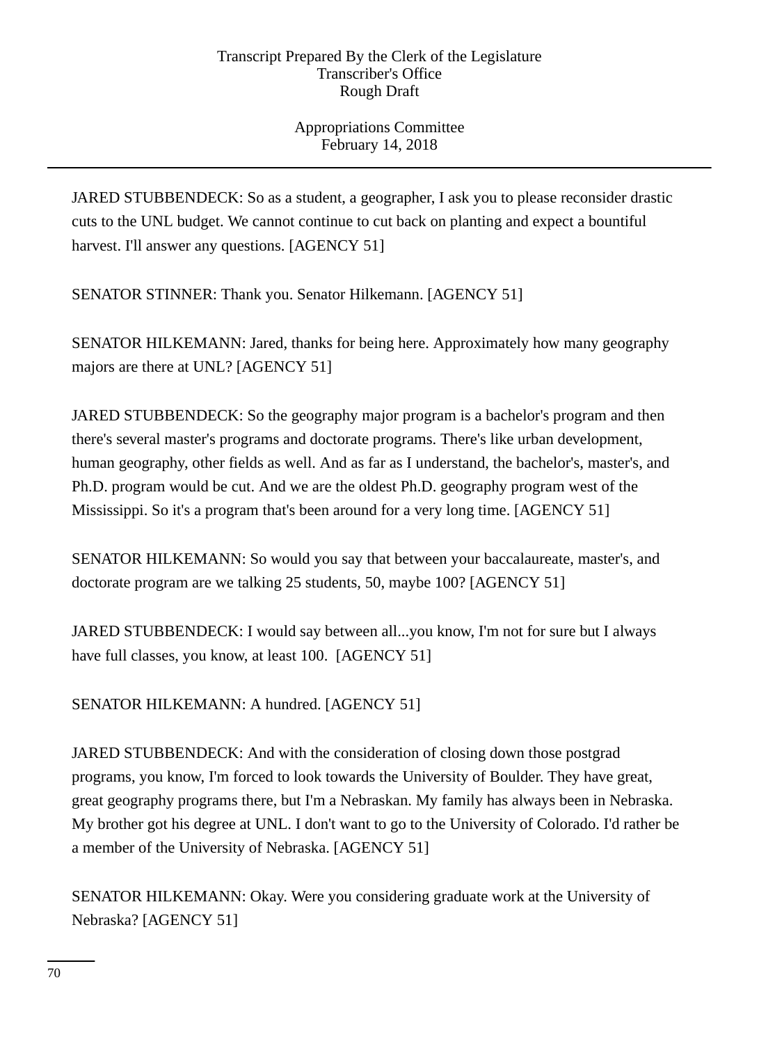JARED STUBBENDECK: So as a student, a geographer, I ask you to please reconsider drastic cuts to the UNL budget. We cannot continue to cut back on planting and expect a bountiful harvest. I'll answer any questions. [AGENCY 51]

SENATOR STINNER: Thank you. Senator Hilkemann. [AGENCY 51]

SENATOR HILKEMANN: Jared, thanks for being here. Approximately how many geography majors are there at UNL? [AGENCY 51]

JARED STUBBENDECK: So the geography major program is a bachelor's program and then there's several master's programs and doctorate programs. There's like urban development, human geography, other fields as well. And as far as I understand, the bachelor's, master's, and Ph.D. program would be cut. And we are the oldest Ph.D. geography program west of the Mississippi. So it's a program that's been around for a very long time. [AGENCY 51]

SENATOR HILKEMANN: So would you say that between your baccalaureate, master's, and doctorate program are we talking 25 students, 50, maybe 100? [AGENCY 51]

JARED STUBBENDECK: I would say between all...you know, I'm not for sure but I always have full classes, you know, at least 100. [AGENCY 51]

SENATOR HILKEMANN: A hundred. [AGENCY 51]

JARED STUBBENDECK: And with the consideration of closing down those postgrad programs, you know, I'm forced to look towards the University of Boulder. They have great, great geography programs there, but I'm a Nebraskan. My family has always been in Nebraska. My brother got his degree at UNL. I don't want to go to the University of Colorado. I'd rather be a member of the University of Nebraska. [AGENCY 51]

SENATOR HILKEMANN: Okay. Were you considering graduate work at the University of Nebraska? [AGENCY 51]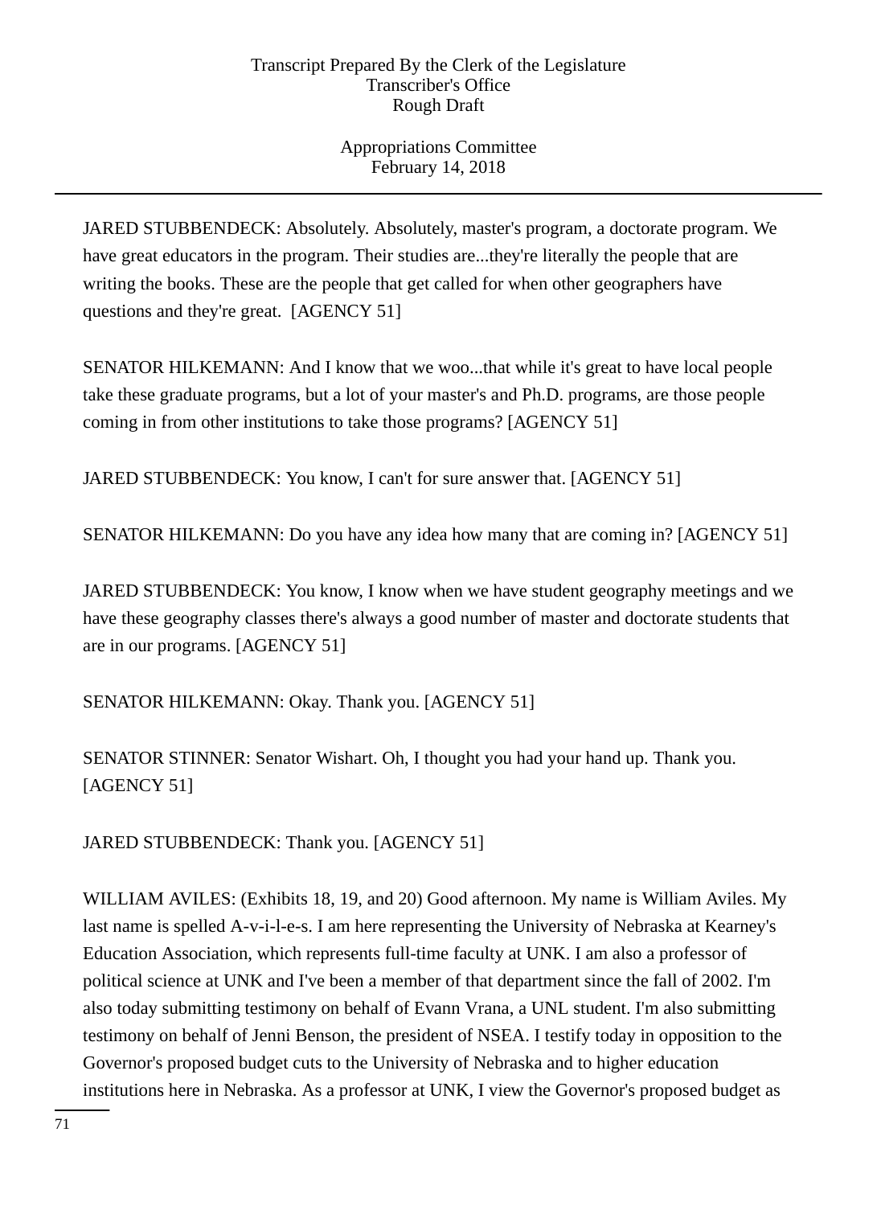JARED STUBBENDECK: Absolutely. Absolutely, master's program, a doctorate program. We have great educators in the program. Their studies are...they're literally the people that are writing the books. These are the people that get called for when other geographers have questions and they're great. [AGENCY 51]

SENATOR HILKEMANN: And I know that we woo...that while it's great to have local people take these graduate programs, but a lot of your master's and Ph.D. programs, are those people coming in from other institutions to take those programs? [AGENCY 51]

JARED STUBBENDECK: You know, I can't for sure answer that. [AGENCY 51]

SENATOR HILKEMANN: Do you have any idea how many that are coming in? [AGENCY 51]

JARED STUBBENDECK: You know, I know when we have student geography meetings and we have these geography classes there's always a good number of master and doctorate students that are in our programs. [AGENCY 51]

SENATOR HILKEMANN: Okay. Thank you. [AGENCY 51]

SENATOR STINNER: Senator Wishart. Oh, I thought you had your hand up. Thank you. [AGENCY 51]

JARED STUBBENDECK: Thank you. [AGENCY 51]

WILLIAM AVILES: (Exhibits 18, 19, and 20) Good afternoon. My name is William Aviles. My last name is spelled A-v-i-l-e-s. I am here representing the University of Nebraska at Kearney's Education Association, which represents full-time faculty at UNK. I am also a professor of political science at UNK and I've been a member of that department since the fall of 2002. I'm also today submitting testimony on behalf of Evann Vrana, a UNL student. I'm also submitting testimony on behalf of Jenni Benson, the president of NSEA. I testify today in opposition to the Governor's proposed budget cuts to the University of Nebraska and to higher education institutions here in Nebraska. As a professor at UNK, I view the Governor's proposed budget as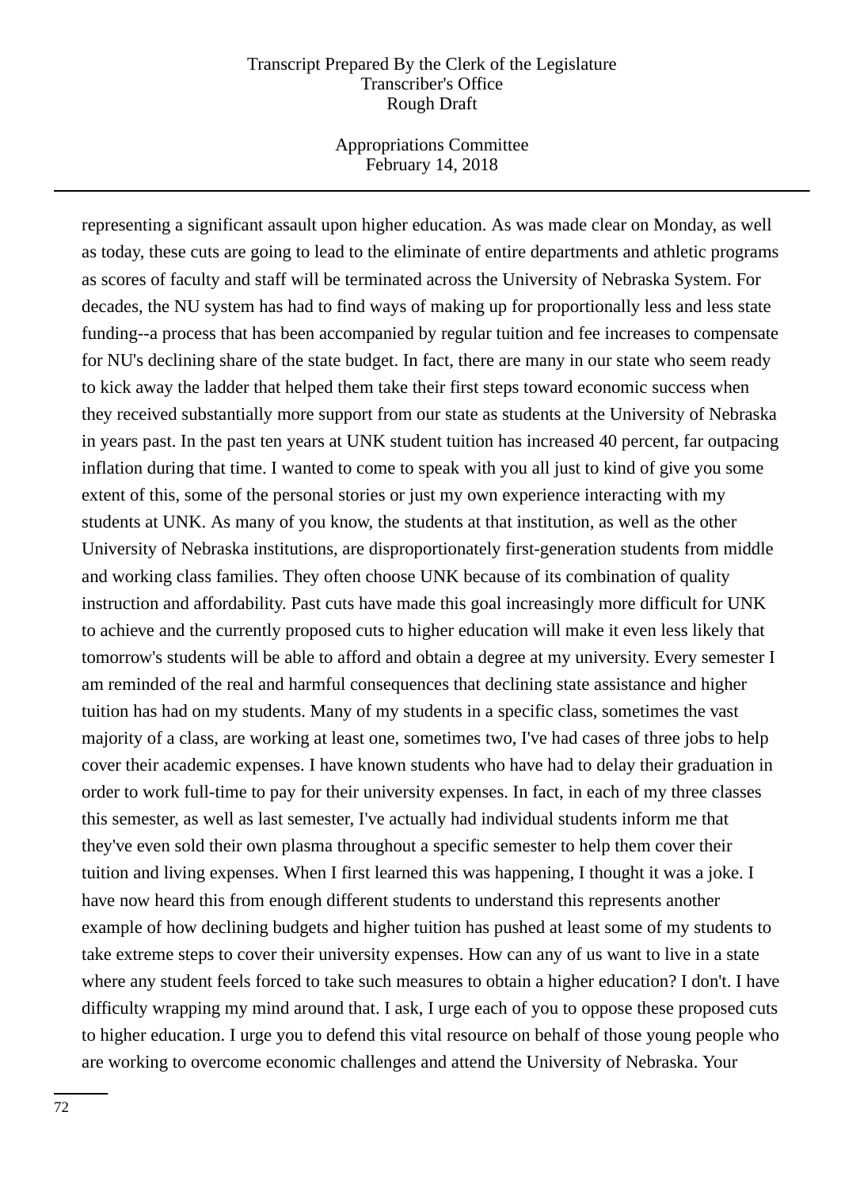representing a significant assault upon higher education. As was made clear on Monday, as well as today, these cuts are going to lead to the eliminate of entire departments and athletic programs as scores of faculty and staff will be terminated across the University of Nebraska System. For decades, the NU system has had to find ways of making up for proportionally less and less state funding--a process that has been accompanied by regular tuition and fee increases to compensate for NU's declining share of the state budget. In fact, there are many in our state who seem ready to kick away the ladder that helped them take their first steps toward economic success when they received substantially more support from our state as students at the University of Nebraska in years past. In the past ten years at UNK student tuition has increased 40 percent, far outpacing inflation during that time. I wanted to come to speak with you all just to kind of give you some extent of this, some of the personal stories or just my own experience interacting with my students at UNK. As many of you know, the students at that institution, as well as the other University of Nebraska institutions, are disproportionately first-generation students from middle and working class families. They often choose UNK because of its combination of quality instruction and affordability. Past cuts have made this goal increasingly more difficult for UNK to achieve and the currently proposed cuts to higher education will make it even less likely that tomorrow's students will be able to afford and obtain a degree at my university. Every semester I am reminded of the real and harmful consequences that declining state assistance and higher tuition has had on my students. Many of my students in a specific class, sometimes the vast majority of a class, are working at least one, sometimes two, I've had cases of three jobs to help cover their academic expenses. I have known students who have had to delay their graduation in order to work full-time to pay for their university expenses. In fact, in each of my three classes this semester, as well as last semester, I've actually had individual students inform me that they've even sold their own plasma throughout a specific semester to help them cover their tuition and living expenses. When I first learned this was happening, I thought it was a joke. I have now heard this from enough different students to understand this represents another example of how declining budgets and higher tuition has pushed at least some of my students to take extreme steps to cover their university expenses. How can any of us want to live in a state where any student feels forced to take such measures to obtain a higher education? I don't. I have difficulty wrapping my mind around that. I ask, I urge each of you to oppose these proposed cuts to higher education. I urge you to defend this vital resource on behalf of those young people who are working to overcome economic challenges and attend the University of Nebraska. Your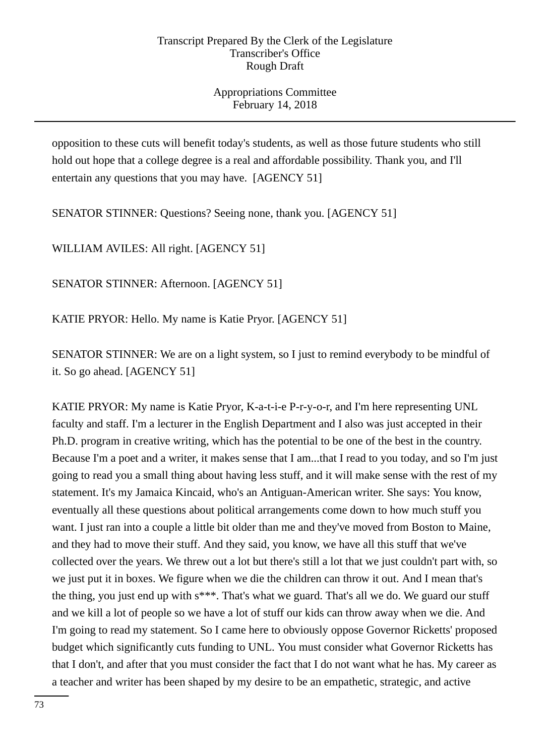opposition to these cuts will benefit today's students, as well as those future students who still hold out hope that a college degree is a real and affordable possibility. Thank you, and I'll entertain any questions that you may have. [AGENCY 51]

SENATOR STINNER: Questions? Seeing none, thank you. [AGENCY 51]

WILLIAM AVILES: All right. [AGENCY 51]

SENATOR STINNER: Afternoon. [AGENCY 51]

KATIE PRYOR: Hello. My name is Katie Pryor. [AGENCY 51]

SENATOR STINNER: We are on a light system, so I just to remind everybody to be mindful of it. So go ahead. [AGENCY 51]

KATIE PRYOR: My name is Katie Pryor, K-a-t-i-e P-r-y-o-r, and I'm here representing UNL faculty and staff. I'm a lecturer in the English Department and I also was just accepted in their Ph.D. program in creative writing, which has the potential to be one of the best in the country. Because I'm a poet and a writer, it makes sense that I am...that I read to you today, and so I'm just going to read you a small thing about having less stuff, and it will make sense with the rest of my statement. It's my Jamaica Kincaid, who's an Antiguan-American writer. She says: You know, eventually all these questions about political arrangements come down to how much stuff you want. I just ran into a couple a little bit older than me and they've moved from Boston to Maine, and they had to move their stuff. And they said, you know, we have all this stuff that we've collected over the years. We threw out a lot but there's still a lot that we just couldn't part with, so we just put it in boxes. We figure when we die the children can throw it out. And I mean that's the thing, you just end up with s***. That's what we guard. That's all we do. We guard our stuff and we kill a lot of people so we have a lot of stuff our kids can throw away when we die. And I'm going to read my statement. So I came here to obviously oppose Governor Ricketts' proposed budget which significantly cuts funding to UNL. You must consider what Governor Ricketts has that I don't, and after that you must consider the fact that I do not want what he has. My career as a teacher and writer has been shaped by my desire to be an empathetic, strategic, and active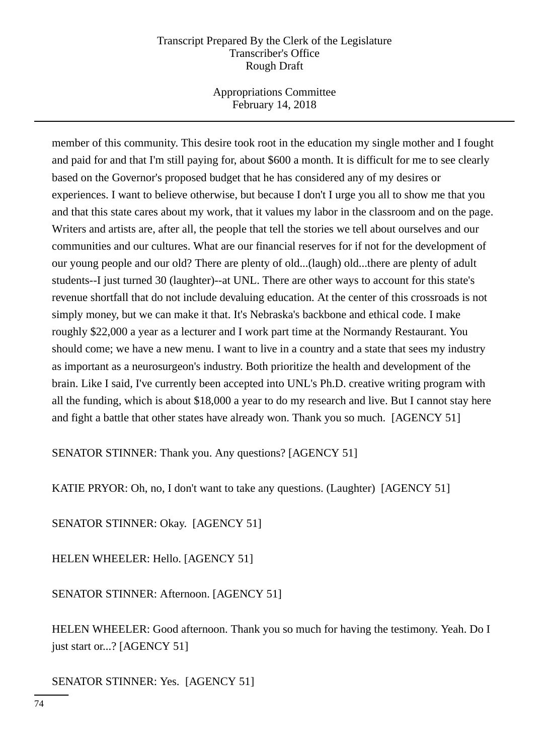member of this community. This desire took root in the education my single mother and I fought and paid for and that I'm still paying for, about $600 a month. It is difficult for me to see clearly based on the Governor's proposed budget that he has considered any of my desires or experiences. I want to believe otherwise, but because I don't I urge you all to show me that you and that this state cares about my work, that it values my labor in the classroom and on the page. Writers and artists are, after all, the people that tell the stories we tell about ourselves and our communities and our cultures. What are our financial reserves for if not for the development of our young people and our old? There are plenty of old...(laugh) old...there are plenty of adult students--I just turned 30 (laughter)--at UNL. There are other ways to account for this state's revenue shortfall that do not include devaluing education. At the center of this crossroads is not simply money, but we can make it that. It's Nebraska's backbone and ethical code. I make roughly $22,000 a year as a lecturer and I work part time at the Normandy Restaurant. You should come; we have a new menu. I want to live in a country and a state that sees my industry as important as a neurosurgeon's industry. Both prioritize the health and development of the brain. Like I said, I've currently been accepted into UNL's Ph.D. creative writing program with all the funding, which is about $18,000 a year to do my research and live. But I cannot stay here and fight a battle that other states have already won. Thank you so much. [AGENCY 51]

SENATOR STINNER: Thank you. Any questions? [AGENCY 51]

KATIE PRYOR: Oh, no, I don't want to take any questions. (Laughter) [AGENCY 51]

SENATOR STINNER: Okay. [AGENCY 51]

HELEN WHEELER: Hello. [AGENCY 51]

SENATOR STINNER: Afternoon. [AGENCY 51]

HELEN WHEELER: Good afternoon. Thank you so much for having the testimony. Yeah. Do I just start or...? [AGENCY 51]

SENATOR STINNER: Yes. [AGENCY 51]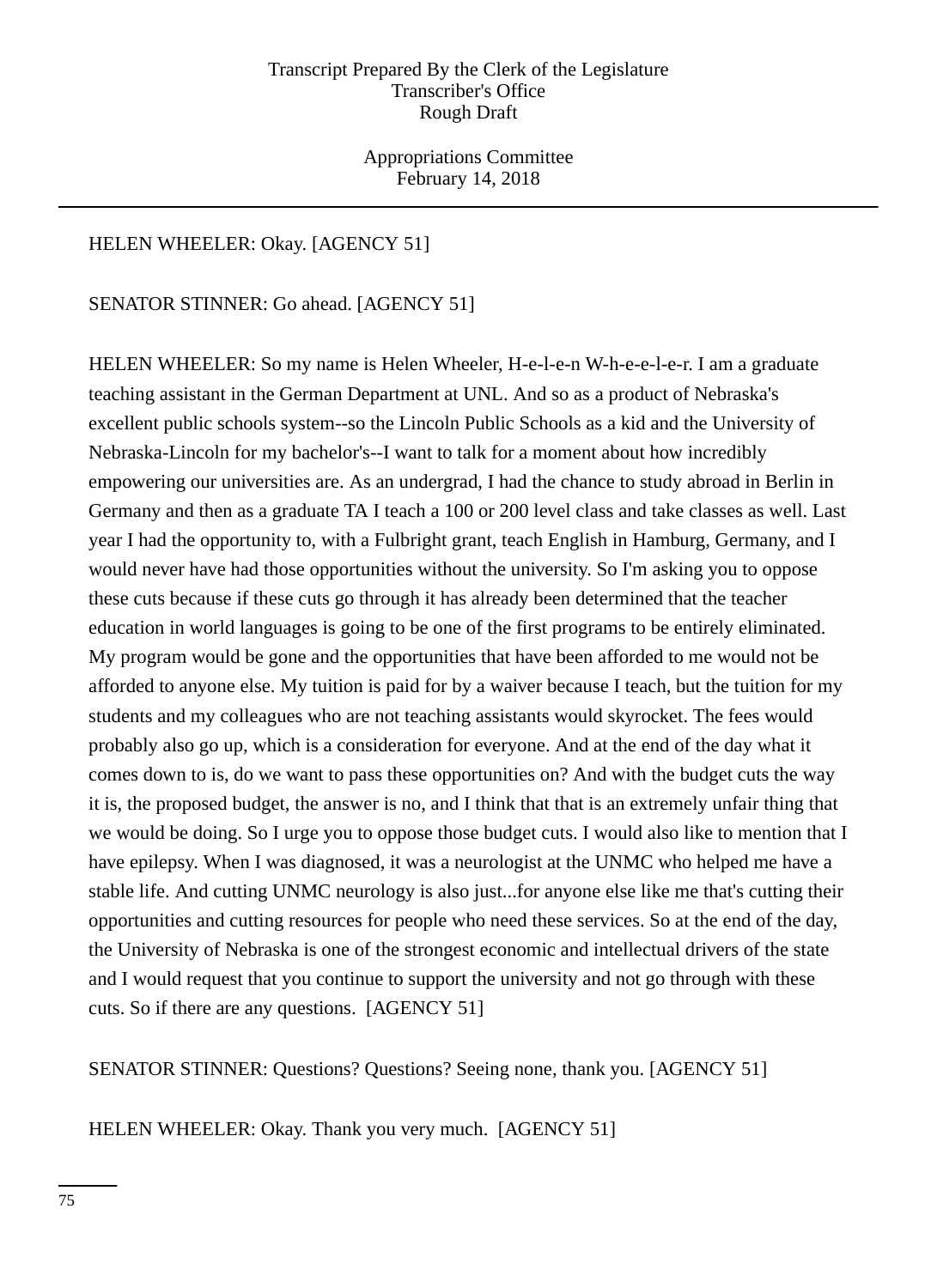HELEN WHEELER: Okay. [AGENCY 51]

SENATOR STINNER: Go ahead. [AGENCY 51]

HELEN WHEELER: So my name is Helen Wheeler, H-e-l-e-n W-h-e-e-l-e-r. I am a graduate teaching assistant in the German Department at UNL. And so as a product of Nebraska's excellent public schools system--so the Lincoln Public Schools as a kid and the University of Nebraska-Lincoln for my bachelor's--I want to talk for a moment about how incredibly empowering our universities are. As an undergrad, I had the chance to study abroad in Berlin in Germany and then as a graduate TA I teach a 100 or 200 level class and take classes as well. Last year I had the opportunity to, with a Fulbright grant, teach English in Hamburg, Germany, and I would never have had those opportunities without the university. So I'm asking you to oppose these cuts because if these cuts go through it has already been determined that the teacher education in world languages is going to be one of the first programs to be entirely eliminated. My program would be gone and the opportunities that have been afforded to me would not be afforded to anyone else. My tuition is paid for by a waiver because I teach, but the tuition for my students and my colleagues who are not teaching assistants would skyrocket. The fees would probably also go up, which is a consideration for everyone. And at the end of the day what it comes down to is, do we want to pass these opportunities on? And with the budget cuts the way it is, the proposed budget, the answer is no, and I think that that is an extremely unfair thing that we would be doing. So I urge you to oppose those budget cuts. I would also like to mention that I have epilepsy. When I was diagnosed, it was a neurologist at the UNMC who helped me have a stable life. And cutting UNMC neurology is also just...for anyone else like me that's cutting their opportunities and cutting resources for people who need these services. So at the end of the day, the University of Nebraska is one of the strongest economic and intellectual drivers of the state and I would request that you continue to support the university and not go through with these cuts. So if there are any questions. [AGENCY 51]

SENATOR STINNER: Questions? Questions? Seeing none, thank you. [AGENCY 51]

HELEN WHEELER: Okay. Thank you very much. [AGENCY 51]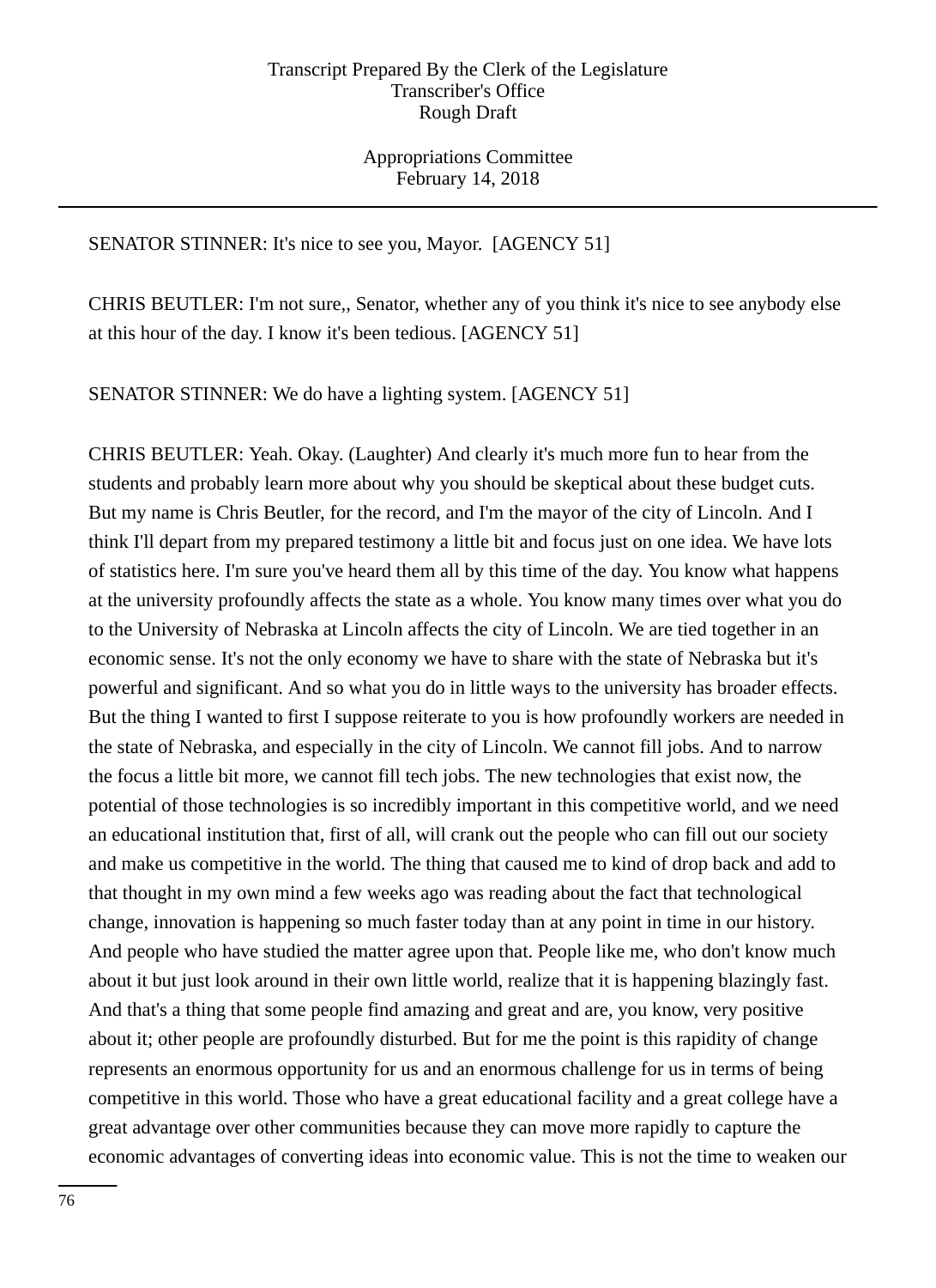SENATOR STINNER: It's nice to see you, Mayor. [AGENCY 51]

CHRIS BEUTLER: I'm not sure,, Senator, whether any of you think it's nice to see anybody else at this hour of the day. I know it's been tedious. [AGENCY 51]

SENATOR STINNER: We do have a lighting system. [AGENCY 51]

CHRIS BEUTLER: Yeah. Okay. (Laughter) And clearly it's much more fun to hear from the students and probably learn more about why you should be skeptical about these budget cuts. But my name is Chris Beutler, for the record, and I'm the mayor of the city of Lincoln. And I think I'll depart from my prepared testimony a little bit and focus just on one idea. We have lots of statistics here. I'm sure you've heard them all by this time of the day. You know what happens at the university profoundly affects the state as a whole. You know many times over what you do to the University of Nebraska at Lincoln affects the city of Lincoln. We are tied together in an economic sense. It's not the only economy we have to share with the state of Nebraska but it's powerful and significant. And so what you do in little ways to the university has broader effects. But the thing I wanted to first I suppose reiterate to you is how profoundly workers are needed in the state of Nebraska, and especially in the city of Lincoln. We cannot fill jobs. And to narrow the focus a little bit more, we cannot fill tech jobs. The new technologies that exist now, the potential of those technologies is so incredibly important in this competitive world, and we need an educational institution that, first of all, will crank out the people who can fill out our society and make us competitive in the world. The thing that caused me to kind of drop back and add to that thought in my own mind a few weeks ago was reading about the fact that technological change, innovation is happening so much faster today than at any point in time in our history. And people who have studied the matter agree upon that. People like me, who don't know much about it but just look around in their own little world, realize that it is happening blazingly fast. And that's a thing that some people find amazing and great and are, you know, very positive about it; other people are profoundly disturbed. But for me the point is this rapidity of change represents an enormous opportunity for us and an enormous challenge for us in terms of being competitive in this world. Those who have a great educational facility and a great college have a great advantage over other communities because they can move more rapidly to capture the economic advantages of converting ideas into economic value. This is not the time to weaken our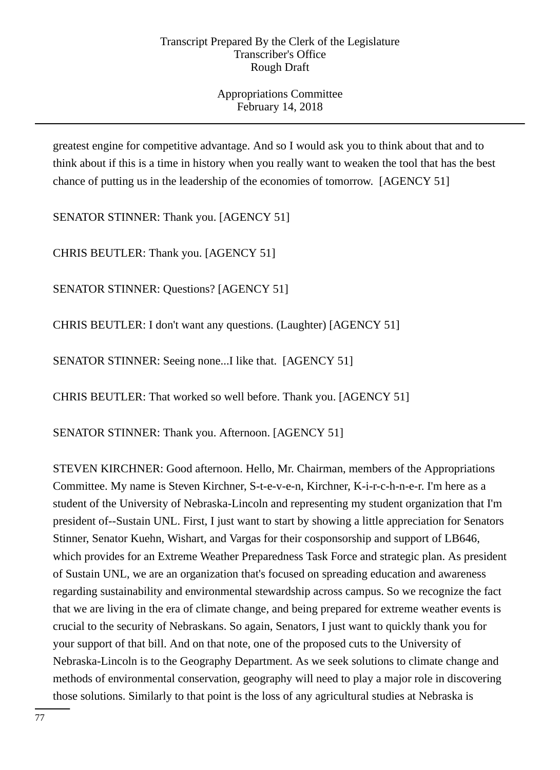greatest engine for competitive advantage. And so I would ask you to think about that and to think about if this is a time in history when you really want to weaken the tool that has the best chance of putting us in the leadership of the economies of tomorrow. [AGENCY 51]

SENATOR STINNER: Thank you. [AGENCY 51]

CHRIS BEUTLER: Thank you. [AGENCY 51]

SENATOR STINNER: Questions? [AGENCY 51]

CHRIS BEUTLER: I don't want any questions. (Laughter) [AGENCY 51]

SENATOR STINNER: Seeing none...I like that. [AGENCY 51]

CHRIS BEUTLER: That worked so well before. Thank you. [AGENCY 51]

SENATOR STINNER: Thank you. Afternoon. [AGENCY 51]

STEVEN KIRCHNER: Good afternoon. Hello, Mr. Chairman, members of the Appropriations Committee. My name is Steven Kirchner, S-t-e-v-e-n, Kirchner, K-i-r-c-h-n-e-r. I'm here as a student of the University of Nebraska-Lincoln and representing my student organization that I'm president of--Sustain UNL. First, I just want to start by showing a little appreciation for Senators Stinner, Senator Kuehn, Wishart, and Vargas for their cosponsorship and support of LB646, which provides for an Extreme Weather Preparedness Task Force and strategic plan. As president of Sustain UNL, we are an organization that's focused on spreading education and awareness regarding sustainability and environmental stewardship across campus. So we recognize the fact that we are living in the era of climate change, and being prepared for extreme weather events is crucial to the security of Nebraskans. So again, Senators, I just want to quickly thank you for your support of that bill. And on that note, one of the proposed cuts to the University of Nebraska-Lincoln is to the Geography Department. As we seek solutions to climate change and methods of environmental conservation, geography will need to play a major role in discovering those solutions. Similarly to that point is the loss of any agricultural studies at Nebraska is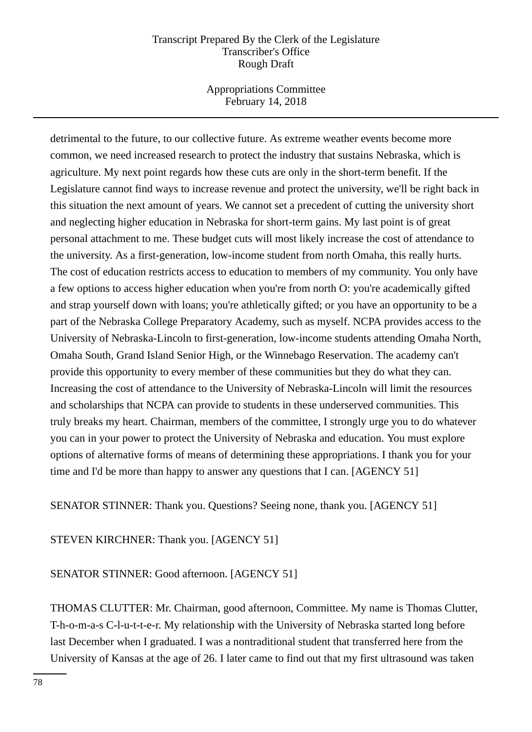detrimental to the future, to our collective future. As extreme weather events become more common, we need increased research to protect the industry that sustains Nebraska, which is agriculture. My next point regards how these cuts are only in the short-term benefit. If the Legislature cannot find ways to increase revenue and protect the university, we'll be right back in this situation the next amount of years. We cannot set a precedent of cutting the university short and neglecting higher education in Nebraska for short-term gains. My last point is of great personal attachment to me. These budget cuts will most likely increase the cost of attendance to the university. As a first-generation, low-income student from north Omaha, this really hurts. The cost of education restricts access to education to members of my community. You only have a few options to access higher education when you're from north O: you're academically gifted and strap yourself down with loans; you're athletically gifted; or you have an opportunity to be a part of the Nebraska College Preparatory Academy, such as myself. NCPA provides access to the University of Nebraska-Lincoln to first-generation, low-income students attending Omaha North, Omaha South, Grand Island Senior High, or the Winnebago Reservation. The academy can't provide this opportunity to every member of these communities but they do what they can. Increasing the cost of attendance to the University of Nebraska-Lincoln will limit the resources and scholarships that NCPA can provide to students in these underserved communities. This truly breaks my heart. Chairman, members of the committee, I strongly urge you to do whatever you can in your power to protect the University of Nebraska and education. You must explore options of alternative forms of means of determining these appropriations. I thank you for your time and I'd be more than happy to answer any questions that I can. [AGENCY 51]

SENATOR STINNER: Thank you. Questions? Seeing none, thank you. [AGENCY 51]

STEVEN KIRCHNER: Thank you. [AGENCY 51]

SENATOR STINNER: Good afternoon. [AGENCY 51]

THOMAS CLUTTER: Mr. Chairman, good afternoon, Committee. My name is Thomas Clutter, T-h-o-m-a-s C-l-u-t-t-e-r. My relationship with the University of Nebraska started long before last December when I graduated. I was a nontraditional student that transferred here from the University of Kansas at the age of 26. I later came to find out that my first ultrasound was taken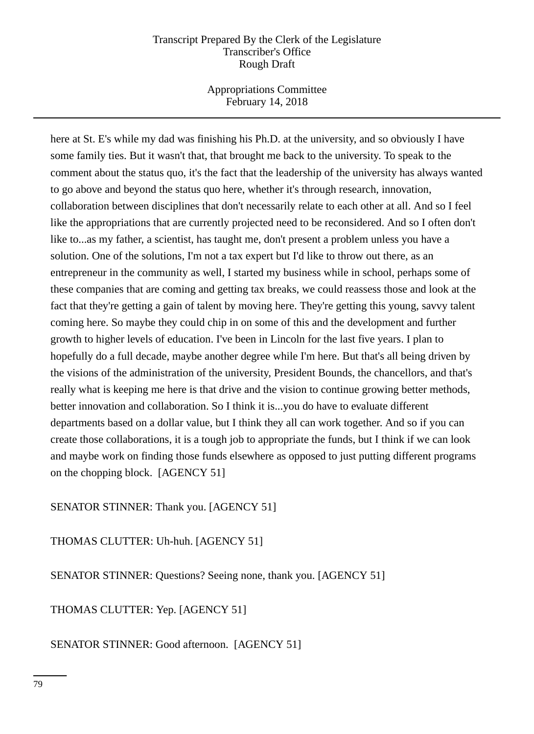here at St. E's while my dad was finishing his Ph.D. at the university, and so obviously I have some family ties. But it wasn't that, that brought me back to the university. To speak to the comment about the status quo, it's the fact that the leadership of the university has always wanted to go above and beyond the status quo here, whether it's through research, innovation, collaboration between disciplines that don't necessarily relate to each other at all. And so I feel like the appropriations that are currently projected need to be reconsidered. And so I often don't like to...as my father, a scientist, has taught me, don't present a problem unless you have a solution. One of the solutions, I'm not a tax expert but I'd like to throw out there, as an entrepreneur in the community as well, I started my business while in school, perhaps some of these companies that are coming and getting tax breaks, we could reassess those and look at the fact that they're getting a gain of talent by moving here. They're getting this young, savvy talent coming here. So maybe they could chip in on some of this and the development and further growth to higher levels of education. I've been in Lincoln for the last five years. I plan to hopefully do a full decade, maybe another degree while I'm here. But that's all being driven by the visions of the administration of the university, President Bounds, the chancellors, and that's really what is keeping me here is that drive and the vision to continue growing better methods, better innovation and collaboration. So I think it is...you do have to evaluate different departments based on a dollar value, but I think they all can work together. And so if you can create those collaborations, it is a tough job to appropriate the funds, but I think if we can look and maybe work on finding those funds elsewhere as opposed to just putting different programs on the chopping block. [AGENCY 51]

SENATOR STINNER: Thank you. [AGENCY 51]

THOMAS CLUTTER: Uh-huh. [AGENCY 51]

SENATOR STINNER: Questions? Seeing none, thank you. [AGENCY 51]

THOMAS CLUTTER: Yep. [AGENCY 51]

SENATOR STINNER: Good afternoon. [AGENCY 51]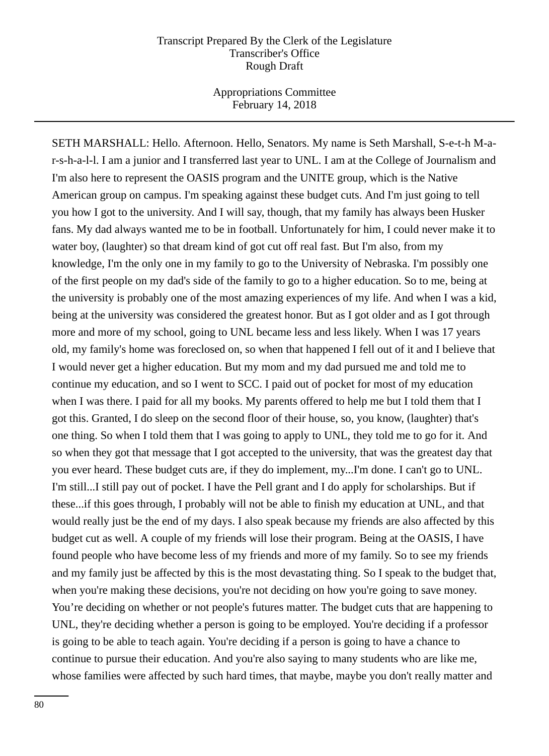SETH MARSHALL: Hello. Afternoon. Hello, Senators. My name is Seth Marshall, S-e-t-h M-a-r-s-h-a-l-l. I am a junior and I transferred last year to UNL. I am at the College of Journalism and I'm also here to represent the OASIS program and the UNITE group, which is the Native American group on campus. I'm speaking against these budget cuts. And I'm just going to tell you how I got to the university. And I will say, though, that my family has always been Husker fans. My dad always wanted me to be in football. Unfortunately for him, I could never make it to water boy, (laughter) so that dream kind of got cut off real fast. But I'm also, from my knowledge, I'm the only one in my family to go to the University of Nebraska. I'm possibly one of the first people on my dad's side of the family to go to a higher education. So to me, being at the university is probably one of the most amazing experiences of my life. And when I was a kid, being at the university was considered the greatest honor. But as I got older and as I got through more and more of my school, going to UNL became less and less likely. When I was 17 years old, my family's home was foreclosed on, so when that happened I fell out of it and I believe that I would never get a higher education. But my mom and my dad pursued me and told me to continue my education, and so I went to SCC. I paid out of pocket for most of my education when I was there. I paid for all my books. My parents offered to help me but I told them that I got this. Granted, I do sleep on the second floor of their house, so, you know, (laughter) that's one thing. So when I told them that I was going to apply to UNL, they told me to go for it. And so when they got that message that I got accepted to the university, that was the greatest day that you ever heard. These budget cuts are, if they do implement, my...I'm done. I can't go to UNL. I'm still...I still pay out of pocket. I have the Pell grant and I do apply for scholarships. But if these...if this goes through, I probably will not be able to finish my education at UNL, and that would really just be the end of my days. I also speak because my friends are also affected by this budget cut as well. A couple of my friends will lose their program. Being at the OASIS, I have found people who have become less of my friends and more of my family. So to see my friends and my family just be affected by this is the most devastating thing. So I speak to the budget that, when you're making these decisions, you're not deciding on how you're going to save money. You’re deciding on whether or not people's futures matter. The budget cuts that are happening to UNL, they're deciding whether a person is going to be employed. You're deciding if a professor is going to be able to teach again. You're deciding if a person is going to have a chance to continue to pursue their education. And you're also saying to many students who are like me, whose families were affected by such hard times, that maybe, maybe you don't really matter and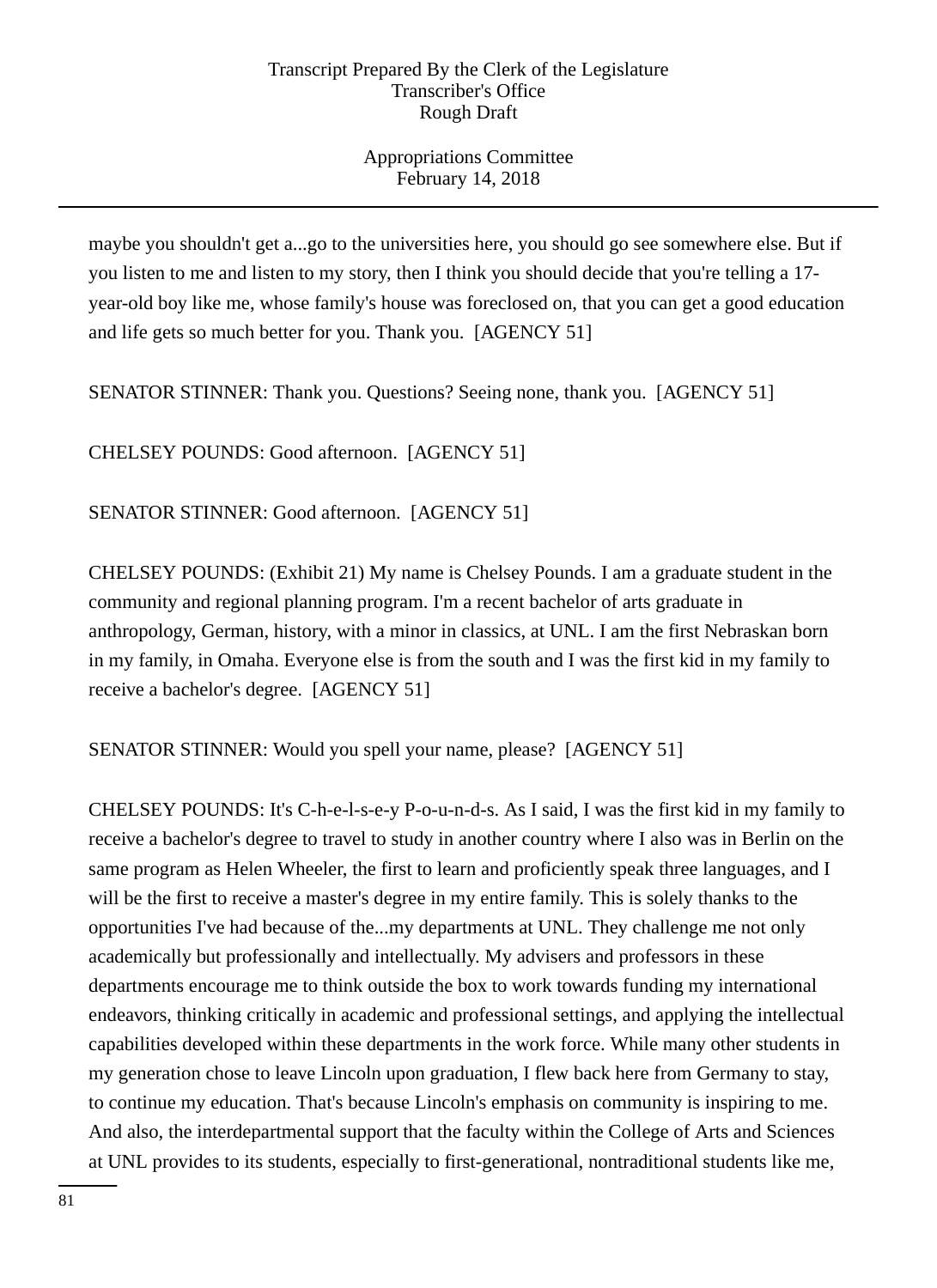maybe you shouldn't get a...go to the universities here, you should go see somewhere else. But if you listen to me and listen to my story, then I think you should decide that you're telling a 17-year-old boy like me, whose family's house was foreclosed on, that you can get a good education and life gets so much better for you. Thank you. [AGENCY 51]

SENATOR STINNER: Thank you. Questions? Seeing none, thank you. [AGENCY 51]

CHELSEY POUNDS: Good afternoon. [AGENCY 51]

SENATOR STINNER: Good afternoon. [AGENCY 51]

CHELSEY POUNDS: (Exhibit 21) My name is Chelsey Pounds. I am a graduate student in the community and regional planning program. I'm a recent bachelor of arts graduate in anthropology, German, history, with a minor in classics, at UNL. I am the first Nebraskan born in my family, in Omaha. Everyone else is from the south and I was the first kid in my family to receive a bachelor's degree. [AGENCY 51]

SENATOR STINNER: Would you spell your name, please? [AGENCY 51]

CHELSEY POUNDS: It's C-h-e-l-s-e-y P-o-u-n-d-s. As I said, I was the first kid in my family to receive a bachelor's degree to travel to study in another country where I also was in Berlin on the same program as Helen Wheeler, the first to learn and proficiently speak three languages, and I will be the first to receive a master's degree in my entire family. This is solely thanks to the opportunities I've had because of the...my departments at UNL. They challenge me not only academically but professionally and intellectually. My advisers and professors in these departments encourage me to think outside the box to work towards funding my international endeavors, thinking critically in academic and professional settings, and applying the intellectual capabilities developed within these departments in the work force. While many other students in my generation chose to leave Lincoln upon graduation, I flew back here from Germany to stay, to continue my education. That's because Lincoln's emphasis on community is inspiring to me. And also, the interdepartmental support that the faculty within the College of Arts and Sciences at UNL provides to its students, especially to first-generational, nontraditional students like me,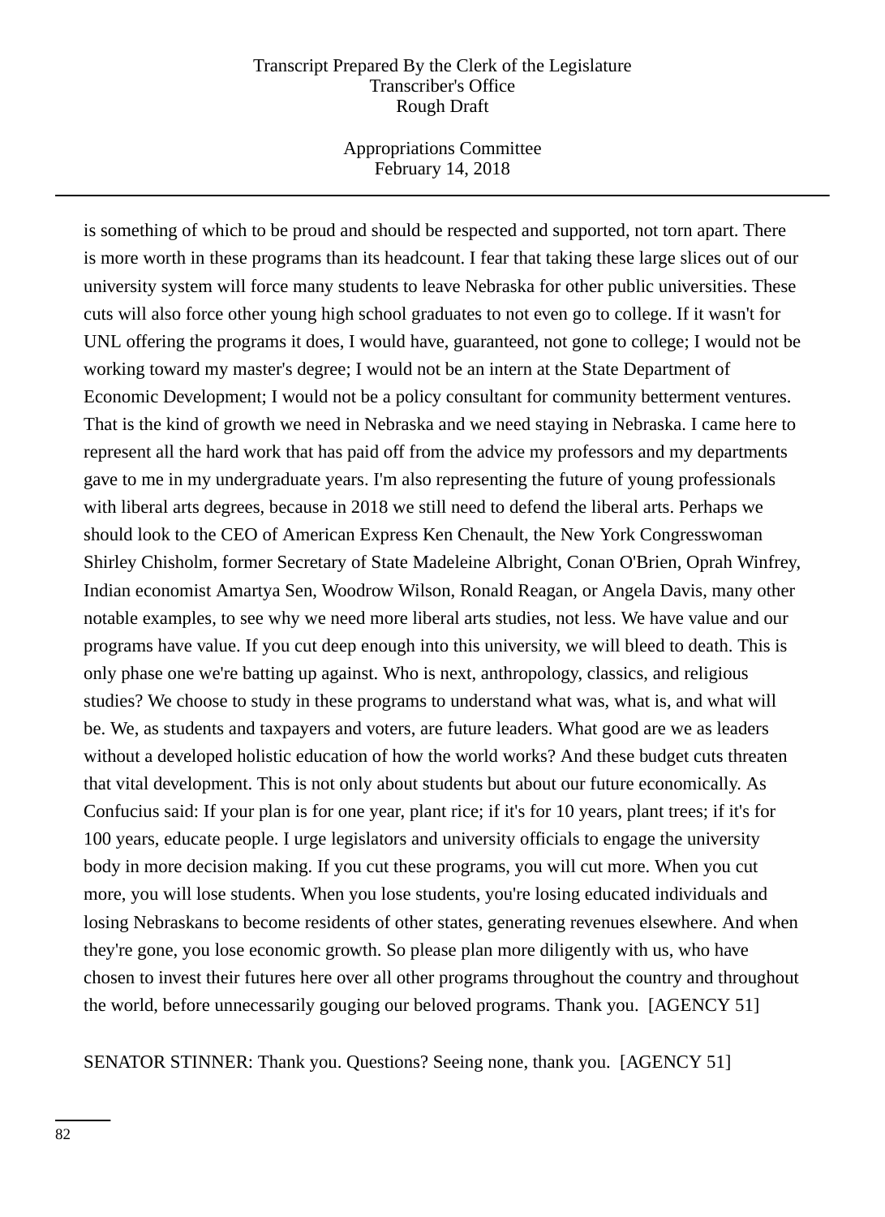is something of which to be proud and should be respected and supported, not torn apart. There is more worth in these programs than its headcount. I fear that taking these large slices out of our university system will force many students to leave Nebraska for other public universities. These cuts will also force other young high school graduates to not even go to college. If it wasn't for UNL offering the programs it does, I would have, guaranteed, not gone to college; I would not be working toward my master's degree; I would not be an intern at the State Department of Economic Development; I would not be a policy consultant for community betterment ventures. That is the kind of growth we need in Nebraska and we need staying in Nebraska. I came here to represent all the hard work that has paid off from the advice my professors and my departments gave to me in my undergraduate years. I'm also representing the future of young professionals with liberal arts degrees, because in 2018 we still need to defend the liberal arts. Perhaps we should look to the CEO of American Express Ken Chenault, the New York Congresswoman Shirley Chisholm, former Secretary of State Madeleine Albright, Conan O'Brien, Oprah Winfrey, Indian economist Amartya Sen, Woodrow Wilson, Ronald Reagan, or Angela Davis, many other notable examples, to see why we need more liberal arts studies, not less. We have value and our programs have value. If you cut deep enough into this university, we will bleed to death. This is only phase one we're batting up against. Who is next, anthropology, classics, and religious studies? We choose to study in these programs to understand what was, what is, and what will be. We, as students and taxpayers and voters, are future leaders. What good are we as leaders without a developed holistic education of how the world works? And these budget cuts threaten that vital development. This is not only about students but about our future economically. As Confucius said: If your plan is for one year, plant rice; if it's for 10 years, plant trees; if it's for 100 years, educate people. I urge legislators and university officials to engage the university body in more decision making. If you cut these programs, you will cut more. When you cut more, you will lose students. When you lose students, you're losing educated individuals and losing Nebraskans to become residents of other states, generating revenues elsewhere. And when they're gone, you lose economic growth. So please plan more diligently with us, who have chosen to invest their futures here over all other programs throughout the country and throughout the world, before unnecessarily gouging our beloved programs. Thank you. [AGENCY 51]

SENATOR STINNER: Thank you. Questions? Seeing none, thank you. [AGENCY 51]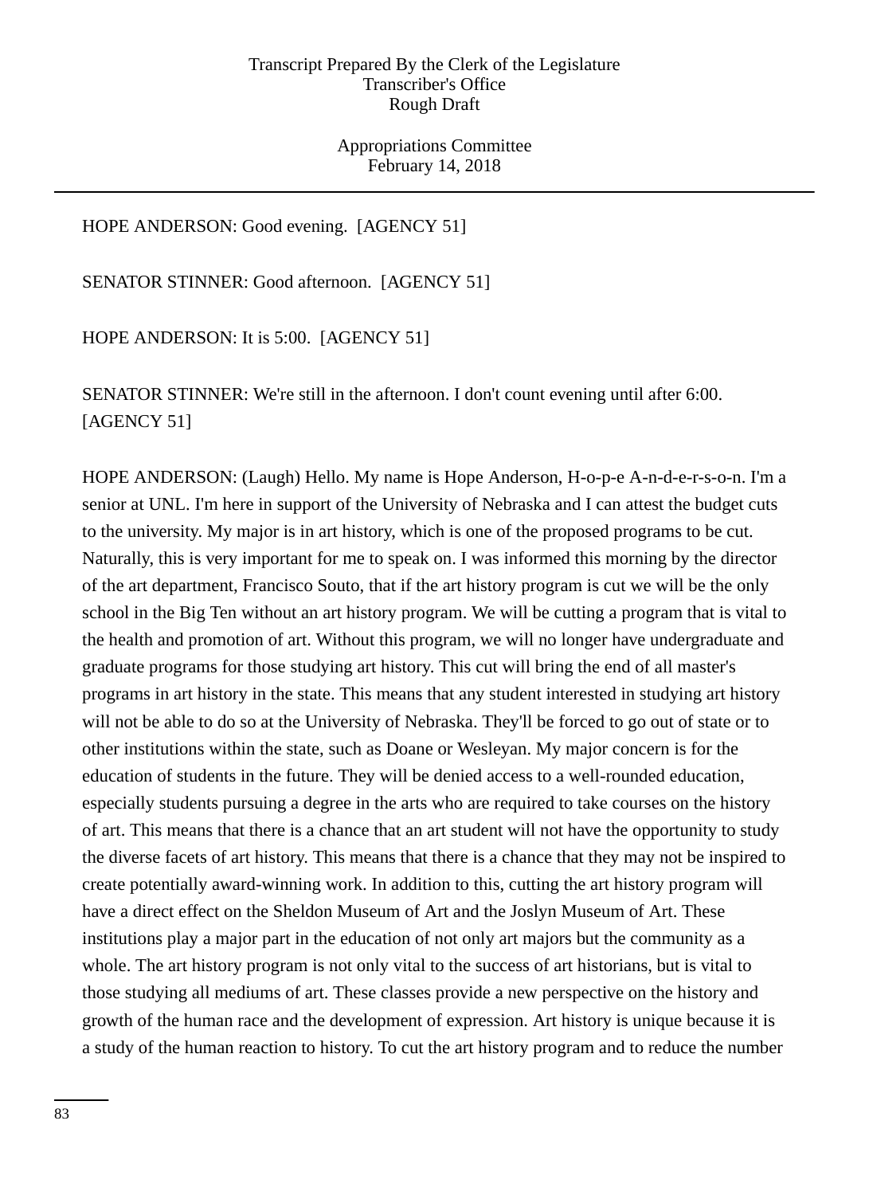HOPE ANDERSON: Good evening.  [AGENCY 51]

SENATOR STINNER: Good afternoon.  [AGENCY 51]

HOPE ANDERSON: It is 5:00.  [AGENCY 51]

SENATOR STINNER: We're still in the afternoon. I don't count evening until after 6:00. [AGENCY 51]

HOPE ANDERSON: (Laugh) Hello. My name is Hope Anderson, H-o-p-e A-n-d-e-r-s-o-n. I'm a senior at UNL. I'm here in support of the University of Nebraska and I can attest the budget cuts to the university. My major is in art history, which is one of the proposed programs to be cut. Naturally, this is very important for me to speak on. I was informed this morning by the director of the art department, Francisco Souto, that if the art history program is cut we will be the only school in the Big Ten without an art history program. We will be cutting a program that is vital to the health and promotion of art. Without this program, we will no longer have undergraduate and graduate programs for those studying art history. This cut will bring the end of all master's programs in art history in the state. This means that any student interested in studying art history will not be able to do so at the University of Nebraska. They'll be forced to go out of state or to other institutions within the state, such as Doane or Wesleyan. My major concern is for the education of students in the future. They will be denied access to a well-rounded education, especially students pursuing a degree in the arts who are required to take courses on the history of art. This means that there is a chance that an art student will not have the opportunity to study the diverse facets of art history. This means that there is a chance that they may not be inspired to create potentially award-winning work. In addition to this, cutting the art history program will have a direct effect on the Sheldon Museum of Art and the Joslyn Museum of Art. These institutions play a major part in the education of not only art majors but the community as a whole. The art history program is not only vital to the success of art historians, but is vital to those studying all mediums of art. These classes provide a new perspective on the history and growth of the human race and the development of expression. Art history is unique because it is a study of the human reaction to history. To cut the art history program and to reduce the number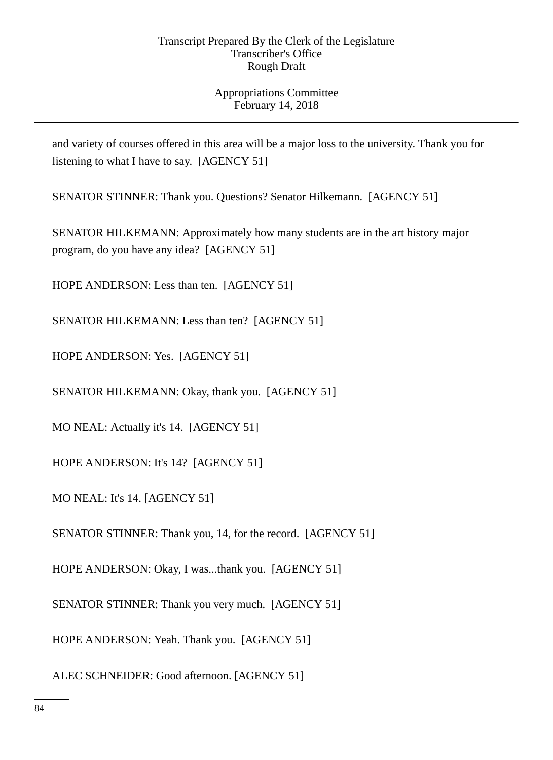and variety of courses offered in this area will be a major loss to the university. Thank you for listening to what I have to say. [AGENCY 51]

SENATOR STINNER: Thank you. Questions? Senator Hilkemann. [AGENCY 51]

SENATOR HILKEMANN: Approximately how many students are in the art history major program, do you have any idea? [AGENCY 51]

HOPE ANDERSON: Less than ten. [AGENCY 51]

SENATOR HILKEMANN: Less than ten? [AGENCY 51]

HOPE ANDERSON: Yes. [AGENCY 51]

SENATOR HILKEMANN: Okay, thank you. [AGENCY 51]

MO NEAL: Actually it's 14. [AGENCY 51]

HOPE ANDERSON: It's 14? [AGENCY 51]

MO NEAL: It's 14. [AGENCY 51]

SENATOR STINNER: Thank you, 14, for the record. [AGENCY 51]

HOPE ANDERSON: Okay, I was...thank you. [AGENCY 51]

SENATOR STINNER: Thank you very much. [AGENCY 51]

HOPE ANDERSON: Yeah. Thank you. [AGENCY 51]

ALEC SCHNEIDER: Good afternoon. [AGENCY 51]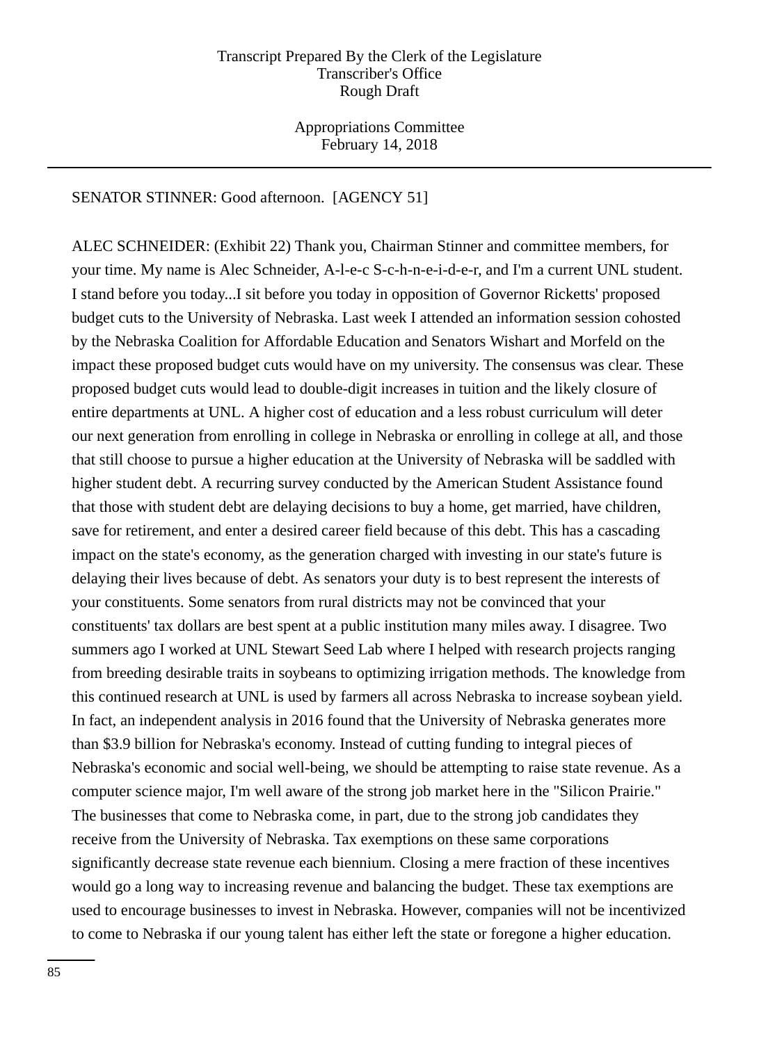SENATOR STINNER: Good afternoon. [AGENCY 51]

ALEC SCHNEIDER: (Exhibit 22) Thank you, Chairman Stinner and committee members, for your time. My name is Alec Schneider, A-l-e-c S-c-h-n-e-i-d-e-r, and I'm a current UNL student. I stand before you today...I sit before you today in opposition of Governor Ricketts' proposed budget cuts to the University of Nebraska. Last week I attended an information session cohosted by the Nebraska Coalition for Affordable Education and Senators Wishart and Morfeld on the impact these proposed budget cuts would have on my university. The consensus was clear. These proposed budget cuts would lead to double-digit increases in tuition and the likely closure of entire departments at UNL. A higher cost of education and a less robust curriculum will deter our next generation from enrolling in college in Nebraska or enrolling in college at all, and those that still choose to pursue a higher education at the University of Nebraska will be saddled with higher student debt. A recurring survey conducted by the American Student Assistance found that those with student debt are delaying decisions to buy a home, get married, have children, save for retirement, and enter a desired career field because of this debt. This has a cascading impact on the state's economy, as the generation charged with investing in our state's future is delaying their lives because of debt. As senators your duty is to best represent the interests of your constituents. Some senators from rural districts may not be convinced that your constituents' tax dollars are best spent at a public institution many miles away. I disagree. Two summers ago I worked at UNL Stewart Seed Lab where I helped with research projects ranging from breeding desirable traits in soybeans to optimizing irrigation methods. The knowledge from this continued research at UNL is used by farmers all across Nebraska to increase soybean yield. In fact, an independent analysis in 2016 found that the University of Nebraska generates more than $3.9 billion for Nebraska's economy. Instead of cutting funding to integral pieces of Nebraska's economic and social well-being, we should be attempting to raise state revenue. As a computer science major, I'm well aware of the strong job market here in the "Silicon Prairie." The businesses that come to Nebraska come, in part, due to the strong job candidates they receive from the University of Nebraska. Tax exemptions on these same corporations significantly decrease state revenue each biennium. Closing a mere fraction of these incentives would go a long way to increasing revenue and balancing the budget. These tax exemptions are used to encourage businesses to invest in Nebraska. However, companies will not be incentivized to come to Nebraska if our young talent has either left the state or foregone a higher education.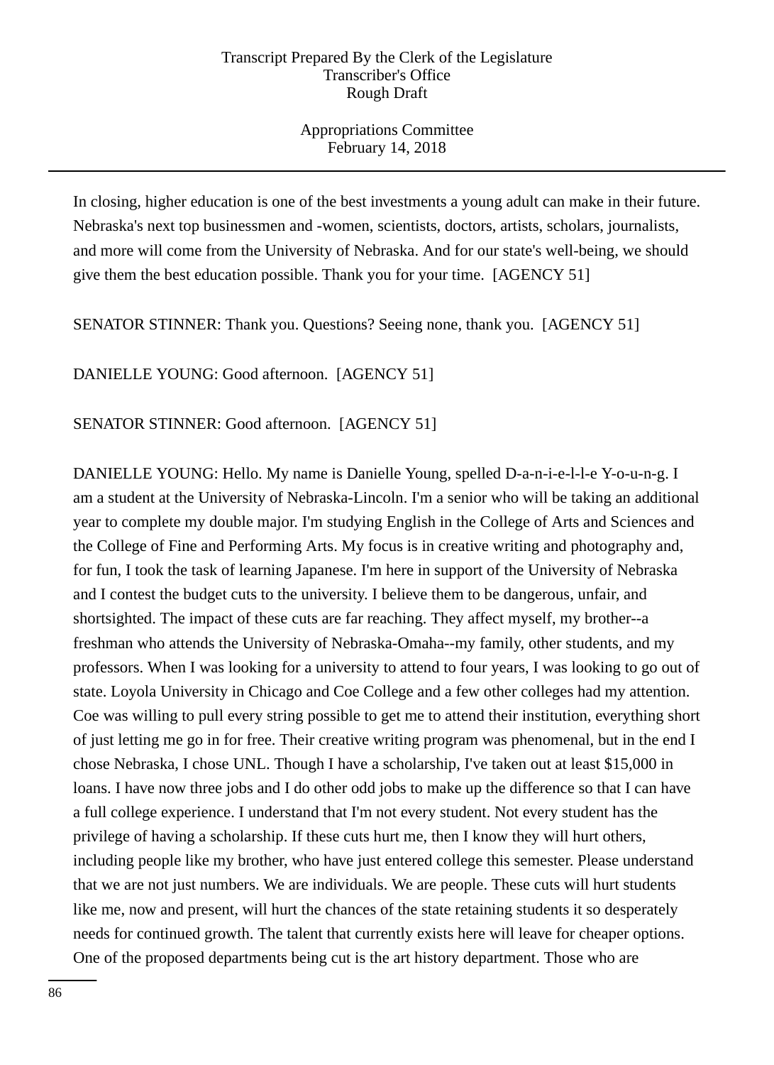In closing, higher education is one of the best investments a young adult can make in their future. Nebraska's next top businessmen and -women, scientists, doctors, artists, scholars, journalists, and more will come from the University of Nebraska. And for our state's well-being, we should give them the best education possible. Thank you for your time.  [AGENCY 51]

SENATOR STINNER: Thank you. Questions? Seeing none, thank you.  [AGENCY 51]

DANIELLE YOUNG: Good afternoon.  [AGENCY 51]

SENATOR STINNER: Good afternoon.  [AGENCY 51]

DANIELLE YOUNG: Hello. My name is Danielle Young, spelled D-a-n-i-e-l-l-e Y-o-u-n-g. I am a student at the University of Nebraska-Lincoln. I'm a senior who will be taking an additional year to complete my double major. I'm studying English in the College of Arts and Sciences and the College of Fine and Performing Arts. My focus is in creative writing and photography and, for fun, I took the task of learning Japanese. I'm here in support of the University of Nebraska and I contest the budget cuts to the university. I believe them to be dangerous, unfair, and shortsighted. The impact of these cuts are far reaching. They affect myself, my brother--a freshman who attends the University of Nebraska-Omaha--my family, other students, and my professors. When I was looking for a university to attend to four years, I was looking to go out of state. Loyola University in Chicago and Coe College and a few other colleges had my attention. Coe was willing to pull every string possible to get me to attend their institution, everything short of just letting me go in for free. Their creative writing program was phenomenal, but in the end I chose Nebraska, I chose UNL. Though I have a scholarship, I've taken out at least $15,000 in loans. I have now three jobs and I do other odd jobs to make up the difference so that I can have a full college experience. I understand that I'm not every student. Not every student has the privilege of having a scholarship. If these cuts hurt me, then I know they will hurt others, including people like my brother, who have just entered college this semester. Please understand that we are not just numbers. We are individuals. We are people. These cuts will hurt students like me, now and present, will hurt the chances of the state retaining students it so desperately needs for continued growth. The talent that currently exists here will leave for cheaper options. One of the proposed departments being cut is the art history department. Those who are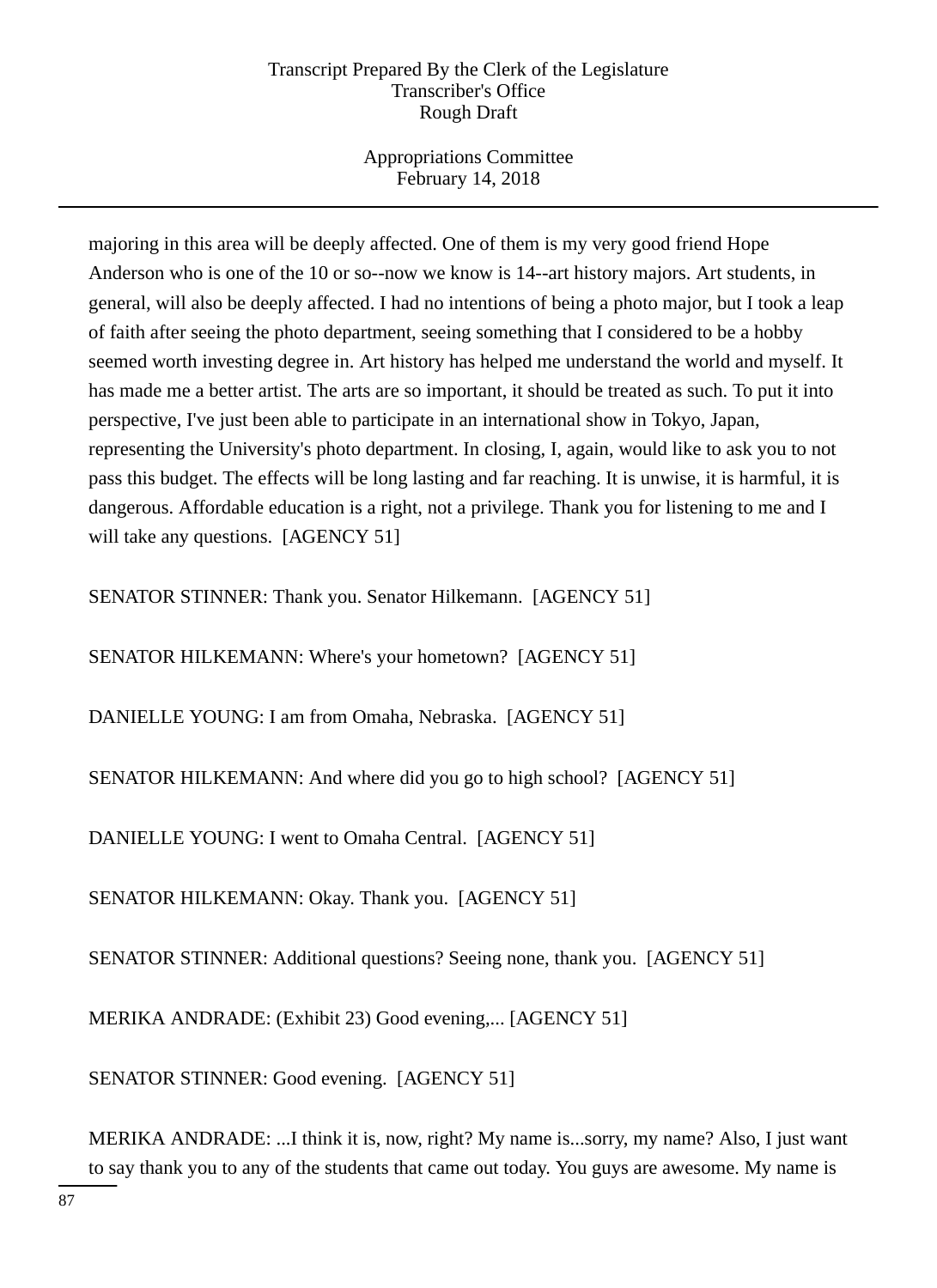majoring in this area will be deeply affected. One of them is my very good friend Hope Anderson who is one of the 10 or so--now we know is 14--art history majors. Art students, in general, will also be deeply affected. I had no intentions of being a photo major, but I took a leap of faith after seeing the photo department, seeing something that I considered to be a hobby seemed worth investing degree in. Art history has helped me understand the world and myself. It has made me a better artist. The arts are so important, it should be treated as such. To put it into perspective, I've just been able to participate in an international show in Tokyo, Japan, representing the University's photo department. In closing, I, again, would like to ask you to not pass this budget. The effects will be long lasting and far reaching. It is unwise, it is harmful, it is dangerous. Affordable education is a right, not a privilege. Thank you for listening to me and I will take any questions. [AGENCY 51]

SENATOR STINNER: Thank you. Senator Hilkemann. [AGENCY 51]

SENATOR HILKEMANN: Where's your hometown? [AGENCY 51]

DANIELLE YOUNG: I am from Omaha, Nebraska. [AGENCY 51]

SENATOR HILKEMANN: And where did you go to high school? [AGENCY 51]

DANIELLE YOUNG: I went to Omaha Central. [AGENCY 51]

SENATOR HILKEMANN: Okay. Thank you. [AGENCY 51]

SENATOR STINNER: Additional questions? Seeing none, thank you. [AGENCY 51]

MERIKA ANDRADE: (Exhibit 23) Good evening,... [AGENCY 51]

SENATOR STINNER: Good evening. [AGENCY 51]

MERIKA ANDRADE: ...I think it is, now, right? My name is...sorry, my name? Also, I just want to say thank you to any of the students that came out today. You guys are awesome. My name is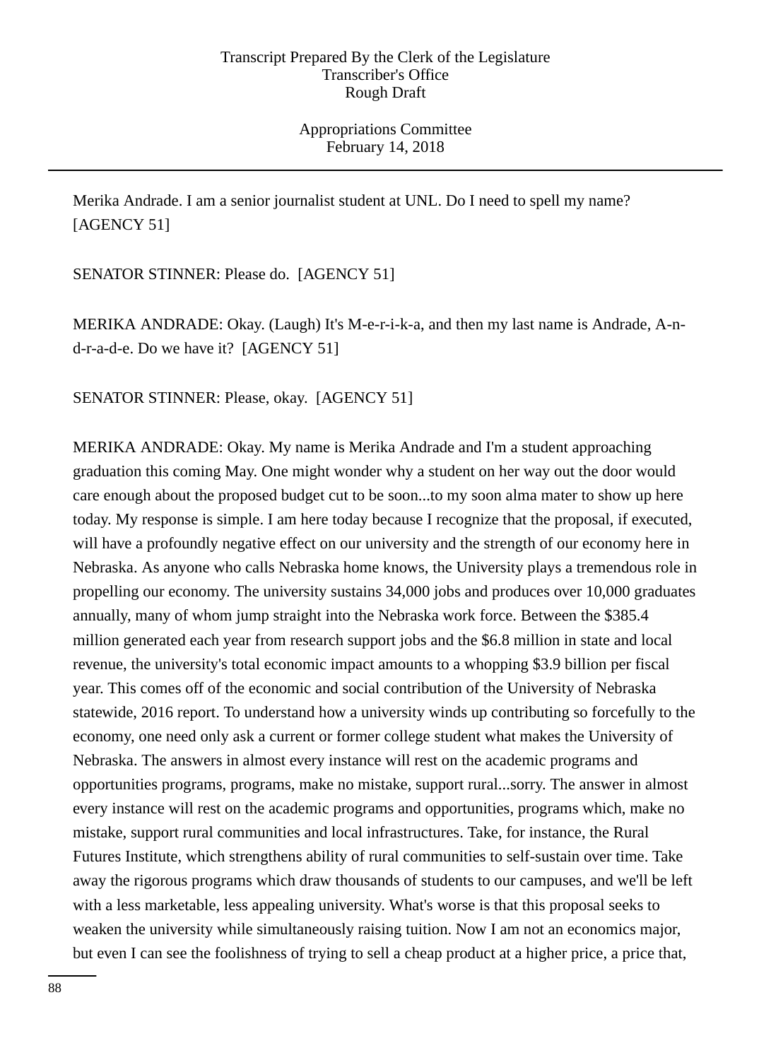Merika Andrade. I am a senior journalist student at UNL. Do I need to spell my name? [AGENCY 51]

SENATOR STINNER: Please do. [AGENCY 51]

MERIKA ANDRADE: Okay. (Laugh) It's M-e-r-i-k-a, and then my last name is Andrade, A-n-d-r-a-d-e. Do we have it? [AGENCY 51]

SENATOR STINNER: Please, okay. [AGENCY 51]

MERIKA ANDRADE: Okay. My name is Merika Andrade and I'm a student approaching graduation this coming May. One might wonder why a student on her way out the door would care enough about the proposed budget cut to be soon...to my soon alma mater to show up here today. My response is simple. I am here today because I recognize that the proposal, if executed, will have a profoundly negative effect on our university and the strength of our economy here in Nebraska. As anyone who calls Nebraska home knows, the University plays a tremendous role in propelling our economy. The university sustains 34,000 jobs and produces over 10,000 graduates annually, many of whom jump straight into the Nebraska work force. Between the $385.4 million generated each year from research support jobs and the $6.8 million in state and local revenue, the university's total economic impact amounts to a whopping $3.9 billion per fiscal year. This comes off of the economic and social contribution of the University of Nebraska statewide, 2016 report. To understand how a university winds up contributing so forcefully to the economy, one need only ask a current or former college student what makes the University of Nebraska. The answers in almost every instance will rest on the academic programs and opportunities programs, programs, make no mistake, support rural...sorry. The answer in almost every instance will rest on the academic programs and opportunities, programs which, make no mistake, support rural communities and local infrastructures. Take, for instance, the Rural Futures Institute, which strengthens ability of rural communities to self-sustain over time. Take away the rigorous programs which draw thousands of students to our campuses, and we'll be left with a less marketable, less appealing university. What's worse is that this proposal seeks to weaken the university while simultaneously raising tuition. Now I am not an economics major, but even I can see the foolishness of trying to sell a cheap product at a higher price, a price that,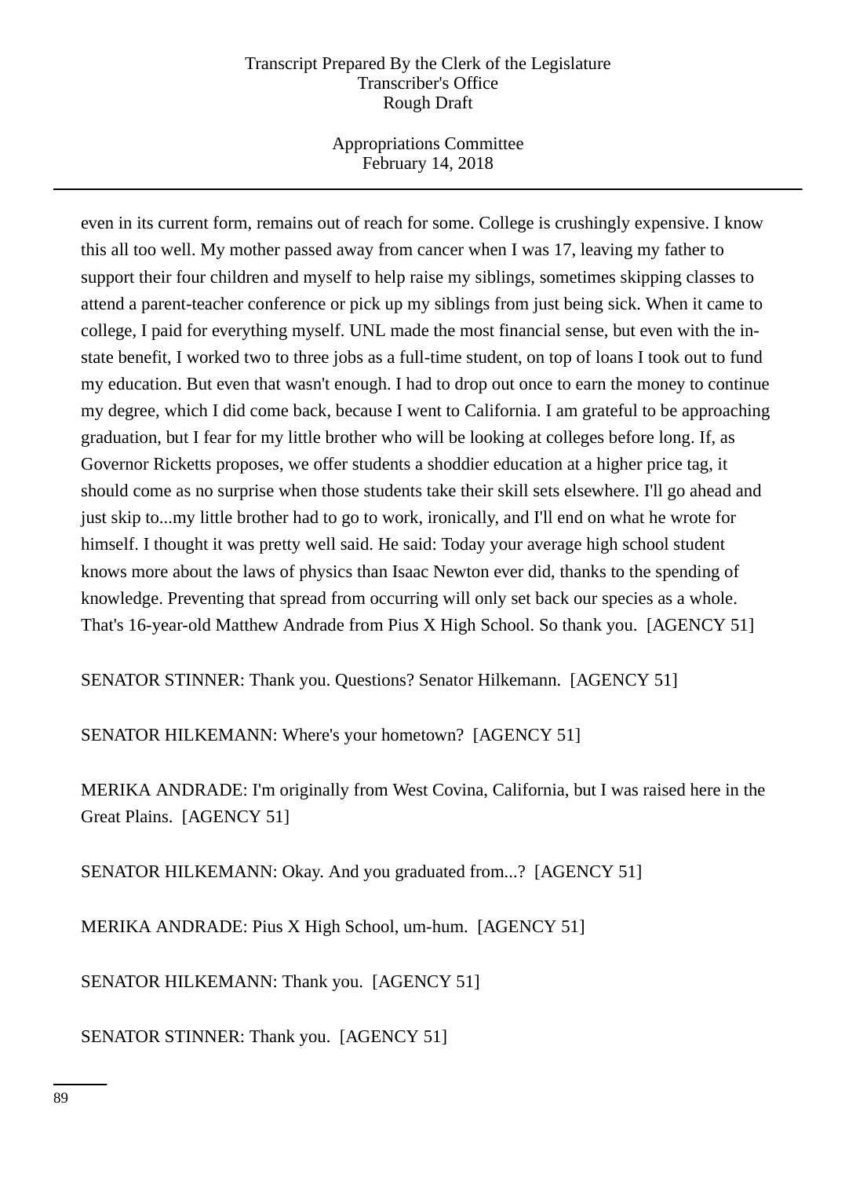even in its current form, remains out of reach for some. College is crushingly expensive. I know this all too well. My mother passed away from cancer when I was 17, leaving my father to support their four children and myself to help raise my siblings, sometimes skipping classes to attend a parent-teacher conference or pick up my siblings from just being sick. When it came to college, I paid for everything myself. UNL made the most financial sense, but even with the in-state benefit, I worked two to three jobs as a full-time student, on top of loans I took out to fund my education. But even that wasn't enough. I had to drop out once to earn the money to continue my degree, which I did come back, because I went to California. I am grateful to be approaching graduation, but I fear for my little brother who will be looking at colleges before long. If, as Governor Ricketts proposes, we offer students a shoddier education at a higher price tag, it should come as no surprise when those students take their skill sets elsewhere. I'll go ahead and just skip to...my little brother had to go to work, ironically, and I'll end on what he wrote for himself. I thought it was pretty well said. He said: Today your average high school student knows more about the laws of physics than Isaac Newton ever did, thanks to the spending of knowledge. Preventing that spread from occurring will only set back our species as a whole. That's 16-year-old Matthew Andrade from Pius X High School. So thank you. [AGENCY 51]

SENATOR STINNER: Thank you. Questions? Senator Hilkemann. [AGENCY 51]

SENATOR HILKEMANN: Where's your hometown? [AGENCY 51]

MERIKA ANDRADE: I'm originally from West Covina, California, but I was raised here in the Great Plains. [AGENCY 51]

SENATOR HILKEMANN: Okay. And you graduated from...? [AGENCY 51]

MERIKA ANDRADE: Pius X High School, um-hum. [AGENCY 51]

SENATOR HILKEMANN: Thank you. [AGENCY 51]

SENATOR STINNER: Thank you. [AGENCY 51]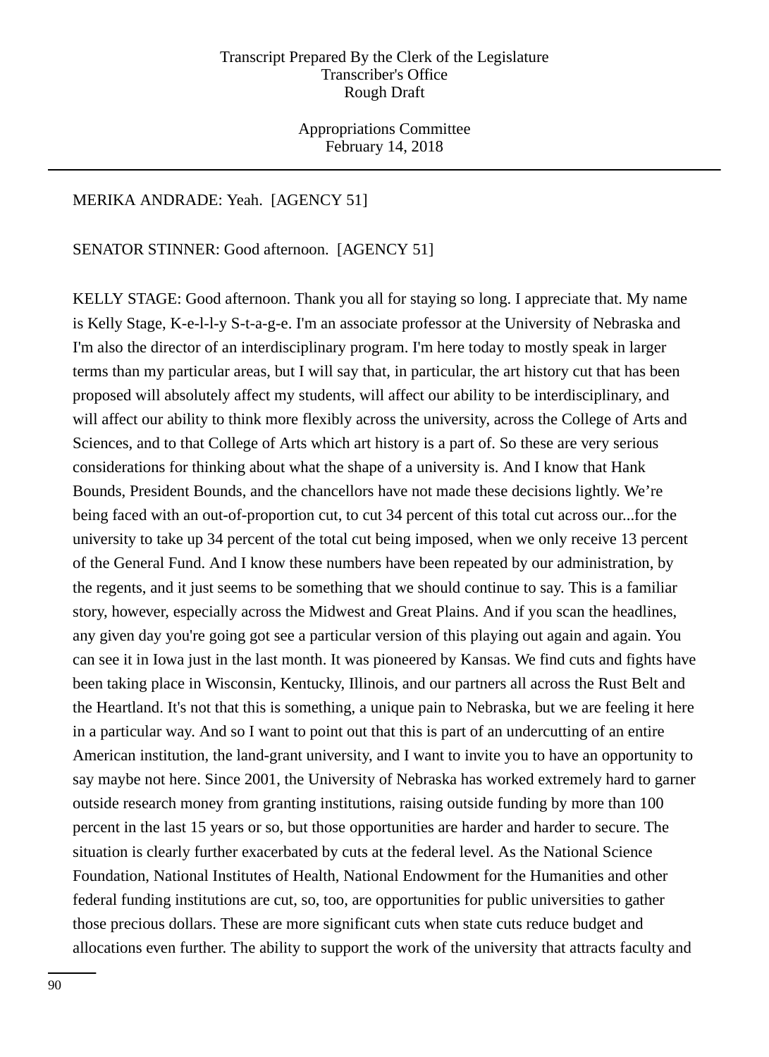MERIKA ANDRADE: Yeah. [AGENCY 51]

SENATOR STINNER: Good afternoon. [AGENCY 51]

KELLY STAGE: Good afternoon. Thank you all for staying so long. I appreciate that. My name is Kelly Stage, K-e-l-l-y S-t-a-g-e. I'm an associate professor at the University of Nebraska and I'm also the director of an interdisciplinary program. I'm here today to mostly speak in larger terms than my particular areas, but I will say that, in particular, the art history cut that has been proposed will absolutely affect my students, will affect our ability to be interdisciplinary, and will affect our ability to think more flexibly across the university, across the College of Arts and Sciences, and to that College of Arts which art history is a part of. So these are very serious considerations for thinking about what the shape of a university is. And I know that Hank Bounds, President Bounds, and the chancellors have not made these decisions lightly. We're being faced with an out-of-proportion cut, to cut 34 percent of this total cut across our...for the university to take up 34 percent of the total cut being imposed, when we only receive 13 percent of the General Fund. And I know these numbers have been repeated by our administration, by the regents, and it just seems to be something that we should continue to say. This is a familiar story, however, especially across the Midwest and Great Plains. And if you scan the headlines, any given day you're going got see a particular version of this playing out again and again. You can see it in Iowa just in the last month. It was pioneered by Kansas. We find cuts and fights have been taking place in Wisconsin, Kentucky, Illinois, and our partners all across the Rust Belt and the Heartland. It's not that this is something, a unique pain to Nebraska, but we are feeling it here in a particular way. And so I want to point out that this is part of an undercutting of an entire American institution, the land-grant university, and I want to invite you to have an opportunity to say maybe not here. Since 2001, the University of Nebraska has worked extremely hard to garner outside research money from granting institutions, raising outside funding by more than 100 percent in the last 15 years or so, but those opportunities are harder and harder to secure. The situation is clearly further exacerbated by cuts at the federal level. As the National Science Foundation, National Institutes of Health, National Endowment for the Humanities and other federal funding institutions are cut, so, too, are opportunities for public universities to gather those precious dollars. These are more significant cuts when state cuts reduce budget and allocations even further. The ability to support the work of the university that attracts faculty and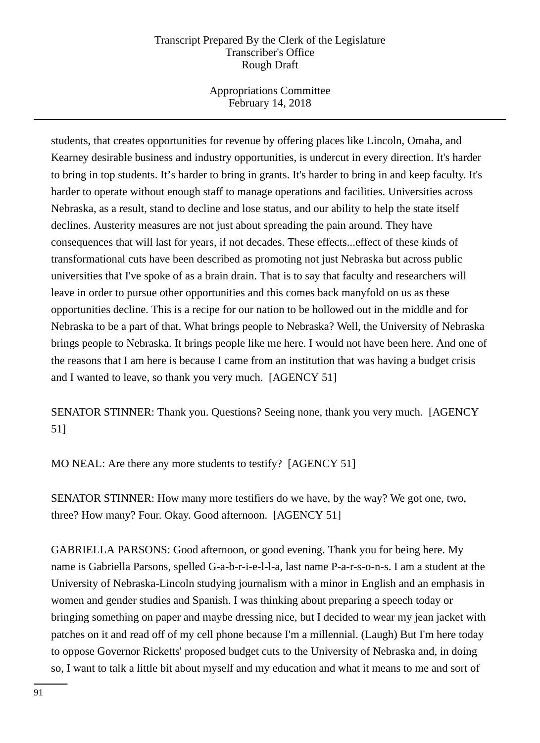students, that creates opportunities for revenue by offering places like Lincoln, Omaha, and Kearney desirable business and industry opportunities, is undercut in every direction. It's harder to bring in top students. It's harder to bring in grants. It's harder to bring in and keep faculty. It's harder to operate without enough staff to manage operations and facilities. Universities across Nebraska, as a result, stand to decline and lose status, and our ability to help the state itself declines. Austerity measures are not just about spreading the pain around. They have consequences that will last for years, if not decades. These effects...effect of these kinds of transformational cuts have been described as promoting not just Nebraska but across public universities that I've spoke of as a brain drain. That is to say that faculty and researchers will leave in order to pursue other opportunities and this comes back manyfold on us as these opportunities decline. This is a recipe for our nation to be hollowed out in the middle and for Nebraska to be a part of that. What brings people to Nebraska? Well, the University of Nebraska brings people to Nebraska. It brings people like me here. I would not have been here. And one of the reasons that I am here is because I came from an institution that was having a budget crisis and I wanted to leave, so thank you very much. [AGENCY 51]

SENATOR STINNER: Thank you. Questions? Seeing none, thank you very much. [AGENCY 51]

MO NEAL: Are there any more students to testify? [AGENCY 51]

SENATOR STINNER: How many more testifiers do we have, by the way? We got one, two, three? How many? Four. Okay. Good afternoon. [AGENCY 51]

GABRIELLA PARSONS: Good afternoon, or good evening. Thank you for being here. My name is Gabriella Parsons, spelled G-a-b-r-i-e-l-l-a, last name P-a-r-s-o-n-s. I am a student at the University of Nebraska-Lincoln studying journalism with a minor in English and an emphasis in women and gender studies and Spanish. I was thinking about preparing a speech today or bringing something on paper and maybe dressing nice, but I decided to wear my jean jacket with patches on it and read off of my cell phone because I'm a millennial. (Laugh) But I'm here today to oppose Governor Ricketts' proposed budget cuts to the University of Nebraska and, in doing so, I want to talk a little bit about myself and my education and what it means to me and sort of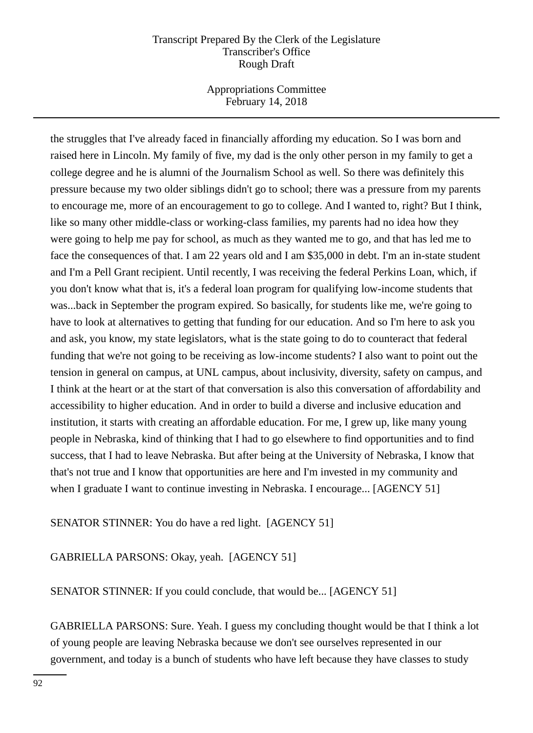the struggles that I've already faced in financially affording my education. So I was born and raised here in Lincoln. My family of five, my dad is the only other person in my family to get a college degree and he is alumni of the Journalism School as well. So there was definitely this pressure because my two older siblings didn't go to school; there was a pressure from my parents to encourage me, more of an encouragement to go to college. And I wanted to, right? But I think, like so many other middle-class or working-class families, my parents had no idea how they were going to help me pay for school, as much as they wanted me to go, and that has led me to face the consequences of that. I am 22 years old and I am $35,000 in debt. I'm an in-state student and I'm a Pell Grant recipient. Until recently, I was receiving the federal Perkins Loan, which, if you don't know what that is, it's a federal loan program for qualifying low-income students that was...back in September the program expired. So basically, for students like me, we're going to have to look at alternatives to getting that funding for our education. And so I'm here to ask you and ask, you know, my state legislators, what is the state going to do to counteract that federal funding that we're not going to be receiving as low-income students? I also want to point out the tension in general on campus, at UNL campus, about inclusivity, diversity, safety on campus, and I think at the heart or at the start of that conversation is also this conversation of affordability and accessibility to higher education. And in order to build a diverse and inclusive education and institution, it starts with creating an affordable education. For me, I grew up, like many young people in Nebraska, kind of thinking that I had to go elsewhere to find opportunities and to find success, that I had to leave Nebraska. But after being at the University of Nebraska, I know that that's not true and I know that opportunities are here and I'm invested in my community and when I graduate I want to continue investing in Nebraska. I encourage... [AGENCY 51]

SENATOR STINNER: You do have a red light. [AGENCY 51]

GABRIELLA PARSONS: Okay, yeah. [AGENCY 51]

SENATOR STINNER: If you could conclude, that would be... [AGENCY 51]

GABRIELLA PARSONS: Sure. Yeah. I guess my concluding thought would be that I think a lot of young people are leaving Nebraska because we don't see ourselves represented in our government, and today is a bunch of students who have left because they have classes to study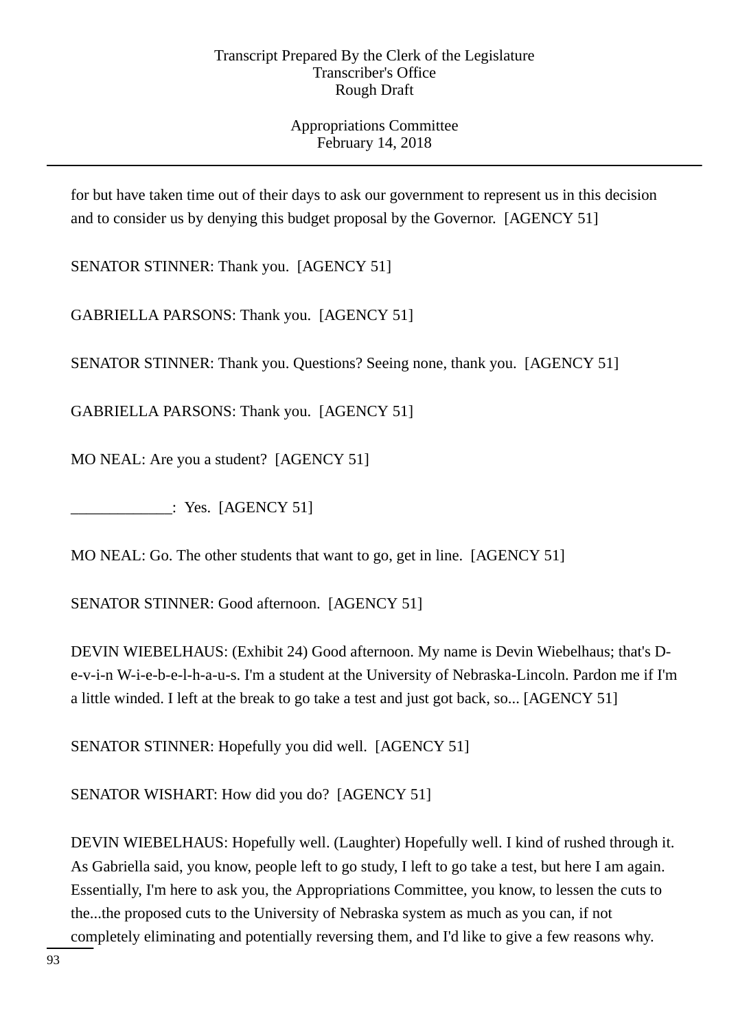for but have taken time out of their days to ask our government to represent us in this decision and to consider us by denying this budget proposal by the Governor. [AGENCY 51]

SENATOR STINNER: Thank you. [AGENCY 51]

GABRIELLA PARSONS: Thank you. [AGENCY 51]

SENATOR STINNER: Thank you. Questions? Seeing none, thank you. [AGENCY 51]

GABRIELLA PARSONS: Thank you. [AGENCY 51]

MO NEAL: Are you a student? [AGENCY 51]

_____________: Yes. [AGENCY 51]

MO NEAL: Go. The other students that want to go, get in line. [AGENCY 51]

SENATOR STINNER: Good afternoon. [AGENCY 51]

DEVIN WIEBELHAUS: (Exhibit 24) Good afternoon. My name is Devin Wiebelhaus; that's D-e-v-i-n W-i-e-b-e-l-h-a-u-s. I'm a student at the University of Nebraska-Lincoln. Pardon me if I'm a little winded. I left at the break to go take a test and just got back, so... [AGENCY 51]

SENATOR STINNER: Hopefully you did well. [AGENCY 51]

SENATOR WISHART: How did you do? [AGENCY 51]

DEVIN WIEBELHAUS: Hopefully well. (Laughter) Hopefully well. I kind of rushed through it. As Gabriella said, you know, people left to go study, I left to go take a test, but here I am again. Essentially, I'm here to ask you, the Appropriations Committee, you know, to lessen the cuts to the...the proposed cuts to the University of Nebraska system as much as you can, if not completely eliminating and potentially reversing them, and I'd like to give a few reasons why.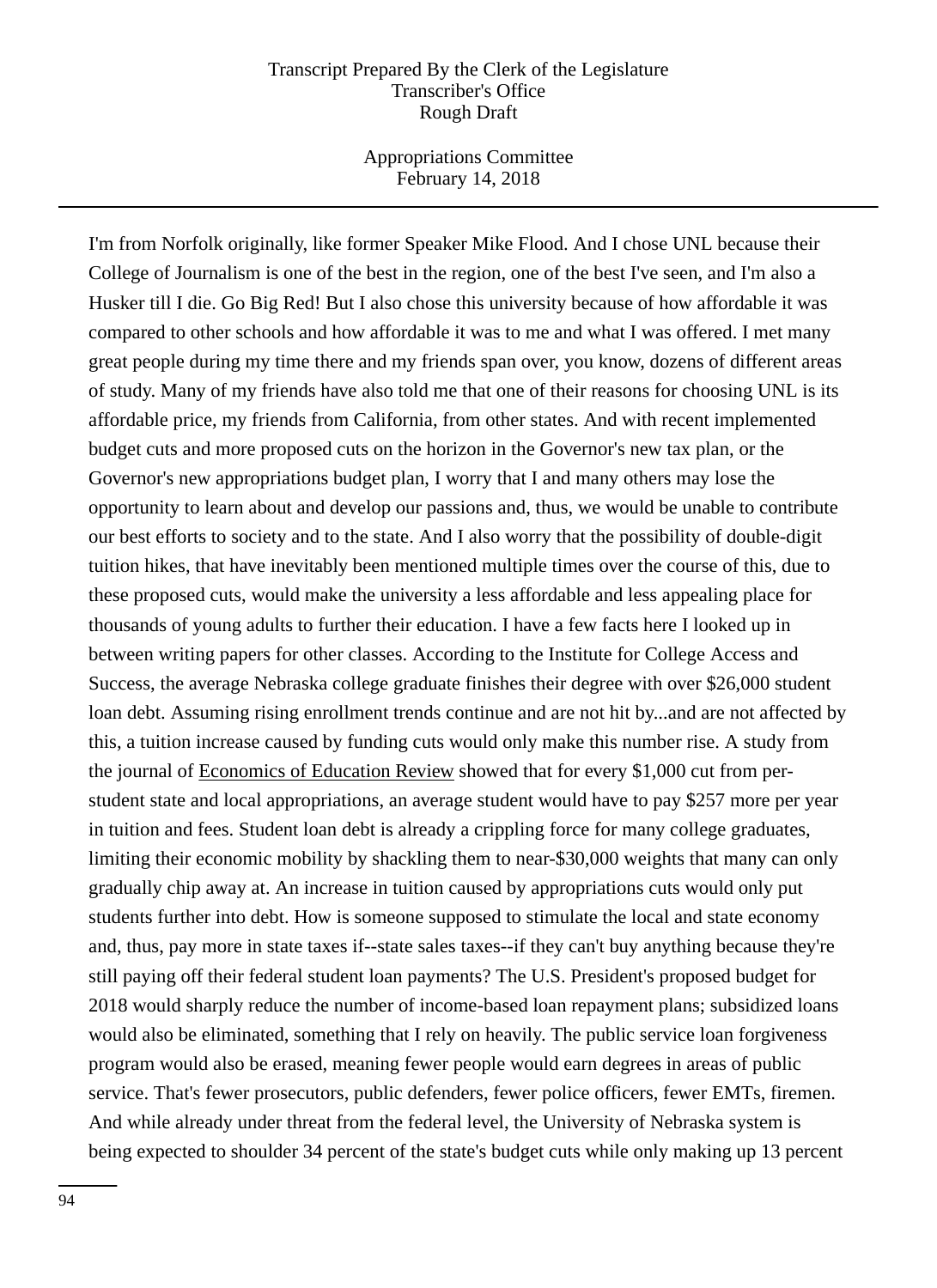I'm from Norfolk originally, like former Speaker Mike Flood. And I chose UNL because their College of Journalism is one of the best in the region, one of the best I've seen, and I'm also a Husker till I die. Go Big Red! But I also chose this university because of how affordable it was compared to other schools and how affordable it was to me and what I was offered. I met many great people during my time there and my friends span over, you know, dozens of different areas of study. Many of my friends have also told me that one of their reasons for choosing UNL is its affordable price, my friends from California, from other states. And with recent implemented budget cuts and more proposed cuts on the horizon in the Governor's new tax plan, or the Governor's new appropriations budget plan, I worry that I and many others may lose the opportunity to learn about and develop our passions and, thus, we would be unable to contribute our best efforts to society and to the state. And I also worry that the possibility of double-digit tuition hikes, that have inevitably been mentioned multiple times over the course of this, due to these proposed cuts, would make the university a less affordable and less appealing place for thousands of young adults to further their education. I have a few facts here I looked up in between writing papers for other classes. According to the Institute for College Access and Success, the average Nebraska college graduate finishes their degree with over $26,000 student loan debt. Assuming rising enrollment trends continue and are not hit by...and are not affected by this, a tuition increase caused by funding cuts would only make this number rise. A study from the journal of Economics of Education Review showed that for every $1,000 cut from per-student state and local appropriations, an average student would have to pay $257 more per year in tuition and fees. Student loan debt is already a crippling force for many college graduates, limiting their economic mobility by shackling them to near-$30,000 weights that many can only gradually chip away at. An increase in tuition caused by appropriations cuts would only put students further into debt. How is someone supposed to stimulate the local and state economy and, thus, pay more in state taxes if--state sales taxes--if they can't buy anything because they're still paying off their federal student loan payments? The U.S. President's proposed budget for 2018 would sharply reduce the number of income-based loan repayment plans; subsidized loans would also be eliminated, something that I rely on heavily. The public service loan forgiveness program would also be erased, meaning fewer people would earn degrees in areas of public service. That's fewer prosecutors, public defenders, fewer police officers, fewer EMTs, firemen. And while already under threat from the federal level, the University of Nebraska system is being expected to shoulder 34 percent of the state's budget cuts while only making up 13 percent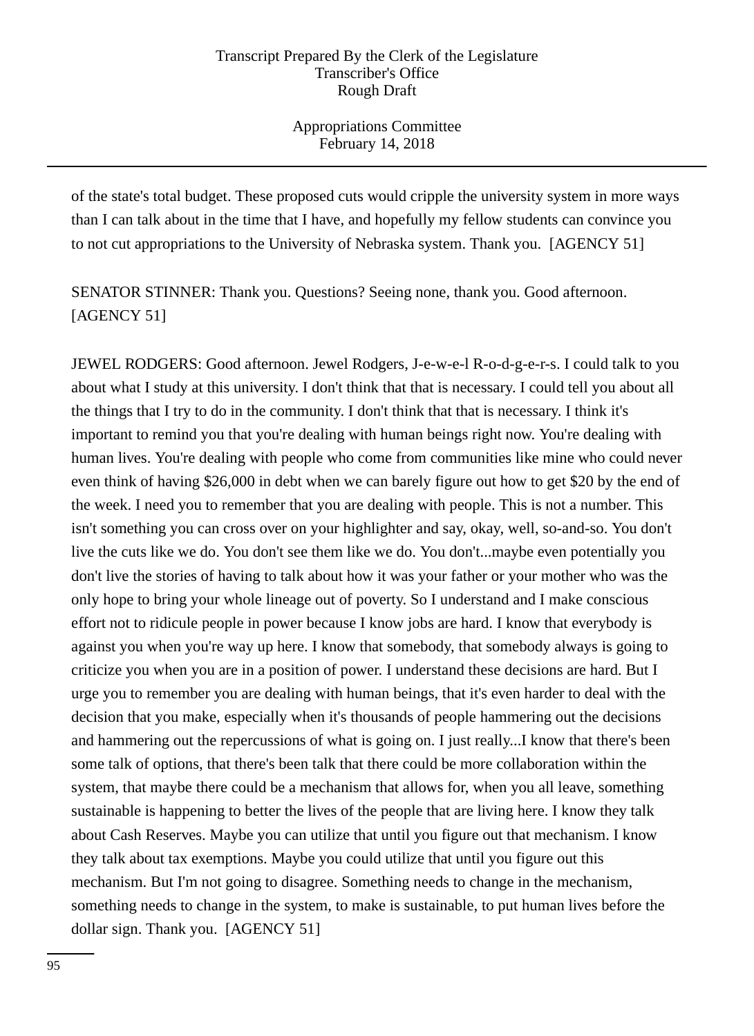of the state's total budget. These proposed cuts would cripple the university system in more ways than I can talk about in the time that I have, and hopefully my fellow students can convince you to not cut appropriations to the University of Nebraska system. Thank you. [AGENCY 51]

SENATOR STINNER: Thank you. Questions? Seeing none, thank you. Good afternoon. [AGENCY 51]

JEWEL RODGERS: Good afternoon. Jewel Rodgers, J-e-w-e-l R-o-d-g-e-r-s. I could talk to you about what I study at this university. I don't think that that is necessary. I could tell you about all the things that I try to do in the community. I don't think that that is necessary. I think it's important to remind you that you're dealing with human beings right now. You're dealing with human lives. You're dealing with people who come from communities like mine who could never even think of having $26,000 in debt when we can barely figure out how to get $20 by the end of the week. I need you to remember that you are dealing with people. This is not a number. This isn't something you can cross over on your highlighter and say, okay, well, so-and-so. You don't live the cuts like we do. You don't see them like we do. You don't...maybe even potentially you don't live the stories of having to talk about how it was your father or your mother who was the only hope to bring your whole lineage out of poverty. So I understand and I make conscious effort not to ridicule people in power because I know jobs are hard. I know that everybody is against you when you're way up here. I know that somebody, that somebody always is going to criticize you when you are in a position of power. I understand these decisions are hard. But I urge you to remember you are dealing with human beings, that it's even harder to deal with the decision that you make, especially when it's thousands of people hammering out the decisions and hammering out the repercussions of what is going on. I just really...I know that there's been some talk of options, that there's been talk that there could be more collaboration within the system, that maybe there could be a mechanism that allows for, when you all leave, something sustainable is happening to better the lives of the people that are living here. I know they talk about Cash Reserves. Maybe you can utilize that until you figure out that mechanism. I know they talk about tax exemptions. Maybe you could utilize that until you figure out this mechanism. But I'm not going to disagree. Something needs to change in the mechanism, something needs to change in the system, to make is sustainable, to put human lives before the dollar sign. Thank you. [AGENCY 51]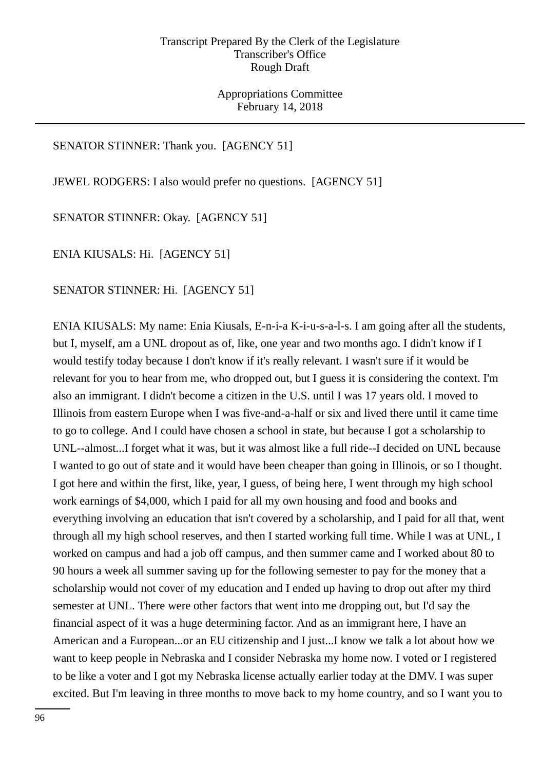SENATOR STINNER: Thank you. [AGENCY 51]

JEWEL RODGERS: I also would prefer no questions. [AGENCY 51]

SENATOR STINNER: Okay. [AGENCY 51]

ENIA KIUSALS: Hi. [AGENCY 51]

SENATOR STINNER: Hi. [AGENCY 51]

ENIA KIUSALS: My name: Enia Kiusals, E-n-i-a K-i-u-s-a-l-s. I am going after all the students, but I, myself, am a UNL dropout as of, like, one year and two months ago. I didn't know if I would testify today because I don't know if it's really relevant. I wasn't sure if it would be relevant for you to hear from me, who dropped out, but I guess it is considering the context. I'm also an immigrant. I didn't become a citizen in the U.S. until I was 17 years old. I moved to Illinois from eastern Europe when I was five-and-a-half or six and lived there until it came time to go to college. And I could have chosen a school in state, but because I got a scholarship to UNL--almost...I forget what it was, but it was almost like a full ride--I decided on UNL because I wanted to go out of state and it would have been cheaper than going in Illinois, or so I thought. I got here and within the first, like, year, I guess, of being here, I went through my high school work earnings of $4,000, which I paid for all my own housing and food and books and everything involving an education that isn't covered by a scholarship, and I paid for all that, went through all my high school reserves, and then I started working full time. While I was at UNL, I worked on campus and had a job off campus, and then summer came and I worked about 80 to 90 hours a week all summer saving up for the following semester to pay for the money that a scholarship would not cover of my education and I ended up having to drop out after my third semester at UNL. There were other factors that went into me dropping out, but I'd say the financial aspect of it was a huge determining factor. And as an immigrant here, I have an American and a European...or an EU citizenship and I just...I know we talk a lot about how we want to keep people in Nebraska and I consider Nebraska my home now. I voted or I registered to be like a voter and I got my Nebraska license actually earlier today at the DMV. I was super excited. But I'm leaving in three months to move back to my home country, and so I want you to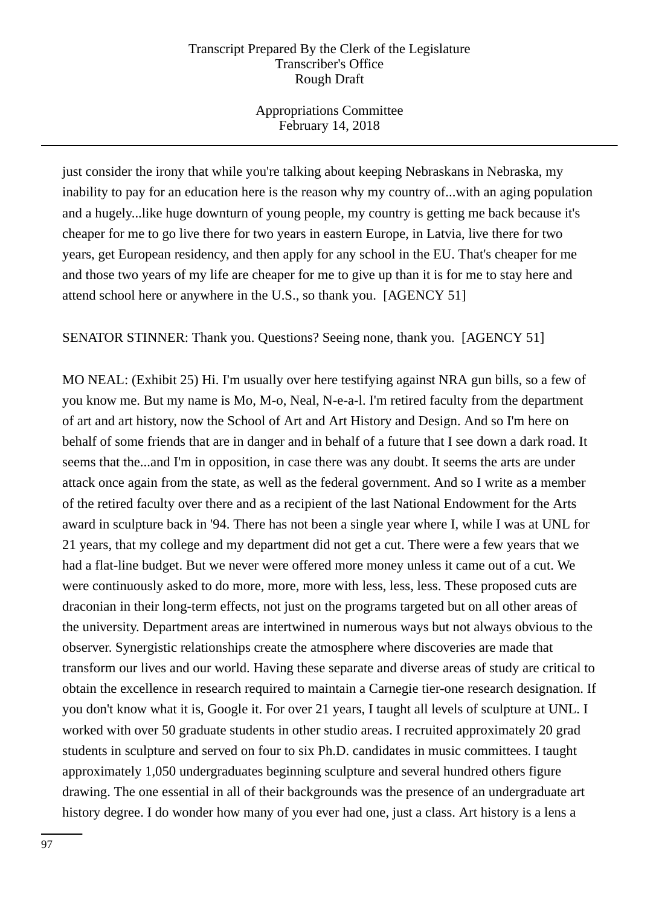just consider the irony that while you're talking about keeping Nebraskans in Nebraska, my inability to pay for an education here is the reason why my country of...with an aging population and a hugely...like huge downturn of young people, my country is getting me back because it's cheaper for me to go live there for two years in eastern Europe, in Latvia, live there for two years, get European residency, and then apply for any school in the EU. That's cheaper for me and those two years of my life are cheaper for me to give up than it is for me to stay here and attend school here or anywhere in the U.S., so thank you. [AGENCY 51]

SENATOR STINNER: Thank you. Questions? Seeing none, thank you. [AGENCY 51]

MO NEAL: (Exhibit 25) Hi. I'm usually over here testifying against NRA gun bills, so a few of you know me. But my name is Mo, M-o, Neal, N-e-a-l. I'm retired faculty from the department of art and art history, now the School of Art and Art History and Design. And so I'm here on behalf of some friends that are in danger and in behalf of a future that I see down a dark road. It seems that the...and I'm in opposition, in case there was any doubt. It seems the arts are under attack once again from the state, as well as the federal government. And so I write as a member of the retired faculty over there and as a recipient of the last National Endowment for the Arts award in sculpture back in '94. There has not been a single year where I, while I was at UNL for 21 years, that my college and my department did not get a cut. There were a few years that we had a flat-line budget. But we never were offered more money unless it came out of a cut. We were continuously asked to do more, more, more with less, less, less. These proposed cuts are draconian in their long-term effects, not just on the programs targeted but on all other areas of the university. Department areas are intertwined in numerous ways but not always obvious to the observer. Synergistic relationships create the atmosphere where discoveries are made that transform our lives and our world. Having these separate and diverse areas of study are critical to obtain the excellence in research required to maintain a Carnegie tier-one research designation. If you don't know what it is, Google it. For over 21 years, I taught all levels of sculpture at UNL. I worked with over 50 graduate students in other studio areas. I recruited approximately 20 grad students in sculpture and served on four to six Ph.D. candidates in music committees. I taught approximately 1,050 undergraduates beginning sculpture and several hundred others figure drawing. The one essential in all of their backgrounds was the presence of an undergraduate art history degree. I do wonder how many of you ever had one, just a class. Art history is a lens a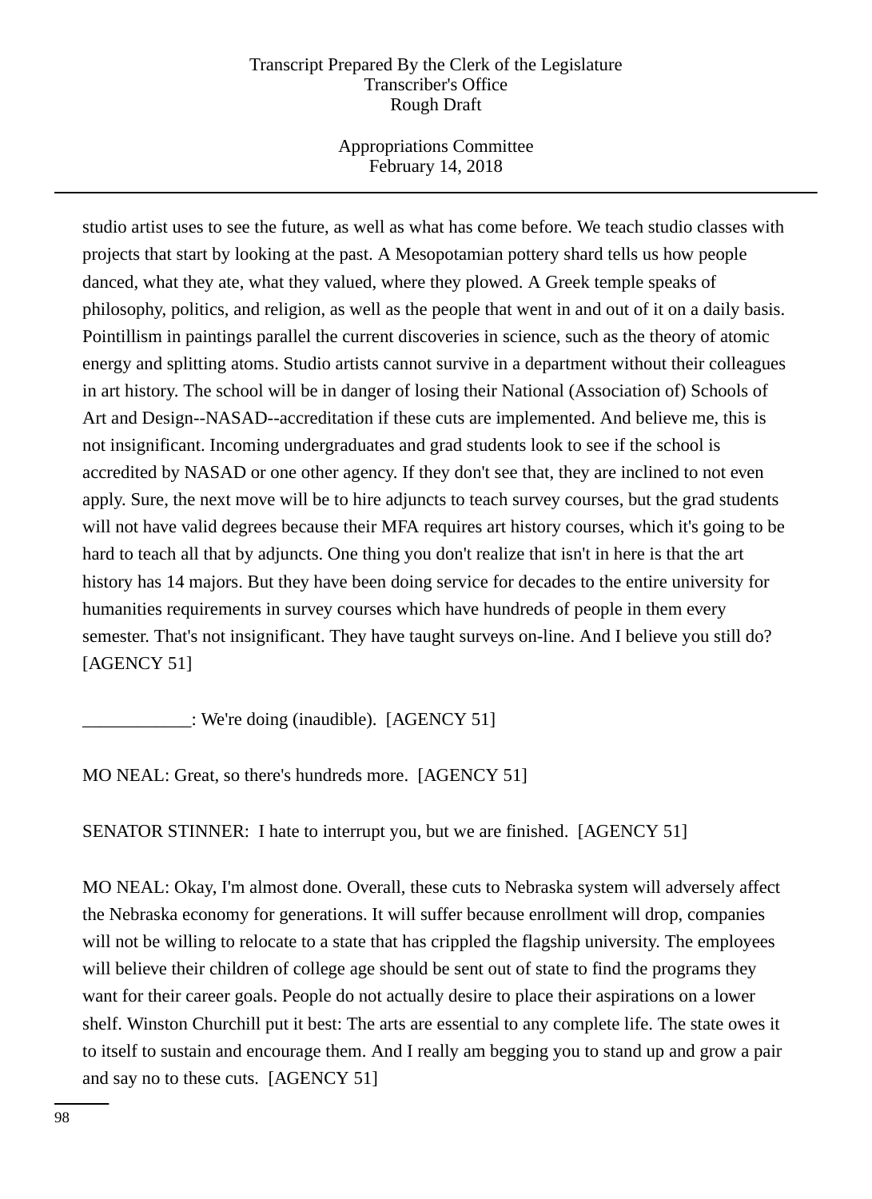studio artist uses to see the future, as well as what has come before. We teach studio classes with projects that start by looking at the past. A Mesopotamian pottery shard tells us how people danced, what they ate, what they valued, where they plowed. A Greek temple speaks of philosophy, politics, and religion, as well as the people that went in and out of it on a daily basis. Pointillism in paintings parallel the current discoveries in science, such as the theory of atomic energy and splitting atoms. Studio artists cannot survive in a department without their colleagues in art history. The school will be in danger of losing their National (Association of) Schools of Art and Design--NASAD--accreditation if these cuts are implemented. And believe me, this is not insignificant. Incoming undergraduates and grad students look to see if the school is accredited by NASAD or one other agency. If they don't see that, they are inclined to not even apply. Sure, the next move will be to hire adjuncts to teach survey courses, but the grad students will not have valid degrees because their MFA requires art history courses, which it's going to be hard to teach all that by adjuncts. One thing you don't realize that isn't in here is that the art history has 14 majors. But they have been doing service for decades to the entire university for humanities requirements in survey courses which have hundreds of people in them every semester. That's not insignificant. They have taught surveys on-line. And I believe you still do? [AGENCY 51]

____________: We're doing (inaudible). [AGENCY 51]

MO NEAL: Great, so there's hundreds more. [AGENCY 51]

SENATOR STINNER: I hate to interrupt you, but we are finished. [AGENCY 51]

MO NEAL: Okay, I'm almost done. Overall, these cuts to Nebraska system will adversely affect the Nebraska economy for generations. It will suffer because enrollment will drop, companies will not be willing to relocate to a state that has crippled the flagship university. The employees will believe their children of college age should be sent out of state to find the programs they want for their career goals. People do not actually desire to place their aspirations on a lower shelf. Winston Churchill put it best: The arts are essential to any complete life. The state owes it to itself to sustain and encourage them. And I really am begging you to stand up and grow a pair and say no to these cuts. [AGENCY 51]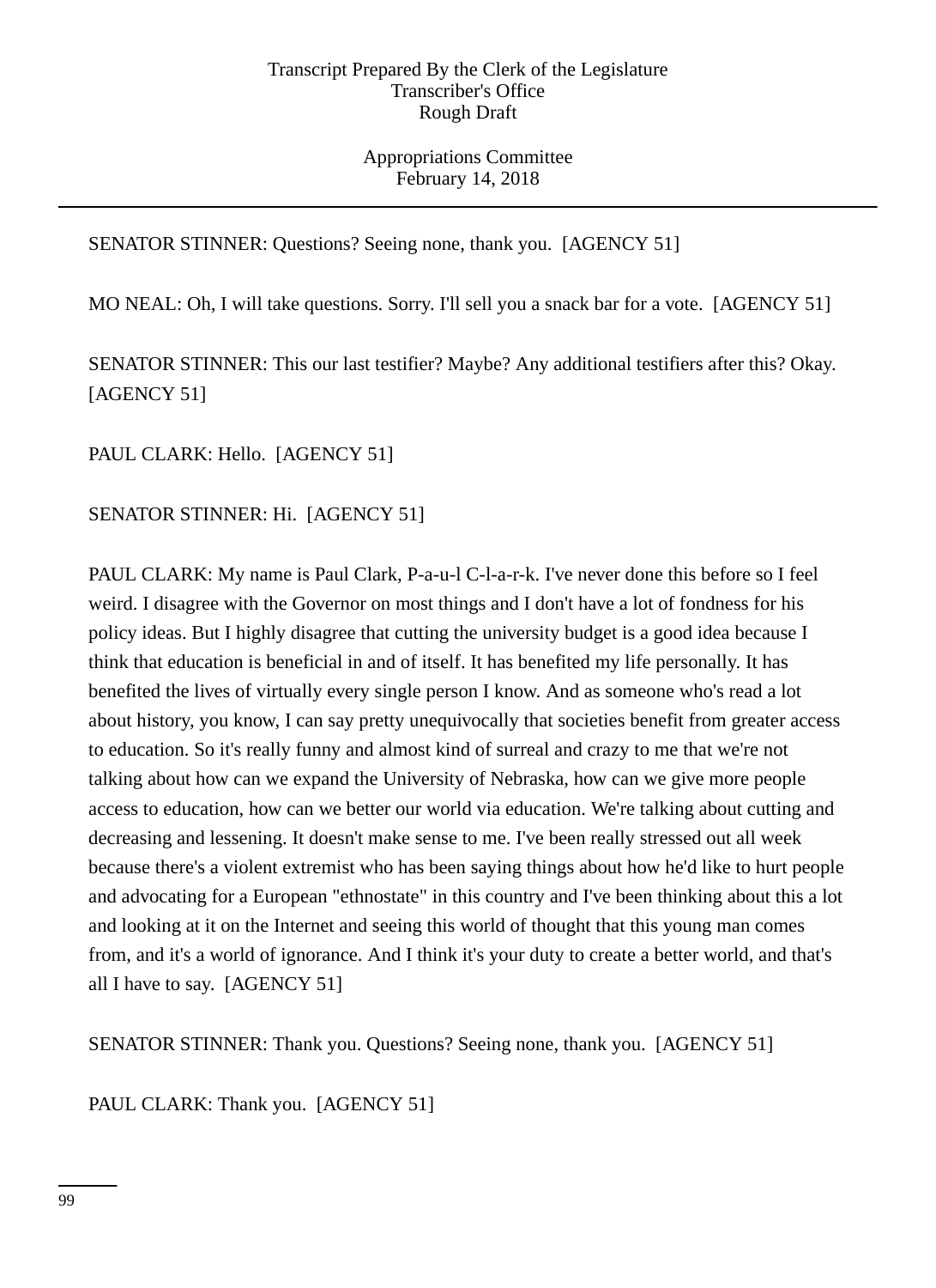SENATOR STINNER: Questions? Seeing none, thank you. [AGENCY 51]

MO NEAL: Oh, I will take questions. Sorry. I'll sell you a snack bar for a vote. [AGENCY 51]

SENATOR STINNER: This our last testifier? Maybe? Any additional testifiers after this? Okay. [AGENCY 51]

PAUL CLARK: Hello. [AGENCY 51]

SENATOR STINNER: Hi. [AGENCY 51]

PAUL CLARK: My name is Paul Clark, P-a-u-l C-l-a-r-k. I've never done this before so I feel weird. I disagree with the Governor on most things and I don't have a lot of fondness for his policy ideas. But I highly disagree that cutting the university budget is a good idea because I think that education is beneficial in and of itself. It has benefited my life personally. It has benefited the lives of virtually every single person I know. And as someone who's read a lot about history, you know, I can say pretty unequivocally that societies benefit from greater access to education. So it's really funny and almost kind of surreal and crazy to me that we're not talking about how can we expand the University of Nebraska, how can we give more people access to education, how can we better our world via education. We're talking about cutting and decreasing and lessening. It doesn't make sense to me. I've been really stressed out all week because there's a violent extremist who has been saying things about how he'd like to hurt people and advocating for a European "ethnostate" in this country and I've been thinking about this a lot and looking at it on the Internet and seeing this world of thought that this young man comes from, and it's a world of ignorance. And I think it's your duty to create a better world, and that's all I have to say. [AGENCY 51]

SENATOR STINNER: Thank you. Questions? Seeing none, thank you. [AGENCY 51]

PAUL CLARK: Thank you. [AGENCY 51]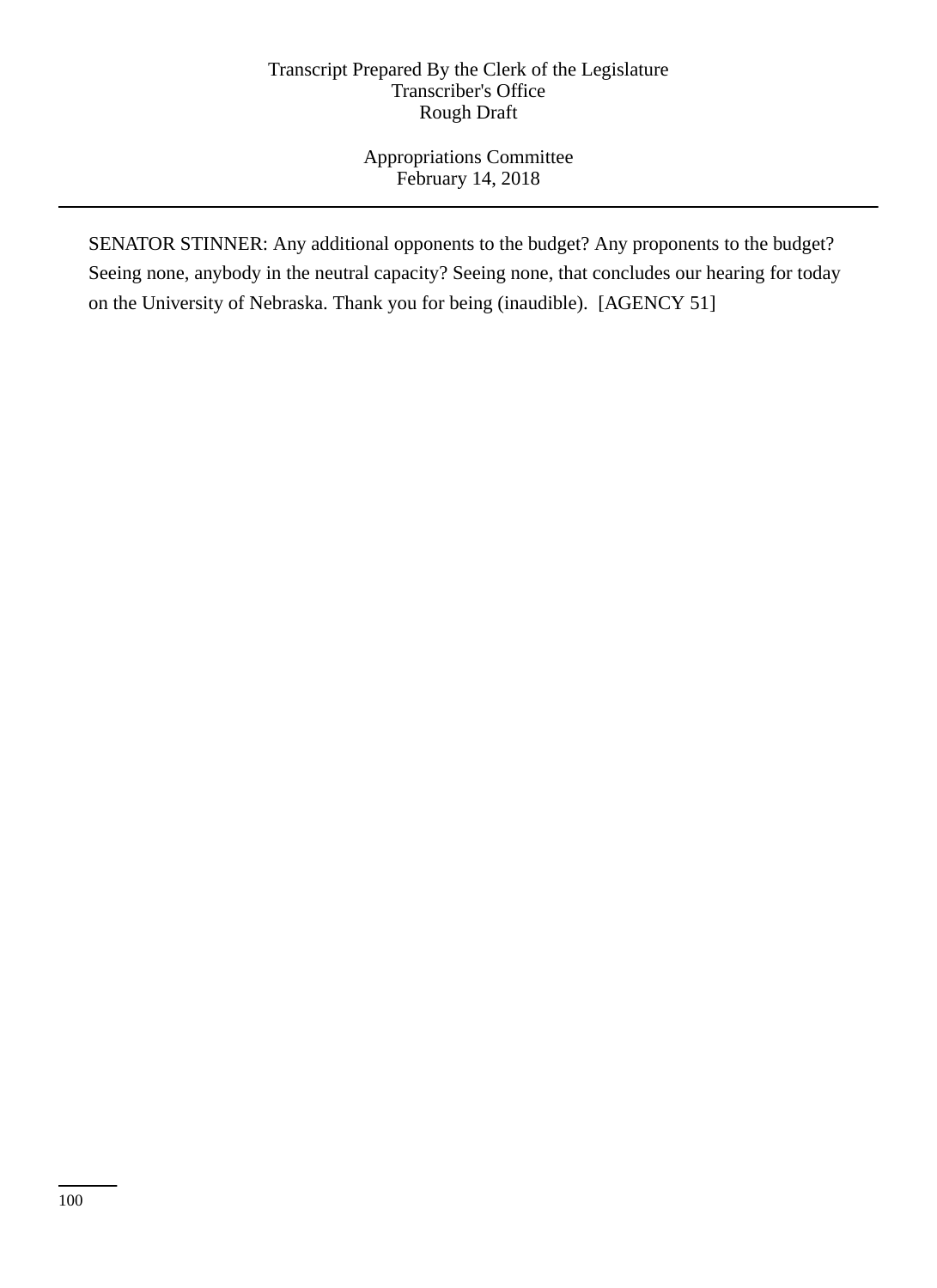SENATOR STINNER: Any additional opponents to the budget? Any proponents to the budget? Seeing none, anybody in the neutral capacity? Seeing none, that concludes our hearing for today on the University of Nebraska. Thank you for being (inaudible). [AGENCY 51]